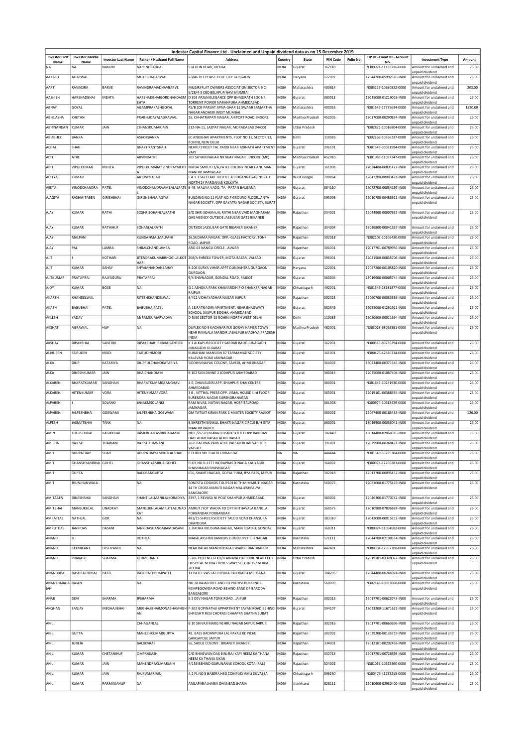# Indostar Capital Finance Ltd - Unclaimed and Unpaid dividend data as on 15 December 2019

| Investor First Name | Investor Middle Name | Investor Last Name | Father / Husband Full Name | Address | Country | State | PIN Code | Folio No. | DP ID - Client ID - Account No. | Investment Type | Amount |
|---|---|---|---|---|---|---|---|---|---|---|---|
| NA | NA | NAKUM | NARENDRABHAI | STATION ROAD, BILKHA. | INDIA | Gujarat | 362110 | | IN300974-11198716-0000 | Amount for unclaimed and unpaid dividend | 26.00 |
| AAKASH | AGARWAL | | MUKESHAGARWAL | J-3/46 DLF PHASE II DLF CITY GURGAON | INDIA | Haryana | 122002 | | 12044700-05992516-IN00 | Amount for unclaimed and unpaid dividend | 26.00 |
| AARTI | RAVINDRA | BARVE | RAVINDRAMADHAVBARVE | MILGIRI FLAT OWNERS ASSOCIATION SECTOR-5 C-5/28/4-3 CBD BELAPUR NAVI MUMBAI | INDIA | Maharashtra | 400614 | | IN303116-10680822-0000 | Amount for unclaimed and unpaid dividend | 203.00 |
| AASHISH | HARSHADBHAI | MEHTA | HARSHADBHAIGORDHANDASMEHTA | D 303 ARJUN ELEGANCE OPP BHAGIRATH SOC NR TORRENT POWER NARANPURA AHMEDABAD | INDIA | Gujarat | 380013 | | 12035000-01219016-IN00 | Amount for unclaimed and unpaid dividend | 26.00 |
| ABHAY | GOYAL | | AGAMPRAKASHGOYAL | 45/B 205 PARIJAT APNA GHAR 15 SWAMI SAMARTHA NAGAR ANDHERI WEST MUMBAI | INDIA | Maharashtra | 400053 | | IN301549-17775634-0000 | Amount for unclaimed and unpaid dividend | 1820.00 |
| ABHILASHA | KHETAN | | PRABHUDAYALAGRAWAL | 25, CHHATRAPATI NAGAR, AIRPORT ROAD, INDORE | INDIA | Madhya Pradesh | 452005 | | 12017000-00290834-IN00 | Amount for unclaimed and unpaid dividend | 26.00 |
| ABHINANDAN | KUMAR | JAIN | LTHANSKUMARJAIN | 212-NA-11, LAZPAT NAGAR, MORADABAD 244001 | INDIA | Uttar Pradesh | | | IN302822-10016804-0000 | Amount for unclaimed and unpaid dividend | 26.00 |
| ABHISHEK | BANKA | | ASHOKBANKA | 6C ANUBHAV APARTMENTS, PLOT NO 13, SECTOR 13, ROHINI, NEW DELHI | INDIA | Delhi | 110085 | | IN302269-10366237-0000 | Amount for unclaimed and unpaid dividend | 26.00 |
| ACHAL | SHAH | | BHAKTIKANTSHAH | NEHRU STREET TAL PARDI NEAR ADINATH APARTMENT VAPI | INDIA | Gujarat | 396191 | | IN301549-30081994-0000 | Amount for unclaimed and unpaid dividend | 26.00 |
| ADITI | ATRE | | ARVINDATRE | 309 SHYAM NAGAR NX VIJAY NAGAR . INDORE (MP) | INDIA | Madhya Pradesh | 452010 | | IN301983-11097347-0000 | Amount for unclaimed and unpaid dividend | 26.00 |
| ADITI | VIPULKUMAR | MEHTA | VIPULKUMARARVINDRAYMEHTA | MITHA SMRUTI 3/A,PATEL COLONY NEAR HANUMAN MANDIR JAMNAGAR | INDIA | Gujarat | 361008 | | 12034400-00891427-IN00 | Amount for unclaimed and unpaid dividend | 26.00 |
| ADITYA | KUMAR | | ARJUNPRASAD | F A 1 3 SALT LAKE BLOCK F A BIDHANNAGAR NORTH NORTH 24 PARGANAS KOLKATA | INDIA | West Bengal | 700064 | | 12047200-08083421-IN00 | Amount for unclaimed and unpaid dividend | 26.00 |
| AEKTA | VINODCHANDRA | PATEL | VINODCHANDRAAMBALALPATEL | B-46, MALIYA VADO, TA - PATAN BALISANA | INDIA | Gujarat | 384110 | | 12072700-00034197-IN00 | Amount for unclaimed and unpaid dividend | 26.00 |
| AJAGIYA | RASHMITABEN | GIRISHBHAI | GIRISHBHAIAJAGIYA | BUILDING NO.11 FLAT NO.7 GROUND FLOOR,JANTA NAGAR SOCIETY, OPP GAYATRI NAGAR SOCIETY, SURAT | INDIA | Gujarat | 395006 | | 12010700-00483921-IN00 | Amount for unclaimed and unpaid dividend | 26.00 |
| AJAY | KUMAR | RATHI | SOSHRISOHANLALRATHI | S/O SHRI SOHAN LAL RATHI NEAR VAID MAGHARAM GAS AGENCY OUTSIDE JASSUSAR GATE BIKANER | INDIA | Rajasthan | 334001 | | 12044900-00007637-IN00 | Amount for unclaimed and unpaid dividend | 26.00 |
| AJAY | KUMAR | RATHIHUF | SOHANLALRATHI | OUTSIDE JASSUSAR GATE BIKANER BIKANER | INDIA | Rajasthan | 334004 | | 12036800-00041557-IN00 | Amount for unclaimed and unpaid dividend | 26.00 |
| AJAY | MALPANI | | KUNDANMALMALPANI | 26,SUDAMA NAGAR, OPP.-GLASS FACTORY, TONK ROAD, JAIPUR | INDIA | Rajasthan | 302018 | | IN302105-10106430-0000 | Amount for unclaimed and unpaid dividend | 26.00 |
| AJAY | PAL | LAMBA | SHBALCHANDLAMBA | ARG-63 NANGLI CIRCLE . ALWAR | INDIA | Rajasthan | 301001 | | 12017701-00789956-IN00 | Amount for unclaimed and unpaid dividend | 26.00 |
| AJIT | J | KOTHARI | JITENDRAKUMARBHOGILALKOTHARI | 208/A SHREEJI TOWER, MOTA BAZAR, VALSAD | INDIA | Gujarat | 396001 | | 12041500-00835706-IN00 | Amount for unclaimed and unpaid dividend | 26.00 |
| AJIT | KUMAR | SAHAY | SHYAMNANDANSAHAY | B-206 SURYA VIHAR APPT DUNDAHERA GURGAON GURGAON | INDIA | Haryana | 122001 | | 12047200-00105820-IN00 | Amount for unclaimed and unpaid dividend | 26.00 |
| AJITKUMAR | PRATAPRAI | RAJYAGURU | PRATAPRAI | 9/4 SHIVNAGAR, GONDAL ROAD, RAJKOT | INDIA | Gujarat | 360004 | | 13019900-00005744-IN00 | Amount for unclaimed and unpaid dividend | 26.00 |
| AJOY | KUMAR | BOSE | NA | G 1 ASHOKA PARK KHAMARDIH P O SHANKER NAGAR RAIPUR | INDIA | Chhattisgarh | 492001 | | IN301549-18181877-0000 | Amount for unclaimed and unpaid dividend | 26.00 |
| AKARSH | KHANDELWAL | | RITESHKHANDELWAL | 6/412 VIDHAYADHAR NAGAR JAIPUR | INDIA | Rajasthan | 302023 | | 12060700-00033539-IN00 | Amount for unclaimed and unpaid dividend | 26.00 |
| AKASH | BABUBHAI | PATEL | BABUBHAIPATEL | A-18 RATNAGIRI APARTMENT, NEAR BHAGWATI SCHOOL, SAIJPUR BOGHA, AHMEDABAD | INDIA | Gujarat | 382345 | | 12035000-01251911-IN00 | Amount for unclaimed and unpaid dividend | 26.00 |
| AKLESH | YADAV | | MrRAMKUMARYADAV | D-5/90 SECTOR-15 ROHINI NORTH WEST DELHI | INDIA | Delhi | 110085 | | 12020600-00011694-IN00 | Amount for unclaimed and unpaid dividend | 26.00 |
| AKSHAT | AGRAWAL | HUF | NA | DUPLEX NO 9 KACHNAR FLR GORAV NAPIER TOWN NEAR RAMLALA MANDIR JABALPUR MADHYA PRADESH INDIA | INDIA | Madhya Pradesh | 482001 | | IN303028-68058381-0000 | Amount for unclaimed and unpaid dividend | 26.00 |
| AKSHAY | DIPAKBHAI | SANTOKI | DIPAKBHAIHIRJIBHAISANTOKI | K 1 ALKAPURI SOCIETY SARDAR BAUG JUNAGADH JUNAGADH GUJARAT | INDIA | Gujarat | 362001 | | IN300513-80736294-0000 | Amount for unclaimed and unpaid dividend | 26.00 |
| ALIHUSEN | SAIFUDIN | MODI | SAIFUDINMODI | BURAHANI MANSION B7 TARMAMAD SOCIETY KALAVAD ROAD JAMNAGAR | INDIA | Gujarat | 361001 | | IN300476-42840334-0000 | Amount for unclaimed and unpaid dividend | 26.00 |
| ALKA | DILIP | KATARIYA | DILIPFULCHANDKATARIYA | SIDDHIVINAYAK COLONY, SAVEDI, AHMEDNAGAR | INDIA | Gujarat | 364003 | | 13023400-00371545-IN00 | Amount for unclaimed and unpaid dividend | 26.00 |
| ALKA | DINESHKUMAR | JAIN | BHAICHANDJAIN | B 102 SUN DIVINE 2 JODHPUR AHMEDABAD | INDIA | Gujarat | 380015 | | 12035000-01087404-IN00 | Amount for unclaimed and unpaid dividend | 26.00 |
| ALKABEN | BHARATKUMAR | SANGHAVI | BHARATKUMARSSANGHAVI | 4-E, DHAVALGIRI APP. SHAHPUR BHAI CENTRE AHMEDABAD | INDIA | Gujarat | 380001 | | IN301645-10241930-0000 | Amount for unclaimed and unpaid dividend | 26.00 |
| ALKABEN | HITENKUMAR | VORA | HITENKUMARVORA | 3 B , VITTHAL PRESS OPP. VIMAL HOUSE IIIrd FLOOR SURENDRA NAGAR SURENDRANAGAR | INDIA | Gujarat | 363001 | | 12019101-00388554-IN00 | Amount for unclaimed and unpaid dividend | 26.00 |
| ALPABEN | J | SOLANKI | JANAKMSOLANKI | RAM NIVAS, NUTAN NAGAR, HOSPITALROAD, JAMNAGAR. | INDIA | Gujarat | 361008 | | IN300974-10613429-0000 | Amount for unclaimed and unpaid dividend | 26.00 |
| ALPABEN | JALPESHBHAI | GOSWAMI | JALPESHBHAIGOSWAMI | OM TATSAT KIRAN PARK 1 MASTER SOCIETY RAJKOT | INDIA | Gujarat | 360002 | | 12067400-00185433-IN00 | Amount for unclaimed and unpaid dividend | 126.00 |
| ALPESH | JASMATBHAI | TANK | NA | 9,SHRESTH SANKUL BHAKTI NAGAR CIRCLE B/H GITA MANDIR RAJKOT | INDIA | Gujarat | 360001 | | 13019900-00033041-IN00 | Amount for unclaimed and unpaid dividend | 26.00 |
| AMIN | YOGESHBHAI | RASIKBHAI | RASIKBHAIKASHIBHAIAMIN | NO C/26 SIDDHANATH PARK SOCIET OPP VAIBHAV HALL AHMEDABAD AHMEDABAD | INDIA | Gujarat | 382443 | | 13014400-02068316-IN00 | Amount for unclaimed and unpaid dividend | 26.00 |
| AMISHA | RAJESH | THAWANI | RAJESHTHAWANI | 20-B RACHNA PARK ATUL VALSAD ROAD VASHIER VALSAD | INDIA | Gujarat | 396001 | | 12029900-00248471-IN00 | Amount for unclaimed and unpaid dividend | 26.00 |
| AMIT | BHUPATRAY | SHAH | BHUPATRAYAMRUTLALSHAH | P O BOX NO 114181 DUBAI UAE | NA | NA | 444444 | | IN301549-55285304-0000 | Amount for unclaimed and unpaid dividend | 26.00 |
| AMIT | GHANSHYAMBHAI | GOHEL | GHANSHYAMBHAIGOHEL | PLOT NO B-1277 INDRAPRASTHNAGA KALIYABID BHAVNAGAR BHAVNAGAR | INDIA | Gujarat | 364002 | | IN300974-12266283-0000 | Amount for unclaimed and unpaid dividend | 26.00 |
| AMIT | GUPTA | | BALKISANGUPTA | 656, SHANTI NAGAR, GOPAL PURA, BYA PASS, JAIPUR | INDIA | Rajasthan | 302018 | | 12013700-00095437-IN00 | Amount for unclaimed and unpaid dividend | 26.00 |
| AMIT | JHUNJHUNWALA | | NA | SONESTA COSMOS TULIP10110 TH M MARUTI NAGAR 14 TH CROSS MARUTI NAGAR MALLESHPALYA BANGALORE | INDIA | Karnataka | 560075 | | 12081600-01775419-IN00 | Amount for unclaimed and unpaid dividend | 26.00 |
| AMITABEN | DINESHBHAI | SANGHAVI | SHANTILALMANILALKORADIYA | 3397, 1 REVASA NI POLE SHAHPUR AHMEDABAD | INDIA | Gujarat | 380002 | | 12046300-01770742-IN00 | Amount for unclaimed and unpaid dividend | 26.00 |
| AMITBHAI | MANSUKHLAL | UNADKAT | MANSUKHLALAMRUTLALUNADKAT | AMRUT JYOT WADIA RD OPP MITHAVALA BANGLA PORBANDAR PORBANDAR | INDIA | Gujarat | 360575 | | 12010900-07836824-IN00 | Amount for unclaimed and unpaid dividend | 26.00 |
| AMRATLAL | NATHLAL | GOR | NA | 483/15 SHREEJI SOCIETY TALOD ROAD DHANSURA DHANSURA | INDIA | Gujarat | 383310 | | 12042000-00015212-IN00 | Amount for unclaimed and unpaid dividend | 26.00 |
| AMRUTDAS | JANKIDAS | DASANI | JANKIDASGANGARAMDASANI | 3, RADHA KRUSHNA NAGAR, MAIN ROAD-3, GONDAL. | INDIA | Gujarat | 360311 | | IN300974-11064682-0000 | Amount for unclaimed and unpaid dividend | 26.00 |
| ANAND | B | | BOTHLAL | MAHALAKSHMI BANKERS GUNDLUPET C H NAGAR | INDIA | Karnataka | 571111 | | 12044700-02198514-IN00 | Amount for unclaimed and unpaid dividend | 26.00 |
| ANAND | LAXMIKANT | DESHPANDE | NA | NEAR BALAJI MANDIR BALAJI WARD CHANDRAPUR | INDIA | Maharashtra | 442401 | | IN300394-17967188-0000 | Amount for unclaimed and unpaid dividend | 26.00 |
| ANAND | PRAKASH | SHARMA | KEHMCHAND | F-206 PLOT NO GH07/B AJNARA DAFFODIL NEAR FELIX HOSPITAL NOIDA EXPRESSWAY SECTOR 157 NOIDA 201304 | INDIA | Uttar Pradesh | | | 12019101-03328072-IN00 | Amount for unclaimed and unpaid dividend | 26.00 |
| ANANDBHAI | DASHRATHBHAI | PATEL | DASHRATHBHAIPATEL | 11 PATEL VAS FATEHPURA PALODAR 4 MEHSANA | INDIA | Gujarat | 384205 | | 12044400-00246924-IN00 | Amount for unclaimed and unpaid dividend | 26.00 |
| ANANTHARAJAIAH | RAJAN | | NA | NO 38 RAJASHREE AND CO PRITHVI BUILDINGS KEMPEGOWDA ROAD BEHIND BANK OF BARODA BANGALORE | INDIA | Karnataka | 560009 | | IN302148-10693068-0000 | Amount for unclaimed and unpaid dividend | 26.00 |
| ANAR | DEVI | SHARMA | JPSHARMA | B 2 DEV NAGAR TONK ROAD . JAIPUR | INDIA | Rajasthan | 302015 | | 12017701-00623743-IN00 | Amount for unclaimed and unpaid dividend | 26.00 |
| ANGHAN | SANJAY | MEGHAJIBHAI | MEGHAJIBHAIMONABHAIANGHAN | F-302 GOPINATHJI APPARTMENT SAYAN ROAD BEHIND SHRUSHTI RESI CHORASI CHHAPRA BHATHA SURAT | INDIA | Gujarat | 394107 | | 12033200-11671621-IN00 | Amount for unclaimed and unpaid dividend | 26.00 |
| ANIL | | | CHHAGANLAL | B 10 SHIVAJI MARG NEHRU NAGAR JAIPUR JAIPUR | INDIA | Rajasthan | 302016 | | 12017701-00663696-IN00 | Amount for unclaimed and unpaid dividend | 26.00 |
| ANIL | GUPTA | | MAHESHKUMARGUPTA | 4B, BASS BADANPURA LAL PAYAU KE PICHE GANGAPOLE JAIPUR | INDIA | Rajasthan | 302002 | | 12029200-00135719-IN00 | Amount for unclaimed and unpaid dividend | 26.00 |
| ANIL | JUNEJA | | BALDEVRAJ | 66, SADUL COLONY . BIKANER BIKANER | INDIA | Rajasthan | 334001 | | 12012101-00202458-IN00 | Amount for unclaimed and unpaid dividend | 26.00 |
| ANIL | KUMAR | CHETANIHUF | OMPRAKASH | C/O BHAGWAN DAS BINJ RAJ KAPI NEEM KA THANA NEEM KA THANA SIKAR | INDIA | Rajasthan | 332713 | | 12017701-00726593-IN00 | Amount for unclaimed and unpaid dividend | 26.00 |
| ANIL | KUMAR | JAIN | MAHENDRAKUMARJAIN | 4/155 BEHIND GURUNANAK SCHOOL KOTA (RAJ.) | INDIA | Rajasthan | 324002 | | IN301055-10622360-0000 | Amount for unclaimed and unpaid dividend | 26.00 |
| ANIL | KUMAR | JAIN | RAJKUMARJAIN | A 2 FL NO 5 BASERA HSG COMPLEX AMLI SILVASSA | INDIA | Chhattisgarh | 396230 | | IN300476-41752215-0000 | Amount for unclaimed and unpaid dividend | 26.00 |
| ANIL | KUMAR | PARMAKAHUF | NA | AMLAPARA JHARIA DHANBAD JHARIA | INDIA | Jharkhand | 828111 | | 12010600-02930400-IN00 | Amount for unclaimed and unpaid dividend | 26.00 |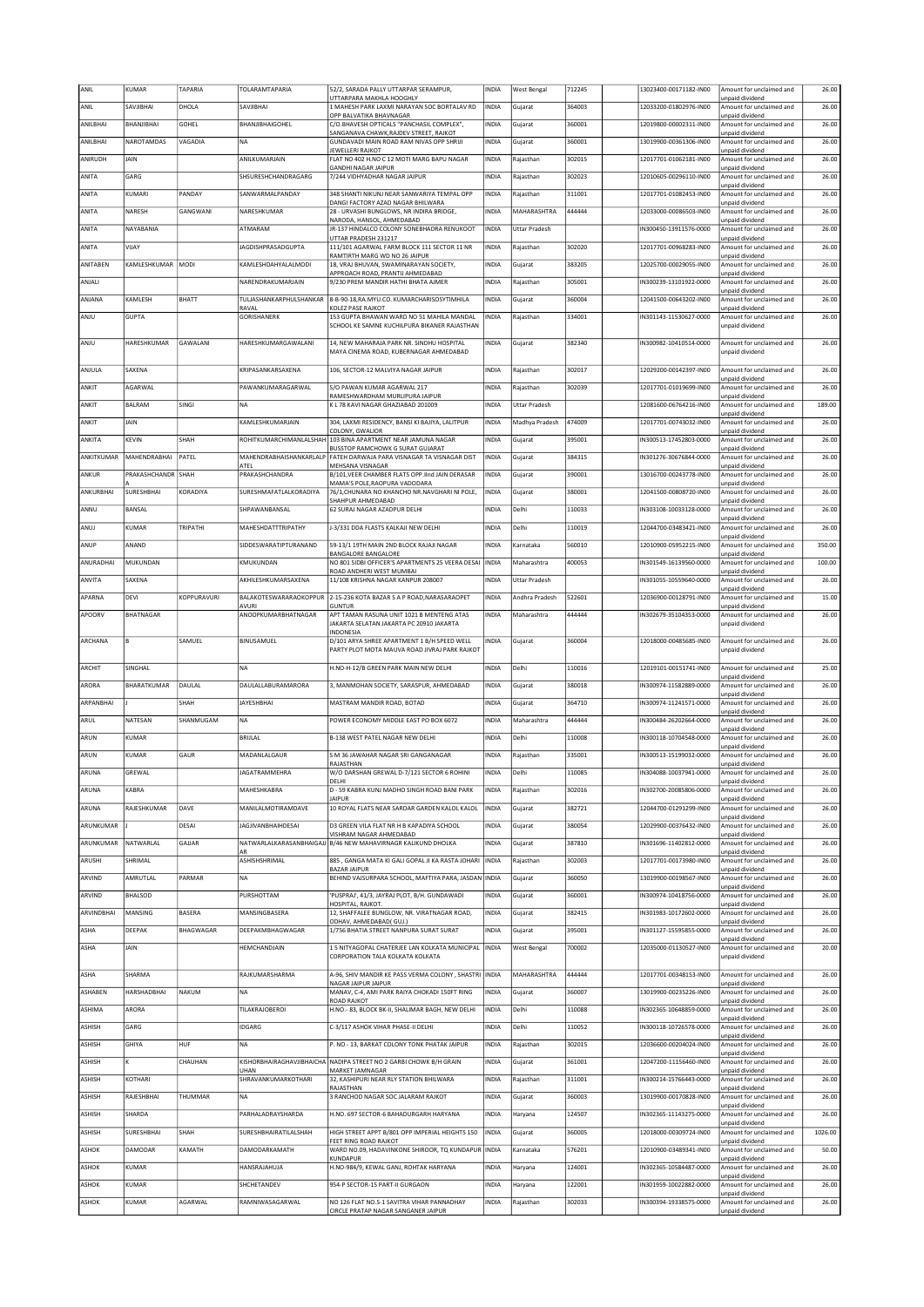| ANIL | KUMAR | TAPARIA | TOLARAMTAPARIA | 52/2, SARADA PALLY UTTARPAR SERAMPUR, UTTARPARA MAKHLA HOOGHLY | INDIA | West Bengal | 712245 | | 13023400-00171182-IN00 | Amount for unclaimed and unpaid dividend | 26.00 |
|---|---|---|---|---|---|---|---|---|---|---|---|
| ANIL | SAVJIBHAI | DHOLA | SAVJIBHAI | 1 MAHESH PARK LAXMI NARAYAN SOC BORTALAV RD OPP BALVATIKA BHAVNAGAR | INDIA | Gujarat | 364003 | | 12033200-01802976-IN00 | Amount for unclaimed and unpaid dividend | 26.00 |
| ANILBHAI | BHANJIBHAI | GOHEL | BHANJIBHAIGOHEL | C/O.BHAVESH OPTICALS "PANCHASIL COMPLEX", SANGANAVA CHAWK,RAJDEV STREET, RAJKOT | INDIA | Gujarat | 360001 | | 12019800-00002311-IN00 | Amount for unclaimed and unpaid dividend | 26.00 |
| ANILBHAI | NAROTAMDAS | VAGADIA | NA | GUNDAVADI MAIN ROAD RAM NIVAS OPP SHRIJI JEWELLERI RAJKOT | INDIA | Gujarat | 360001 | | 13019900-00361306-IN00 | Amount for unclaimed and unpaid dividend | 26.00 |
| ANIRUDH | JAIN | | ANILKUMARJAIN | FLAT NO 402 H.NO C 12 MOTI MARG BAPU NAGAR GANDHI NAGAR JAIPUR | INDIA | Rajasthan | 302015 | | 12017701-01062181-IN00 | Amount for unclaimed and unpaid dividend | 26.00 |
| ANITA | GARG | | SHSURESHCHANDRAGARG | 7/244 VIDHYADHAR NAGAR JAIPUR | INDIA | Rajasthan | 302023 | | 12010605-00296110-IN00 | Amount for unclaimed and unpaid dividend | 26.00 |
| ANITA | KUMARI | PANDAY | SANWARMALPANDAY | 348 SHANTI NIKUNJ NEAR SAMWARIYA TEMPAL OPP DANGI FACTORY AZAD NAGAR BHILWARA | INDIA | Rajasthan | 311001 | | 12017701-01082453-IN00 | Amount for unclaimed and unpaid dividend | 26.00 |
| ANITA | NARESH | GANGWANI | NARESHKUMAR | 28 - URVASHI BUNGLOWS, NR INDIRA BRIDGE, NARODA, HANSOL, AHMEDABAD | INDIA | MAHARASHTRA | 444444 | | 12033000-00086503-IN00 | Amount for unclaimed and unpaid dividend | 26.00 |
| ANITA | NAYABANIA | | ATMARAM | JR-137 HINDALCO COLONY SONEBHADRA RENUKOOT UTTAR PRADESH 231217 | INDIA | Uttar Pradesh | | | IN300450-13911576-0000 | Amount for unclaimed and unpaid dividend | 26.00 |
| ANITA | VIJAY | | JAGDISHPRASADGUPTA | 111/101 AGARWAL FARM BLOCK 111 SECTOR 11 NR RAMTIRTH MARG WD NO 26 JAIPUR | INDIA | Rajasthan | 302020 | | 12017701-00968283-IN00 | Amount for unclaimed and unpaid dividend | 26.00 |
| ANITABEN | KAMLESHKUMAR | MODI | KAMLESHDAHYALALMODI | 18, VRAJ BHUVAN, SWAMINARAYAN SOCIETY, APPROACH ROAD, PRANTIJ AHMEDABAD | INDIA | Gujarat | 383205 | | 12025700-00029055-IN00 | Amount for unclaimed and unpaid dividend | 26.00 |
| ANJALI | | | NARENDRAKUMARJAIN | 9/230 PREM MANDIR HATHI BHATA AJMER | INDIA | Rajasthan | 305001 | | IN300239-13101922-0000 | Amount for unclaimed and unpaid dividend | 26.00 |
| ANJANA | KAMLESH | BHATT | TULJASHANKARPHULSHANKAR RAVAL | 8-B-90-18,RA.MYU.CO. KUMARCHARISOSYTIMHILA KOLEZ PASE RAJKOT | INDIA | Gujarat | 360004 | | 12041500-00643202-IN00 | Amount for unclaimed and unpaid dividend | 26.00 |
| ANJU | GUPTA | | GORISHANERK | 153 GUPTA BHAWAN WARD NO 51 MAHILA MANDAL SCHOOL KE SAMNE KUCHILPURA BIKANER RAJASTHAN | INDIA | Rajasthan | 334001 | | IN301143-11530627-0000 | Amount for unclaimed and unpaid dividend | 26.00 |
| ANJU | HARESHKUMAR | GAWALANI | HARESHKUMARGAWALANI | 14, NEW MAHARAJA PARK NR. SINDHU HOSPITAL MAYA CINEMA ROAD, KUBERNAGAR AHMEDABAD | INDIA | Gujarat | 382340 | | IN300982-10410514-0000 | Amount for unclaimed and unpaid dividend | 26.00 |
| ANJULA | SAXENA | | KRIPASANKARSAXENA | 106, SECTOR-12 MALVIYA NAGAR JAIPUR | INDIA | Rajasthan | 302017 | | 12029200-00142397-IN00 | Amount for unclaimed and unpaid dividend | 26.00 |
| ANKIT | AGARWAL | | PAWANKUMARAGARWAL | S/O PAWAN KUMAR AGARWAL 217 RAMESHWARDHAM MURLIPURA JAIPUR | INDIA | Rajasthan | 302039 | | 12017701-01019699-IN00 | Amount for unclaimed and unpaid dividend | 26.00 |
| ANKIT | BALRAM | SINGI | NA | K L 78 KAVI NAGAR GHAZIABAD 201009 | INDIA | Uttar Pradesh | | | 12081600-06764216-IN00 | Amount for unclaimed and unpaid dividend | 189.00 |
| ANKIT | JAIN | | KAMLESHKUMARJAIN | 304, LAXMI RESIDENCY, BANSI KI BAJIYA, LALITPUR COLONY, GWALIOR | INDIA | Madhya Pradesh | 474009 | | 12017701-00743032-IN00 | Amount for unclaimed and unpaid dividend | 26.00 |
| ANKITA | KEVIN | SHAH | ROHITKUMARCHIMANLALSHAH | 103 BINA APARTMENT NEAR JAMUNA NAGAR BUSSTOP RAMCHOWK G SURAT GUJARAT | INDIA | Gujarat | 395001 | | IN300513-17452803-0000 | Amount for unclaimed and unpaid dividend | 26.00 |
| ANKITKUMAR | MAHENDRABHAI | PATEL | MAHENDRABHAISHANKARLALP ATEL | FATEH DARWAJA PARA VISNAGAR TA VISNAGAR DIST MEHSANA VISNAGAR | INDIA | Gujarat | 384315 | | IN301276-30676844-0000 | Amount for unclaimed and unpaid dividend | 26.00 |
| ANKUR | PRAKASHCHANDR A | SHAH | PRAKASHCHANDRA | B/101,VEER CHAMBER FLATS OPP.IInd JAIN DERASAR MAMA'S POLE,RAOPURA VADODARA | INDIA | Gujarat | 390001 | | 13016700-00243778-IN00 | Amount for unclaimed and unpaid dividend | 26.00 |
| ANKURBHAI | SURESHBHAI | KORADIYA | SURESHMAFATLALKORADIYA | 76/1,CHUNARA NO KHANCHO NR.NAVGHARI NI POLE, SHAHPUR AHMEDABAD | INDIA | Gujarat | 380001 | | 12041500-00808720-IN00 | Amount for unclaimed and unpaid dividend | 26.00 |
| ANNU | BANSAL | | SHPAWANBANSAL | 62 SURAJ NAGAR AZADPUR DELHI | INDIA | Delhi | 110033 | | IN303108-10033128-0000 | Amount for unclaimed and unpaid dividend | 26.00 |
| ANUJ | KUMAR | TRIPATHI | MAHESHDATTTRIPATHY | J-3/331 DDA FLASTS KALKAJI NEW DELHI | INDIA | Delhi | 110019 | | 12044700-03483421-IN00 | Amount for unclaimed and unpaid dividend | 26.00 |
| ANUP | ANAND | | SIDDESWARATIPTURANAND | 59-13/1 19TH MAIN 2ND BLOCK RAJAJI NAGAR BANGALORE BANGALORE | INDIA | Karnataka | 560010 | | 12010900-05952215-IN00 | Amount for unclaimed and unpaid dividend | 350.00 |
| ANURADHAI | MUKUNDAN | | KMUKUNDAN | NO 801 SIDBI OFFICER'S APARTMENTS 25 VEERA DESAI ROAD ANDHERI WEST MUMBAI | INDIA | Maharashtra | 400053 | | IN301549-16139560-0000 | Amount for unclaimed and unpaid dividend | 100.00 |
| ANVITA | SAXENA | | AKHILESHKUMARSAXENA | 11/108 KRISHNA NAGAR KANPUR 208007 | INDIA | Uttar Pradesh | | | IN301055-10559640-0000 | Amount for unclaimed and unpaid dividend | 26.00 |
| APARNA | DEVI | KOPPURAVURI | BALAKOTESWARARAOKOPPUR AVURI | 2-15-236 KOTA BAZAR S A P ROAD,NARASARAOPET GUNTUR | INDIA | Andhra Pradesh | 522601 | | 12036900-00128791-IN00 | Amount for unclaimed and unpaid dividend | 15.00 |
| APOORV | BHATNAGAR | | ANOOPKUMARBHATNAGAR | APT TAMAN RASUNA UNIT 1021 B MENTENG ATAS JAKARTA SELATAN JAKARTA PC 20910 JAKARTA INDONESIA | INDIA | Maharashtra | 444444 | | IN302679-35104353-0000 | Amount for unclaimed and unpaid dividend | 26.00 |
| ARCHANA | B | SAMUEL | BINUSAMUEL | D/101 ARYA SHREE APARTMENT 1 B/H SPEED WELL PARTY PLOT MOTA MAUVA ROAD JIVRAJ PARK RAJKOT | INDIA | Gujarat | 360004 | | 12018000-00485685-IN00 | Amount for unclaimed and unpaid dividend | 26.00 |
| ARCHIT | SINGHAL | | NA | H.NO-H-12/B GREEN PARK MAIN NEW DELHI | INDIA | Delhi | 110016 | | 12019101-00151741-IN00 | Amount for unclaimed and unpaid dividend | 25.00 |
| ARORA | BHARATKUMAR | DAULAL | DAULALLABURAMARORA | 3, MANMOHAN SOCIETY, SARASPUR, AHMEDABAD | INDIA | Gujarat | 380018 | | IN300974-11582889-0000 | Amount for unclaimed and unpaid dividend | 26.00 |
| ARPANBHAI | J | SHAH | JAYESHBHAI | MASTRAM MANDIR ROAD, BOTAD | INDIA | Gujarat | 364710 | | IN300974-11241571-0000 | Amount for unclaimed and unpaid dividend | 26.00 |
| ARUL | NATESAN | SHANMUGAM | NA | POWER ECONOMY MIDDLE EAST PO BOX 6072 | INDIA | Maharashtra | 444444 | | IN300484-26202664-0000 | Amount for unclaimed and unpaid dividend | 26.00 |
| ARUN | KUMAR | | BRIJLAL | B-138 WEST PATEL NAGAR NEW DELHI | INDIA | Delhi | 110008 | | IN300118-10704548-0000 | Amount for unclaimed and unpaid dividend | 26.00 |
| ARUN | KUMAR | GAUR | MADANLALGAUR | S M 36 JAWAHAR NAGAR SRI GANGANAGAR RAJASTHAN | INDIA | Rajasthan | 335001 | | IN300513-15199032-0000 | Amount for unclaimed and unpaid dividend | 26.00 |
| ARUNA | GREWAL | | JAGATRAMMEHRA | W/O DARSHAN GREWAL D-7/121 SECTOR 6 ROHINI DELHI | INDIA | Delhi | 110085 | | IN304088-10037941-0000 | Amount for unclaimed and unpaid dividend | 26.00 |
| ARUNA | KABRA | | MAHESHKABRA | D - 59 KABRA KUNJ MADHO SINGH ROAD BANI PARK JAIPUR | INDIA | Rajasthan | 302016 | | IN302700-20085806-0000 | Amount for unclaimed and unpaid dividend | 26.00 |
| ARUNA | RAJESHKUMAR | DAVE | MANILALMOTIRAMDAVE | 10 ROYAL FLATS NEAR SARDAR GARDEN KALOL KALOL | INDIA | Gujarat | 382721 | | 12044700-01291299-IN00 | Amount for unclaimed and unpaid dividend | 26.00 |
| ARUNKUMAR | J | DESAI | JAGJIVANBHAIHDESAI | D3 GREEN VILA FLAT NR H B KAPADIYA SCHOOL VISHRAM NAGAR AHMEDABAD | INDIA | Gujarat | 380054 | | 12029900-00376432-IN00 | Amount for unclaimed and unpaid dividend | 26.00 |
| ARUNKUMAR | NATWARLAL | GAJJAR | NATWARLALKARASANBHAIGAJJ AR | B/46 NEW MAHAVIRNAGR KALIKUND DHOLKA | INDIA | Gujarat | 387810 | | IN301696-11402812-0000 | Amount for unclaimed and unpaid dividend | 26.00 |
| ARUSHI | SHRIMAL | | ASHISHSHRIMAL | 885 , GANGA MATA KI GALI GOPAL JI KA RASTA JOHARI BAZAR JAIPUR | INDIA | Rajasthan | 302003 | | 12017701-00173980-IN00 | Amount for unclaimed and unpaid dividend | 26.00 |
| ARVIND | AMRUTLAL | PARMAR | NA | BEHIND VAISURPARA SCHOOL, MAFTIYA PARA, JASDAN | INDIA | Gujarat | 360050 | | 13019900-00198567-IN00 | Amount for unclaimed and unpaid dividend | 26.00 |
| ARVIND | BHALSOD | | PURSHOTTAM | 'PUSPRAJ', 41/3, JAYRAJ PLOT, B/H. GUNDAWADI HOSPITAL, RAJKOT. | INDIA | Gujarat | 360001 | | IN300974-10418756-0000 | Amount for unclaimed and unpaid dividend | 26.00 |
| ARVINDBHAI | MANSING | BASERA | MANSINGBASERA | 12, SHAFFALEE BUNGLOW, NR. VIRATNAGAR ROAD, ODHAV, AHMEDABAD( GUJ.) | INDIA | Gujarat | 382415 | | IN301983-10172602-0000 | Amount for unclaimed and unpaid dividend | 26.00 |
| ASHA | DEEPAK | BHAGWAGAR | DEEPAKMBHAGWAGAR | 1/756 BHATIA STREET NANPURA SURAT SURAT | INDIA | Gujarat | 395001 | | IN301127-15595855-0000 | Amount for unclaimed and unpaid dividend | 26.00 |
| ASHA | JAIN | | HEMCHANDJAIN | 1 5 NITYAGOPAL CHATERJEE LAN KOLKATA MUNICIPAL CORPORATION TALA KOLKATA KOLKATA | INDIA | West Bengal | 700002 | | 12035000-01130527-IN00 | Amount for unclaimed and unpaid dividend | 20.00 |
| ASHA | SHARMA | | RAJKUMARSHARMA | A-96, SHIV MANDIR KE PASS VERMA COLONY , SHASTRI NAGAR JAIPUR JAIPUR | INDIA | MAHARASHTRA | 444444 | | 12017701-00348153-IN00 | Amount for unclaimed and unpaid dividend | 26.00 |
| ASHABEN | HARSHADBHAI | NAKUM | NA | MANAV, C-4, AMI PARK RAIYA CHOKADI 150FT RING ROAD RAJKOT | INDIA | Gujarat | 360007 | | 13019900-00235226-IN00 | Amount for unclaimed and unpaid dividend | 26.00 |
| ASHIMA | ARORA | | TILAKRAJOBEROI | H.NO.- 83, BLOCK BK-II, SHALIMAR BAGH, NEW DELHI | INDIA | Delhi | 110088 | | IN302365-10648859-0000 | Amount for unclaimed and unpaid dividend | 26.00 |
| ASHISH | GARG | | IDGARG | C-3/117 ASHOK VIHAR PHASE-II DELHI | INDIA | Delhi | 110052 | | IN300118-10726578-0000 | Amount for unclaimed and unpaid dividend | 26.00 |
| ASHISH | GHIYA | HUF | NA | P. NO - 13, BARKAT COLONY TONK PHATAK JAIPUR | INDIA | Rajasthan | 302015 | | 12036600-00204024-IN00 | Amount for unclaimed and unpaid dividend | 26.00 |
| ASHISH | K | CHAUHAN | KISHORBHAIRAGHAVJIBHAICHA UHAN | NADIPA STREET NO 2 GARBI CHOWK B/H GRAIN MARKET JAMNAGAR | INDIA | Gujarat | 361001 | | 12047200-11156460-IN00 | Amount for unclaimed and unpaid dividend | 26.00 |
| ASHISH | KOTHARI | | SHRAVANKUMARKOTHARI | 32, KASHIPURI NEAR RLY STATION BHILWARA RAJASTHAN | INDIA | Rajasthan | 311001 | | IN300214-15766443-0000 | Amount for unclaimed and unpaid dividend | 26.00 |
| ASHISH | RAJESHBHAI | THUMMAR | NA | 3 RANCHOD NAGAR SOC JALARAM RAJKOT | INDIA | Gujarat | 360003 | | 13019900-00170828-IN00 | Amount for unclaimed and unpaid dividend | 26.00 |
| ASHISH | SHARDA | | PARHALADRAYSHARDA | H.NO. 697 SECTOR-6 BAHADURGARH HARYANA | INDIA | Haryana | 124507 | | IN302365-11143275-0000 | Amount for unclaimed and unpaid dividend | 26.00 |
| ASHISH | SURESHBHAI | SHAH | SURESHBHAIRATILALSHAH | HIGH STREET APPT B/801 OPP IMPERIAL HEIGHTS 150 FEET RING ROAD RAJKOT | INDIA | Gujarat | 360005 | | 12018000-00309724-IN00 | Amount for unclaimed and unpaid dividend | 1026.00 |
| ASHOK | DAMODAR | KAMATH | DAMODARKAMATH | WARD NO.09, HADAVINKONE SHIROOR, TQ KUNDAPUR KUNDAPUR | INDIA | Karnataka | 576201 | | 12010900-03489341-IN00 | Amount for unclaimed and unpaid dividend | 50.00 |
| ASHOK | KUMAR | | HANSRAJAHUJA | H.NO-984/9, KEWAL GANJ, ROHTAK HARYANA | INDIA | Haryana | 124001 | | IN302365-10584487-0000 | Amount for unclaimed and unpaid dividend | 26.00 |
| ASHOK | KUMAR | | SHCHETANDEV | 954-P SECTOR-15 PART-II GURGAON | INDIA | Haryana | 122001 | | IN301959-10022882-0000 | Amount for unclaimed and unpaid dividend | 26.00 |
| ASHOK | KUMAR | AGARWAL | RAMNIWASAGARWAL | NO 126 FLAT NO.S-1 SAVITRA VIHAR PANNADHAY CIRCLE PRATAP NAGAR SANGANER JAIPUR | INDIA | Rajasthan | 302033 | | IN300394-19338575-0000 | Amount for unclaimed and unpaid dividend | 26.00 |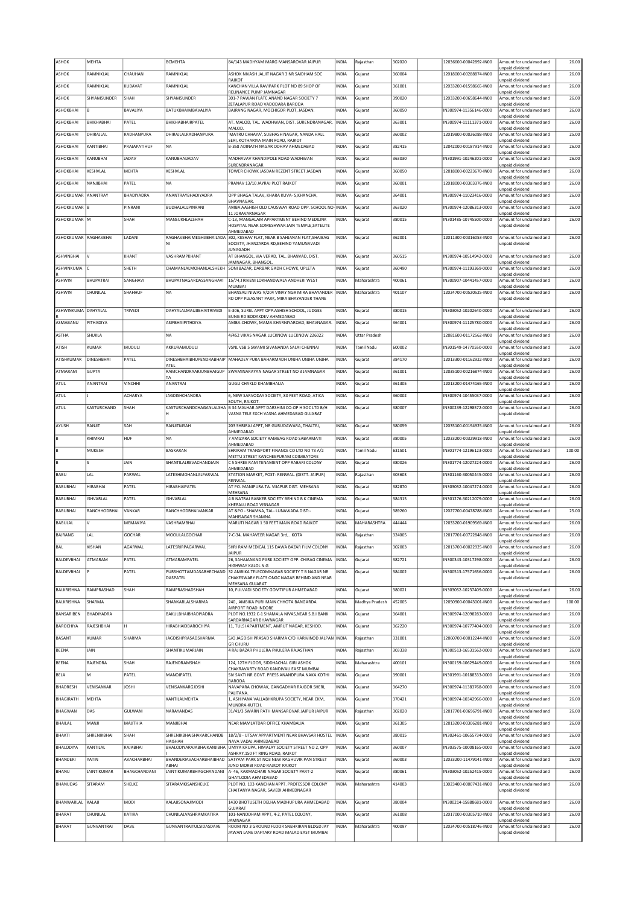| ASHOK | MEHTA | | BCMEHTA | 84/143 MADHYAM MARG MANSAROVAR JAIPUR | INDIA | Rajasthan | 302020 | | 12036600-00042892-IN00 | Amount for unclaimed and unpaid dividend | 26.00 |
|---|---|---|---|---|---|---|---|---|---|---|---|
| ASHOK | RAMNIKLAL | CHAUHAN | RAMNIKLAL | ASHOK NIVASH JALJIT NAGAR 3 NR SAIDHAM SOC RAJKOT | INDIA | Gujarat | 360004 | | 12018000-00288874-IN00 | Amount for unclaimed and unpaid dividend | 26.00 |
| ASHOK | RAMNIKLAL | KUBAVAT | RAMNIKLAL | KANCHAN VILLA RAVIPARK PLOT NO 89 SHOP OF RELIANCE PUMP JAMNAGAR | INDIA | Gujarat | 361001 | | 12033200-01598665-IN00 | Amount for unclaimed and unpaid dividend | 26.00 |
| ASHOK | SHYAMSUNDER | SHAH | SHYAMSUNDER | 301-7 PAWAN FLATE ANAND NAGAR SOCIETY 7 ZETALAPUR ROAD VADODARA BARODA | INDIA | Gujarat | 390020 | | 12033200-00658644-IN00 | Amount for unclaimed and unpaid dividend | 26.00 |
| ASHOKBHAI | B | BAVALIYA | BATUKBHAIMBAVALIYA | BAJRANG NAGAR, MOCHIGOR PLOT, JASDAN. | INDIA | Gujarat | 360050 | | IN300974-11356146-0000 | Amount for unclaimed and unpaid dividend | 26.00 |
| ASHOKBHAI | BHIKHABHAI | PATEL | BHIKHABHAIRPATEL | AT. MALOD, TAL. WADHWAN, DIST. SURENDRANAGAR. MALOD. | INDIA | Gujarat | 363001 | | IN300974-11111371-0000 | Amount for unclaimed and unpaid dividend | 26.00 |
| ASHOKBHAI | DHIRAJLAL | RADHANPURA | DHIRAJLALRADHANPURA | 'MATRU CHHAYA', SUBHASH NAGAR, NANDA HALL SERI, KOTHARIYA MAIN ROAD, RAJKOT | INDIA | Gujarat | 360002 | | 12019800-00026088-IN00 | Amount for unclaimed and unpaid dividend | 25.00 |
| ASHOKBHAI | KANTIBHAI | PRAJAPATIHUF | NA | B-358 ADINATH NAGAR ODHAV AHMEDABAD | INDIA | Gujarat | 382415 | | 12042000-00187914-IN00 | Amount for unclaimed and unpaid dividend | 26.00 |
| ASHOKBHAI | KANUBHAI | JADAV | KANUBHAIJADAV | MADHAVAV KHANDIPOLE ROAD WADHWAN SURENDRANAGAR | INDIA | Gujarat | 363030 | | IN301991-10246201-0000 | Amount for unclaimed and unpaid dividend | 26.00 |
| ASHOKBHAI | KESHVLAL | MEHTA | KESHVLAL | TOWER CHOWK JASDAN REZENT STREET JASDAN | INDIA | Gujarat | 360050 | | 12018000-00223670-IN00 | Amount for unclaimed and unpaid dividend | 26.00 |
| ASHOKBHAI | NANJIBHAI | PATEL | NA | PRANAV 13/10 JAYRAJ PLOT RAJKOT | INDIA | Gujarat | 360001 | | 12018000-00303376-IN00 | Amount for unclaimed and unpaid dividend | 26.00 |
| ASHOKKUMAR | ANANTRAY | BHADIYADRA | ANANTRAYBHADIYADRA | OPP BHAGA TALAV, KHARA KUVA- 5,KHANCHA, BHAVNAGAR. | INDIA | Gujarat | 364001 | | IN300974-11023416-0000 | Amount for unclaimed and unpaid dividend | 26.00 |
| ASHOKKUMAR | B | PINRANI | BUDHALALLPINRANI | AMBA AASHISH OLD CAUSWAY ROAD OPP. SCHOOL NO-11 JORAVARNAGAR | INDIA | Gujarat | 363020 | | IN300974-12086313-0000 | Amount for unclaimed and unpaid dividend | 26.00 |
| ASHOKKUMAR | M | SHAH | MANSUKHLALSHAH | C-13, MANGALAM APPARTMENT BEHIND MEDILINK HOSPITAL NEAR SOMESHWAR JAIN TEMPLE,SATELITE AHMEDABAD | INDIA | Gujarat | 380015 | | IN301485-10745500-0000 | Amount for unclaimed and unpaid dividend | 26.00 |
| ASHOKKUMAR | RAGHAVBHAI | LADANI | RAGHAVBHAIMEGHJIBHAILADANI | 302, KESHAV FLAT, NEAR B SAHJANAN FLAT,SHAIBAG SOCIETY, JHANZARDA RD,BEHIND YAMUNAVADI JUNAGADH | INDIA | Gujarat | 362001 | | 12011300-00316053-IN00 | Amount for unclaimed and unpaid dividend | 26.00 |
| ASHVINBHAI | V | KHANT | VASHRAMPKHANT | AT BHANGOL, VIA VERAD, TAL. BHANVAD, DIST. JAMNAGAR, BHANGOL. | INDIA | Gujarat | 360515 | | IN300974-10514942-0000 | Amount for unclaimed and unpaid dividend | 26.00 |
| ASHVINKUMAR | C | SHETH | CHAMANLALMOHANLALSHEKH | SONI BAZAR, DARBAR GADH CHOWK, UPLETA | INDIA | Gujarat | 360490 | | IN300974-11193369-0000 | Amount for unclaimed and unpaid dividend | 26.00 |
| ASHWIN | BHUPATRAI | SANGHAVI | BHUPATNAGARDASSANGHAVI | 15/74,TRIVENI LOKHANDWALA ANDHERI WEST MUMBAI | INDIA | Maharashtra | 400061 | | IN300907-10441457-0000 | Amount for unclaimed and unpaid dividend | 26.00 |
| ASHWIN | CHUNILAL | SHAHHUF | NA | BHANSALI NIWAS V/204 VINAY NGR MIRA BHAYANDER RD OPP PLEASANT PARK, MIRA BHAYANDER THANE | INDIA | Maharashtra | 401107 | | 12024700-00520525-IN00 | Amount for unclaimed and unpaid dividend | 26.00 |
| ASHWINKUMAR | DAHYALAL | TRIVEDI | DAHYALALMAUJIBHAITRIVEDI | E-306, SUREL APPT OPP.ASHISH SCHOOL, JUDGES BUNG RD BODAKDEV AHMEDABAD | INDIA | Gujarat | 380015 | | IN303052-10202640-0000 | Amount for unclaimed and unpaid dividend | 26.00 |
| ASMABANU | PITHADIYA | | ASIFBHAIPITHDIYA | AMBA-CHOWK, MAMA KHARNIYAROAD, BHAVNAGAR. | INDIA | Gujarat | 364001 | | IN300974-11125780-0000 | Amount for unclaimed and unpaid dividend | 26.00 |
| ASTHA | SHUKLA | | NA | 4/452 VIKAS NAGAR LUCKNOW LUCKNOW 226022 | INDIA | Uttar Pradesh | | | 12081600-01172562-IN00 | Amount for unclaimed and unpaid dividend | 26.00 |
| ATISH | KUMAR | MUDULI | AKRURAMUDULI | VSNL VSB 5 SWAMI SIVANANDA SALAI CHENNAI | INDIA | Tamil Nadu | 600002 | | IN301549-14770550-0000 | Amount for unclaimed and unpaid dividend | 26.00 |
| ATISHKUMAR | DINESHBHAI | PATEL | DINESHBHAIBHUPENDRABHAIPATEL | MAHADEV PURA BAHARMADH UNJHA UNJHA UNJHA | INDIA | Gujarat | 384170 | | 12013300-01162922-IN00 | Amount for unclaimed and unpaid dividend | 26.00 |
| ATMARAM | GUPTA | | RAMCHANDRAARJUNBHAIGUPTA | SWAMINARAYAN NAGAR STREET NO 3 JAMNAGAR | INDIA | Gujarat | 361001 | | 12035100-00216874-IN00 | Amount for unclaimed and unpaid dividend | 26.00 |
| ATUL | ANANTRAI | VINCHHI | ANANTRAI | GUGLI CHAKLO KHAMBHALIA | INDIA | Gujarat | 361305 | | 12013200-01474165-IN00 | Amount for unclaimed and unpaid dividend | 26.00 |
| ATUL | J | ACHARYA | JAGDISHCHANDRA | 6, NEW SARVODAY SOCIETY, 80 FEET ROAD, ATICA SOUTH, RAJKOT. | INDIA | Gujarat | 360002 | | IN300974-10455037-0000 | Amount for unclaimed and unpaid dividend | 26.00 |
| ATUL | KASTURCHAND | SHAH | KASTURCHANDCHAGANLALSHAH | B 34 MALHAR APPT DARSHINI CO-OP H SOC LTD B/H VASNA TELE EXCH VASNA AHMEDABAD GUJARAT | INDIA | Gujarat | 380007 | | IN300239-12298572-0000 | Amount for unclaimed and unpaid dividend | 26.00 |
| AYUSH | RANJIT | SAH | RANJITMSAH | 203 SHRIRAJ APPT, NR GURUDAWARA, THALTEJ, AHMEDABAD | INDIA | Gujarat | 380059 | | 12035100-00194925-IN00 | Amount for unclaimed and unpaid dividend | 26.00 |
| B | KHIMRAJ | HUF | NA | 7 AMIZARA SOCIETY RAMBAG ROAD SABARMATI AHMEDABAD | INDIA | Gujarat | 380005 | | 12033200-00329918-IN00 | Amount for unclaimed and unpaid dividend | 26.00 |
| B | MUKESH | | BASKARAN | SHRIRAM TRANSPORT FINANCE CO LTD NO 73 A/2 METTU STREET KANCHEEPURAM COIMBATORE | INDIA | Tamil Nadu | 631501 | | IN301774-12196123-0000 | Amount for unclaimed and unpaid dividend | 100.00 |
| B | S | JAIN | SHANTILALREVACHANDJAIN | C 5 SHREE RAM TENAMENT OPP RABARI COLONY AHMEDABAD | INDIA | Gujarat | 380026 | | IN301774-12027224-0000 | Amount for unclaimed and unpaid dividend | 26.00 |
| BABU | LAL | PARWAL | LATESHMOHANLALPARWAL | STATION MARKET, POST- RENWAL. (DISTT. JAIPUR) RENWAL. | INDIA | Rajasthan | 303603 | | IN301160-30050445-0000 | Amount for unclaimed and unpaid dividend | 26.00 |
| BABUBHAI | HIRABHAI | PATEL | HIRABHAIPATEL | AT PO. MANIPURA TA. VIJAPUR DIST. MEHSANA MEHSANA | INDIA | Gujarat | 382870 | | IN303052-10047274-0000 | Amount for unclaimed and unpaid dividend | 26.00 |
| BABUBHAI | ISHVARLAL | PATEL | ISHVARLAL | 4 B NATRAJ BANKER SOCIETY BEHIND B K CINEMA KHERALU ROAD VISNAGAR | INDIA | Gujarat | 384315 | | IN301276-30212079-0000 | Amount for unclaimed and unpaid dividend | 26.00 |
| BABUBHAI | RANCHHODBHAI | VANKAR | RANCHHODBHAIVANKAR | AT &PO - SHAMNA, TAL- LUNAWADA DIST:- MAHISAGAR SHAMNA | INDIA | Gujarat | 389260 | | 12027700-00478788-IN00 | Amount for unclaimed and unpaid dividend | 25.00 |
| BABULAL | V | MEMAKIYA | VASHRAMBHAI | MARUTI NAGAR 1 50 FEET MAIN ROAD RAJKOT | INDIA | MAHARASHTRA | 444444 | | 12033200-01909569-IN00 | Amount for unclaimed and unpaid dividend | 26.00 |
| BAJRANG | LAL | GOCHAR | MOOLILALGOCHAR | 7-C-34, MAHAVEER NAGAR 3rd, . KOTA | INDIA | Rajasthan | 324005 | | 12017701-00722848-IN00 | Amount for unclaimed and unpaid dividend | 26.00 |
| BAL | KISHAN | AGARWAL | LATESRIRPAGARWAL | SHRI RAM MEDICAL 115 DAWA BAZAR FILM COLONY JAIPUR | INDIA | Rajasthan | 302003 | | 12013700-00022925-IN00 | Amount for unclaimed and unpaid dividend | 26.00 |
| BALDEVBHAI | ATMARAM | PATEL | ATMARAMPATEL | 26, SAHAJANAND PARK SOCIETY OPP. CHIRAG CINEMA HIGHWAY KALOL N.G | INDIA | Gujarat | 382721 | | IN300343-10317298-0000 | Amount for unclaimed and unpaid dividend | 26.00 |
| BALDEVBHAI | P | PATEL | PURSHOTTAMDASABHECHANDDASPATEL | 32 AMBIKA TELECOMNAGAR SOCIETY T B NAGAR NR CHAKESWARY FLATS ONGC NAGAR BEHIND AND NEAR MEHSANA GUJARAT | INDIA | Gujarat | 384002 | | IN300513-17571656-0000 | Amount for unclaimed and unpaid dividend | 26.00 |
| BALKRISHNA | RAMPRASHAD | SHAH | RAMPRASHADSHAH | 10, FULVADI SOCIETY GOMTIPUR AHMEDABAD | INDIA | Gujarat | 380021 | | IN303052-10237409-0000 | Amount for unclaimed and unpaid dividend | 26.00 |
| BALKRISHNA | SHARMA | | SHANKARLALSHARMA | 240 , AMBIKA PURI MAIN CHHOTA BANGARDA AIRPORT ROAD INDORE | INDIA | Madhya Pradesh | 452005 | | 12050900-00043001-IN00 | Amount for unclaimed and unpaid dividend | 100.00 |
| BANSARIBEN | BHADIYADRA | | BAKULBHAIBHADIYADRA | PLOT NO.1932 C-1 SHAMALA NIVAS,NEAR S.B.I BANK SARDARNAGAR BHAVNAGAR | INDIA | Gujarat | 364001 | | IN300974-12098283-0000 | Amount for unclaimed and unpaid dividend | 26.00 |
| BAROCHIYA | RAJESHBHAI | H | HIRABHAIDBAROCHIYA | 11, TULSI APARTMENT, AMRUT NAGAR, KESHOD. | INDIA | Gujarat | 362220 | | IN300974-10777404-0000 | Amount for unclaimed and unpaid dividend | 26.00 |
| BASANT | KUMAR | SHARMA | JAGDISHPRASADSHARMA | S/O JAGDISH PRASAD SHARMA C/O HARIVINOD JALPAN GR CHURU | INDIA | Rajasthan | 331001 | | 12060700-00012244-IN00 | Amount for unclaimed and unpaid dividend | 26.00 |
| BEENA | JAIN | | SHANTIKUMARJAIN | 4 RAJ BAZAR PHULERA PHULERA RAJASTHAN | INDIA | Rajasthan | 303338 | | IN300513-16531562-0000 | Amount for unclaimed and unpaid dividend | 26.00 |
| BEENA | RAJENDRA | SHAH | RAJENDRAMSHAH | 124, 12TH FLOOR, SIDDHACHAL GIRI ASHOK CHAKRAVARTY ROAD KANDIVALI EAST MUMBAI. | INDIA | Maharashtra | 400101 | | IN300159-10629449-0000 | Amount for unclaimed and unpaid dividend | 26.00 |
| BELA | M | PATEL | MANOJPATEL | SIV SAKTI NR GOVT. PRESS ANANDPURA NAKA KOTHI BARODA | INDIA | Gujarat | 390001 | | IN301991-10188333-0000 | Amount for unclaimed and unpaid dividend | 26.00 |
| BHADRESH | VENISANKAR | JOSHI | VENISANKARGJOSHI | NAVAPARA CHOWAK, GANGADHAR RAJGOR SHERI, PALITANA. | INDIA | Gujarat | 364270 | | IN300974-11383768-0000 | Amount for unclaimed and unpaid dividend | 26.00 |
| BHAGIRATH | MEHTA | | KANTILALMEHTA | 1, ASHIYANA VALLABHKRUPA SOCIETY, NEAR CKM, MUNDRA-KUTCH. | INDIA | Gujarat | 370421 | | IN300974-10342966-0000 | Amount for unclaimed and unpaid dividend | 26.00 |
| BHAGWAN | DAS | GULWANI | NARAYANDAS | 31/41/3 SWARN PATH MANSAROVAR JAIPUR JAIPUR | INDIA | Rajasthan | 302020 | | 12017701-00696791-IN00 | Amount for unclaimed and unpaid dividend | 26.00 |
| BHAILAL | MANJI | MAJITHIA | MANJIBHAI | NEAR MAMLATDAR OFFICE KHAMBALIA | INDIA | Gujarat | 361305 | | 12013200-00306281-IN00 | Amount for unclaimed and unpaid dividend | 26.00 |
| BHAKTI | SHRENIKBHAI | SHAH | SHRENIKBHAISHAKARCHANDBHAISHAH | 18/2/8 - UTSAV APPARTMENT NEAR BHAVSAR HOSTEL NAVA VADAJ AHMEDABAD | INDIA | Gujarat | 380015 | | IN302461-10655734-0000 | Amount for unclaimed and unpaid dividend | 26.00 |
| BHALODIYA | KANTILAL | RAJABHAI | BHALODIYARAJABHAIKANJIBHAI | UMIYA KRUPA, HIMALAY SOCIETY STREET NO 2, OPP ASHRAY,150 FT RING ROAD, RAJKOT | INDIA | Gujarat | 360007 | | IN303575-10008165-0000 | Amount for unclaimed and unpaid dividend | 26.00 |
| BHANDERI | YATIN | AVACHARBHAI | BHANDERIAVACHARBHAIBHADABHAI | SATYAM PARK ST NO3 NEW RAGHUVIR PAN STREET JUNO MORBI ROAD RAJKOT RAJKOT | INDIA | Gujarat | 360003 | | 12033200-11479141-IN00 | Amount for unclaimed and unpaid dividend | 26.00 |
| BHANU | JAINTIKUMAR | BHAGCHANDANI | JAINTIKUMARBHAGCHANDANI | A- 46, KARMACHARI NAGAR SOCIETY PART-2 GHATLODIA AHMEDABAD | INDIA | Gujarat | 380061 | | IN303052-10252415-0000 | Amount for unclaimed and unpaid dividend | 26.00 |
| BHANUDAS | SITARAM | SHELKE | SITARAMKISANSHELKE | PLOT NO. 103 KANCHAN APPT. PROFESSOR COLONY CHAITANYA NAGAR, SAVEDI AHMEDNAGAR | INDIA | Maharashtra | 414003 | | 13023400-00007431-IN00 | Amount for unclaimed and unpaid dividend | 26.00 |
| BHANWARLAL | KALAJI | MODI | KALAJISONAJIMODI | 1430 BHOTUSETH DELHA MADHUPURA AHMEDABAD GUJARAT | INDIA | Gujarat | 380004 | | IN300214-15888681-0000 | Amount for unclaimed and unpaid dividend | 26.00 |
| BHARAT | CHUNILAL | KATIRA | CHUNILALVASHRAMKATIRA | 101-NANDDHAM APPT, 4-2, PATEL COLONY, JAMNAGAR | INDIA | Gujarat | 361008 | | 12017000-00305710-IN00 | Amount for unclaimed and unpaid dividend | 26.00 |
| BHARAT | GUNVANTRAI | DAVE | GUNVANTRAITULSIDASDAVE | ROOM NO 3 GROUND FLOOR SNEHKIRAN BLDGD JAY JAWAN LANE DAFTARY ROAD MALAD EAST MUMBAI | INDIA | Maharashtra | 400097 | | 12024700-00518746-IN00 | Amount for unclaimed and unpaid dividend | 26.00 |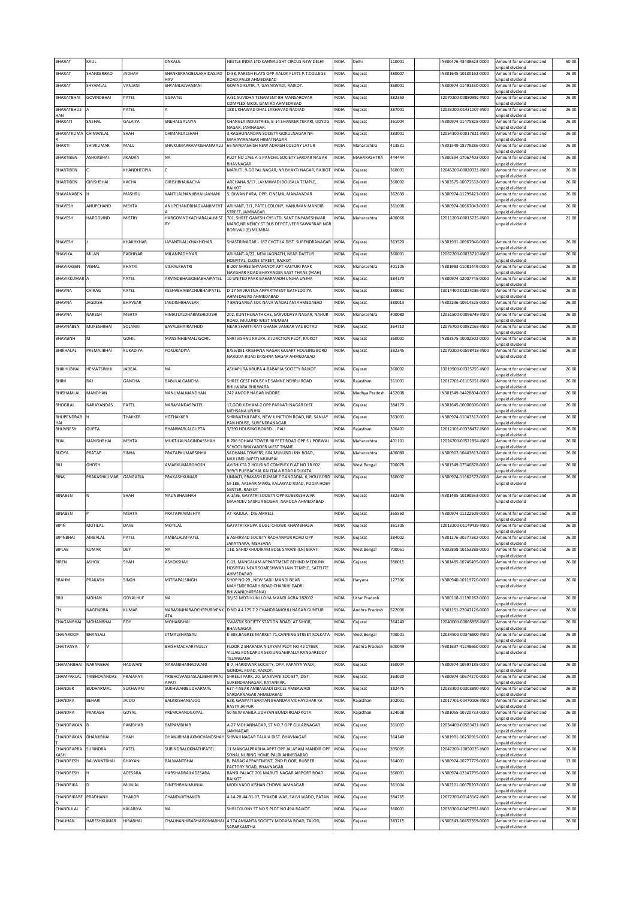| BHARAT | KAUL | | DNKAUL | NESTLE INDIA LTD CANNAUGHT CIRCUS NEW DELHI | INDIA | Delhi | 110001 | | IN300476-43438623-0000 | Amount for unclaimed and unpaid dividend | 50.00 |
|---|---|---|---|---|---|---|---|---|---|---|---|
| BHARAT | SHANKERRAO | JADHAV | SHANKERRAOBULAKHIDASJADHAV | D-38, PARESH FLATS OPP-AALOK FLATS P.T.COLLEGE ROAD,PALDI AHMEDABAD | INDIA | Gujarat | 380007 | | IN301645-10130162-0000 | Amount for unclaimed and unpaid dividend | 26.00 |
| BHARAT | SHYAMLAL | VANJANI | SHYAMLALVANJANI | GOVIND KUTIR, 7, GAYAKWADI, RAJKOT. | INDIA | Gujarat | 360001 | | IN300974-11491330-0000 | Amount for unclaimed and unpaid dividend | 26.00 |
| BHARATBHAI | GOVINDBHAI | PATEL | GGPATEL | A/31 SUVIDHA TENAMENT BH MANSAROVAR COMPLEX NIKOL GAM RD AHMEDABAD | INDIA | Gujarat | 382350 | | 12070200-00880992-IN00 | Amount for unclaimed and unpaid dividend | 26.00 |
| BHARATBHUSHAN | A | PATEL | A | 188 L KHAWAD DHAL LAKHAVAD NADIAD | INDIA | Gujarat | 387001 | | 12033200-01431007-IN00 | Amount for unclaimed and unpaid dividend | 26.00 |
| BHARATI | SNEHAL | GALAIYA | SNEHALGALAIYA | CHANGLA INDUSTRIES, B-14 SHANKER TEKARI, UDYOG NAGAR, JAMNAGAR. | INDIA | Gujarat | 361004 | | IN300974-11475825-0000 | Amount for unclaimed and unpaid dividend | 26.00 |
| BHARATKUMAR | CHIMANLAL | SHAH | CHIMANLALSHAH | 3,RAGHUNANDAN SOCIETY GOKULNAGAR NR-MAHAVIRNAGAR HIMATNAGAR | INDIA | Gujarat | 383001 | | 12054300-00017821-IN00 | Amount for unclaimed and unpaid dividend | 26.00 |
| BHARTI | SHIVKUMAR | MALU | SHIVKUMARRAMKISHANMALU | 66 NANDASHISH NEW ADARSH COLONY LATUR | INDIA | Maharashtra | 413531 | | IN301549-18778286-0000 | Amount for unclaimed and unpaid dividend | 26.00 |
| BHARTIBEN | ASHOKBHAI | JIKADRA | NA | PLOT NO 1761 A-5 PANCHIL SOCIETY SARDAR NAGAR BHAVNAGAR | INDIA | MAHARASHTRA | 444444 | | IN300394-17067403-0000 | Amount for unclaimed and unpaid dividend | 26.00 |
| BHARTIBEN | C | KHANDHEDIYA | C | MARUTI, 9-GOPAL NAGAR, NR.BHAKTI NAGAR, RAJKOT | INDIA | Gujarat | 360001 | | 12045200-00020321-IN00 | Amount for unclaimed and unpaid dividend | 26.00 |
| BHARTIBEN | GIRISHBHAI | KACHA | GIRISHBHAIKACHA | ARCHANA 9/17 ,LAXMIWADI BOLBALA TEMPLE, . RAJKOT | INDIA | Gujarat | 360002 | | IN303575-10072532-0000 | Amount for unclaimed and unpaid dividend | 26.00 |
| BHAVANABEN | H | MASHRU | KANTILALNANJIBHAILAKHANI | 5, DIWAN PARA, OPP. CINEMA, MANAVADAR | INDIA | Gujarat | 362630 | | IN300974-11799423-0000 | Amount for unclaimed and unpaid dividend | 26.00 |
| BHAVESH | ANUPCHAND | MEHTA | ANUPCHANDBHAGVANJIMEHTA | ARIHANT, 3/1, PATEL COLONY, HANUMAN MANDIR STREET, JAMNAGAR. | INDIA | Gujarat | 361008 | | IN300974-10667043-0000 | Amount for unclaimed and unpaid dividend | 26.00 |
| BHAVESH | HARGOVIND | MISTRY | HARGOVINDKACHARALALMISTRY | 701, SHREE GANESH CHS LTD, SANT DNYANESHWAR MARG,NR NENCY ST BUS DEPOT,VEER SAWARKAR NGR BORIVALI (E) MUMBAI | INDIA | Maharashtra | 400066 | | 12011200-00015725-IN00 | Amount for unclaimed and unpaid dividend | 21.00 |
| BHAVESH | J | KHAKHKHAR | JAYANTILALJKHAKHKHAR | SHASTRINAGAR - 187 CHOTILA DIST. SURENDRANAGAR | INDIA | Gujarat | 363520 | | IN301991-10967940-0000 | Amount for unclaimed and unpaid dividend | 26.00 |
| BHAVIKA | MILAN | PADHIYAR | MILANPADHIYAR | ARIHANT-A/22, NEW JAGNATH, NEAR DASTUR HOSPITAL, CLOSE STREET, RAJKOT | INDIA | Gujarat | 360001 | | 12067200-00033710-IN00 | Amount for unclaimed and unpaid dividend | 26.00 |
| BHAVIKABEN | VISHAL | KHATRI | VISHALKHATRI | B-207 SHREE SHYAMJYOT APT KASTURI PARK NAVGHAR ROAD BHAYANDER EAST THANE (MAH) | INDIA | Maharashtra | 401105 | | IN301983-11081449-0000 | Amount for unclaimed and unpaid dividend | 26.00 |
| BHAVIKKUMAR | A | PATEL | ARVINDBHAISOMABHAIPATEL | 10 UNITED PARK BAHARMADH UNJHA UNJHA | INDIA | Gujarat | 384170 | | IN300974-12007745-0000 | Amount for unclaimed and unpaid dividend | 26.00 |
| BHAVNA | CHIRAG | PATEL | KESHVBHAIBACHUBHAIPATEL | D-17 NAVRATNA APPARTMENT GATHLODIYA AHMEDABAD AHMEDABAD | INDIA | Gujarat | 380061 | | 13014400-01824086-IN00 | Amount for unclaimed and unpaid dividend | 26.00 |
| BHAVNA | JAGDISH | BHAVSAR | JAGDISHBHAVSAR | 7 BANGANGA SOC NAVA WADAJ AM AHMEDABAD | INDIA | Gujarat | 380013 | | IN302236-10914525-0000 | Amount for unclaimed and unpaid dividend | 26.00 |
| BHAVNA | NARESH | MEHTA | HIMATLALDHARMSHIDOSHI | 202, KUNTHUNATH CHS, SARVODAYA NAGAR, NAHUR ROAD, MULUND WEST MUMBAI | INDIA | Maharashtra | 400080 | | 12051500-00096749-IN00 | Amount for unclaimed and unpaid dividend | 26.00 |
| BHAVNABEN | MUKESHBHAI | SOLANKI | BAVALBHAIRATHOD | NEAR SHANTI RATI GHANA VANKAR VAS BOTAD | INDIA | Gujarat | 364710 | | 12076700-00082163-IN00 | Amount for unclaimed and unpaid dividend | 26.00 |
| BHAVSINH | M | GOHIL | MANSINHJEMALJIGOHIL | SHRI VISHNU KRUPA, 3 JUNCTION PLOT, RAJKOT | INDIA | Gujarat | 360001 | | IN303575-10002502-0000 | Amount for unclaimed and unpaid dividend | 26.00 |
| BHIKHALAL | PREMAJIBHAI | KUKADIYA | POKUKADIYA | B/55/891 KRISHANA NAGAR GUJART HOUSING BORD NARODA ROAD KRISHNA NAGAR AHMEDABAD | INDIA | Gujarat | 382345 | | 12070200-00598418-IN00 | Amount for unclaimed and unpaid dividend | 26.00 |
| BHIKHUBHAI | HEMATSINHJI | JADEJA | NA | ASHAPURA KRUPA 4-BABARIA SOCIETY RAJKOT | INDIA | Gujarat | 360002 | | 13019900-00325755-IN00 | Amount for unclaimed and unpaid dividend | 26.00 |
| BHIM | RAJ | GANCHA | BABULALGANCHA | SHREE GEST HOUSE KE SAMNE NEHRU ROAD BHILWARA BHILWARA | INDIA | Rajasthan | 311001 | | 12017701-01105051-IN00 | Amount for unclaimed and unpaid dividend | 26.00 |
| BHISHAMLAL | MANDHAN | | NANUMALMANDHAN | 242 ANOOP NAGAR INDORE | INDIA | Madhya Pradesh | 452008 | | IN301549-14428804-0000 | Amount for unclaimed and unpaid dividend | 26.00 |
| BHOGILAL | NARAYANDAS | PATEL | NARAYANDASPATEL | 17,GOKULDHAM-2 OPP PARVATI NAGAR DIST MEHSANA UNJHA | INDIA | Gujarat | 384170 | | IN301645-10006600-0000 | Amount for unclaimed and unpaid dividend | 26.00 |
| BHUPENDRABHAI | H | THAKKER | HGTHAKKER | SHRINATHJI PARK, NEW JUNCTION ROAD, NR. SANJAY PAN HOUSE, SURENDRANAGAR. | INDIA | Gujarat | 363001 | | IN300974-11043317-0000 | Amount for unclaimed and unpaid dividend | 26.00 |
| BHUVNESH | GUPTA | | BHANWARLALGUPTA | 3/390 HOUSING BOARD . . PALI | INDIA | Rajasthan | 306401 | | 12012101-00338437-IN00 | Amount for unclaimed and unpaid dividend | 26.00 |
| BIJAL | MANISHBHAI | MEHTA | MUKTILALNAGINDASSHAH | B 706 SOHAM TOWER 90 FEET ROAD OPP S L PORWAL SCHOOL BHAYANDER WEST THANE | INDIA | Maharashtra | 401101 | | 12024700-00521854-IN00 | Amount for unclaimed and unpaid dividend | 26.00 |
| BIJOYA | PRATAP | SINHA | PRATAPKUMARSINHA | SADHANA TOWERS, 604,MULUND LINK ROAD, MULUND (WEST) MUMBAI | INDIA | Maharashtra | 400080 | | IN300907-10443813-0000 | Amount for unclaimed and unpaid dividend | 26.00 |
| BILI | GHOSH | | AMARKUMARGHOSH | AVISHIKTA 2 HOUSING COMPLEX FLAT NO 18 602 369/3 PURBACHAL KALITALA ROAD KOLKATA | INDIA | West Bengal | 700078 | | IN301549-17540878-0000 | Amount for unclaimed and unpaid dividend | 26.00 |
| BINA | PRAKASHKUMAR | GANGADIA | PRAKASHKUMAR | UNNATI, PRAKASH KUMAR Z GANGADIA, 6, HOU BORD M-186, AKSHAR MARG, KALAWAD ROAD, POOJA HOBY SENTER, RAJKOT | INDIA | Gujarat | 360002 | | IN300974-11662572-0000 | Amount for unclaimed and unpaid dividend | 26.00 |
| BINABEN | N | SHAH | NALINBHAISHAH | A-1/36, GAYATRI SOCIETY OPP KUBERESHWAR MAHADEV SAIJPUR BOGHA, NARODA AHMEDABAD | INDIA | Gujarat | 382345 | | IN301485-10190553-0000 | Amount for unclaimed and unpaid dividend | 26.00 |
| BINABEN | P | MEHTA | PRATAPRAIMEHTA | AT-RAJULA , DIS-AMRELI. | INDIA | Gujarat | 365560 | | IN300974-11122509-0000 | Amount for unclaimed and unpaid dividend | 26.00 |
| BIPIN | MOTILAL | DAVE | MOTILAL | GAYATRI KRUPA GUGLI CHOWK KHAMBHALIA | INDIA | Gujarat | 361305 | | 12013200-01149429-IN00 | Amount for unclaimed and unpaid dividend | 26.00 |
| BIPINBHAI | AMBALAL | PATEL | AMBALALMPATEL | 6 ASHIRVAD SOCIETY RADHANPUR ROAD OPP JAKATNAKA, MEHSANA | INDIA | Gujarat | 384002 | | IN301276-30277582-0000 | Amount for unclaimed and unpaid dividend | 26.00 |
| BIPLAB | KUMAR | DEY | NA | 118, SAHID KHUDIRAM BOSE SARANI (LN) BIRATI | INDIA | West Bengal | 700051 | | IN302898-10153288-0000 | Amount for unclaimed and unpaid dividend | 26.00 |
| BIREN | ASHOK | SHAH | ASHOKSHAH | C-13, MANGALAM APPARTMENT BEHIND MEDILINK HOSPITAL NEAR SOMESHWAR JAIN TEMPLE, SATELITE AHMEDABAD | INDIA | Gujarat | 380015 | | IN301485-10745495-0000 | Amount for unclaimed and unpaid dividend | 26.00 |
| BRAHM | PRAKASH | SINGH | MITRAPALSINGH | SHOP NO 29 , NEW SABJI MANDI NEAR MAHENDERGARH ROAD CHARKHI DADRI BHIWANI(HARYANA) | INDIA | Haryana | 127306 | | IN300940-10119720-0000 | Amount for unclaimed and unpaid dividend | 26.00 |
| BRIJ | MOHAN | GOYALHUF | NA | 38/51 MOTI KUNJ LOHA MANDI AGRA 282002 | INDIA | Uttar Pradesh | | | IN300118-11190282-0000 | Amount for unclaimed and unpaid dividend | 26.00 |
| CH | NAGENDRA | KUMAR | NARASIMHARAOCHEPURIVENKATA | D NO 4 4 175 7 2 CHANDRAMOULI NAGAR GUNTUR | INDIA | Andhra Pradesh | 522006 | | IN301151-22047126-0000 | Amount for unclaimed and unpaid dividend | 26.00 |
| CHAGANBHAI | MOHANBHAI | ROY | MOHANBHAI | SWASTIK SOCIETY STATION ROAD, AT SIHOR, BHAVNAGAR | INDIA | Gujarat | 364240 | | 12040000-00066858-IN00 | Amount for unclaimed and unpaid dividend | 26.00 |
| CHAINROOP | BHANSALI | | JITMALBHANSALI | E-508,BAGREE MARKET 71,CANNING STREET KOLKATA | INDIA | West Bengal | 700001 | | 12034500-00346800-IN00 | Amount for unclaimed and unpaid dividend | 26.00 |
| CHAITANYA | V | | BHISHMACHARYVULLY | FLOOR 2 SHARADA NILAYAM PLOT NO 42 CYBER VILLAG KONDAPUR SERILINGAMPALLY RANGAREDDY TELANGANA | INDIA | Andhra Pradesh | 500049 | | IN301637-41248660-0000 | Amount for unclaimed and unpaid dividend | 26.00 |
| CHAMANBHAI | NARANBHAI | HADWANI | NARANBHAIHADWANI | B-7, HARIDWAR SOCIETY, OPP. PAPAIYA WADI, GONDAL ROAD, RAJKOT. | INDIA | Gujarat | 360004 | | IN300974-10597185-0000 | Amount for unclaimed and unpaid dividend | 26.00 |
| CHAMPAKLAL | TRIBHOVANDAS | PRAJAPATI | TRIBHOVANDASLALJIBHAIPRAJAPATI | SHREEJI PARK, 20, SANJIVANI SOCIETY, DIST. SURENDRANAGAR, RATANPAR. | INDIA | Gujarat | 363020 | | IN300974-10674270-0000 | Amount for unclaimed and unpaid dividend | 26.00 |
| CHANDER | BUDHARMAL | SUKHWANI | SUKHWANIBUDHARMAL | 637-4 NEAR AMBAWADI CIRCLE AMBAWADI SARDARNAGAR AHMEDABAD | INDIA | Gujarat | 382475 | | 12033300-00303890-IN00 | Amount for unclaimed and unpaid dividend | 26.00 |
| CHANDRA | BEHARI | JAJOO | BALKRISHANJAJOO | 628, GANPATI BARTAN BHANDAR VIDHAYDHAR KA RASTA JAIPUR | INDIA | Rajasthan | 302001 | | 12017701-00470108-IN00 | Amount for unclaimed and unpaid dividend | 26.00 |
| CHANDRA | PRAKASH | GOYAL | PREMCHANDGOYAL | 50 NEW KAMLA UDHYAN BUNDI ROAD KOTA | INDIA | Rajasthan | 324008 | | IN301055-10720733-0000 | Amount for unclaimed and unpaid dividend | 26.00 |
| CHANDRAKANT | B | PAMBHAR | BMPAMBHAR | A-27 MOHANNAGAR, ST.NO.7 OPP GULABNAGAR JAMNAGAR | INDIA | Gujarat | 361007 | | 12034400-00583421-IN00 | Amount for unclaimed and unpaid dividend | 26.00 |
| CHANDRAKANT | DHANJIBHAI | SHAH | DHANJIBHAILAXMICHANDSHAH | SHIVAJI NAGAR TALAJA DIST. BHAVNAGAR | INDIA | Gujarat | 364140 | | IN301991-10230915-0000 | Amount for unclaimed and unpaid dividend | 26.00 |
| CHANDRAPRAKASH | SURINDRA | PATEL | SURINDRALOKNATHPATEL | 11 MANGALPRABHA APPT OPP JALARAM MANDIR OPP SONAL NURING HOME PALDI AHMEDABAD | INDIA | Gujarat | 395005 | | 12047200-10050025-IN00 | Amount for unclaimed and unpaid dividend | 26.00 |
| CHANDRESH | BALWANTBHAI | BHAYANI | BALWANTBHAI | B, PARAG APPARTMENT, 2ND FLOOR, RUBBER FACTORY ROAD, BHAVNAGAR. | INDIA | Gujarat | 364001 | | IN300974-10777779-0000 | Amount for unclaimed and unpaid dividend | 13.00 |
| CHANDRESH | H | ADESARA | HARSHADRAILADESARA | BANSI PALACE 201 MARUTI NAGAR AIRPORT ROAD RAJKOT | INDIA | Gujarat | 360001 | | IN300974-12347795-0000 | Amount for unclaimed and unpaid dividend | 26.00 |
| CHANDRIKA | D | MUNJAL | DINESHBHAIMUNJAL | MODI VADO KISHAN CHOWK JAMNAGAR | INDIA | Gujarat | 361004 | | IN302201-10678207-0000 | Amount for unclaimed and unpaid dividend | 26.00 |
| CHANDRIKABEN | PRADHANJI | THAKOR | CHANDUJITHAKOR | 4-14-20-44-31-17, THAKOR WAS, SALVI WADO, PATAN | INDIA | Gujarat | 384265 | | 12072700-00143162-IN00 | Amount for unclaimed and unpaid dividend | 26.00 |
| CHANDULAL | C | KALARIYA | NA | SHRI COLONY ST NO 5 PLOT NO 49A RAJKOT | INDIA | Gujarat | 360001 | | 12033300-00497951-IN00 | Amount for unclaimed and unpaid dividend | 26.00 |
| CHAUHAN | HARESHKUMAR | HIRABHAI | CHAUHANHIRABHAISOMABHAI | 4 274 AMIJANTA SOCIETY MODASA ROAD, TALOD, SABARKANTHA | INDIA | Gujarat | 383215 | | IN300343-10453359-0000 | Amount for unclaimed and unpaid dividend | 26.00 |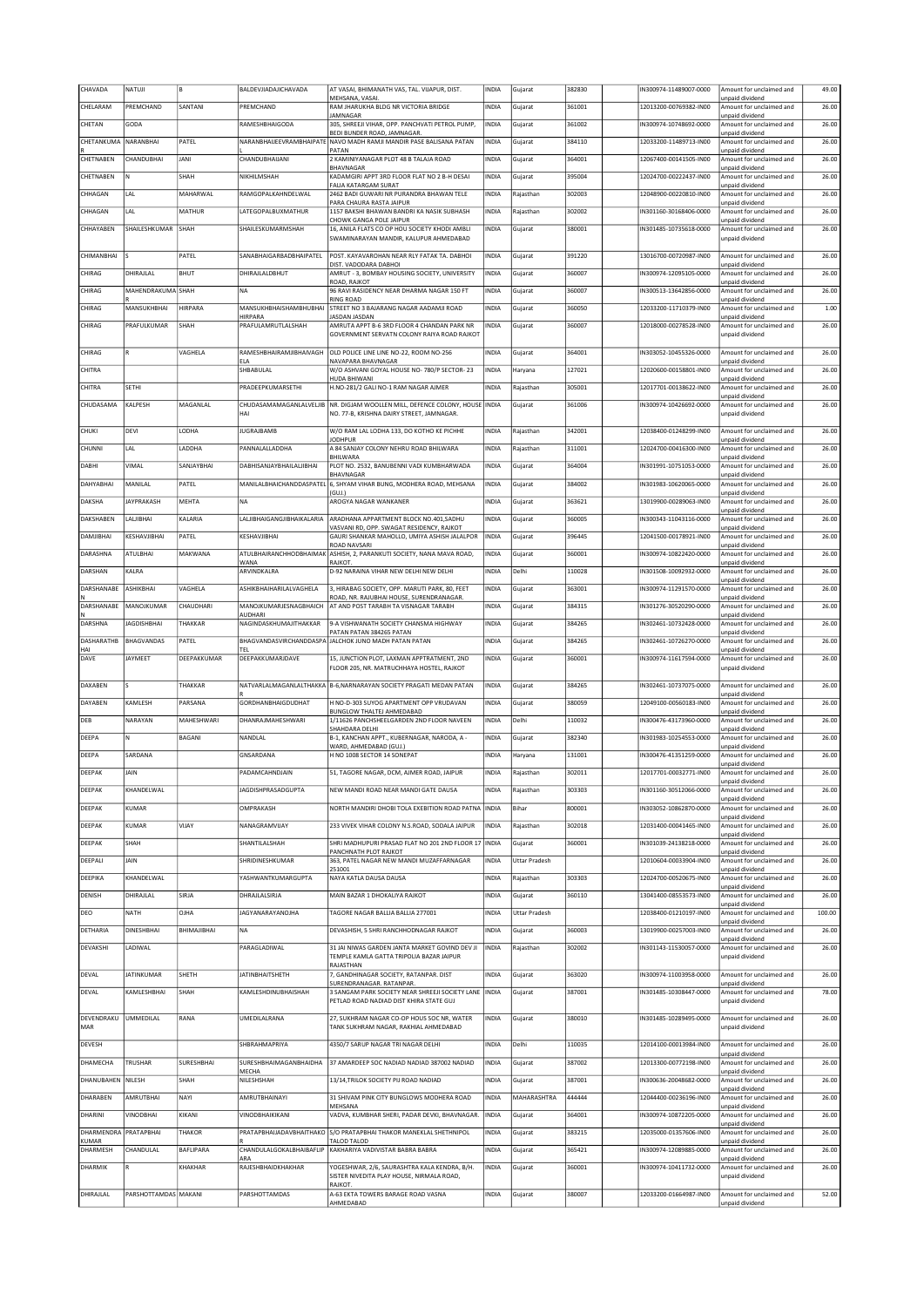| CHAVADA | NATUJI | B | BALDEVJIADAJICHAVADA | AT VASAI, BHIMANATH VAS, TAL. VIJAPUR, DIST. MEHSANA, VASAI. | INDIA | Gujarat | 382830 | | IN300974-11489007-0000 | Amount for unclaimed and unpaid dividend | 49.00 |
|---|---|---|---|---|---|---|---|---|---|---|---|
| CHELARAM | PREMCHAND | SANTANI | PREMCHAND | RAM JHARUKHA BLDG NR VICTORIA BRIDGE JAMNAGAR | INDIA | Gujarat | 361001 | | 12013200-00769382-IN00 | Amount for unclaimed and unpaid dividend | 26.00 |
| CHETAN | GODA | | RAMESHBHAIGODA | 305, SHREEJI VIHAR, OPP. PANCHVATI PETROL PUMP, BEDI BUNDER ROAD, JAMNAGAR. | INDIA | Gujarat | 361002 | | IN300974-10748692-0000 | Amount for unclaimed and unpaid dividend | 26.00 |
| CHETANKUMAR | NARANBHAI | PATEL | NARANBHAIJEEVRAMBHAIPATE | NAVO MADH RAMJI MANDIR PASE BALISANA PATAN PATAN | INDIA | Gujarat | 384110 | | 12033200-11489713-IN00 | Amount for unclaimed and unpaid dividend | 26.00 |
| CHETNABEN | CHANDUBHAI | JANI | CHANDUBHAIJANI | 2 KAMINIYANAGAR PLOT 48 B TALAJA ROAD BHAVNAGAR | INDIA | Gujarat | 364001 | | 12067400-00141505-IN00 | Amount for unclaimed and unpaid dividend | 26.00 |
| CHETNABEN | N | SHAH | NIKHILMSHAH | KADAMGIRI APPT 3RD FLOOR FLAT NO 2 B-H DESAI FALIA KATARGAM SURAT | INDIA | Gujarat | 395004 | | 12024700-00222437-IN00 | Amount for unclaimed and unpaid dividend | 26.00 |
| CHHAGAN | LAL | MAHARWAL | RAMGOPALKAHNDELWAL | 2462 BADI GUWARI NR PURANDRA BHAWAN TELE PARA CHAURA RASTA JAIPUR | INDIA | Rajasthan | 302003 | | 12048900-00220810-IN00 | Amount for unclaimed and unpaid dividend | 26.00 |
| CHHAGAN | LAL | MATHUR | LATEGOPALBUXMATHUR | 1157 BAKSHI BHAWAN BANDRI KA NASIK SUBHASH CHOWK GANGA POLE JAIPUR | INDIA | Rajasthan | 302002 | | IN301160-30168406-0000 | Amount for unclaimed and unpaid dividend | 26.00 |
| CHHAYABEN | SHAILESHKUMAR | SHAH | SHAILESKUMARMSHAH | 16, ANILA FLATS CO OP HOU SOCIETY KHODI AMBLI SWAMINARAYAN MANDIR, KALUPUR AHMEDABAD | INDIA | Gujarat | 380001 | | IN301485-10735618-0000 | Amount for unclaimed and unpaid dividend | 26.00 |
| CHIMANBHAI | S | PATEL | SANABHAIGARBADBHAIPATEL | POST. KAYAVAROHAN NEAR RLY FATAK TA. DABHOI DIST. VADODARA DABHOI | INDIA | Gujarat | 391220 | | 13016700-00720987-IN00 | Amount for unclaimed and unpaid dividend | 26.00 |
| CHIRAG | DHIRAJLAL | BHUT | DHIRAJLALDBHUT | AMRUT - 3, BOMBAY HOUSING SOCIETY, UNIVERSITY ROAD, RAJKOT | INDIA | Gujarat | 360007 | | IN300974-12095105-0000 | Amount for unclaimed and unpaid dividend | 26.00 |
| CHIRAG | MAHENDRAKUMAR | SHAH | NA | 96 RAVI RASIDENCY NEAR DHARMA NAGAR 150 FT RING ROAD | INDIA | Gujarat | 360007 | | IN300513-13642856-0000 | Amount for unclaimed and unpaid dividend | 26.00 |
| CHIRAG | MANSUKHBHAI | HIRPARA | MANSUKHBHAISHAMBHUBHAI HIRPARA | STREET NO 3 BAJARANG NAGAR AADAMJI ROAD JASDAN JASDAN | INDIA | Gujarat | 360050 | | 12033200-11710379-IN00 | Amount for unclaimed and unpaid dividend | 1.00 |
| CHIRAG | PRAFULKUMAR | SHAH | PRAFULAMRUTLALSHAH | AMRUTA APPT B-6 3RD FLOOR 4 CHANDAN PARK NR GOVERNMENT SERVATN COLONY RAIYA ROAD RAJKOT | INDIA | Gujarat | 360007 | | 12018000-00278528-IN00 | Amount for unclaimed and unpaid dividend | 26.00 |
| CHIRAG | R | VAGHELA | RAMESHBHAIRAMJIBHAIVAGHELA | OLD POLICE LINE LINE NO-22, ROOM NO-256 NAVAPARA BHAVNAGAR | INDIA | Gujarat | 364001 | | IN303052-10455326-0000 | Amount for unclaimed and unpaid dividend | 26.00 |
| CHITRA | | | SHBABULAL | W/O ASHVANI GOYAL HOUSE NO- 780/P SECTOR- 23 HUDA BHIWANI | INDIA | Haryana | 127021 | | 12020600-00158801-IN00 | Amount for unclaimed and unpaid dividend | 26.00 |
| CHITRA | SETHI | | PRADEEPKUMARSETHI | H.NO-281/2 GALI NO-1 RAM NAGAR AJMER | INDIA | Rajasthan | 305001 | | 12017701-00138622-IN00 | Amount for unclaimed and unpaid dividend | 26.00 |
| CHUDASAMA | KALPESH | MAGANLAL | CHUDASAMAMAGANLALVELJIBHAI | NR. DIGJAM WOOLLEN MILL, DEFENCE COLONY, HOUSE NO. 77-B, KRISHNA DAIRY STREET, JAMNAGAR. | INDIA | Gujarat | 361006 | | IN300974-10426692-0000 | Amount for unclaimed and unpaid dividend | 26.00 |
| CHUKI | DEVI | LODHA | JUGRAJBAMB | W/O RAM LAL LODHA 133, DO KOTHO KE PICHHE JODHPUR | INDIA | Rajasthan | 342001 | | 12038400-01248299-IN00 | Amount for unclaimed and unpaid dividend | 26.00 |
| CHUNNI | LAL | LADDHA | PANNALALLADDHA | A 84 SANJAY COLONY NEHRU ROAD BHILWARA BHILWARA | INDIA | Rajasthan | 311001 | | 12024700-00416300-IN00 | Amount for unclaimed and unpaid dividend | 26.00 |
| DABHI | VIMAL | SANJAYBHAI | DABHISANJAYBHAILALJIBHAI | PLOT NO. 2532, BANUBENNI VADI KUMBHARWADA BHAVNAGAR | INDIA | Gujarat | 364004 | | IN301991-10751053-0000 | Amount for unclaimed and unpaid dividend | 26.00 |
| DAHYABHAI | MANILAL | PATEL | MANILALBHAICHANDDASPATEL | 6, SHYAM VIHAR BUNG, MODHERA ROAD, MEHSANA (GUJ.) | INDIA | Gujarat | 384002 | | IN301983-10620065-0000 | Amount for unclaimed and unpaid dividend | 26.00 |
| DAKSHA | JAYPRAKASH | MEHTA | NA | AROGYA NAGAR WANKANER | INDIA | Gujarat | 363621 | | 13019900-00289063-IN00 | Amount for unclaimed and unpaid dividend | 26.00 |
| DAKSHABEN | LALJIBHAI | KALARIA | LALJIBHAIGANGJIBHAIKALARIA | ARADHANA APPARTMENT BLOCK NO.401,SADHU VASVANI RD, OPP. SWAGAT RESIDENCY, RAJKOT | INDIA | Gujarat | 360005 | | IN300343-11043116-0000 | Amount for unclaimed and unpaid dividend | 26.00 |
| DAMJIBHAI | KESHAVJIBHAI | PATEL | KESHAVJIBHAI | GAURI SHANKAR MAHOLLO, UMIYA ASHISH JALALPOR ROAD NAVSARI | INDIA | Gujarat | 396445 | | 12041500-00178921-IN00 | Amount for unclaimed and unpaid dividend | 26.00 |
| DARASHNA | ATULBHAI | MAKWANA | ATULBHAIRANCHHODBHAIMAKWANA | ASHISH, 2, PARANKUTI SOCIETY, NANA MAVA ROAD, RAJKOT. | INDIA | Gujarat | 360001 | | IN300974-10822420-0000 | Amount for unclaimed and unpaid dividend | 26.00 |
| DARSHAN | KALRA | | ARVINDKALRA | D-92 NARAINA VIHAR NEW DELHI NEW DELHI | INDIA | Delhi | 110028 | | IN301508-10092932-0000 | Amount for unclaimed and unpaid dividend | 26.00 |
| DARSHANABEN | ASHIKBHAI | VAGHELA | ASHIKBHAIHARILALVAGHELA | 3, HIRABAG SOCIETY, OPP. MARUTI PARK, 80, FEET ROAD, NR. RAJUBHAI HOUSE, SURENDRANAGAR. | INDIA | Gujarat | 363001 | | IN300974-11291570-0000 | Amount for unclaimed and unpaid dividend | 26.00 |
| DARSHANABEN | MANOJKUMAR | CHAUDHARI | MANOJKUMARJESNAGBHAICHAUDHARI | AT AND POST TARABH TA VISNAGAR TARABH | INDIA | Gujarat | 384315 | | IN301276-30520290-0000 | Amount for unclaimed and unpaid dividend | 26.00 |
| DARSHNA | JAGDISHBHAI | THAKKAR | NAGINDASKHUMAJITHAKKAR | 9-A VISHWANATH SOCIETY CHANSMA HIGHWAY PATAN PATAN 384265 PATAN | INDIA | Gujarat | 384265 | | IN302461-10732428-0000 | Amount for unclaimed and unpaid dividend | 26.00 |
| DASHARATHBHAI | BHAGVANDAS | PATEL | BHAGVANDASVIRCHANDDASPATEL | JALCHOK JUNO MADH PATAN PATAN | INDIA | Gujarat | 384265 | | IN302461-10726270-0000 | Amount for unclaimed and unpaid dividend | 26.00 |
| DAVE | JAYMEET | DEEPAKKUMAR | DEEPAKKUMARJDAVE | 15, JUNCTION PLOT, LAXMAN APPTRATMENT, 2ND FLOOR 205, NR. MATRUCHHAYA HOSTEL, RAJKOT | INDIA | Gujarat | 360001 | | IN300974-11617594-0000 | Amount for unclaimed and unpaid dividend | 26.00 |
| DAXABEN | S | THAKKAR | NATVARLALMAGANLALTHAKKAR | B-6,NARNARAYAN SOCIETY PRAGATI MEDAN PATAN | INDIA | Gujarat | 384265 | | IN302461-10737075-0000 | Amount for unclaimed and unpaid dividend | 26.00 |
| DAYABEN | KAMLESH | PARSANA | GORDHANBHAIGDUDHAT | H NO-D-303 SUYOG APARTMENT OPP VRUDAVAN BUNGLOW THALTEJ AHMEDABAD | INDIA | Gujarat | 380059 | | 12049100-00560183-IN00 | Amount for unclaimed and unpaid dividend | 26.00 |
| DEB | NARAYAN | MAHESHWARI | DHANRAJMAHESHWARI | 1/11626 PANCHSHEELGARDEN 2ND FLOOR NAVEEN SHAHDARA DELHI | INDIA | Delhi | 110032 | | IN300476-43173960-0000 | Amount for unclaimed and unpaid dividend | 26.00 |
| DEEPA | N | BAGANI | NANDLAL | B-1, KANCHAN APPT., KUBERNAGAR, NARODA, A - WARD, AHMEDABAD (GUJ.) | INDIA | Gujarat | 382340 | | IN301983-10254553-0000 | Amount for unclaimed and unpaid dividend | 26.00 |
| DEEPA | SARDANA | | GNSARDANA | H NO 1008 SECTOR 14 SONEPAT | INDIA | Haryana | 131001 | | IN300476-41351259-0000 | Amount for unclaimed and unpaid dividend | 26.00 |
| DEEPAK | JAIN | | PADAMCAHNDJAIN | 51, TAGORE NAGAR, DCM, AJMER ROAD, JAIPUR | INDIA | Rajasthan | 302011 | | 12017701-00032771-IN00 | Amount for unclaimed and unpaid dividend | 26.00 |
| DEEPAK | KHANDELWAL | | JAGDISHPRASADGUPTA | NEW MANDI ROAD NEAR MANDI GATE DAUSA | INDIA | Rajasthan | 303303 | | IN301160-30512066-0000 | Amount for unclaimed and unpaid dividend | 26.00 |
| DEEPAK | KUMAR | | OMPRAKASH | NORTH MANDIRI DHOBI TOLA EXEBITION ROAD PATNA | INDIA | Bihar | 800001 | | IN303052-10862870-0000 | Amount for unclaimed and unpaid dividend | 26.00 |
| DEEPAK | KUMAR | VIJAY | NANAGRAMVIJAY | 233 VIVEK VIHAR COLONY N.S.ROAD, SODALA JAIPUR | INDIA | Rajasthan | 302018 | | 12031400-00041465-IN00 | Amount for unclaimed and unpaid dividend | 26.00 |
| DEEPAK | SHAH | | SHANTILALSHAH | SHRI MADHUPURI PRASAD FLAT NO 201 2ND FLOOR 17 PANCHNATH PLOT RAJKOT | INDIA | Gujarat | 360001 | | IN301039-24138218-0000 | Amount for unclaimed and unpaid dividend | 26.00 |
| DEEPALI | JAIN | | SHRIDINESHKUMAR | 363, PATEL NAGAR NEW MANDI MUZAFFARNAGAR 251001 | INDIA | Uttar Pradesh | | | 12010604-00033904-IN00 | Amount for unclaimed and unpaid dividend | 26.00 |
| DEEPIKA | KHANDELWAL | | YASHWANTKUMARGUPTA | NAYA KATLA DAUSA DAUSA | INDIA | Rajasthan | 303303 | | 12024700-00520675-IN00 | Amount for unclaimed and unpaid dividend | 26.00 |
| DENISH | DHIRAJLAL | SIRJA | DHRAJLALSIRJA | MAIN BAZAR 1 DHOKALIYA RAJKOT | INDIA | Gujarat | 360110 | | 13041400-08553573-IN00 | Amount for unclaimed and unpaid dividend | 26.00 |
| DEO | NATH | OJHA | JAGYANARAYANOJHA | TAGORE NAGAR BALLIA BALLIA 277001 | INDIA | Uttar Pradesh | | | 12038400-01210197-IN00 | Amount for unclaimed and unpaid dividend | 100.00 |
| DETHARIA | DINESHBHAI | BHIMAJIBHAI | NA | DEVASHISH, 5 SHRI RANCHHODNAGAR RAJKOT | INDIA | Gujarat | 360003 | | 13019900-00257003-IN00 | Amount for unclaimed and unpaid dividend | 26.00 |
| DEVAKSHI | LADIWAL | | PARAGLADIWAL | 31 JAI NIWAS GARDEN JANTA MARKET GOVIND DEV JI TEMPLE KAMLA GATTA TRIPOLIA BAZAR JAIPUR RAJASTHAN | INDIA | Rajasthan | 302002 | | IN301143-11530057-0000 | Amount for unclaimed and unpaid dividend | 26.00 |
| DEVAL | JATINKUMAR | SHETH | JATINBHAITSHETH | 7, GANDHINAGAR SOCIETY, RATANPAR. DIST SURENDRANAGAR. RATANPAR. | INDIA | Gujarat | 363020 | | IN300974-11003958-0000 | Amount for unclaimed and unpaid dividend | 26.00 |
| DEVAL | KAMLESHBHAI | SHAH | KAMLESHDINUBHAISHAH | 3 SANGAM PARK SOCIETY NEAR SHREEJI SOCIETY LANE PETLAD ROAD NADIAD DIST KHIRA STATE GUJ | INDIA | Gujarat | 387001 | | IN301485-10308447-0000 | Amount for unclaimed and unpaid dividend | 78.00 |
| DEVENDRAKUMAR | UMMEDILAL | RANA | UMEDILALRANA | 27, SUKHRAM NAGAR CO-OP HOUS SOC NR, WATER TANK SUKHRAM NAGAR, RAKHIAL AHMEDABAD | INDIA | Gujarat | 380010 | | IN301485-10289495-0000 | Amount for unclaimed and unpaid dividend | 26.00 |
| DEVESH | | | SHBRAHMAPRIYA | 4350/7 SARUP NAGAR TRI NAGAR DELHI | INDIA | Delhi | 110035 | | 12014100-00013984-IN00 | Amount for unclaimed and unpaid dividend | 26.00 |
| DHAMECHA | TRUSHAR | SURESHBHAI | SURESHBHAIMAGANBHAIDHAMECHA | 37 AMARDEEP SOC NADIAD NADIAD 387002 NADIAD | INDIA | Gujarat | 387002 | | 12013300-00772198-IN00 | Amount for unclaimed and unpaid dividend | 26.00 |
| DHANUBAHEN | NILESH | SHAH | NILESHSHAH | 13/14,TRILOK SOCIETY PIJ ROAD NADIAD | INDIA | Gujarat | 387001 | | IN300636-20048682-0000 | Amount for unclaimed and unpaid dividend | 26.00 |
| DHARABEN | AMRUTBHAI | NAYI | AMRUTBHAINAYI | 31 SHIVAM PINK CITY BUNGLOWS MODHERA ROAD MEHSANA | INDIA | MAHARASHTRA | 444444 | | 12044400-00236196-IN00 | Amount for unclaimed and unpaid dividend | 26.00 |
| DHARINI | VINODBHAI | KIKANI | VINODBHAIKIKANI | VADVA, KUMBHAR SHERI, PADAR DEVKI, BHAVNAGAR. | INDIA | Gujarat | 364001 | | IN300974-10872205-0000 | Amount for unclaimed and unpaid dividend | 26.00 |
| DHARMENDRAKUMAR | PRATAPBHAI | THAKOR | PRATAPBHAIJADAVBHAITHAKOR | S/O PRATAPBHAI THAKOR MANEKLAL SHETHNIPOL TALOD TALOD | INDIA | Gujarat | 383215 | | 12035000-01357606-IN00 | Amount for unclaimed and unpaid dividend | 26.00 |
| DHARMESH | CHANDULAL | BAFLIPARA | CHANDULALGOKALBHAIBAFLIPARA | KAKHARIYA VADIVISTAR BABRA BABRA | INDIA | Gujarat | 365421 | | IN300974-12089885-0000 | Amount for unclaimed and unpaid dividend | 26.00 |
| DHARMIK | R | KHAKHAR | RAJESHBHAIDKHAKHAR | YOGESHWAR, 2/6, SAURASHTRA KALA KENDRA, B/H. SISTER NIVEDITA PLAY HOUSE, NIRMALA ROAD, RAJKOT. | INDIA | Gujarat | 360001 | | IN300974-10411732-0000 | Amount for unclaimed and unpaid dividend | 26.00 |
| DHIRAJLAL | PARSHOTTAMDAS | MAKANI | PARSHOTTAMDAS | A-63 EKTA TOWERS BARAGE ROAD VASNA AHMEDABAD | INDIA | Gujarat | 380007 | | 12033200-01664987-IN00 | Amount for unclaimed and unpaid dividend | 52.00 |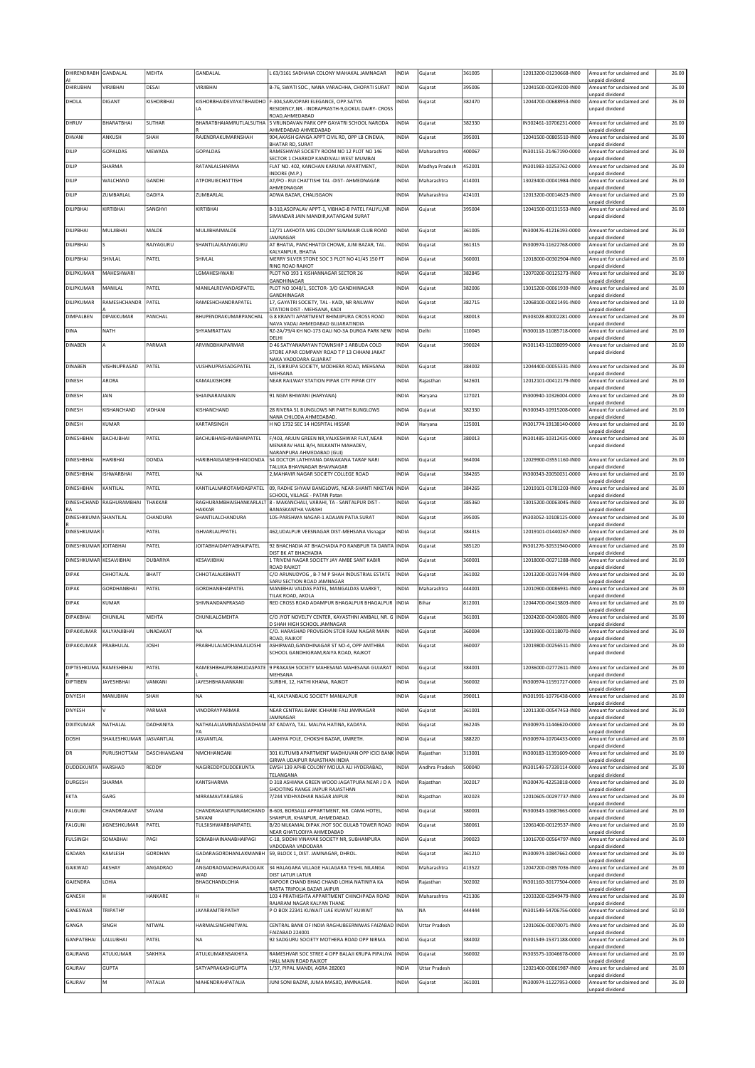| DHIRENDRABHAI | GANDALAL | MEHTA | GANDALAL | L 63/3161 SADHANA COLONY MAHAKAL JAMNAGAR | INDIA | Gujarat | 361005 | | 12013200-01230668-IN00 | Amount for unclaimed and unpaid dividend | 26.00 |
|---|---|---|---|---|---|---|---|---|---|---|---|
| DHIRUBHAI | VIRJIBHAI | DESAI | VIRJIBHAI | B-76, SWATI SOC., NANA VARACHHA, CHOPATI SURAT | INDIA | Gujarat | 395006 | | 12041500-00249200-IN00 | Amount for unclaimed and unpaid dividend | 26.00 |
| DHOLA | DIGANT | KISHORBHAI | KISHORBHAIDEVAYATBHAIDHOLA | F-304,SARVOPARI ELEGANCE, OPP.SATYA RESIDENCY,NR.- INDRAPRASTH-9,GOKUL DAIRY- CROSS ROAD,AHMEDABAD | INDIA | Gujarat | 382470 | | 12044700-00688953-IN00 | Amount for unclaimed and unpaid dividend | 26.00 |
| DHRUV | BHARATBHAI | SUTHAR | BHARATBHAIAMRUTLALSUTHAR | 5 VRUNDAVAN PARK OPP GAYATRI SCHOOL NARODA AHMEDABAD AHMEDABAD | INDIA | Gujarat | 382330 | | IN302461-10706231-0000 | Amount for unclaimed and unpaid dividend | 26.00 |
| DHVANI | ANKUSH | SHAH | RAJENDRAKUMARNSHAH | 904,AKASH GANGA APPT CIVIL RD, OPP LB CINEMA, BHATAR RD, SURAT | INDIA | Gujarat | 395001 | | 12041500-00805510-IN00 | Amount for unclaimed and unpaid dividend | 26.00 |
| DILIP | GOPALDAS | MEWADA | GOPALDAS | RAMESHWAR SOCIETY ROOM NO 12 PLOT NO 146 SECTOR 1 CHARKOP KANDIVALI WEST MUMBAI | INDIA | Maharashtra | 400067 | | IN301151-21467190-0000 | Amount for unclaimed and unpaid dividend | 26.00 |
| DILIP | SHARMA | | RATANLALSHARMA | FLAT NO. 402, KANCHAN KARUNA APARTMENT, INDORE (M.P.) | INDIA | Madhya Pradesh | 452001 | | IN301983-10253762-0000 | Amount for unclaimed and unpaid dividend | 26.00 |
| DILIP | WALCHAND | GANDHI | ATPORUIECHATTISHI | AT/PO - RUI CHATTISHI TAL -DIST- AHMEDNAGAR AHMEDNAGAR | INDIA | Maharashtra | 414001 | | 13023400-00041984-IN00 | Amount for unclaimed and unpaid dividend | 26.00 |
| DILIP | ZUMBARLAL | GADIYA | ZUMBARLAL | ADWA BAZAR, CHALISGAON | INDIA | Maharashtra | 424101 | | 12013200-00014623-IN00 | Amount for unclaimed and unpaid dividend | 25.00 |
| DILIPBHAI | KIRTIBHAI | SANGHVI | KIRTIBHAI | B-310,ASOPALAV APPT-1, VIBHAG-B PATEL FALIYU,NR SIMANDAR JAIN MANDIR,KATARGAM SURAT | INDIA | Gujarat | 395004 | | 12041500-00131553-IN00 | Amount for unclaimed and unpaid dividend | 26.00 |
| DILIPBHAI | MULJIBHAI | MALDE | MULJIBHAIMALDE | 12/71 LAKHOTA MIG COLONY SUMMAIR CLUB ROAD JAMNAGAR | INDIA | Gujarat | 361005 | | IN300476-41216193-0000 | Amount for unclaimed and unpaid dividend | 26.00 |
| DILIPBHAI | S | RAJYAGURU | SHANTILALRAJYAGURU | AT BHATIA, PANCHHATDI CHOWK, JUNI BAZAR, TAL. KALYANPUR, BHATIA | INDIA | Gujarat | 361315 | | IN300974-11622768-0000 | Amount for unclaimed and unpaid dividend | 26.00 |
| DILIPBHAI | SHIVLAL | PATEL | SHIVLAL | MERRY SILVER STONE SOC 3 PLOT NO 41/45 150 FT RING ROAD RAJKOT | INDIA | Gujarat | 360001 | | 12018000-00302904-IN00 | Amount for unclaimed and unpaid dividend | 26.00 |
| DILIPKUMAR | MAHESHWARI | | LGMAHESHWARI | PLOT NO 193 1 KISHANNAGAR SECTOR 26 GANDHINAGAR | INDIA | Gujarat | 382845 | | 12070200-00125273-IN00 | Amount for unclaimed and unpaid dividend | 26.00 |
| DILIPKUMAR | MANILAL | PATEL | MANILALREVANDASPATEL | PLOT NO 1048/1, SECTOR- 3/D GANDHINAGAR GANDHINAGAR | INDIA | Gujarat | 382006 | | 13015200-00061939-IN00 | Amount for unclaimed and unpaid dividend | 26.00 |
| DILIPKUMAR | RAMESHCHANDRA | PATEL | RAMESHCHANDRAPATEL | 17, GAYATRI SOCIETY, TAL - KADI, NR RAILWAY STATION DIST - MEHSANA, KADI | INDIA | Gujarat | 382715 | | 12068100-00021491-IN00 | Amount for unclaimed and unpaid dividend | 13.00 |
| DIMPALBEN | DIPAKKUMAR | PANCHAL | BHUPENDRAKUMARPANCHAL | G 8 KRANTI APARTMENT BHIMJIPURA CROSS ROAD NAVA VADAJ AHMEDABAD GUJARATINDIA | INDIA | Gujarat | 380013 | | IN303028-80002281-0000 | Amount for unclaimed and unpaid dividend | 26.00 |
| DINA | NATH | | SHYAMRATTAN | RZ-2A/79/4 KH NO-173 GALI NO-3A DURGA PARK NEW DELHI | INDIA | Delhi | 110045 | | IN300118-11085718-0000 | Amount for unclaimed and unpaid dividend | 26.00 |
| DINABEN | A | PARMAR | ARVINDBHAIPARMAR | D 46 SATYANARAYAN TOWNSHIP 1 ARBUDA COLD STORE APAR COMPANY ROAD T P 13 CHHANI JAKAT NAKA VADODARA GUJARAT | INDIA | Gujarat | 390024 | | IN301143-11038099-0000 | Amount for unclaimed and unpaid dividend | 26.00 |
| DINABEN | VISHNUPRASAD | PATEL | VUSHNUPRASADGPATEL | 21, ISIKRUPA SOCIETY, MODHERA ROAD, MEHSANA MEHSANA | INDIA | Gujarat | 384002 | | 12044400-00055331-IN00 | Amount for unclaimed and unpaid dividend | 26.00 |
| DINESH | ARORA | | KAMALKISHORE | NEAR RAILWAY STATION PIPAR CITY PIPAR CITY | INDIA | Rajasthan | 342601 | | 12012101-00412179-IN00 | Amount for unclaimed and unpaid dividend | 26.00 |
| DINESH | JAIN | | SHIAINARAINJAIN | 91 NGM BHIWANI (HARYANA) | INDIA | Haryana | 127021 | | IN300940-10326004-0000 | Amount for unclaimed and unpaid dividend | 26.00 |
| DINESH | KISHANCHAND | VIDHANI | KISHANCHAND | 28 RIVERA 51 BUNGLOWS NR PARTH BUNGLOWS NANA CHILODA AHMEDABAD. | INDIA | Gujarat | 382330 | | IN300343-10915208-0000 | Amount for unclaimed and unpaid dividend | 26.00 |
| DINESH | KUMAR | | KARTARSINGH | H NO 1732 SEC 14 HOSPITAL HISSAR | INDIA | Haryana | 125001 | | IN301774-19138140-0000 | Amount for unclaimed and unpaid dividend | 26.00 |
| DINESHBHAI | BACHUBHAI | PATEL | BACHUBHAISHIVABHAIPATEL | F/403, ARJUN GREEN NR,VALKESHWAR FLAT,NEAR MENARAV HALL B/H, NILKANTH MAHADEV, NARANPURA AHMEDABAD (GUJ) | INDIA | Gujarat | 380013 | | IN301485-10312435-0000 | Amount for unclaimed and unpaid dividend | 26.00 |
| DINESHBHAI | HARIBHAI | DONDA | HARIBHAIGANESHBHAIDONDA | 54 DOCTOR LATHIYANA DAWAKANA TARAF NARI TALUKA BHAVNAGAR BHAVNAGAR | INDIA | Gujarat | 364004 | | 12029900-03551160-IN00 | Amount for unclaimed and unpaid dividend | 26.00 |
| DINESHBHAI | ISHWARBHAI | PATEL | NA | 2,MAHAVIR NAGAR SOCIETY COLLEGE ROAD | INDIA | Gujarat | 384265 | | IN300343-20050031-0000 | Amount for unclaimed and unpaid dividend | 26.00 |
| DINESHBHAI | KANTILAL | PATEL | KANTILALNAROTAMDASPATEL | 09, RADHE SHYAM BANGLOWS, NEAR-SHANTI NIKETAN SCHOOL, VILLAGE - PATAN Patan | INDIA | Gujarat | 384265 | | 12019101-01781203-IN00 | Amount for unclaimed and unpaid dividend | 26.00 |
| DINESHCHANDRA | RAGHURAMBHAI | THAKKAR | RAGHURAMBHAISHANKARLALTHAKKAR | 8 - MAKANCHALI, VARAHI, TA - SANTALPUR DIST - BANASKANTHA VARAHI | INDIA | Gujarat | 385360 | | 13015200-00063045-IN00 | Amount for unclaimed and unpaid dividend | 26.00 |
| DINESHKKUMAR | SHANTILAL | CHANDURA | SHANTILALCHANDURA | 105-PARSHWA NAGAR-1 ADAJAN PATIA SURAT | INDIA | Gujarat | 395005 | | IN303052-10108125-0000 | Amount for unclaimed and unpaid dividend | 26.00 |
| DINESHKUMAR | I | PATEL | ISHVARLALPPATEL | 462,UDALPUR VEESNAGAR DIST-MEHSANA Visnagar | INDIA | Gujarat | 384315 | | 12019101-01440267-IN00 | Amount for unclaimed and unpaid dividend | 26.00 |
| DINESHKUMAR | JOITABHAI | PATEL | JOITABHAIDAHYABHAIPATEL | 92 BHACHADIA AT BHACHADIA PO RANBPUR TA DANTA DIST BK AT BHACHADIA | INDIA | Gujarat | 385120 | | IN301276-30531940-0000 | Amount for unclaimed and unpaid dividend | 26.00 |
| DINESHKUMAR | KESAVJIBHAI | DUBARIYA | KESAVJIBHAI | 1 TRIVENI NAGAR SOCIETY JAY AMBE SANT KABIR ROAD RAJKOT | INDIA | Gujarat | 360001 | | 12018000-00271288-IN00 | Amount for unclaimed and unpaid dividend | 26.00 |
| DIPAK | CHHOTALAL | BHATT | CHHOTALALKBHATT | C/O ARUNUDYOG , B-7 M P SHAH INDUSTRIAL ESTATE SARU SECTION ROAD JAMNAGAR | INDIA | Gujarat | 361002 | | 12013200-00317494-IN00 | Amount for unclaimed and unpaid dividend | 26.00 |
| DIPAK | GORDHANBHAI | PATEL | GORDHANBHAIPATEL | MANIBHAI VALDAS PATEL, MANGALDAS MARKET, TILAK ROAD, AKOLA | INDIA | Maharashtra | 444001 | | 12010900-00086931-IN00 | Amount for unclaimed and unpaid dividend | 26.00 |
| DIPAK | KUMAR | | SHIVNANDANPRASAD | RED CROSS ROAD ADAMPUR BHAGALPUR BHAGALPUR | INDIA | Bihar | 812001 | | 12044700-06413803-IN00 | Amount for unclaimed and unpaid dividend | 26.00 |
| DIPAKBHAI | CHUNILAL | MEHTA | CHUNILALGMEHTA | C/O JYOT NOVELTY CENTER, KAYASTHNI AMBALI, NR. G D SHAH HIGH SCHOOL JAMNAGAR | INDIA | Gujarat | 361001 | | 12024200-00410801-IN00 | Amount for unclaimed and unpaid dividend | 26.00 |
| DIPAKKUMAR | KALYANJIBHAI | UNADAKAT | NA | C/O. HARASHAD PROVISION STOR RAM NAGAR MAIN ROAD, RAJKOT | INDIA | Gujarat | 360004 | | 13019900-00118070-IN00 | Amount for unclaimed and unpaid dividend | 26.00 |
| DIPAKKUMAR | PRABHULAL | JOSHI | PRABHULALMOHANLALJOSHI | ASHIRWAD,GANDHINAGAR ST NO-4, OPP AMTHIBA SCHOOL GANDHIGRAM,RAIYA ROAD, RAJKOT | INDIA | Gujarat | 360007 | | 12019800-00256511-IN00 | Amount for unclaimed and unpaid dividend | 26.00 |
| DIPTESHKUMAR | RAMESHBHAI | PATEL | RAMESHBHAIPRABHUDASPATEL | 9 PRAKASH SOCIETY MAHESANA MAHESANA GUJARAT MEHSANA | INDIA | Gujarat | 384001 | | 12036000-02772611-IN00 | Amount for unclaimed and unpaid dividend | 26.00 |
| DIPTIBEN | JAYESHBHAI | VANKANI | JAYESHBHAIVANKANI | SURBHI, 12, HATHI KHANA, RAJKOT | INDIA | Gujarat | 360002 | | IN300974-11591727-0000 | Amount for unclaimed and unpaid dividend | 25.00 |
| DIVYESH | MANUBHAI | SHAH | NA | 41, KALYANBAUG SOCIETY MANJALPUR | INDIA | Gujarat | 390011 | | IN301991-10776438-0000 | Amount for unclaimed and unpaid dividend | 26.00 |
| DIVYESH | V | PARMAR | VINODRAYPARMAR | NEAR CENTRAL BANK ICHHANI FALI JAMNAGAR JAMNAGAR | INDIA | Gujarat | 361001 | | 12011300-00547453-IN00 | Amount for unclaimed and unpaid dividend | 26.00 |
| DIXITKUMAR | NATHALAL | DADHANIYA | NATHALALJAMNADASDADHANIYA | AT KADAYA, TAL. MALIYA HATINA, KADAYA. | INDIA | Gujarat | 362245 | | IN300974-11446620-0000 | Amount for unclaimed and unpaid dividend | 26.00 |
| DOSHI | SHAILESHKUMAR | JASVANTLAL | JASVANTLAL | LAKHIYA POLE, CHOKSHI BAZAR, UMRETH. | INDIA | Gujarat | 388220 | | IN300974-10704433-0000 | Amount for unclaimed and unpaid dividend | 26.00 |
| DR | PURUSHOTTAM | DASCHHANGANI | NMCHHANGANI | 301 KUTUMB APARTMENT MADHUVAN OPP ICICI BANK GIRWA UDAIPUR RAJASTHAN INDIA | INDIA | Rajasthan | 313001 | | IN300183-11391609-0000 | Amount for unclaimed and unpaid dividend | 26.00 |
| DUDDEKUNTA | HARSHAD | REDDY | NAGIREDDYDUDDEKUNTA | EWSH 139 APHB COLONY MOULA ALI HYDERABAD, TELANGANA | INDIA | Andhra Pradesh | 500040 | | IN301549-57339114-0000 | Amount for unclaimed and unpaid dividend | 25.00 |
| DURGESH | SHARMA | | KANTSHARMA | D 318 ASHIANA GREEN WOOD JAGATPURA NEAR J D A SHOOTING RANGE JAIPUR RAJASTHAN | INDIA | Rajasthan | 302017 | | IN300476-42253818-0000 | Amount for unclaimed and unpaid dividend | 26.00 |
| EKTA | GARG | | MRRAMAVTARGARG | 7/244 VIDHYADHAR NAGAR JAIPUR | INDIA | Rajasthan | 302023 | | 12010605-00297737-IN00 | Amount for unclaimed and unpaid dividend | 26.00 |
| FALGUNI | CHANDRAKANT | SAVANI | CHANDRAKANTPUNAMCHANDSAVANI | B-603, BORSALLI APPARTMENT, NR. CAMA HOTEL, SHAHPUR, KHANPUR, AHMEDABAD. | INDIA | Gujarat | 380001 | | IN300343-10687663-0000 | Amount for unclaimed and unpaid dividend | 26.00 |
| FALGUNI | JIGNESHKUMAR | PATEL | TULSIISHWARBHAIPATEL | B/20 NILKAMAL DIPAK JYOT SOC GULAB TOWER ROAD NEAR GHATLODIYA AHMEDABAD | INDIA | Gujarat | 380061 | | 12061400-00129537-IN00 | Amount for unclaimed and unpaid dividend | 26.00 |
| FULSINGH | SOMABHAI | PAGI | SOMABHAINANABHAIPAGI | C-18, SIDDHI VINAYAK SOCIETY NR, SUBHANPURA VADODARA VADODARA | INDIA | Gujarat | 390023 | | 13016700-00564797-IN00 | Amount for unclaimed and unpaid dividend | 26.00 |
| GADARA | KAMLESH | GORDHAN | GADARAGORDHANLAXMANBHAI | 59, BLOCK 1, DIST. JAMNAGAR, DHROL. | INDIA | Gujarat | 361210 | | IN300974-10847662-0000 | Amount for unclaimed and unpaid dividend | 26.00 |
| GAIKWAD | AKSHAY | ANGADRAO | ANGADRAOMADHAVRAOGAIKWAD | 34 HALAGARA VILLAGE HALAGARA TESHIL NILANGA DIST LATUR LATUR | INDIA | Maharashtra | 413522 | | 12047200-03857036-IN00 | Amount for unclaimed and unpaid dividend | 26.00 |
| GAJENDRA | LOHIA | | BHAGCHANDLOHIA | KAPOOR CHAND BHAG CHAND LOHIA NATINIYA KA RASTA TRIPOLIA BAZAR JAIPUR | INDIA | Rajasthan | 302002 | | IN301160-30177504-0000 | Amount for unclaimed and unpaid dividend | 26.00 |
| GANESH | H | HANKARE | H | 103 4 PRATHISHTA APPARTMENT CHINCHPADA ROAD RAJARAM NAGAR KALYAN THANE | INDIA | Maharashtra | 421306 | | 12033200-02949479-IN00 | Amount for unclaimed and unpaid dividend | 26.00 |
| GANESWAR | TRIPATHY | | JAYARAMTRIPATHY | P O BOX 22341 KUWAIT UAE KUWAIT KUWAIT | NA | NA | 444444 | | IN301549-54706756-0000 | Amount for unclaimed and unpaid dividend | 50.00 |
| GANGA | SINGH | NITWAL | HARMALSINGHNITWAL | CENTRAL BANK OF INDIA RAGHUBEERNIWAS FAIZABAD FAIZABAD 224001 | INDIA | Uttar Pradesh | | | 12010606-00070071-IN00 | Amount for unclaimed and unpaid dividend | 26.00 |
| GANPATBHAI | LALLUBHAI | PATEL | NA | 92 SADGURU SOCIETY MOTHERA ROAD OPP NIRMA | INDIA | Gujarat | 384002 | | IN301549-15371188-0000 | Amount for unclaimed and unpaid dividend | 26.00 |
| GAURANG | ATULKUMAR | SAKHIYA | ATULKUMARNSAKHIYA | RAMESHVAR SOC STREE 4 OPP BALAJI KRUPA PIPALIYA HALL MAIN ROAD RAJKOT | INDIA | Gujarat | 360002 | | IN303575-10046678-0000 | Amount for unclaimed and unpaid dividend | 26.00 |
| GAURAV | GUPTA | | SATYAPRAKASHGUPTA | 1/37, PIPAL MANDI, AGRA 282003 | INDIA | Uttar Pradesh | | | 12021400-00061987-IN00 | Amount for unclaimed and unpaid dividend | 26.00 |
| GAURAV | M | PATALIA | MAHENDRAHPATALIA | JUNI SONI BAZAR, JUMA MASJID, JAMNAGAR. | INDIA | Gujarat | 361001 | | IN300974-11227953-0000 | Amount for unclaimed and unpaid dividend | 26.00 |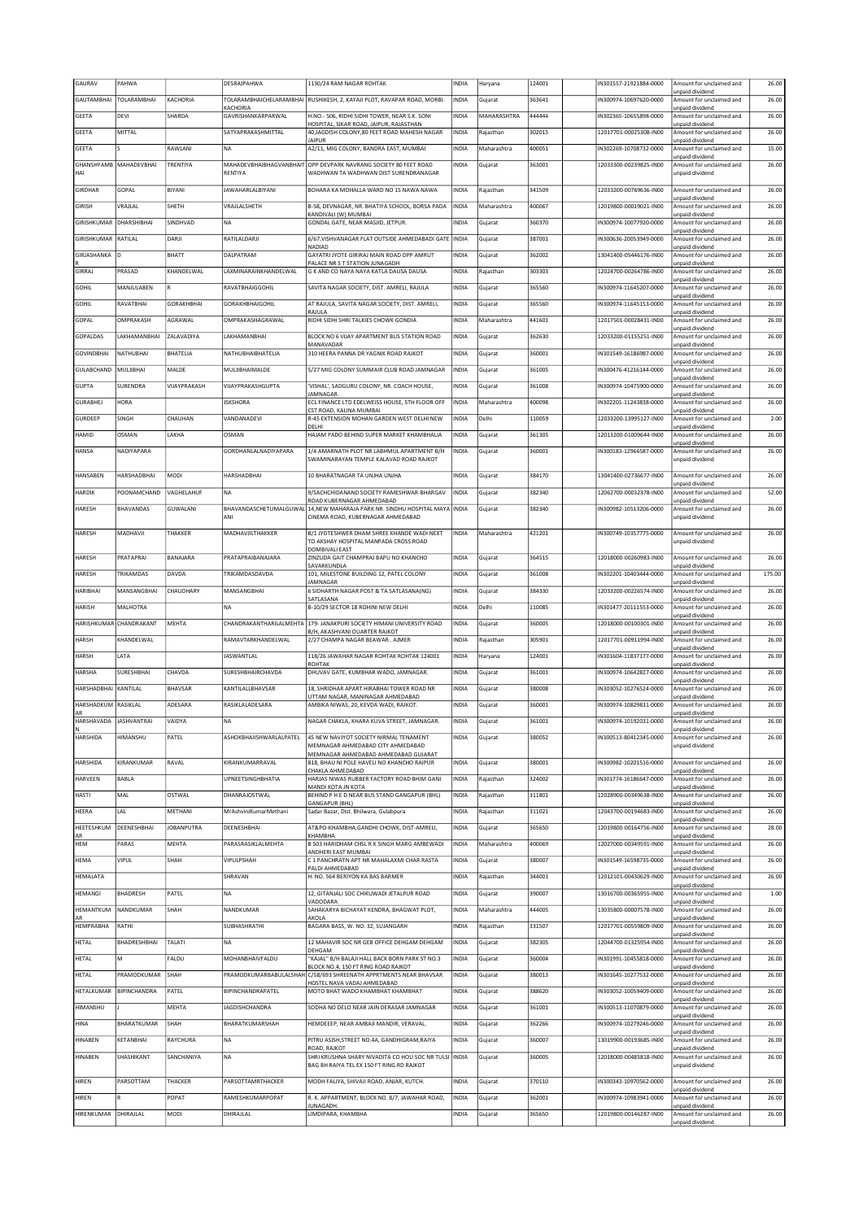| GAURAV | PAHWA | | DESRAJPAHWA | 1130/24 RAM NAGAR ROHTAK | INDIA | Haryana | 124001 | | IN301557-21921884-0000 | Amount for unclaimed and unpaid dividend | 26.00 |
|---|---|---|---|---|---|---|---|---|---|---|---|
| GAUTAMBHAI | TOLARAMBHAI | KACHORIA | TOLARAMBHAICHELARAMBHAI KACHORIA | RUSHIKESH, 2, KAYAJI PLOT, RAVAPAR ROAD, MORBI. | INDIA | Gujarat | 363641 | | IN300974-10697620-0000 | Amount for unclaimed and unpaid dividend | 26.00 |
| GEETA | DEVI | SHARDA | GAVRISHANKARPARWAL | H.NO.- 506, RIDHI SIDHI TOWER, NEAR S.K. SONI HOSPITAL, SIKAR ROAD, JAIPUR, RAJASTHAN | INDIA | MAHARASHTRA | 444444 | | IN302365-10655898-0000 | Amount for unclaimed and unpaid dividend | 26.00 |
| GEETA | MITTAL | | SATYAPRAKASHMITTAL | 40,JAGDISH COLONY,80 FEET ROAD MAHESH NAGAR JAIPUR | INDIA | Rajasthan | 302015 | | 12017701-00025308-IN00 | Amount for unclaimed and unpaid dividend | 26.00 |
| GEETA | S | RAWLANI | NA | A2/11, MIG COLONY, BANDRA EAST, MUMBAI | INDIA | Maharashtra | 400051 | | IN302269-10708732-0000 | Amount for unclaimed and unpaid dividend | 15.00 |
| GHANSHYAMBHAI | MAHADEVBHAI | TRENTIYA | MAHADEVBHAIBHAGVANBHAITRENTIYA | OPP DEVPARK NAVRANG SOCIETY 80 FEET ROAD WADHWAN TA WADHWAN DIST SURENDRANAGAR | INDIA | Gujarat | 363001 | | 12033300-00239825-IN00 | Amount for unclaimed and unpaid dividend | 26.00 |
| GIRDHAR | GOPAL | BIYANI | JAWAHARLALBIYANI | BOHARA KA MOHALLA WARD NO 15 NAWA NAWA | INDIA | Rajasthan | 341509 | | 12033200-00769636-IN00 | Amount for unclaimed and unpaid dividend | 26.00 |
| GIRISH | VRAJLAL | SHETH | VRAJLALSHETH | B-58, DEVNAGAR, NR. BHATIYA SCHOOL, BORSA PADA KANDIVALI (W) MUMBAI | INDIA | Maharashtra | 400067 | | 12019800-00019021-IN00 | Amount for unclaimed and unpaid dividend | 26.00 |
| GIRISHKUMAR | DHARSHIBHAI | SINDHVAD | NA | GONDAL GATE, NEAR MASJID, JETPUR. | INDIA | Gujarat | 360370 | | IN300974-10077920-0000 | Amount for unclaimed and unpaid dividend | 26.00 |
| GIRISHKUMAR | RATILAL | DARJI | RATILALDARJI | 6/67,VISHVANAGAR FLAT OUTSIDE AHMEDABADI GATE NADIAD | INDIA | Gujarat | 387001 | | IN300636-20053949-0000 | Amount for unclaimed and unpaid dividend | 26.00 |
| GIRJASHANKAR | D | BHATT | DALPATRAM | GAYATRI JYOTE GIRIRAJ MAIN ROAD OPP AMRUT PALACE NR S T STATION JUNAGADH | INDIA | Gujarat | 362002 | | 13041400-05446176-IN00 | Amount for unclaimed and unpaid dividend | 26.00 |
| GIRRAJ | PRASAD | KHANDELWAL | LAXMINARAINKHANDELWAL | G K AND CO NAYA NAYA KATLA DAUSA DAUSA | INDIA | Rajasthan | 303303 | | 12024700-00264786-IN00 | Amount for unclaimed and unpaid dividend | 26.00 |
| GOHIL | MANJULABEN | R | RAVATBHAIGGOHIL | SAVITA NAGAR SOCIETY, DIST. AMRELI, RAJULA | INDIA | Gujarat | 365560 | | IN300974-11645207-0000 | Amount for unclaimed and unpaid dividend | 26.00 |
| GOHIL | RAVATBHAI | GORAKHBHAI | GORAKHBHAIGOHIL | AT RAJULA, SAVITA NAGAR SOCIETY, DIST. AMRELI, RAJULA | INDIA | Gujarat | 365560 | | IN300974-11645153-0000 | Amount for unclaimed and unpaid dividend | 26.00 |
| GOPAL | OMPRAKASH | AGRAWAL | OMPRAKASHAGRAWAL | RIDHI SIDHI SHRI TALKIES CHOWK GONDIA | INDIA | Maharashtra | 441601 | | 12017501-00028431-IN00 | Amount for unclaimed and unpaid dividend | 26.00 |
| GOPALDAS | LAKHAMANBHAI | ZALAVADIYA | LAKHAMANBHAI | BLOCK NO 6 VIJAY APARTMENT BUS STATION ROAD MANAVADAR | INDIA | Gujarat | 362630 | | 12033200-01155251-IN00 | Amount for unclaimed and unpaid dividend | 26.00 |
| GOVINDBHAI | NATHUBHAI | BHATELIA | NATHUBHAIBHATELIA | 310 HEERA PANNA DR YAGNIK ROAD RAJKOT | INDIA | Gujarat | 360001 | | IN301549-16186987-0000 | Amount for unclaimed and unpaid dividend | 26.00 |
| GULABCHAND | MULJIBHAI | MALDE | MULJIBHAIMALDE | 5/27 MIG COLONY SUMMAIR CLUB ROAD JAMNAGAR | INDIA | Gujarat | 361005 | | IN300476-41216144-0000 | Amount for unclaimed and unpaid dividend | 26.00 |
| GUPTA | SURENDRA | VIJAYPRAKASH | VIJAYPRAKASHGUPTA | 'VISHAL', SADGURU COLONY, NR. COACH HOUSE, JAMNAGAR. | INDIA | Gujarat | 361008 | | IN300974-10475900-0000 | Amount for unclaimed and unpaid dividend | 26.00 |
| GURABHEJ | HORA | | JSKSHORA | ECL FINANCE LTD EDELWEISS HOUSE, 5TH FLOOR OFF CST ROAD, KALINA MUMBAI | INDIA | Maharashtra | 400098 | | IN302201-11243838-0000 | Amount for unclaimed and unpaid dividend | 26.00 |
| GURDEEP | SINGH | CHAUHAN | VANDANADEVI | R-45 EXTENSION MOHAN GARDEN WEST DELHI NEW DELHI | INDIA | Delhi | 110059 | | 12033200-13995127-IN00 | Amount for unclaimed and unpaid dividend | 2.00 |
| HAMID | OSMAN | LAKHA | OSMAN | HAJAM PADO BEHIND SUPER MARKET KHAMBHALIA | INDIA | Gujarat | 361305 | | 12013200-01009644-IN00 | Amount for unclaimed and unpaid dividend | 26.00 |
| HANSA | NADIYAPARA | | GORDHANLALNADIYAPARA | 1/4 AMARNATH PLOT NR LABHMUL APARTMENT B/H SWAMINARAYAN TEMPLE KALAVAD ROAD RAJKOT | INDIA | Gujarat | 360001 | | IN300183-12966587-0000 | Amount for unclaimed and unpaid dividend | 26.00 |
| HANSABEN | HARSHADBHAI | MODI | HARSHADBHAI | 10 BHARATNAGAR TA UNJHA UNJHA | INDIA | Gujarat | 384170 | | 13041400-02736677-IN00 | Amount for unclaimed and unpaid dividend | 26.00 |
| HARDIK | POONAMCHAND | VAGHELAHUF | NA | 9/SACHCHIDANAND SOCIETY RAMESHWAR-BHARGAV ROAD KUBERNAGAR AHMEDABAD | INDIA | Gujarat | 382340 | | 12062700-00032378-IN00 | Amount for unclaimed and unpaid dividend | 52.00 |
| HARESH | BHAVANDAS | GUWALANI | BHAVANDASCHETUMALGUWALANI | 14,NEW MAHARAJA PARK NR. SINDHU HOSPITAL MAYA CINEMA ROAD, KUBERNAGAR AHMEDABAD | INDIA | Gujarat | 382340 | | IN300982-10513206-0000 | Amount for unclaimed and unpaid dividend | 26.00 |
| HARESH | MADHAVJI | THAKKER | MADHAVJILTHAKKER | B/1 JYOTESHWER DHAM SHREE KHANDE WADI NEXT TO AKSHAY HOSPITAL MANPADA CROSS ROAD DOMBIVALI EAST | INDIA | Maharashtra | 421201 | | IN300749-10357775-0000 | Amount for unclaimed and unpaid dividend | 26.00 |
| HARESH | PRATAPRAI | BANAJARA | PRATAPRAIBANAJARA | ZINZUDA GAIT CHAMPRAJ BAPU NO KHANCHO SAVARKUNDLA | INDIA | Gujarat | 364515 | | 12018000-00260983-IN00 | Amount for unclaimed and unpaid dividend | 26.00 |
| HARESH | TRIKAMDAS | DAVDA | TRIKAMDASDAVDA | 101, MILESTONE BUILDING 12, PATEL COLONY JAMNAGAR | INDIA | Gujarat | 361008 | | IN302201-10403444-0000 | Amount for unclaimed and unpaid dividend | 175.00 |
| HARIBHAI | MANSANGBHAI | CHAUDHARY | MANSANGBHAI | 6 SIDHARTH NAGAR POST & TA SATLASANA(NG) SATLASANA | INDIA | Gujarat | 384330 | | 12033200-00226574-IN00 | Amount for unclaimed and unpaid dividend | 26.00 |
| HARISH | MALHOTRA | | NA | B-10/29 SECTOR 18 ROHINI NEW DELHI | INDIA | Delhi | 110085 | | IN301477-20111553-0000 | Amount for unclaimed and unpaid dividend | 26.00 |
| HARISHKUMAR | CHANDRAKANT | MEHTA | CHANDRAKANTHARILALMEHTA | 179- JANAKPURI SOCIETY HIMANI UNIVERSITY ROAD B/H, AKASHVANI QUARTER RAJKOT | INDIA | Gujarat | 360005 | | 12018000-00100301-IN00 | Amount for unclaimed and unpaid dividend | 26.00 |
| HARSH | KHANDELWAL | | RAMAVTARKHANDELWAL | 2/27 CHAMPA NAGAR BEAWAR . AJMER | INDIA | Rajasthan | 305901 | | 12017701-00911994-IN00 | Amount for unclaimed and unpaid dividend | 26.00 |
| HARSH | LATA | | JASWANTLAL | 118/26 JAWAHAR NAGAR ROHTAK ROHTAK 124001 ROHTAK | INDIA | Haryana | 124001 | | IN301604-11837177-0000 | Amount for unclaimed and unpaid dividend | 26.00 |
| HARSHA | SURESHBHAI | CHAVDA | SURESHBHAIRCHAVDA | DHUVAV GATE, KUMBHAR WADO, JAMNAGAR. | INDIA | Gujarat | 361001 | | IN300974-10642827-0000 | Amount for unclaimed and unpaid dividend | 26.00 |
| HARSHADBHAI | KANTILAL | BHAVSAR | KANTILALLBHAVSAR | 18, SHRIDHAR APART HIRABHAI TOWER ROAD NR UTTAM NAGAR, MANINAGAR AHMEDABAD | INDIA | Gujarat | 380008 | | IN303052-10276524-0000 | Amount for unclaimed and unpaid dividend | 26.00 |
| HARSHADKUMAR | RASIKLAL | ADESARA | RASIKLALADESARA | AMBIKA NIWAS, 20, KEVDA WADI, RAJKOT. | INDIA | Gujarat | 360001 | | IN300974-10829831-0000 | Amount for unclaimed and unpaid dividend | 26.00 |
| HARSHAVADAN | JASHVANTRAI | VAIDYA | NA | NAGAR CHAKLA, KHARA KUVA STREET, JAMNAGAR. | INDIA | Gujarat | 361001 | | IN300974-10192031-0000 | Amount for unclaimed and unpaid dividend | 26.00 |
| HARSHIDA | HIMANSHU | PATEL | ASHOKBHAIISHWARLALPATEL | 45 NEW NAVJYOT SOCIETY NIRMAL TENAMENT MEMNAGAR AHMEDABAD CITY AHMEDABAD MEMNAGAR AHMEDABAD AHMEDABAD GUJARAT | INDIA | Gujarat | 380052 | | IN300513-80412345-0000 | Amount for unclaimed and unpaid dividend | 26.00 |
| HARSHIDA | KIRANKUMAR | RAVAL | KIRANKUMARRAVAL | 818, BHAU NI POLE HAVELI NO KHANCHO RAIPUR CHAKLA AHMEDABAD | INDIA | Gujarat | 380001 | | IN300982-10201516-0000 | Amount for unclaimed and unpaid dividend | 26.00 |
| HARVEEN | BABLA | | UPNEETSINGHBHATIA | HARJAS NIWAS RUBBER FACTORY ROAD BHIM GANJ MANDI KOTA JN KOTA | INDIA | Rajasthan | 324002 | | IN301774-16186647-0000 | Amount for unclaimed and unpaid dividend | 26.00 |
| HASTI | MAL | OSTWAL | DHANRAJOSTWAL | BEHIND P H E D NEAR BUS STAND GANGAPUR (BHL) GANGAPUR (BHL) | INDIA | Rajasthan | 311801 | | 12028900-00349638-IN00 | Amount for unclaimed and unpaid dividend | 26.00 |
| HEERA | LAL | METHANI | MrAshviniKumarMethani | Sadar Bazar, Dist. Bhilwara, Gulabpura | INDIA | Rajasthan | 311021 | | 12043700-00194683-IN00 | Amount for unclaimed and unpaid dividend | 26.00 |
| HEETESHKUMAR | DEENESHBHAI | JOBANPUTRA | DEENESHBHAI | AT&PO-KHAMBHA,GANDHI CHOWK, DIST-AMRELI, KHAMBHA | INDIA | Gujarat | 365650 | | 12019800-00164756-IN00 | Amount for unclaimed and unpaid dividend | 28.00 |
| HEM | PARAS | MEHTA | PARASRASIKLALMEHTA | B 503 HARIDHAM CHSL R K SINGH MARG AMBEWADI ANDHERI EAST MUMBAI | INDIA | Maharashtra | 400069 | | 12027000-00349591-IN00 | Amount for unclaimed and unpaid dividend | 26.00 |
| HEMA | VIPUL | SHAH | VIPULPSHAH | C 1 PANCHRATN APT NR MAHALAXMI CHAR RASTA PALDI AHMEDABAD | INDIA | Gujarat | 380007 | | IN301549-16598735-0000 | Amount for unclaimed and unpaid dividend | 26.00 |
| HEMALATA | | | SHRAVAN | H. NO. 564 BERIYON KA BAS BARMER | INDIA | Rajasthan | 344001 | | 12012101-00430629-IN00 | Amount for unclaimed and unpaid dividend | 26.00 |
| HEMANGI | BHADRESH | PATEL | NA | 12, GITANJALI SOC CHIKUWADI JETALPUR ROAD VADODARA | INDIA | Gujarat | 390007 | | 13016700-00365955-IN00 | Amount for unclaimed and unpaid dividend | 1.00 |
| HEMANTKUMAR | NANDKUMAR | SHAH | NANDKUMAR | SAHAKARYA BICHAYAT KENDRA, BHAGWAT PLOT, AKOLA | INDIA | Maharashtra | 444005 | | 13035800-00007578-IN00 | Amount for unclaimed and unpaid dividend | 26.00 |
| HEMPRABHA | RATHI | | SUBHASHRATHI | BAGARA BASS, W. NO. 32, SUJANGARH | INDIA | Rajasthan | 331507 | | 12017701-00559809-IN00 | Amount for unclaimed and unpaid dividend | 26.00 |
| HETAL | BHADRESHBHAI | TALATI | NA | 12 MAHAVIR SOC NR GEB OFFICE DEHGAM DEHGAM DEHGAM | INDIA | Gujarat | 382305 | | 12044700-01325954-IN00 | Amount for unclaimed and unpaid dividend | 26.00 |
| HETAL | M | FALDU | MOHANBHAIVFALDU | "KAJAL" B/H BALAJI HALL BACK BORN PARK ST NO.3 BLOCK NO.4, 150 FT RING ROAD RAJKOT | INDIA | Gujarat | 360004 | | IN301991-10455818-0000 | Amount for unclaimed and unpaid dividend | 26.00 |
| HETAL | PRAMODKUMAR | SHAH | PRAMODKUMARBABULALSHAH | C/58/693 SHREENATH APPRTMENTS NEAR BHAVSAR HOSTEL NAVA VADAJ AHMEDABAD | INDIA | Gujarat | 380013 | | IN301645-10277532-0000 | Amount for unclaimed and unpaid dividend | 26.00 |
| HETALKUMAR | BIPINCHANDRA | PATEL | BIPINCHANDRAPATEL | MOTO BHAT WADO KHAMBHAT KHAMBHAT | INDIA | Gujarat | 388620 | | IN303052-10059409-0000 | Amount for unclaimed and unpaid dividend | 26.00 |
| HIMANSHU | J | MEHTA | JAGDISHCHANDRA | SODHA NO DELO NEAR JAIN DERASAR JAMNAGAR | INDIA | Gujarat | 361001 | | IN300513-11070879-0000 | Amount for unclaimed and unpaid dividend | 26.00 |
| HINA | BHARATKUMAR | SHAH | BHARATKUMARSHAH | HEMDEEEP, NEAR AMBAJI MANDIR, VERAVAL. | INDIA | Gujarat | 362266 | | IN300974-10279246-0000 | Amount for unclaimed and unpaid dividend | 26.00 |
| HINABEN | KETANBHAI | RAYCHURA | NA | PITRU ASISH,STREET NO.4A, GANDHIGRAM,RAIYA ROAD, RAJKOT | INDIA | Gujarat | 360007 | | 13019900-00193685-IN00 | Amount for unclaimed and unpaid dividend | 26.00 |
| HINABEN | SHASHIKANT | SANCHANIYA | NA | SHRI KRUSHNA SHARY NIVADITA CO HOU SOC NR TULSI BAG BH RAIYA TEL EX 150 FT RING RD RAJKOT | INDIA | Gujarat | 360005 | | 12018000-00485818-IN00 | Amount for unclaimed and unpaid dividend | 26.00 |
| HIREN | PARSOTTAM | THACKER | PARSOTTAMRTHACKER | MODH FALIYA, SHIVAJI ROAD, ANJAR, KUTCH. | INDIA | Gujarat | 370110 | | IN300343-10970562-0000 | Amount for unclaimed and unpaid dividend | 26.00 |
| HIREN | R | POPAT | RAMESHKUMARPOPAT | R. K. APPARTMENT, BLOCK NO. 8/7, JAWAHAR ROAD, JUNAGADH. | INDIA | Gujarat | 362001 | | IN300974-10983941-0000 | Amount for unclaimed and unpaid dividend | 26.00 |
| HIRENKUMAR | DHIRAJLAL | MODI | DHIRAJLAL | LIMDIPARA, KHAMBHA | INDIA | Gujarat | 365650 | | 12019800-00146287-IN00 | Amount for unclaimed and unpaid dividend | 26.00 |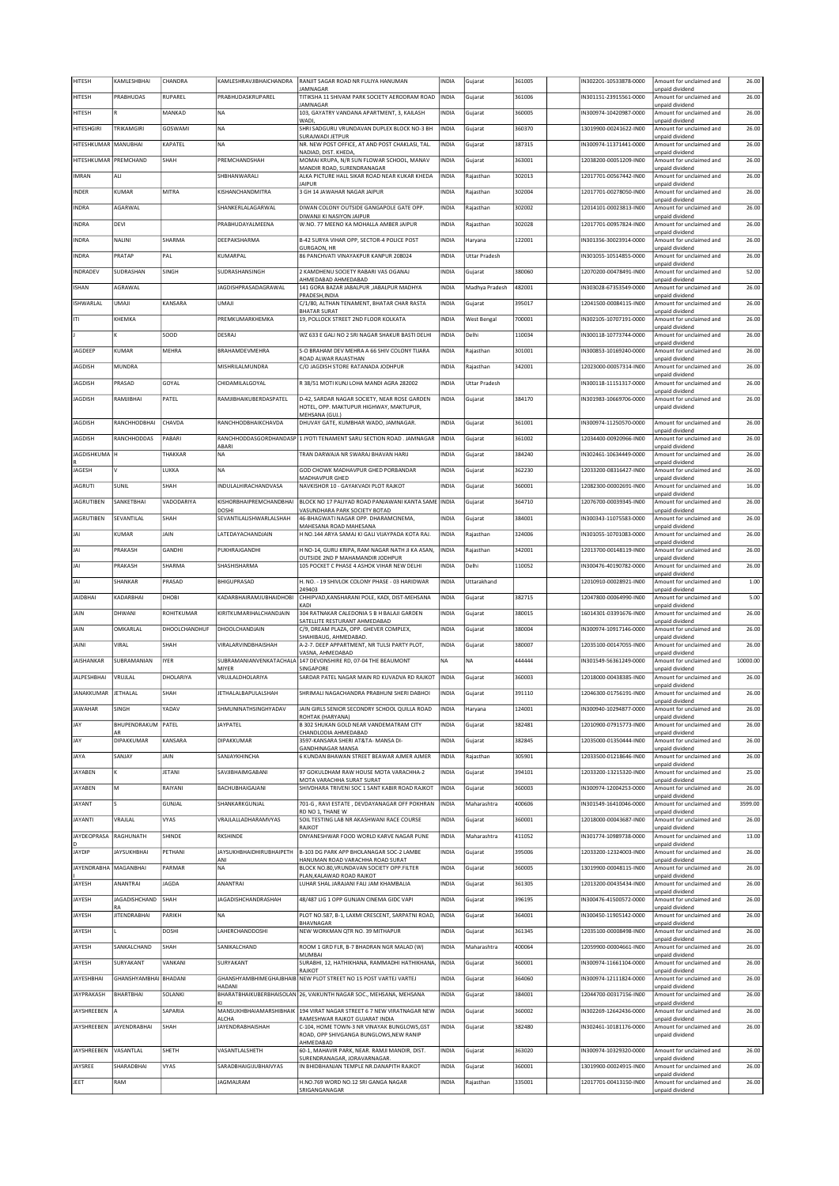| HITESH | KAMLESHBHAI | CHANDRA | KAMLESHRAVJIBHAICHANDRA | RANJIT SAGAR ROAD NR FULIYA HANUMAN JAMNAGAR | INDIA | Gujarat | 361005 | | IN302201-10533878-0000 | Amount for unclaimed and unpaid dividend | 26.00 |
|---|---|---|---|---|---|---|---|---|---|---|---|
| HITESH | PRABHUDAS | RUPAREL | PRABHUDASKRUPAREL | TITIKSHA 11 SHIVAM PARK SOCIETY AERODRAM ROAD JAMNAGAR | INDIA | Gujarat | 361006 | | IN301151-23915561-0000 | Amount for unclaimed and unpaid dividend | 26.00 |
| HITESH | R | MANKAD | NA | 103, GAYATRY VANDANA APARTMENT, 3, KAILASH WADI, | INDIA | Gujarat | 360005 | | IN300974-10420987-0000 | Amount for unclaimed and unpaid dividend | 26.00 |
| HITESHGIRI | TRIKAMGIRI | GOSWAMI | NA | SHRI SADGURU VRUNDAVAN DUPLEX BLOCK NO-3 BH SURAJWADI JETPUR | INDIA | Gujarat | 360370 | | 13019900-00241622-IN00 | Amount for unclaimed and unpaid dividend | 26.00 |
| HITESHKUMAR | MANUBHAI | KAPATEL | NA | NR. NEW POST OFFICE, AT AND POST CHAKLASI, TAL. NADIAD, DIST. KHEDA, | INDIA | Gujarat | 387315 | | IN300974-11371441-0000 | Amount for unclaimed and unpaid dividend | 26.00 |
| HITESHKUMAR | PREMCHAND | SHAH | PREMCHANDSHAH | MOMAI KRUPA, N/R SUN FLOWAR SCHOOL, MANAV MANDIR ROAD, SURENDRANAGAR | INDIA | Gujarat | 363001 | | 12038200-00051209-IN00 | Amount for unclaimed and unpaid dividend | 26.00 |
| IMRAN | ALI | | SHBHANWARALI | ALKA PICTURE HALL SIKAR ROAD NEAR KUKAR KHEDA JAIPUR | INDIA | Rajasthan | 302013 | | 12017701-00567442-IN00 | Amount for unclaimed and unpaid dividend | 26.00 |
| INDER | KUMAR | MITRA | KISHANCHANDMITRA | 3 GH 14 JAWAHAR NAGAR JAIPUR | INDIA | Rajasthan | 302004 | | 12017701-00278050-IN00 | Amount for unclaimed and unpaid dividend | 26.00 |
| INDRA | AGARWAL | | SHANKERLALAGARWAL | DIWAN COLONY OUTSIDE GANGAPOLE GATE OPP. DIWANJI KI NASIYON JAIPUR | INDIA | Rajasthan | 302002 | | 12014101-00023813-IN00 | Amount for unclaimed and unpaid dividend | 26.00 |
| INDRA | DEVI | | PRABHUDAYALMEENA | W.NO. 77 MEENO KA MOHALLA AMBER JAIPUR | INDIA | Rajasthan | 302028 | | 12017701-00957824-IN00 | Amount for unclaimed and unpaid dividend | 26.00 |
| INDRA | NALINI | SHARMA | DEEPAKSHARMA | B-42 SURYA VIHAR OPP, SECTOR-4 POLICE POST GURGAON, HR | INDIA | Haryana | 122001 | | IN301356-30023914-0000 | Amount for unclaimed and unpaid dividend | 26.00 |
| INDRA | PRATAP | PAL | KUMARPAL | 86 PANCHVATI VINAYAKPUR KANPUR 208024 | INDIA | Uttar Pradesh | | | IN301055-10514855-0000 | Amount for unclaimed and unpaid dividend | 26.00 |
| INDRADEV | SUDRASHAN | SINGH | SUDRASHANSINGH | 2 KAMDHENU SOCIETY RABARI VAS OGANAJ AHMEDABAD AHMEDABAD | INDIA | Gujarat | 380060 | | 12070200-00478491-IN00 | Amount for unclaimed and unpaid dividend | 52.00 |
| ISHAN | AGRAWAL | | JAGDISHPRASADAGRAWAL | 141 GORA BAZAR JABALPUR ,JABALPUR MADHYA PRADESH,INDIA | INDIA | Madhya Pradesh | 482001 | | IN303028-67353549-0000 | Amount for unclaimed and unpaid dividend | 26.00 |
| ISHWARLAL | UMAJI | KANSARA | UMAJI | C/1/80, ALTHAN TENAMENT, BHATAR CHAR RASTA BHATAR SURAT | INDIA | Gujarat | 395017 | | 12041500-00084115-IN00 | Amount for unclaimed and unpaid dividend | 26.00 |
| ITI | KHEMKA | | PREMKUMARKHEMKA | 19, POLLOCK STREET 2ND FLOOR KOLKATA | INDIA | West Bengal | 700001 | | IN302105-10707191-0000 | Amount for unclaimed and unpaid dividend | 26.00 |
| J | K | SOOD | DESRAJ | WZ 633 E GALI NO 2 SRI NAGAR SHAKUR BASTI DELHI | INDIA | Delhi | 110034 | | IN300118-10773744-0000 | Amount for unclaimed and unpaid dividend | 26.00 |
| JAGDEEP | KUMAR | MEHRA | BRAHAMDEVMEHRA | S-O BRAHAM DEV MEHRA A 66 SHIV COLONY TIJARA ROAD ALWAR RAJASTHAN | INDIA | Rajasthan | 301001 | | IN300853-10169240-0000 | Amount for unclaimed and unpaid dividend | 26.00 |
| JAGDISH | MUNDRA | | MISHRILALMUNDRA | C/O JAGDISH STORE RATANADA JODHPUR | INDIA | Rajasthan | 342001 | | 12023000-00057314-IN00 | Amount for unclaimed and unpaid dividend | 26.00 |
| JAGDISH | PRASAD | GOYAL | CHIDAMILALGOYAL | R 38/51 MOTI KUNJ LOHA MANDI AGRA 282002 | INDIA | Uttar Pradesh | | | IN300118-11151317-0000 | Amount for unclaimed and unpaid dividend | 26.00 |
| JAGDISH | RAMJIBHAI | PATEL | RAMJIBHAIKUBERDASPATEL | D-42, SARDAR NAGAR SOCIETY, NEAR ROSE GARDEN HOTEL, OPP. MAKTUPUR HIGHWAY, MAKTUPUR, MEHSANA (GUJ.) | INDIA | Gujarat | 384170 | | IN301983-10669706-0000 | Amount for unclaimed and unpaid dividend | 26.00 |
| JAGDISH | RANCHHODBHAI | CHAVDA | RANCHHODBHAIKCHAVDA | DHUVAY GATE, KUMBHAR WADO, JAMNAGAR. | INDIA | Gujarat | 361001 | | IN300974-11250570-0000 | Amount for unclaimed and unpaid dividend | 26.00 |
| JAGDISH | RANCHHODDAS | PABARI | RANCHHODDASGORDHANDASPABARI | 1 JYOTI TENEMENT SARU SECTION ROAD . JAMNAGAR | INDIA | Gujarat | 361002 | | 12034400-00920966-IN00 | Amount for unclaimed and unpaid dividend | 26.00 |
| JAGDISHKUMAR | H | THAKKAR | NA | TRAN DARWAJA NR SWARAJ BHAVAN HARIJ | INDIA | Gujarat | 384240 | | IN302461-10634449-0000 | Amount for unclaimed and unpaid dividend | 26.00 |
| JAGESH | V | LUKKA | NA | GOD CHOWK MADHAVPUR GHED PORBANDAR MADHAVPUR GHED | INDIA | Gujarat | 362230 | | 12033200-08316427-IN00 | Amount for unclaimed and unpaid dividend | 26.00 |
| JAGRUTI | SUNIL | SHAH | INDULALHIRACHANDVASA | NAVKISHOR 10 - GAYAKVADI PLOT RAJKOT | INDIA | Gujarat | 360001 | | 12082300-00002691-IN00 | Amount for unclaimed and unpaid dividend | 16.00 |
| JAGRUTIBEN | SANKETBHAI | VADODARIYA | KISHORBHAIPREMCHANDBHAIDOSHI | BLOCK NO 17 PALIYAD ROAD PANJAWANI KANTA SAME VASUNDHARA PARK SOCIETY BOTAD | INDIA | Gujarat | 364710 | | 12076700-00039345-IN00 | Amount for unclaimed and unpaid dividend | 26.00 |
| JAGRUTIBEN | SEVANTILAL | SHAH | SEVANTILALISHWARLALSHAH | 46-BHAGWATI NAGAR OPP. DHARAMCINEMA, MAHESANA ROAD MAHESANA | INDIA | Gujarat | 384001 | | IN300343-11075583-0000 | Amount for unclaimed and unpaid dividend | 26.00 |
| JAI | KUMAR | JAIN | LATEDAYACHANDJAIN | H NO.144 ARYA SAMAJ KI GALI VIJAYPADA KOTA RAJ. | INDIA | Rajasthan | 324006 | | IN301055-10701083-0000 | Amount for unclaimed and unpaid dividend | 26.00 |
| JAI | PRAKASH | GANDHI | PUKHRAJGANDHI | H NO-14, GURU KRIPA, RAM NAGAR NATH JI KA ASAN, OUTSIDE 2ND P MAHAMANDIR JODHPUR | INDIA | Rajasthan | 342001 | | 12013700-00148119-IN00 | Amount for unclaimed and unpaid dividend | 26.00 |
| JAI | PRAKASH | SHARMA | SHASHISHARMA | 105 POCKET C PHASE 4 ASHOK VIHAR NEW DELHI | INDIA | Delhi | 110052 | | IN300476-40190782-0000 | Amount for unclaimed and unpaid dividend | 26.00 |
| JAI | SHANKAR | PRASAD | BHIGUPRASAD | H. NO. - 19 SHIVLOK COLONY PHASE - 03 HARIDWAR 249403 | INDIA | Uttarakhand | | | 12010910-00028921-IN00 | Amount for unclaimed and unpaid dividend | 1.00 |
| JAIDBHAI | KADARBHAI | DHOBI | KADARBHAIRAMJUBHAIDHOBI | CHHIPVAD,KANSHARANI POLE, KADI, DIST-MEHSANA KADI | INDIA | Gujarat | 382715 | | 12047800-00064990-IN00 | Amount for unclaimed and unpaid dividend | 5.00 |
| JAIN | DHWANI | ROHITKUMAR | KIRITKUMARIHALCHANDJAIN | 304 RATNAKAR CALEDONIA 5 B H BALAJI GARDEN SATELLITE RESTURANT AHMEDABAD | INDIA | Gujarat | 380015 | | 16014301-03391676-IN00 | Amount for unclaimed and unpaid dividend | 26.00 |
| JAIN | OMKARLAL | DHOOLCHANDHUF | DHOOLCHANDJAIN | C/9, DREAM PLAZA, OPP. GHEVER COMPLEX, SHAHIBAUG, AHMEDABAD. | INDIA | Gujarat | 380004 | | IN300974-10917146-0000 | Amount for unclaimed and unpaid dividend | 26.00 |
| JAINI | VIRAL | SHAH | VIRALARVINDBHAISHAH | A-2-7. DEEP APPARTMENT, NR TULSI PARTY PLOT, VASNA, AHMEDABAD | INDIA | Gujarat | 380007 | | 12035100-00147055-IN00 | Amount for unclaimed and unpaid dividend | 26.00 |
| JAISHANKAR | SUBRAMANIAN | IYER | SUBRAMANIANVENKATACHALAMIYER | 147 DEVONSHIRE RD, 07-04 THE BEAUMONT SINGAPORE | NA | NA | 444444 | | IN301549-56361249-0000 | Amount for unclaimed and unpaid dividend | 10000.00 |
| JALPESHBHAI | VRUJLAL | DHOLARIYA | VRUJLALDHOLARIYA | SARDAR PATEL NAGAR MAIN RD KUVADVA RD RAJKOT | INDIA | Gujarat | 360003 | | 12018000-00438385-IN00 | Amount for unclaimed and unpaid dividend | 26.00 |
| JANAKKUMAR | JETHALAL | SHAH | JETHALALBAPULALSHAH | SHRIMALI NAGACHANDRA PRABHUNI SHERI DABHOI | INDIA | Gujarat | 391110 | | 12046300-01756191-IN00 | Amount for unclaimed and unpaid dividend | 26.00 |
| JAWAHAR | SINGH | YADAV | SHMUNINATHSINGHYADAV | JAIN GIRLS SENIOR SECONDRY SCHOOL QUILLA ROAD ROHTAK (HARYANA) | INDIA | Haryana | 124001 | | IN300940-10294877-0000 | Amount for unclaimed and unpaid dividend | 26.00 |
| JAY | BHUPENDRAKUMAR | PATEL | JAYPATEL | B 302 SHUKAN GOLD NEAR VANDEMATRAM CITY CHANDLODIA AHMEDABAD | INDIA | Gujarat | 382481 | | 12010900-07915773-IN00 | Amount for unclaimed and unpaid dividend | 26.00 |
| JAY | DIPAKKUMAR | KANSARA | DIPAKKUMAR | 3597-KANSARA SHERI AT&TA- MANSA DI-GANDHINAGAR MANSA | INDIA | Gujarat | 382845 | | 12035000-01350444-IN00 | Amount for unclaimed and unpaid dividend | 26.00 |
| JAYA | SANJAY | JAIN | SANJAYKHINCHA | 6 KUNDAN BHAWAN STREET BEAWAR AJMER AJMER | INDIA | Rajasthan | 305901 | | 12033500-01218646-IN00 | Amount for unclaimed and unpaid dividend | 26.00 |
| JAYABEN | K | JETANI | SAVJIBHAIMGABANI | 97 GOKULDHAM RAW HOUSE MOTA VARACHHA-2 MOTA VARACHHA SURAT SURAT | INDIA | Gujarat | 394101 | | 12033200-13215320-IN00 | Amount for unclaimed and unpaid dividend | 25.00 |
| JAYABEN | M | RAIYANI | BACHUBHAIGAJANI | SHIVDHARA TRIVENI SOC 1 SANT KABIR ROAD RAJKOT | INDIA | Gujarat | 360003 | | IN300974-12004253-0000 | Amount for unclaimed and unpaid dividend | 26.00 |
| JAYANT | S | GUNJAL | SHANKARKGUNJAL | 701-G , RAVI ESTATE , DEVDAYANAGAR OFF POKHRAN RD NO 1, THANE W | INDIA | Maharashtra | 400606 | | IN301549-16410046-0000 | Amount for unclaimed and unpaid dividend | 3599.00 |
| JAYANTI | VRAJLAL | VYAS | VRAJLALLADHARAMVYAS | SOIL TESTING LAB NR AKASHWANI RACE COURSE RAJKOT | INDIA | Gujarat | 360001 | | 12018000-00043687-IN00 | Amount for unclaimed and unpaid dividend | 26.00 |
| JAYDEOPRASAD | RAGHUNATH | SHINDE | RKSHINDE | DNYANESHWAR FOOD WORLD KARVE NAGAR PUNE | INDIA | Maharashtra | 411052 | | IN301774-10989738-0000 | Amount for unclaimed and unpaid dividend | 13.00 |
| JAYDIP | JAYSUKHBHAI | PETHANI | JAYSUKHBHAIDHIRUBHAIPETHANI | B-103 DG PARK APP BHOLANAGAR SOC-2 LAMBE HANUMAN ROAD VARACHHA ROAD SURAT | INDIA | Gujarat | 395006 | | 12033200-12324003-IN00 | Amount for unclaimed and unpaid dividend | 26.00 |
| JAYENDRABHAI | MAGANBHAI | PARMAR | NA | BLOCK NO.80,VRUNDAVAN SOCIETY OPP.FILTER PLAN,KALAWAD ROAD RAJKOT | INDIA | Gujarat | 360005 | | 13019900-00048115-IN00 | Amount for unclaimed and unpaid dividend | 26.00 |
| JAYESH | ANANTRAI | JAGDA | ANANTRAI | LUHAR SHAL JARAJANI FALI JAM KHAMBALIA | INDIA | Gujarat | 361305 | | 12013200-00435434-IN00 | Amount for unclaimed and unpaid dividend | 26.00 |
| JAYESH | JAGADISHCHANDRA | SHAH | JAGADISHCHANDRASHAH | 48/487 LIG 1 OPP GUNJAN CINEMA GIDC VAPI | INDIA | Gujarat | 396195 | | IN300476-41500572-0000 | Amount for unclaimed and unpaid dividend | 26.00 |
| JAYESH | JITENDRABHAI | PARIKH | NA | PLOT NO.587, B-1, LAXMI CRESCENT, SARPATNI ROAD, BHAVNAGAR | INDIA | Gujarat | 364001 | | IN300450-11905142-0000 | Amount for unclaimed and unpaid dividend | 26.00 |
| JAYESH | L | DOSHI | LAHERCHANDDOSHI | NEW WORKMAN QTR NO. 39 MITHAPUR | INDIA | Gujarat | 361345 | | 12035100-00008498-IN00 | Amount for unclaimed and unpaid dividend | 26.00 |
| JAYESH | SANKALCHAND | SHAH | SANKALCHAND | ROOM 1 GRD FLR, B-7 BHADRAN NGR MALAD (W) MUMBAI | INDIA | Maharashtra | 400064 | | 12059900-00004661-IN00 | Amount for unclaimed and unpaid dividend | 26.00 |
| JAYESH | SURYAKANT | VANKANI | SURYAKANT | SURABHI, 12, HATHIKHANA, RAMMADHI HATHIKHANA, RAJKOT | INDIA | Gujarat | 360001 | | IN300974-11661104-0000 | Amount for unclaimed and unpaid dividend | 26.00 |
| JAYESHBHAI | GHANSHYAMBHAI | BHADANI | GHANSHYAMBHIMEGHAJBHAIBHADANI | NEW PLOT STREET NO 15 POST VARTEJ VARTEJ | INDIA | Gujarat | 364060 | | IN300974-12111824-0000 | Amount for unclaimed and unpaid dividend | 26.00 |
| JAYPRAKASH | BHARTBHAI | SOLANKI | BHARATBHAIKUBERBHAISOLANKI | 26, VAIKUNTH NAGAR SOC., MEHSANA, MEHSANA | INDIA | Gujarat | 384001 | | 12044700-00317156-IN00 | Amount for unclaimed and unpaid dividend | 26.00 |
| JAYSHREEBEN | A | SAPARIA | MANSUKHBHAIAMARSHIBHAIKALCHA | 194 VIRAT NAGAR STREET 6 7 NEW VIRATNAGAR NEW RAMESHWAR RAJKOT GUJARAT INDIA | INDIA | Gujarat | 360002 | | IN302269-12642436-0000 | Amount for unclaimed and unpaid dividend | 26.00 |
| JAYSHREEBEN | JAYENDRABHAI | SHAH | JAYENDRABHAISHAH | C-104, HOME TOWN-3 NR VINAYAK BUNGLOWS,GST ROAD, OPP SHIVGANGA BUNGLOWS,NEW RANIP AHMEDABAD | INDIA | Gujarat | 382480 | | IN302461-10181176-0000 | Amount for unclaimed and unpaid dividend | 26.00 |
| JAYSHREEBEN | VASANTLAL | SHETH | VASANTLALSHETH | 60-1, MAHAVIR PARK, NEAR. RAMJI MANDIR, DIST. SURENDRANAGAR, JORAVARNAGAR. | INDIA | Gujarat | 363020 | | IN300974-10329320-0000 | Amount for unclaimed and unpaid dividend | 26.00 |
| JAYSREE | SHARADBHAI | VYAS | SARADBHAIGJUBHAIVYAS | IN BHIDBHANJAN TEMPLE NR.DANAPITH RAJKOT | INDIA | Gujarat | 360001 | | 13019900-00024915-IN00 | Amount for unclaimed and unpaid dividend | 26.00 |
| JEET | RAM | | JAGMALRAM | H.NO.769 WORD NO.12 SRI GANGA NAGAR SRIGANGANAGAR | INDIA | Rajasthan | 335001 | | 12017701-00413150-IN00 | Amount for unclaimed and unpaid dividend | 26.00 |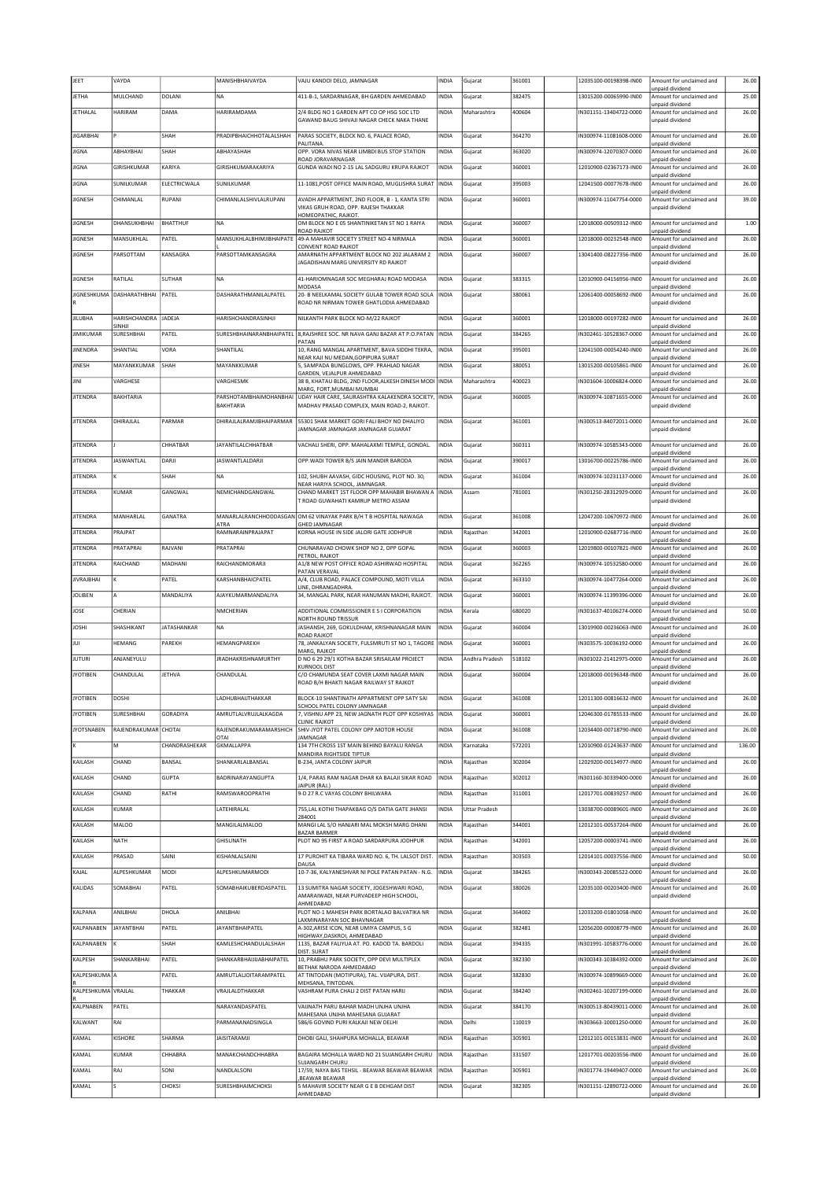| JEET | VAYDA | | MANISHBHAIVAYDA | VAJU KANDOI DELO, JAMNAGAR | INDIA | Gujarat | 361001 | | 12035100-00198398-IN00 | Amount for unclaimed and unpaid dividend | 26.00 |
|---|---|---|---|---|---|---|---|---|---|---|---|
| JETHA | MULCHAND | DOLANI | NA | 411-B-1, SARDARNAGAR, BH GARDEN AHMEDABAD | INDIA | Gujarat | 382475 | | 13015200-00065990-IN00 | Amount for unclaimed and unpaid dividend | 25.00 |
| JETHALAL | HARIRAM | DAMA | HARIRAMDAMA | 2/4 BLDG NO 1 GARDEN APT CO OP HSG SOC LTD GAWAND BAUG SHIVAJI NAGAR CHECK NAKA THANE | INDIA | Maharashtra | 400604 | | IN301151-13404722-0000 | Amount for unclaimed and unpaid dividend | 26.00 |
| JIGARBHAI | P | SHAH | PRADIPBHAICHHOTALALSHAH | PARAS SOCIETY, BLOCK NO. 6, PALACE ROAD, PALITANA. | INDIA | Gujarat | 364270 | | IN300974-11081608-0000 | Amount for unclaimed and unpaid dividend | 26.00 |
| JIGNA | ABHAYBHAI | SHAH | ABHAYASHAH | OPP. VORA NIVAS NEAR LIMBDI BUS STOP STATION ROAD JORAVARNAGAR | INDIA | Gujarat | 363020 | | IN300974-12070307-0000 | Amount for unclaimed and unpaid dividend | 26.00 |
| JIGNA | GIRISHKUMAR | KARIYA | GIRISHKUMARAKARIYA | GUNDA WADI NO 2-15 LAL SADGURU KRUPA RAJKOT | INDIA | Gujarat | 360001 | | 12010900-02367173-IN00 | Amount for unclaimed and unpaid dividend | 26.00 |
| JIGNA | SUNILKUMAR | ELECTRICWALA | SUNILKUMAR | 11-1081,POST OFFICE MAIN ROAD, MUGLISHRA SURAT | INDIA | Gujarat | 395003 | | 12041500-00077678-IN00 | Amount for unclaimed and unpaid dividend | 26.00 |
| JIGNESH | CHIMANLAL | RUPANI | CHIMANLALSHIVLALRUPANI | AVADH APPARTMENT, 2ND FLOOR, B - 1, KANTA STRI VIKAS GRUH ROAD, OPP. RAJESH THAKKAR HOMEOPATHIC, RAJKOT. | INDIA | Gujarat | 360001 | | IN300974-11047754-0000 | Amount for unclaimed and unpaid dividend | 39.00 |
| JIGNESH | DHANSUKHBHAI | BHATTHUF | NA | OM BLOCK NO E 05 SHANTINIKETAN ST NO 1 RAIYA ROAD RAJKOT | INDIA | Gujarat | 360007 | | 12018000-00509312-IN00 | Amount for unclaimed and unpaid dividend | 1.00 |
| JIGNESH | MANSUKHLAL | PATEL | MANSUKHLALBHIMJIBHAIPATEL | 49-A MAHAVIR SOCIETY STREET NO-4 NIRMALA CONVENT ROAD RAJKOT | INDIA | Gujarat | 360001 | | 12018000-00232548-IN00 | Amount for unclaimed and unpaid dividend | 26.00 |
| JIGNESH | PARSOTTAM | KANSAGRA | PARSOTTAMKANSAGRA | AMARNATH APPARTMENT BLOCK NO 202 JALARAM 2 JAGADISHAN MARG UNIVERSITY RD RAJKOT | INDIA | Gujarat | 360007 | | 13041400-08227356-IN00 | Amount for unclaimed and unpaid dividend | 26.00 |
| JIGNESH | RATILAL | SUTHAR | NA | 41-HARIOMNAGAR SOC MEGHARAJ ROAD MODASA MODASA | INDIA | Gujarat | 383315 | | 12010900-04156956-IN00 | Amount for unclaimed and unpaid dividend | 26.00 |
| JIGNESHKUMAR | DASHARATHBHAI | PATEL | DASHARATHMANILALPATEL | 20- B NEELKAMAL SOCIETY GULAB TOWER ROAD SOLA ROAD NR NIRMAN TOWER GHATLODIA AHMEDABAD | INDIA | Gujarat | 380061 | | 12061400-00058692-IN00 | Amount for unclaimed and unpaid dividend | 26.00 |
| JILUBHA | HARISHCHANDRA SINHJI | JADEJA | HARISHCHANDRASINHJI | NILKANTH PARK BLOCK NO-M/22 RAJKOT | INDIA | Gujarat | 360001 | | 12018000-00197282-IN00 | Amount for unclaimed and unpaid dividend | 26.00 |
| JIMIKUMAR | SURESHBHAI | PATEL | SURESHBHAINARANBHAIPATEL | 8,RAJSHREE SOC. NR NAVA GANJ BAZAR AT P.O.PATAN PATAN | INDIA | Gujarat | 384265 | | IN302461-10528367-0000 | Amount for unclaimed and unpaid dividend | 26.00 |
| JINENDRA | SHANTILAL | VORA | SHANTILAL | 10, RANG MANGAL APARTMENT, BAVA SIDDHI TEKRA, NEAR KAJI NU MEDAN,GOPIPURA SURAT | INDIA | Gujarat | 395001 | | 12041500-00054240-IN00 | Amount for unclaimed and unpaid dividend | 26.00 |
| JINESH | MAYANKKUMAR | SHAH | MAYANKKUMAR | 5, SAMPADA BUNGLOWS, OPP. PRAHLAD NAGAR GARDEN, VEJALPUR AHMEDABAD | INDIA | Gujarat | 380051 | | 13015200-00105861-IN00 | Amount for unclaimed and unpaid dividend | 26.00 |
| JINI | VARGHESE | | VARGHESMK | 38 B, KHATAU BLDG, 2ND FLOOR,ALKESH DINESH MODI MARG, FORT,MUMBAI MUMBAI | INDIA | Maharashtra | 400023 | | IN301604-10006824-0000 | Amount for unclaimed and unpaid dividend | 26.00 |
| JITENDRA | BAKHTARIA | | PARSHOTAMBHAIMOHANBHAI BAKHTARIA | UDAY HAIR CARE, SAURASHTRA KALAKENDRA SOCIETY, MADHAV PRASAD COMPLEX, MAIN ROAD-2, RAJKOT. | INDIA | Gujarat | 360005 | | IN300974-10871655-0000 | Amount for unclaimed and unpaid dividend | 26.00 |
| JITENDRA | DHIRAJLAL | PARMAR | DHIRAJLALRAMJIBHAIPARMAR | 55301 SHAK MARKET GORI FALI BHOY NO DHALIYO JAMNAGAR JAMNAGAR JAMNAGAR GUJARAT | INDIA | Gujarat | 361001 | | IN300513-84072011-0000 | Amount for unclaimed and unpaid dividend | 26.00 |
| JITENDRA | J | CHHATBAR | JAYANTILALCHHATBAR | VACHALI SHERI, OPP. MAHALAXMI TEMPLE, GONDAL. | INDIA | Gujarat | 360311 | | IN300974-10585343-0000 | Amount for unclaimed and unpaid dividend | 26.00 |
| JITENDRA | JASWANTLAL | DARJI | JASWANTLALDARJI | OPP.WADI TOWER B/S JAIN MANDIR BARODA | INDIA | Gujarat | 390017 | | 13016700-00225786-IN00 | Amount for unclaimed and unpaid dividend | 26.00 |
| JITENDRA | K | SHAH | NA | 102, SHUBH AAVASH, GIDC HOUSING, PLOT NO. 30, NEAR HARIYA SCHOOL, JAMNAGAR. | INDIA | Gujarat | 361004 | | IN300974-10231137-0000 | Amount for unclaimed and unpaid dividend | 26.00 |
| JITENDRA | KUMAR | GANGWAL | NEMICHANDGANGWAL | CHAND MARKET 1ST FLOOR OPP MAHABIR BHAWAN A T ROAD GUWAHATI KAMRUP METRO ASSAM | INDIA | Assam | 781001 | | IN301250-28312929-0000 | Amount for unclaimed and unpaid dividend | 26.00 |
| JITENDRA | MANHARLAL | GANATRA | MANARLALRANCHHODDASGAN ATRA | OM 62 VINAYAK PARK B/H T B HOSPITAL NAWAGA GHED JAMNAGAR | INDIA | Gujarat | 361008 | | 12047200-10670972-IN00 | Amount for unclaimed and unpaid dividend | 26.00 |
| JITENDRA | PRAJPAT | | RAMNARAINPRAJAPAT | KORNA HOUSE IN SIDE JALORI GATE JODHPUR | INDIA | Rajasthan | 342001 | | 12010900-02687716-IN00 | Amount for unclaimed and unpaid dividend | 26.00 |
| JITENDRA | PRATAPRAI | RAJVANI | PRATAPRAI | CHUNARAVAD CHOWK SHOP NO 2, OPP GOPAL PETROL, RAJKOT | INDIA | Gujarat | 360003 | | 12019800-00107821-IN00 | Amount for unclaimed and unpaid dividend | 26.00 |
| JITENDRA | RAICHAND | MADHANI | RAICHANDMORARJI | A1/8 NEW POST OFFICE ROAD ASHIRWAD HOSPITAL PATAN VERAVAL | INDIA | Gujarat | 362265 | | IN300974-10532580-0000 | Amount for unclaimed and unpaid dividend | 26.00 |
| JIVRAJBHAI | K | PATEL | KARSHANBHAICPATEL | A/4, CLUB ROAD, PALACE COMPOUND, MOTI VILLA LINE, DHRANGADHRA. | INDIA | Gujarat | 363310 | | IN300974-10477264-0000 | Amount for unclaimed and unpaid dividend | 26.00 |
| JOLIBEN | A | MANDALIYA | AJAYKUMARMANDALIYA | 34, MANGAL PARK, NEAR HANUMAN MADHI, RAJKOT. | INDIA | Gujarat | 360001 | | IN300974-11399396-0000 | Amount for unclaimed and unpaid dividend | 26.00 |
| JOSE | CHERIAN | | NMCHERIAN | ADDITIONAL COMMISSIONER E S I CORPORATION NORTH ROUND TRISSUR | INDIA | Kerala | 680020 | | IN301637-40106274-0000 | Amount for unclaimed and unpaid dividend | 50.00 |
| JOSHI | SHASHIKANT | JATASHANKAR | NA | JASHANSH, 269, GOKULDHAM, KRISHNANAGAR MAIN ROAD RAJKOT | INDIA | Gujarat | 360004 | | 13019900-00236063-IN00 | Amount for unclaimed and unpaid dividend | 26.00 |
| JUI | HEMANG | PAREKH | HEMANGPAREKH | 78, JANKALYAN SOCIETY, FULSMRUTI ST NO 1, TAGORE MARG, RAJKOT | INDIA | Gujarat | 360001 | | IN303575-10036192-0000 | Amount for unclaimed and unpaid dividend | 26.00 |
| JUTURI | ANJANEYULU | | JRADHAKRISHNAMURTHY | D NO 6 29 29/1 KOTHA BAZAR SRISAILAM PROJECT KURNOOL DIST | INDIA | Andhra Pradesh | 518102 | | IN301022-21412975-0000 | Amount for unclaimed and unpaid dividend | 26.00 |
| JYOTIBEN | CHANDULAL | JETHVA | CHANDULAL | C/O CHAMUNDA SEAT COVER LAXMI NAGAR MAIN ROAD B/H BHAKTI NAGAR RAILWAY ST RAJKOT | INDIA | Gujarat | 360004 | | 12018000-00196348-IN00 | Amount for unclaimed and unpaid dividend | 26.00 |
| JYOTIBEN | DOSHI | | LADHUBHAIJTHAKKAR | BLOCK-10 SHANTINATH APPARTMENT OPP SATY SAI SCHOOL PATEL COLONY JAMNAGAR | INDIA | Gujarat | 361008 | | 12011300-00816632-IN00 | Amount for unclaimed and unpaid dividend | 26.00 |
| JYOTIBEN | SURESHBHAI | GORADIYA | AMRUTLALVRUJLALKAGDA | 7, VISHNU APP 23, NEW JAGNATH PLOT OPP KOSHIYAS CLINIC RAJKOT | INDIA | Gujarat | 360001 | | 12046300-01785533-IN00 | Amount for unclaimed and unpaid dividend | 26.00 |
| JYOTSNABEN | RAJENDRAKUMAR | CHOTAI | RAJENDRAKUMARAMARSHICH OTAI | SHIV-JYOT PATEL COLONY OPP.MOTOR HOUSE JAMNAGAR | INDIA | Gujarat | 361008 | | 12034400-00718790-IN00 | Amount for unclaimed and unpaid dividend | 26.00 |
| K | M | CHANDRASHEKAR | GKMALLAPPA | 134 7TH CROSS 1ST MAIN BEHIND BAYALU RANGA MANDIRA RIGHTSIDE TIPTUR | INDIA | Karnataka | 572201 | | 12010900-01243637-IN00 | Amount for unclaimed and unpaid dividend | 136.00 |
| KAILASH | CHAND | BANSAL | SHANKARLALBANSAL | B-234, JANTA COLONY JAIPUR | INDIA | Rajasthan | 302004 | | 12029200-00134977-IN00 | Amount for unclaimed and unpaid dividend | 26.00 |
| KAILASH | CHAND | GUPTA | BADRINARAYANGUPTA | 1/4, PARAS RAM NAGAR DHAR KA BALAJI SIKAR ROAD JAIPUR (RAJ.) | INDIA | Rajasthan | 302012 | | IN301160-30339400-0000 | Amount for unclaimed and unpaid dividend | 26.00 |
| KAILASH | CHAND | RATHI | RAMSWAROOPRATHI | 9-D 27 R.C VAYAS COLONY BHILWARA | INDIA | Rajasthan | 311001 | | 12017701-00839257-IN00 | Amount for unclaimed and unpaid dividend | 26.00 |
| KAILASH | KUMAR | | LATEHIRALAL | 755,LAL KOTHI THAPAKBAG O/S DATIA GATE JHANSI 284001 | INDIA | Uttar Pradesh | | | 13038700-00089601-IN00 | Amount for unclaimed and unpaid dividend | 26.00 |
| KAILASH | MALOO | | MANGILALMALOO | MANGI LAL S/O HANJARI MAL MOKSH MARG DHANI BAZAR BARMER | INDIA | Rajasthan | 344001 | | 12012101-00537264-IN00 | Amount for unclaimed and unpaid dividend | 26.00 |
| KAILASH | NATH | | GHISUNATH | PLOT NO 95 FIRST A ROAD SARDARPURA JODHPUR | INDIA | Rajasthan | 342001 | | 12057200-00003741-IN00 | Amount for unclaimed and unpaid dividend | 26.00 |
| KAILASH | PRASAD | SAINI | KISHANLALSAINI | 17 PUROHIT KA TIBARA WARD NO. 6, TH. LALSOT DIST. DAUSA | INDIA | Rajasthan | 303503 | | 12014101-00037556-IN00 | Amount for unclaimed and unpaid dividend | 50.00 |
| KAJAL | ALPESHKUMAR | MODI | ALPESHKUMARMODI | 10-7-36, KALYANESHVAR NI POLE PATAN PATAN - N.G. | INDIA | Gujarat | 384265 | | IN300343-20085522-0000 | Amount for unclaimed and unpaid dividend | 26.00 |
| KALIDAS | SOMABHAI | PATEL | SOMABHAIKUBERDASPATEL | 13 SUMITRA NAGAR SOCIETY, JOGESHWARI ROAD, AMARAIWADI, NEAR PURVADEEP HIGH SCHOOL, AHMEDABAD | INDIA | Gujarat | 380026 | | 12035100-00203400-IN00 | Amount for unclaimed and unpaid dividend | 26.00 |
| KALPANA | ANILBHAI | DHOLA | ANILBHAI | PLOT NO-1 MAHESH PARK BORTALAO BALVATIKA NR LAXMINARAYAN SOC BHAVNAGAR | INDIA | Gujarat | 364002 | | 12033200-01801058-IN00 | Amount for unclaimed and unpaid dividend | 26.00 |
| KALPANABEN | JAYANTBHAI | PATEL | JAYANTBHAIPATEL | A-302,ARISE ICON, NEAR UMIYA CAMPUS, S G HIGHWAY,DASKROI, AHMEDABAD | INDIA | Gujarat | 382481 | | 12056200-00008779-IN00 | Amount for unclaimed and unpaid dividend | 26.00 |
| KALPANABEN | K | SHAH | KAMLESHCHANDULALSHAH | 1135, BAZAR FALIYUA AT. PO. KADOD TA. BARDOLI DIST. SURAT | INDIA | Gujarat | 394335 | | IN301991-10583776-0000 | Amount for unclaimed and unpaid dividend | 26.00 |
| KALPESH | SHANKARBHAI | PATEL | SHANKARBHAIJIABHAIPATEL | 10, PRABHU PARK SOCIETY, OPP DEVI MULTIPLEX BETHAK NARODA AHMEDABAD | INDIA | Gujarat | 382330 | | IN300343-10384392-0000 | Amount for unclaimed and unpaid dividend | 26.00 |
| KALPESHKUMAR | A | PATEL | AMRUTLALJOITARAMPATEL | AT TINTODAN (MOTIPURA), TAL. VIJAPURA, DIST. MEHSANA, TINTODAN. | INDIA | Gujarat | 382830 | | IN300974-10899669-0000 | Amount for unclaimed and unpaid dividend | 26.00 |
| KALPESHKUMAR | VRAJLAL | THAKKAR | VRAJLALDTHAKKAR | VASHRAM PURA CHALI 2 DIST PATAN HARIJ | INDIA | Gujarat | 384240 | | IN302461-10207199-0000 | Amount for unclaimed and unpaid dividend | 26.00 |
| KALPNABEN | PATEL | | NARAYANDASPATEL | VAIJNATH PARU BAHAR MADH UNJHA UNJHA MAHESANA UNJHA MAHESANA GUJARAT | INDIA | Gujarat | 384170 | | IN300513-80439011-0000 | Amount for unclaimed and unpaid dividend | 26.00 |
| KALWANT | RAI | | PARMANANADSINGLA | 586/6 GOVIND PURI KALKAJI NEW DELHI | INDIA | Delhi | 110019 | | IN303663-10001250-0000 | Amount for unclaimed and unpaid dividend | 26.00 |
| KAMAL | KISHORE | SHARMA | JAISITARAMJI | DHOBI GALI, SHAHPURA MOHALLA, BEAWAR | INDIA | Rajasthan | 305901 | | 12012101-00153831-IN00 | Amount for unclaimed and unpaid dividend | 26.00 |
| KAMAL | KUMAR | CHHABRA | MANAKCHANDCHHABRA | BAGAIRA MOHALLA WARD NO 21 SUJANGARH CHURU SUJANGARH CHURU | INDIA | Rajasthan | 331507 | | 12017701-00203556-IN00 | Amount for unclaimed and unpaid dividend | 26.00 |
| KAMAL | RAJ | SONI | NANDLALSONI | 17/59, NAYA BAS TEHSIL - BEAWAR BEAWAR BEAWAR ,BEAWAR BEAWAR | INDIA | Rajasthan | 305901 | | IN301774-19449407-0000 | Amount for unclaimed and unpaid dividend | 26.00 |
| KAMAL | S | CHOKSI | SURESHBHAIMCHOKSI | 5 MAHAVIR SOCIETY NEAR G E B DEHGAM DIST AHMEDABAD | INDIA | Gujarat | 382305 | | IN301151-12890722-0000 | Amount for unclaimed and unpaid dividend | 26.00 |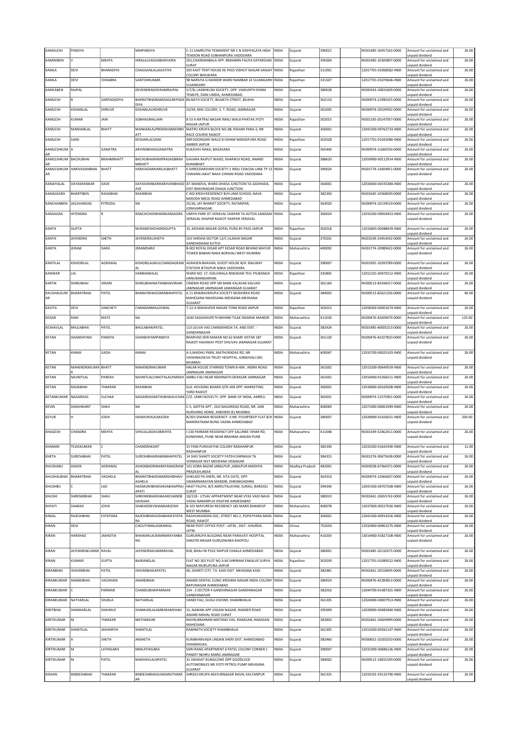| KAMALESH | PANDYA | | MMPANDYA | C-11 SAMRUTHI TENAMENT NR C N VIDHYALAYA HIGH TENSION ROAD SUBHANPURA VADODARA | INDIA | Gujarat | 390021 | | IN301485-10457163-0000 | Amount for unclaimed and unpaid dividend | 26.00 |
|---|---|---|---|---|---|---|---|---|---|---|---|
| KAMINIBEN | V | MEHTA | HIRALALVAGHJIBHAIVORA | 201,CHANDANBALA APP. BRAHMIN FALIYA KATARGAM SURAT | INDIA | Gujarat | 395004 | | IN301485-10305897-0000 | Amount for unclaimed and unpaid dividend | 26.00 |
| KAMLA | DEVI | BHARADIYA | CHAGGANLALJAGATIYA | 205 KAST TENT HOUSE KE PASS VIDHUT NAGAR SANJAY COLONY BHILWARA | INDIA | Rajasthan | 311001 | | 12017701-01068582-IN00 | Amount for unclaimed and unpaid dividend | 26.00 |
| KAMLA | DEVI | CHHABRA | SANTOHKUMAR | 98 NARSIYA G MANDIR WARD NAMBAR 14 SUJANGARH SUJANGARH | INDIA | Rajasthan | 331507 | | 12017701-01070606-IN00 | Amount for unclaimed and unpaid dividend | 26.00 |
| KAMLABEN | RAJPAL | | DEVENDRASHIVRAMRAJPAL | 5/7/B, LAXMIKUNJ SOCIETY, OPP. VAIKUNTH DHAM TEMLPE, DANI LIMDA, AHMEDABAD. | INDIA | Gujarat | 380028 | | IN300343-10831609-0000 | Amount for unclaimed and unpaid dividend | 26.00 |
| KAMLESH | B | SARPADADIYA | BHARATBHAIRAMDASSARPADADIYA | BILNATH SOCIETY, BILNATH STREET, BILKHA | INDIA | Gujarat | 362110 | | IN300974-11990325-0000 | Amount for unclaimed and unpaid dividend | 26.00 |
| KAMLESH | KISHANLAL | DHRUVE | KISHANLALHDHRUVE | 10/59, MIG COLONY, S. T. ROAD, JAMNAGAR. | INDIA | Gujarat | 361005 | | IN300974-10524932-0000 | Amount for unclaimed and unpaid dividend | 26.00 |
| KAMLESH | KUMAR | JAIN | SOBHAGMALJAIN | B 53 A NATRAJ NAGAR IMALI WALA PHATAK JYOTI NAGAR JAIPUR | INDIA | Rajasthan | 302015 | | IN301330-20147057-0000 | Amount for unclaimed and unpaid dividend | 26.00 |
| KAMLESH | MANHARLAL | BHATT | MANHARLALPREMSHANKERBHATT | MATRU KRUPA BLOCK NO-08, KISHAN PARA-5, NR RACE COURSE RAJKOT | INDIA | Gujarat | 360001 | | 12041500-00762733-IN00 | Amount for unclaimed and unpaid dividend | 26.00 |
| KAMLESH | SAINI | | KESHARLALSAINI | 409 DOONGARI WALO KI DHANI NARADPURA ROAD AMBER JAIPUR | INDIA | Rajasthan | 302028 | | 12017701-01042080-IN00 | Amount for unclaimed and unpaid dividend | 26.00 |
| KAMLESHKUMAR | A | GANATRA | ARVINDBHAIGGANATRA | KUKAVAV NAKA, BAGASARA | INDIA | Gujarat | 365440 | | IN300974-11669256-0000 | Amount for unclaimed and unpaid dividend | 26.00 |
| KAMLESHKUMAR | BACHUBHAI | BRAHMBHATT | BACHUBHAIRAMPRASADBRAHMBHATT | GAVARA RAJPUT WADO, KHARIKUI ROAD, ANAND KHAMBHAT | INDIA | Gujarat | 388620 | | 12059900-00112914-IN00 | Amount for unclaimed and unpaid dividend | 26.00 |
| KAMLESHKUMAR | HARIVADANBHAI | BHATT | HARIVADANHARILALBHATT | 6 SHREEDARSHAN SOCIETY-1 INDU CHACHA LANE TP 13 CHAHANI JAKAT NAKA CHHANI ROAD VADODARA | INDIA | Gujarat | 390024 | | IN301774-13404951-0000 | Amount for unclaimed and unpaid dividend | 26.00 |
| KANAIYALAL | DAYASHANKAR | DAVE | DAYASHANKARHARJIVANBHAIDAVE | AT-MANDVA, WARD-DHASA JUNCTION TA-GADHADA, DIST-BHAVNAGAR DHASA JUNCTION | INDIA | Gujarat | 364001 | | 12034400-00192384-IN00 | Amount for unclaimed and unpaid dividend | 26.00 |
| KANASAGRA | BHARTIBEN | RASIKBHAI | RASIKBHAI | C 402 KRISH RESIDENCY B/H UMA SCHOOL NAVA NARODA NIKOL ROAD AHMEDABAD | INDIA | Gujarat | 382350 | | IN301645-10368439-0000 | Amount for unclaimed and unpaid dividend | 26.00 |
| KANCHANBEN | JAGJIVANDAS | PITRODA | NA | 25/26, JAY BHARAT SOCIETY, RATANPAR, JORAVARNAGAR. | INDIA | Gujarat | 363020 | | IN300974-10139519-0000 | Amount for unclaimed and unpaid dividend | 26.00 |
| KANSAGRA | HITENDRA | R | RANCHCHODBHAIRKANSAGRA | UMIYA PARK AT-VERAVAL SHAPAR TA-KOTDA SANGANI VERAVAL SHAPAR RAJKOT SHAPAR VERAVAL | INDIA | Gujarat | 360024 | | 12033200-09054453-IN00 | Amount for unclaimed and unpaid dividend | 26.00 |
| KANTA | GUPTA | | MrRAMESHCHANDGUPTA | 35, MOHAN NAGAR GOPAL PURA BY PASS JAIPUR | INDIA | Rajasthan | 302018 | | 12010605-00488439-IN00 | Amount for unclaimed and unpaid dividend | 26.00 |
| KANTA | JAYENDRA | SHETH | JAYENDRAUSHETH | 103 VARSHA SECTOR 12/C LILASHA NAGAR GANDHIDHAM KUTCH | INDIA | Gujarat | 370201 | | IN301039-24454542-0000 | Amount for unclaimed and unpaid dividend | 26.00 |
| KANTA | JERAM | DARJI | JERAMDARJI | B-002 ROYAL EKSAR APT EKSAR ROAD BEHIND MAYUR TOWER BABHAI NAKA BORIVALI WEST MUMBAI | INDIA | Maharashtra | 400092 | | IN301774-10989422-0000 | Amount for unclaimed and unpaid dividend | 26.00 |
| KANTILAL | KISHORILAL | AGRAWAL | KISHORILALMULCHANDAGRAWAL | AGRASEN BHAVAN, GUEST HOUSE B/H. RAILWAY STATION JETALPUR NAKA VADODARA | INDIA | Gujarat | 390007 | | IN301991-10393789-0000 | Amount for unclaimed and unpaid dividend | 26.00 |
| KANWAR | LAL | | HARBANSHLAL | WARD NO. 17, GOLUWALA NIWADAN TEH. PILIBANGA HANUMANGARHJN. | INDIA | Rajasthan | 335802 | | 12012101-00470212-IN00 | Amount for unclaimed and unpaid dividend | 26.00 |
| KARTIK | DHIRUBHAI | VIRANI | DHIRUBHAINATHABHAIVIRANI | CINEMA ROAD OPP SBI BANK KALAVAD KALVAD JAMNAGAR JAMNAGAR JAMANGAR GUJARAT | INDIA | Gujarat | 361160 | | IN300513-83346017-0000 | Amount for unclaimed and unpaid dividend | 26.00 |
| KAUSHALKUMAR | BHARATBHAI | PATEL | BHARATBHAISOMABHAIPATEL | A 11 BHAIRAVKRUPA SOCIETY MODHERA ROAD MAHESANA MAHESANA MEHSANA MEHSANA GUJARAT | INDIA | Gujarat | 384002 | | IN300513-82621256-0000 | Amount for unclaimed and unpaid dividend | 46.00 |
| KAVITA | DEVI | SANCHETI | CHANDANMALOSWAL | T-12-A MAHAVEER NAGAR TONK ROAD JAIPUR | INDIA | Rajasthan | 302015 | | 12058300-00001674-IN00 | Amount for unclaimed and unpaid dividend | 26.00 |
| KEDAR | RAM | MATE | NA | 1630 SADASHIVPETH BEHIND TILAK SMARAK MANDIR | INDIA | Maharashtra | 411030 | | IN300476-42009479-0000 | Amount for unclaimed and unpaid dividend | 125.00 |
| KESHAVLAL | BHULABHAI | PATEL | BHULABHAIPATEL | 113 LEUVA VAS CHANDKHEDA TA. AND DIST. - GANDHINAGAR | INDIA | Gujarat | 382424 | | IN301485-40005213-0000 | Amount for unclaimed and unpaid dividend | 26.00 |
| KETAN | GHANSHYAM | PANDYA | GHANSHYAMPANDYA | BHARVAD SERI MAKAN NO 62 KHARI VISTAR 187 RAJKOT HIGHWAY POST DHUVAV JAMNAGAR GUJARAT | INDIA | Gujarat | 361120 | | IN300476-42327810-0000 | Amount for unclaimed and unpaid dividend | 26.00 |
| KETAN | KHIMJI | GADA | KHIMJI | A-5,MADHU PARK, MATHURADAS RD, NR VAISHNAVSEVA TRUST HOSPITAL, KANDIVALI (W) MUMBAI | INDIA | Maharashtra | 400067 | | 12033700-00025103-IN00 | Amount for unclaimed and unpaid dividend | 26.00 |
| KETAN | MAHENDRAKUMAR | BHATT | MAHENDRAKUMAR | HALAR HOUSE STARMID TOWN B-404 , INDRA ROAD JAMNAGAR JAMNAGAR | INDIA | Gujarat | 361002 | | 12013200-00649559-IN00 | Amount for unclaimed and unpaid dividend | 26.00 |
| KETAN | NAVNITLAL | PAREKH | NAVNITLALCHHOTALALPAREKH | AMBLI FALI NEAR NEMINATH DERASAR JAMNAGAR | INDIA | Gujarat | 361001 | | 13014400-01266511-IN00 | Amount for unclaimed and unpaid dividend | 26.00 |
| KETAN | RASIKBHAI | THAKRAR | RASIKBHAI | GUJ. HOUSING BOARD QTR-304 OPP, MARKETING YARD RAJKOT | INDIA | Gujarat | 360001 | | 12018000-00169208-IN00 | Amount for unclaimed and unpaid dividend | 26.00 |
| KETANKUMAR | NAGARDAS | SUCHAK | NAGARDASNATHUBHAISUCHAK | C/O. JANKI NOVELTY, OPP. BANK OF INDIA, AMRELI | INDIA | Gujarat | 365601 | | IN300974-11575901-0000 | Amount for unclaimed and unpaid dividend | 26.00 |
| KEVIN | SHASHIKANT | SHAH | NA | C-5, ADITYA APT., OLD NAGARDAS ROAD, NR. JAIN NURSHING HOME, ANDHERI (E) MUMBAI | INDIA | Maharashtra | 400069 | | 12071000-00061949-IN00 | Amount for unclaimed and unpaid dividend | 26.00 |
| KEYUR | H | JOSHI | HASMUKHLALMJOSHI | B/303 SHARAN RESIDENCY -II NR. PUSHPDEEP FLAT B/H MANIRATNAM BUNG VASNA AHMEDABAD | INDIA | Gujarat | 380007 | | 12028900-01426021-IN00 | Amount for unclaimed and unpaid dividend | 200.00 |
| KHAGESH | CHANDRA | MEHTA | SHIVLALJADAVJIMEHTA | I-130 PARMAR RESIDENCY OFF SALUNKE VIHAR RD, KONDHWA, PUNE NEAR BRAHMA ANGAN PUNE | INDIA | Maharashtra | 411048 | | IN301549-52462411-0000 | Amount for unclaimed and unpaid dividend | 26.00 |
| KHAMAR | TEJASKUMAR | C | CHANDRAKANT | 15 PANI PURAVATHA COLONY RADHANPUR RADHANPUR | INDIA | Gujarat | 385340 | | 12033200-01643390-IN00 | Amount for unclaimed and unpaid dividend | 11.00 |
| KHETA | SURESHBHAI | PATEL | SURESHBHAIRAMABHAIPATEL | 14 SHIV SHAKTI SOCIETY FATEH DARWAJA TA VISNAGAR DIST MEHSANA VISNAGAR | INDIA | Gujarat | 384315 | | IN301276-30675438-0000 | Amount for unclaimed and unpaid dividend | 26.00 |
| KHUSHABU | ASHOK | AGRAWAL | ASHOKBADRINARAYANAGRAWAL | 141 GORA BAZAR JABALPUR ,JABALPUR MADHYA PRADESH,INDIA | INDIA | Madhya Pradesh | 482001 | | IN303028-67364371-0000 | Amount for unclaimed and unpaid dividend | 26.00 |
| KHUSHALBHAI | BHARATBHAI | VAGHELA | BHARATBHAIDAMARSHIBHAIVAGHELA | GHELADI PA SHERI, NR. SITA GATE, OPP. SWAMINARAYAN MANDIR, DHRANGADHRA | INDIA | Gujarat | 363310 | | IN300974-12066607-0000 | Amount for unclaimed and unpaid dividend | 26.00 |
| KHUSHBU | C | LAD | HASMUKHBHAISHIVABHAIPRAJAPATI | HAAT FALIYA, B/S AMRUTALAYAM, SURALI, BARDOLI SURAT | INDIA | Gujarat | 394340 | | 12041500-00707268-IN00 | Amount for unclaimed and unpaid dividend | 26.00 |
| KHUSHI | SHRENIKBHAI | SHAH | SHRENIKBHAISHAKARCHANDBHAISHAH | 18/218 - UTSAV APPARTMENT NEAR VYAS VADI NAVA VADAJ NARANPURA VISATAR AHMEDABAD | INDIA | Gujarat | 380013 | | IN302461-10655742-0000 | Amount for unclaimed and unpaid dividend | 26.00 |
| KHYATI | SHARAD | JOSHI | SHARADDEVSHANKARJOSHI | B-101 MAYURESH RESIDENCY LBS MARG BHANDUP WEST MUMBAI | INDIA | Maharashtra | 400078 | | 12037600-00527026-IN00 | Amount for unclaimed and unpaid dividend | 26.00 |
| KINJAL | RAJESHBHAI | FATEPARA | RAJESHBHAISODABHAIFATEPARA | RAGHUNANDAN SOC, STREET NO-2, POPATPARA MAIN ROAD, RAJKOT | INDIA | Gujarat | 360001 | | 12041500-00914256-IN00 | Amount for unclaimed and unpaid dividend | 26.00 |
| KIRAN | DEVI | | CHOUTHMALAGRAWAL | NEAR POST OFFICE POST : JATNI , DIST : KHURDA . JATNI | INDIA | Orissa | 752050 | | 12010900-00961575-IN00 | Amount for unclaimed and unpaid dividend | 26.00 |
| KIRAN | HARSHAD | JAKHOTIA | BHAWARLALRAMNARAYANBANG | GURUKRUPA BUILDING NEAR PARAVATI HOSPITAL SHASTRI NAGAR GURUDWARA KHOPOLI | INDIA | Maharashtra | 410203 | | 13014400-01827108-IN00 | Amount for unclaimed and unpaid dividend | 26.00 |
| KIRAN | JAYENDRAKUMAR | RAVAL | JAYENDRAKUMARRAVAL | 818, BHAU NI POLE RAIPUR CHAKLA AHMEDABAD | INDIA | Gujarat | 380001 | | IN301485-10132675-0000 | Amount for unclaimed and unpaid dividend | 26.00 |
| KIRAN | KUMARI | GUPTA | BAJRANGLAL | FLAT NO 302 PLOT NO A 66 SHRIRAM ENKALVE SURYA NAGAR MURLIPURA JAIPUR | INDIA | Rajasthan | 302039 | | 12017701-01089522-IN00 | Amount for unclaimed and unpaid dividend | 26.00 |
| KIRANBHAI | ISHVARBHAI | PATEL | ISHVARBHAIAPATEL | 06, DHARTI CITY, TA. KADI DIST. MEHSANA KADI | INDIA | Gujarat | 382481 | | IN302461-10518695-0000 | Amount for unclaimed and unpaid dividend | 26.00 |
| KIRANKUMAR | ANANDBHAI | VACHHANI | ANANDBHAI | ANAND DENTAL CLINIC KRISHNA NAGAR INDIA COLONY BAPUNAGAR AHMEDABAD | INDIA | Gujarat | 380024 | | IN300476-42283813-0000 | Amount for unclaimed and unpaid dividend | 26.00 |
| KIRANKUMAR | C | PARMAR | CHANDUBHAIPARMAR | 214 - 2 SECTOR 4 GANDHINAGAR GANDHINAGAR GANDHINAGAR | INDIA | Gujarat | 382016 | | 12044700-01487201-IN00 | Amount for unclaimed and unpaid dividend | 26.00 |
| KIRANKUMAR | NATVARLAL | SHUKLA | NATVARLAL | VANDI FALI, GUGLI CHOWK, KHAMBHALIA | INDIA | Gujarat | 361305 | | 12024000-00007913-IN00 | Amount for unclaimed and unpaid dividend | 26.00 |
| KIRITBHAI | SHANKARLAL | SHAHHUF | SHANKARLALAMBARAMSHAH | 15, NAMAN APP JOGANI NAGAR, RANDER ROAD ANAND MAHAL ROAD SURAT | INDIA | Gujarat | 395009 | | 12028900-00485840-IN00 | Amount for unclaimed and unpaid dividend | 26.00 |
| KIRITKUMAR | M | THAKKAR | MKTHAKKAR | NAVIN,BRAHMIN MATANO VAS, RANASAN, RANASAN MAHESANA | INDIA | Gujarat | 382850 | | IN302461-10604999-0000 | Amount for unclaimed and unpaid dividend | 26.00 |
| KIRITKUMAR | SHANTILAL | JAKHARIYA | SHANTILAL | RAMNATH SOCIETY KHAMBHALIA | INDIA | Gujarat | 361305 | | 12013200-00361147-IN00 | Amount for unclaimed and unpaid dividend | 26.00 |
| KIRTIKUMAR | A | SHETH | ANSHETH | KUMBHARVADA UNDAN SHERI DIST. AHMEDABAD DHANDHUKA. | INDIA | Gujarat | 382460 | | IN300652-10203250-0000 | Amount for unclaimed and unpaid dividend | 26.00 |
| KIRTIKUMAR | M | LATHIGARA | MMLATHIGARA | SHRI RANG APARTMENT 6 PATEL COLONY CORNER 1 PANDIT NEHRU MARG JAMNAGAR | INDIA | Gujarat | 390007 | | 12032300-00686136-IN00 | Amount for unclaimed and unpaid dividend | 26.00 |
| KIRTIKUMAR | M | PATEL | MADHAVLALNPATEL | 31 SWAGAT BUNGLOWS OPP GOODLUCK AUTOMOBILES NR JYOTI PETROL PUMP MEHSANA GUJARAT | INDIA | Gujarat | 384002 | | IN300513-14831549-0000 | Amount for unclaimed and unpaid dividend | 26.00 |
| KISHAN | BINDESHBHAI | THAKRAR | BINDESHBHAISUNDARJITHAKKAR | SHREEJI KRUPA MAYURNAGAR RAVAL KALYANPUR | INDIA | Gujarat | 361325 | | 12019101-03132790-IN00 | Amount for unclaimed and unpaid dividend | 26.00 |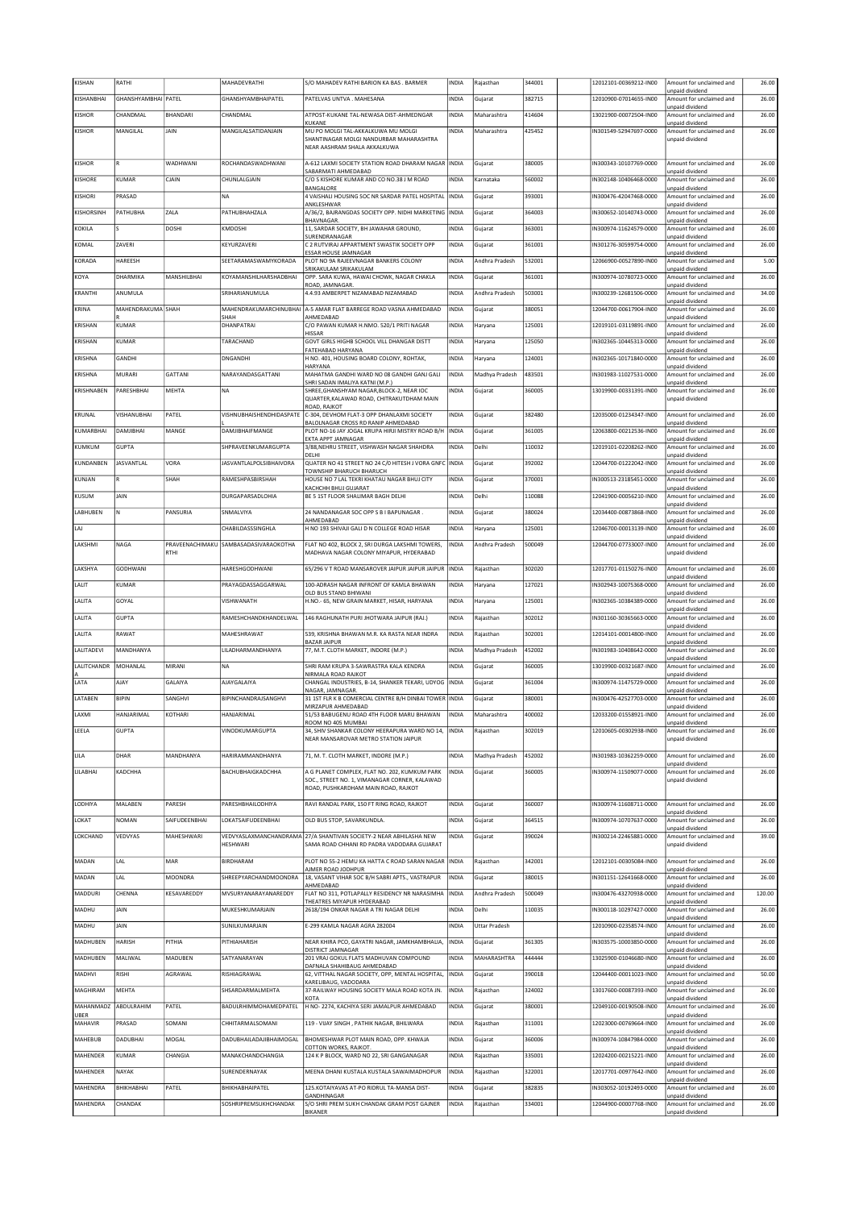| KISHAN | RATHI | | MAHADEVRATHI | S/O MAHADEV RATHI BARION KA BAS . BARMER | INDIA | Rajasthan | 344001 | | 12012101-00369212-IN00 | Amount for unclaimed and unpaid dividend | 26.00 |
|---|---|---|---|---|---|---|---|---|---|---|---|
| KISHANBHAI | GHANSHYAMBHAI | PATEL | GHANSHYAMBHAIPATEL | PATELVAS UNTVA . MAHESANA | INDIA | Gujarat | 382715 | | 12010900-07014655-IN00 | Amount for unclaimed and unpaid dividend | 26.00 |
| KISHOR | CHANDMAL | BHANDARI | CHANDMAL | ATPOST-KUKANE TAL-NEWASA DIST-AHMEDNGAR KUKANE | INDIA | Maharashtra | 414604 | | 13021900-00072504-IN00 | Amount for unclaimed and unpaid dividend | 26.00 |
| KISHOR | MANGILAL | JAIN | MANGILALSATIDANJAIN | MU PO MOLGI TAL-AKKALKUWA MU MOLGI SHANTINAGAR MOLGI NANDURBAR MAHARASHTRA NEAR AASHRAM SHALA AKKALKUWA | INDIA | Maharashtra | 425452 | | IN301549-52947697-0000 | Amount for unclaimed and unpaid dividend | 26.00 |
| KISHOR | R | WADHWANI | ROCHANDASWADHWANI | A-612 LAXMI SOCIETY STATION ROAD DHARAM NAGAR SABARMATI AHMEDABAD | INDIA | Gujarat | 380005 | | IN300343-10107769-0000 | Amount for unclaimed and unpaid dividend | 26.00 |
| KISHORE | KUMAR | CJAIN | CHUNLALGJAIN | C/O S KISHORE KUMAR AND CO NO.38 J M ROAD BANGALORE | INDIA | Karnataka | 560002 | | IN302148-10406468-0000 | Amount for unclaimed and unpaid dividend | 26.00 |
| KISHORI | PRASAD | | NA | 4 VAISHALI HOUSING SOC NR SARDAR PATEL HOSPITAL ANKLESHWAR | INDIA | Gujarat | 393001 | | IN300476-42047468-0000 | Amount for unclaimed and unpaid dividend | 26.00 |
| KISHORSINH | PATHUBHA | ZALA | PATHUBHAHZALA | A/36/2, BAJRANGDAS SOCIETY OPP. NIDHI MARKETING BHAVNAGAR. | INDIA | Gujarat | 364003 | | IN300652-10140743-0000 | Amount for unclaimed and unpaid dividend | 26.00 |
| KOKILA | S | DOSHI | KMDOSHI | 11, SARDAR SOCIETY, BH JAWAHAR GROUND, SURENDRANAGAR | INDIA | Gujarat | 363001 | | IN300974-11624579-0000 | Amount for unclaimed and unpaid dividend | 26.00 |
| KOMAL | ZAVERI | | KEYURZAVERI | C 2 RUTVIRAJ APPARTMENT SWASTIK SOCIETY OPP ESSAR HOUSE JAMNAGAR | INDIA | Gujarat | 361001 | | IN301276-30599754-0000 | Amount for unclaimed and unpaid dividend | 26.00 |
| KORADA | HAREESH | | SEETARAMASWAMYKORADA | PLOT NO 9A RAJEEVNAGAR BANKERS COLONY SRIKAKULAM SRIKAKULAM | INDIA | Andhra Pradesh | 532001 | | 12066900-00527890-IN00 | Amount for unclaimed and unpaid dividend | 5.00 |
| KOYA | DHARMIKA | MANSHILBHAI | KOYAMANSHILHARSHADBHAI | OPP. SARA KUWA, HAWAI CHOWK, NAGAR CHAKLA ROAD, JAMNAGAR. | INDIA | Gujarat | 361001 | | IN300974-10780723-0000 | Amount for unclaimed and unpaid dividend | 26.00 |
| KRANTHI | ANUMULA | | SRIHARIANUMULA | 4.4.93 AMBERPET NIZAMABAD NIZAMABAD | INDIA | Andhra Pradesh | 503001 | | IN300239-12681506-0000 | Amount for unclaimed and unpaid dividend | 34.00 |
| KRINA | MAHENDRAKUMAR | SHAH | MAHENDRAKUMARCHINUBHAI SHAH | A-5 AMAR FLAT BARREGE ROAD VASNA AHMEDABAD AHMEDABAD | INDIA | Gujarat | 380051 | | 12044700-00617904-IN00 | Amount for unclaimed and unpaid dividend | 26.00 |
| KRISHAN | KUMAR | | DHANPATRAI | C/O PAWAN KUMAR H.NMO. 520/1 PRITI NAGAR HISSAR | INDIA | Haryana | 125001 | | 12019101-03119891-IN00 | Amount for unclaimed and unpaid dividend | 26.00 |
| KRISHAN | KUMAR | | TARACHAND | GOVT GIRLS HIGHB SCHOOL VILL DHANGAR DISTT FATEHABAD HARYANA | INDIA | Haryana | 125050 | | IN302365-10445313-0000 | Amount for unclaimed and unpaid dividend | 26.00 |
| KRISHNA | GANDHI | | DNGANDHI | H NO. 401, HOUSING BOARD COLONY, ROHTAK, HARYANA | INDIA | Haryana | 124001 | | IN302365-10171840-0000 | Amount for unclaimed and unpaid dividend | 26.00 |
| KRISHNA | MURARI | GATTANI | NARAYANDASGATTANI | MAHATMA GANDHI WARD NO 08 GANDHI GANJ GALI SHRI SADAN IMALIYA KATNI (M.P.) | INDIA | Madhya Pradesh | 483501 | | IN301983-11027531-0000 | Amount for unclaimed and unpaid dividend | 26.00 |
| KRISHNABEN | PARESHBHAI | MEHTA | NA | SHREE,GHANSHYAM NAGAR,BLOCK-2, NEAR IOC QUARTER,KALAWAD ROAD, CHITRAKUTDHAM MAIN ROAD, RAJKOT | INDIA | Gujarat | 360005 | | 13019900-00331391-IN00 | Amount for unclaimed and unpaid dividend | 26.00 |
| KRUNAL | VISHANUBHAI | PATEL | VISHNUBHAISHENDHIDASPATE | C-304, DEVHOM FLAT-3 OPP DHANLAXMI SOCIETY BALOLNAGAR CROSS RD RANIP AHMEDABAD | INDIA | Gujarat | 382480 | | 12035000-01234347-IN00 | Amount for unclaimed and unpaid dividend | 26.00 |
| KUMARBHAI | DAMJIBHAI | MANGE | DAMJIBHAIFMANGE | PLOT NO-16 JAY JOGAL KRUPA HIRJI MISTRY ROAD B/H EKTA APPT JAMNAGAR | INDIA | Gujarat | 361005 | | 12063800-00212536-IN00 | Amount for unclaimed and unpaid dividend | 26.00 |
| KUMKUM | GUPTA | | SHPRAVEENKUMARGUPTA | 3/88,NEHRU STREET, VISHWASH NAGAR SHAHDRA DELHI | INDIA | Delhi | 110032 | | 12019101-02208262-IN00 | Amount for unclaimed and unpaid dividend | 26.00 |
| KUNDANBEN | JASVANTLAL | VORA | JASVANTLALPOLSIBHAIVORA | QUATER NO 41 STREET NO 24 C/O HITESH J VORA GNFC TOWNSHIP BHARUCH BHARUCH | INDIA | Gujarat | 392002 | | 12044700-01222042-IN00 | Amount for unclaimed and unpaid dividend | 26.00 |
| KUNJAN | R | SHAH | RAMESHPASBIRSHAH | HOUSE NO 7 LAL TEKRI KHATAU NAGAR BHUJ CITY KACHCHH BHUJ GUJARAT | INDIA | Gujarat | 370001 | | IN300513-23185451-0000 | Amount for unclaimed and unpaid dividend | 26.00 |
| KUSUM | JAIN | | DURGAPARSADLOHIA | BE 5 1ST FLOOR SHALIMAR BAGH DELHI | INDIA | Delhi | 110088 | | 12041900-00056210-IN00 | Amount for unclaimed and unpaid dividend | 26.00 |
| LABHUBEN | N | PANSURIA | SNMALVIYA | 24 NANDANAGAR SOC OPP S B I BAPUNAGAR . AHMEDABAD | INDIA | Gujarat | 380024 | | 12034400-00873868-IN00 | Amount for unclaimed and unpaid dividend | 26.00 |
| LAJ | | | CHABILDASSSINGHLA | H NO 193 SHIVAJI GALI D N COLLEGE ROAD HISAR | INDIA | Haryana | 125001 | | 12046700-00013139-IN00 | Amount for unclaimed and unpaid dividend | 26.00 |
| LAKSHMI | NAGA | PRAVEENACHIMAKURTHI | SAMBASADASIVARAOKOTHA | FLAT NO 402, BLOCK 2, SRI DURGA LAKSHMI TOWERS, MADHAVA NAGAR COLONY MIYAPUR, HYDERABAD | INDIA | Andhra Pradesh | 500049 | | 12044700-07733007-IN00 | Amount for unclaimed and unpaid dividend | 26.00 |
| LAKSHYA | GODHWANI | | HARESHGODHWANI | 65/296 V T ROAD MANSAROVER JAIPUR JAIPUR JAIPUR | INDIA | Rajasthan | 302020 | | 12017701-01150276-IN00 | Amount for unclaimed and unpaid dividend | 26.00 |
| LALIT | KUMAR | | PRAYAGDASSAGGARWAL | 100-ADRASH NAGAR INFRONT OF KAMLA BHAWAN OLD BUS STAND BHIWANI | INDIA | Haryana | 127021 | | IN302943-10075368-0000 | Amount for unclaimed and unpaid dividend | 26.00 |
| LALITA | GOYAL | | VISHWANATH | H.NO.- 65, NEW GRAIN MARKET, HISAR, HARYANA | INDIA | Haryana | 125001 | | IN302365-10384389-0000 | Amount for unclaimed and unpaid dividend | 26.00 |
| LALITA | GUPTA | | RAMESHCHANDKHANDELWAL | 146 RAGHUNATH PURI JHOTWARA JAIPUR (RAJ.) | INDIA | Rajasthan | 302012 | | IN301160-30365663-0000 | Amount for unclaimed and unpaid dividend | 26.00 |
| LALITA | RAWAT | | MAHESHRAWAT | 539, KRISHNA BHAWAN M.R. KA RASTA NEAR INDRA BAZAR JAIPUR | INDIA | Rajasthan | 302001 | | 12014101-00014800-IN00 | Amount for unclaimed and unpaid dividend | 26.00 |
| LALITADEVI | MANDHANYA | | LILADHARMANDHANYA | 77, M.T. CLOTH MARKET, INDORE (M.P.) | INDIA | Madhya Pradesh | 452002 | | IN301983-10408642-0000 | Amount for unclaimed and unpaid dividend | 26.00 |
| LALITCHANDRA | MOHANLAL | MIRANI | NA | SHRI RAM KRUPA 3-SAWRASTRA KALA KENDRA NIRMALA ROAD RAJKOT | INDIA | Gujarat | 360005 | | 13019900-00321687-IN00 | Amount for unclaimed and unpaid dividend | 26.00 |
| LATA | AJAY | GALAIYA | AJAYGALAIYA | CHANGAL INDUSTRIES, B-14, SHANKER TEKARI, UDYOG NAGAR, JAMNAGAR. | INDIA | Gujarat | 361004 | | IN300974-11475729-0000 | Amount for unclaimed and unpaid dividend | 26.00 |
| LATABEN | BIPIN | SANGHVI | BIPINCHANDRAJSANGHVI | 31 1ST FLR K B COMERCIAL CENTRE B/H DINBAI TOWER MIRZAPUR AHMEDABAD | INDIA | Gujarat | 380001 | | IN300476-42527703-0000 | Amount for unclaimed and unpaid dividend | 26.00 |
| LAXMI | HANJARIMAL | KOTHARI | HANJARIMAL | 51/53 BABUGENU ROAD 4TH FLOOR MARU BHAWAN ROOM NO 40S MUMBAI | INDIA | Maharashtra | 400002 | | 12033200-01558921-IN00 | Amount for unclaimed and unpaid dividend | 26.00 |
| LEELA | GUPTA | | VINODKUMARGUPTA | 34, SHIV SHANKAR COLONY HEERAPURA WARD NO 14, NEAR MANSAROVAR METRO STATION JAIPUR | INDIA | Rajasthan | 302019 | | 12010605-00302938-IN00 | Amount for unclaimed and unpaid dividend | 26.00 |
| LILA | DHAR | MANDHANYA | HARIRAMMANDHANYA | 71, M. T. CLOTH MARKET, INDORE (M.P.) | INDIA | Madhya Pradesh | 452002 | | IN301983-10362259-0000 | Amount for unclaimed and unpaid dividend | 26.00 |
| LILABHAI | KADCHHA | | BACHUBHAIGKADCHHA | A G PLANET COMPLEX, FLAT NO. 202, KUMKUM PARK SOC., STREET NO. 1, VIMANAGAR CORNER, KALAWAD ROAD, PUSHKARDHAM MAIN ROAD, RAJKOT | INDIA | Gujarat | 360005 | | IN300974-11509077-0000 | Amount for unclaimed and unpaid dividend | 26.00 |
| LODHIYA | MALABEN | PARESH | PARESHBHAILODHIYA | RAVI RANDAL PARK, 150 FT RING ROAD, RAJKOT | INDIA | Gujarat | 360007 | | IN300974-11608711-0000 | Amount for unclaimed and unpaid dividend | 26.00 |
| LOKAT | NOMAN | SAIFUDEENBHAI | LOKATSAIFUDEENBHAI | OLD BUS STOP, SAVARKUNDLA. | INDIA | Gujarat | 364515 | | IN300974-10707637-0000 | Amount for unclaimed and unpaid dividend | 26.00 |
| LOKCHAND | VEDVYAS | MAHESHWARI | VEDVYASLAXMANCHANDRAMAHESHWARI | 27/A SHANTIVAN SOCIETY-2 NEAR ABHILASHA NEW SAMA ROAD CHHANI RD PADRA VADODARA GUJARAT | INDIA | Gujarat | 390024 | | IN300214-22465881-0000 | Amount for unclaimed and unpaid dividend | 39.00 |
| MADAN | LAL | MAR | BIRDHARAM | PLOT NO 55-2 HEMU KA HATTA C ROAD SARAN NAGAR AJMER ROAD JODHPUR | INDIA | Rajasthan | 342001 | | 12012101-00305084-IN00 | Amount for unclaimed and unpaid dividend | 26.00 |
| MADAN | LAL | MOONDRA | SHREEPYARCHANDMOONDRA | 18, VASANT VIHAR SOC B/H SABRI APTS., VASTRAPUR AHMEDABAD | INDIA | Gujarat | 380015 | | IN301151-12641668-0000 | Amount for unclaimed and unpaid dividend | 26.00 |
| MADDURI | CHENNA | KESAVAREDDY | MVSURYANARAYANAREDDY | FLAT NO 311, POTLAPALLY RESIDENCY NR NARASIMHA THEATRES MIYAPUR HYDERABAD | INDIA | Andhra Pradesh | 500049 | | IN300476-43270938-0000 | Amount for unclaimed and unpaid dividend | 120.00 |
| MADHU | JAIN | | MUKESHKUMARJAIN | 2618/194 ONKAR NAGAR A TRI NAGAR DELHI | INDIA | Delhi | 110035 | | IN300118-10297427-0000 | Amount for unclaimed and unpaid dividend | 26.00 |
| MADHU | JAIN | | SUNILKUMARJAIN | E-299 KAMLA NAGAR AGRA 282004 | INDIA | Uttar Pradesh | | | 12010900-02358574-IN00 | Amount for unclaimed and unpaid dividend | 26.00 |
| MADHUBEN | HARISH | PITHIA | PITHIAHARISH | NEAR KHIRA PCO, GAYATRI NAGAR, JAMKHAMBHALIA, DISTRICT JAMNAGAR | INDIA | Gujarat | 361305 | | IN303575-10003850-0000 | Amount for unclaimed and unpaid dividend | 26.00 |
| MADHUBEN | MALIWAL | MADUBEN | SATYANARAYAN | 201 VRAJ GOKUL FLATS MADHUVAN COMPOUND DAFNALA SHAHIBAUG AHMEDABAD | INDIA | MAHARASHTRA | 444444 | | 13025900-01046680-IN00 | Amount for unclaimed and unpaid dividend | 26.00 |
| MADHVI | RISHI | AGRAWAL | RISHIAGRAWAL | 62, VITTHAL NAGAR SOCIETY, OPP, MENTAL HOSPITAL, KARELIBAUG, VADODARA | INDIA | Gujarat | 390018 | | 12044400-00011023-IN00 | Amount for unclaimed and unpaid dividend | 50.00 |
| MAGHIRAM | MEHTA | | SHSARDARMALMEHTA | 37-RAILWAY HOUSING SOCIETY MALA ROAD KOTA JN. KOTA | INDIA | Rajasthan | 324002 | | 13017600-00087393-IN00 | Amount for unclaimed and unpaid dividend | 26.00 |
| MAHANMADZUBER | ABDULRAHIM | PATEL | BADULRHIMMOHAMEDPATEL | H NO- 2274, KACHIYA SERI JAMALPUR AHMEDABAD | INDIA | Gujarat | 380001 | | 12049100-00190508-IN00 | Amount for unclaimed and unpaid dividend | 26.00 |
| MAHAVIR | PRASAD | SOMANI | CHHITARMALSOMANI | 119 - VIJAY SINGH , PATHIK NAGAR, BHILWARA | INDIA | Rajasthan | 311001 | | 12023000-00769664-IN00 | Amount for unclaimed and unpaid dividend | 26.00 |
| MAHEBUB | DADUBHAI | MOGAL | DADUBHAILADAJIBHAIMOGAL | BHOMESHWAR PLOT MAIN ROAD, OPP. KHWAJA COTTON WORKS, RAJKOT. | INDIA | Gujarat | 360006 | | IN300974-10847984-0000 | Amount for unclaimed and unpaid dividend | 26.00 |
| MAHENDER | KUMAR | CHANGIA | MANAKCHANDCHANGIA | 124 K P BLOCK, WARD NO 22, SRI GANGANAGAR | INDIA | Rajasthan | 335001 | | 12024200-00215221-IN00 | Amount for unclaimed and unpaid dividend | 26.00 |
| MAHENDER | NAYAK | | SURENDERNAYAK | MEENA DHANI KUSTALA KUSTALA SAWAIMADHOPUR | INDIA | Rajasthan | 322001 | | 12017701-00977642-IN00 | Amount for unclaimed and unpaid dividend | 26.00 |
| MAHENDRA | BHIKHABHAI | PATEL | BHIKHABHAIPATEL | 125.KOTAIYAVAS AT-PO RIDRUL TA-MANSA DIST-GANDHINAGAR | INDIA | Gujarat | 382835 | | IN303052-10192493-0000 | Amount for unclaimed and unpaid dividend | 26.00 |
| MAHENDRA | CHANDAK | | SOSHRIPREMSUKHCHANDAK | S/O SHRI PREM SUKH CHANDAK GRAM POST GAJNER BIKANER | INDIA | Rajasthan | 334001 | | 12044900-00007768-IN00 | Amount for unclaimed and unpaid dividend | 26.00 |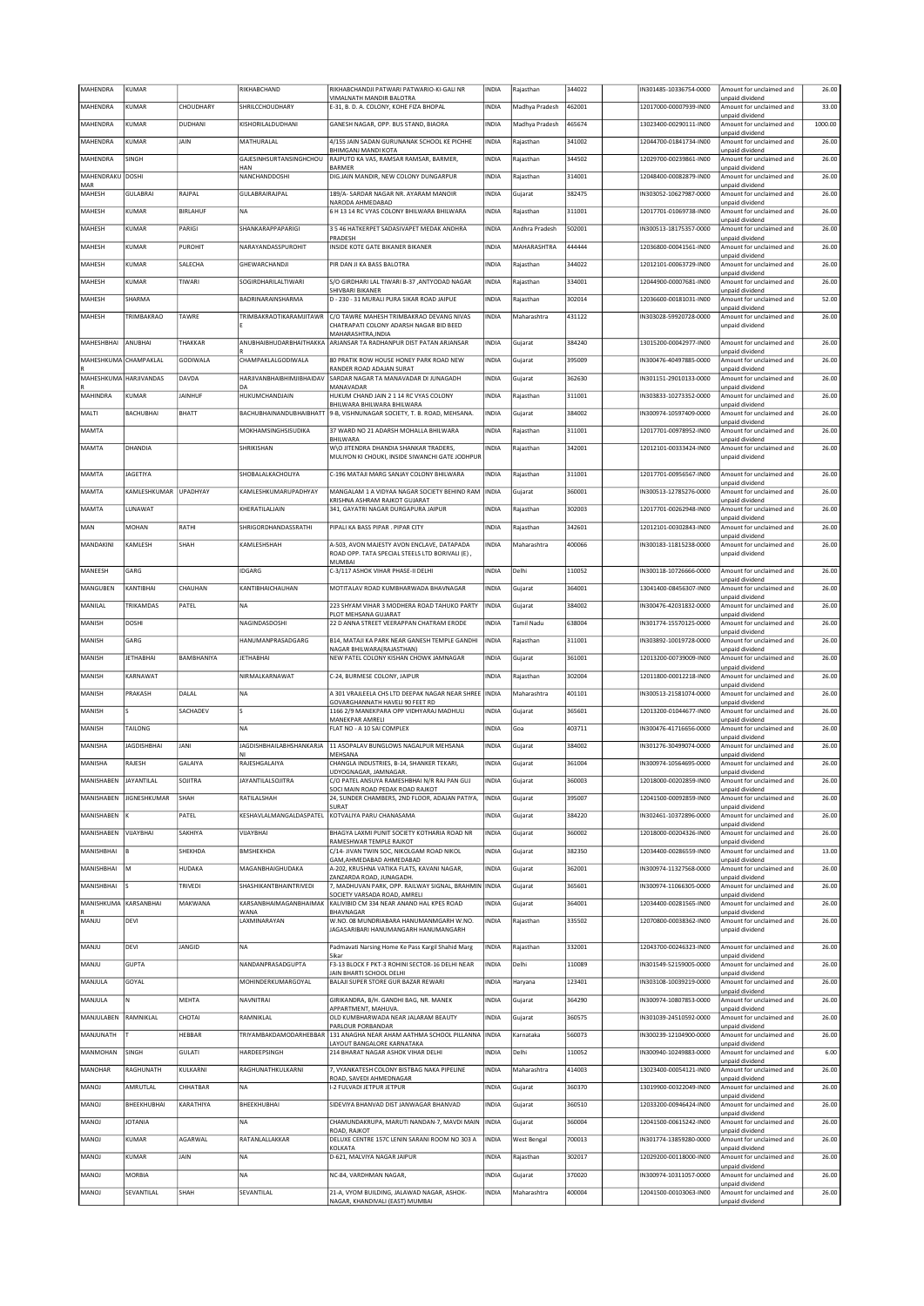| MAHENDRA | KUMAR | | RIKHABCHAND | RIKHABCHANDJI PATWARI PATWARIO-KI-GALI NR VIMALNATH MANDIR BALOTRA | INDIA | Rajasthan | 344022 | | IN301485-10336754-0000 | Amount for unclaimed and unpaid dividend | 26.00 |
|---|---|---|---|---|---|---|---|---|---|---|---|
| MAHENDRA | KUMAR | CHOUDHARY | SHRILCCHOUDHARY | E-31, B. D. A. COLONY, KOHE FIZA BHOPAL | INDIA | Madhya Pradesh | 462001 | | 12017000-00007939-IN00 | Amount for unclaimed and unpaid dividend | 33.00 |
| MAHENDRA | KUMAR | DUDHANI | KISHORILALDUDHANI | GANESH NAGAR, OPP. BUS STAND, BIAORA | INDIA | Madhya Pradesh | 465674 | | 13023400-00290111-IN00 | Amount for unclaimed and unpaid dividend | 1000.00 |
| MAHENDRA | KUMAR | JAIN | MATHURALAL | 4/155 JAIN SADAN GURUNANAK SCHOOL KE PICHHE BHIMGANJ MANDI KOTA | INDIA | Rajasthan | 341002 | | 12044700-01841734-IN00 | Amount for unclaimed and unpaid dividend | 26.00 |
| MAHENDRA | SINGH | | GAJESINHSURTANSINGHCHOUHAN | RAJPUTO KA VAS, RAMSAR RAMSAR, BARMER, BARMER | INDIA | Rajasthan | 344502 | | 12029700-00239861-IN00 | Amount for unclaimed and unpaid dividend | 26.00 |
| MAHENDRAKUMAR | DOSHI | | NANCHANDDOSHI | DIG.JAIN MANDIR, NEW COLONY DUNGARPUR | INDIA | Rajasthan | 314001 | | 12048400-00082879-IN00 | Amount for unclaimed and unpaid dividend | 26.00 |
| MAHESH | GULABRAI | RAJPAL | GULABRAIRAJPAL | 189/A- SARDAR NAGAR NR. AYARAM MANOIR NARODA AHMEDABAD | INDIA | Gujarat | 382475 | | IN303052-10627987-0000 | Amount for unclaimed and unpaid dividend | 26.00 |
| MAHESH | KUMAR | BIRLAHUF | NA | 6 H 13 14 RC VYAS COLONY BHILWARA BHILWARA | INDIA | Rajasthan | 311001 | | 12017701-01069738-IN00 | Amount for unclaimed and unpaid dividend | 26.00 |
| MAHESH | KUMAR | PARIGI | SHANKARAPPAPARIGI | 3 5 46 HATKERPET SADASIVAPET MEDAK ANDHRA PRADESH | INDIA | Andhra Pradesh | 502001 | | IN300513-18175357-0000 | Amount for unclaimed and unpaid dividend | 26.00 |
| MAHESH | KUMAR | PUROHIT | NARAYANDASSPUROHIT | INSIDE KOTE GATE BIKANER BIKANER | INDIA | MAHARASHTRA | 444444 | | 12036800-00041561-IN00 | Amount for unclaimed and unpaid dividend | 26.00 |
| MAHESH | KUMAR | SALECHA | GHEWARCHANDJI | PIR DAN JI KA BASS BALOTRA | INDIA | Rajasthan | 344022 | | 12012101-00063729-IN00 | Amount for unclaimed and unpaid dividend | 26.00 |
| MAHESH | KUMAR | TIWARI | SOGIRDHARILALTIWARI | S/O GIRDHARI LAL TIWARI B-37 ,ANTYODAD NAGAR SHIVBARI BIKANER | INDIA | Rajasthan | 334001 | | 12044900-00007681-IN00 | Amount for unclaimed and unpaid dividend | 26.00 |
| MAHESH | SHARMA | | BADRINARAINSHARMA | D - 230 - 31 MURALI PURA SIKAR ROAD JAIPUE | INDIA | Rajasthan | 302014 | | 12036600-00181031-IN00 | Amount for unclaimed and unpaid dividend | 52.00 |
| MAHESH | TRIMBAKRAO | TAWRE | TRIMBAKRAOTIKARAMJITAWRE | C/O TAWRE MAHESH TRIMBAKRAO DEVANG NIVAS CHATRAPATI COLONY ADARSH NAGAR BID BEED MAHARASHTRA,INDIA | INDIA | Maharashtra | 431122 | | IN303028-59920728-0000 | Amount for unclaimed and unpaid dividend | 26.00 |
| MAHESHBHAI | ANUBHAI | THAKKAR | ANUBHAIBHUDARBHAITHAKKAR | ARJANSAR TA RADHANPUR DIST PATAN ARJANSAR | INDIA | Gujarat | 384240 | | 13015200-00042977-IN00 | Amount for unclaimed and unpaid dividend | 26.00 |
| MAHESHKUMAR | CHAMPAKLAL | GODIWALA | CHAMPAKLALGODIWALA | 80 PRATIK ROW HOUSE HONEY PARK ROAD NEW RANDER ROAD ADAJAN SURAT | INDIA | Gujarat | 395009 | | IN300476-40497885-0000 | Amount for unclaimed and unpaid dividend | 26.00 |
| MAHESHKUMAR | HARJIVANDAS | DAVDA | HARJIVANBHAIBHIMJIBHAIDAVDA | SARDAR NAGAR TA MANAVADAR DI JUNAGADH MANAVADAR | INDIA | Gujarat | 362630 | | IN301151-29010133-0000 | Amount for unclaimed and unpaid dividend | 26.00 |
| MAHINDRA | KUMAR | JAINHUF | HUKUMCHANDJAIN | HUKUM CHAND JAIN 2 1 14 RC VYAS COLONY BHILWARA BHILWARA BHILWARA | INDIA | Rajasthan | 311001 | | IN303833-10273352-0000 | Amount for unclaimed and unpaid dividend | 26.00 |
| MALTI | BACHUBHAI | BHATT | BACHUBHAINANDUBHAIBHATT | 9-B, VISHNUNAGAR SOCIETY, T. B. ROAD, MEHSANA. | INDIA | Gujarat | 384002 | | IN300974-10597409-0000 | Amount for unclaimed and unpaid dividend | 26.00 |
| MAMTA | | | MOKHAMSINGHSISUDIKA | 37 WARD NO 21 ADARSH MOHALLA BHILWARA BHILWARA | INDIA | Rajasthan | 311001 | | 12017701-00978952-IN00 | Amount for unclaimed and unpaid dividend | 26.00 |
| MAMTA | DHANDIA | | SHRIKISHAN | W\O JITENDRA DHANDIA SHANKAR TRADERS, MULIYON KI CHOUKI, INSIDE SIWANCHI GATE JODHPUR | INDIA | Rajasthan | 342001 | | 12012101-00333424-IN00 | Amount for unclaimed and unpaid dividend | 26.00 |
| MAMTA | JAGETIYA | | SHOBALALKACHOLIYA | C-196 MATAJI MARG SANJAY COLONY BHILWARA | INDIA | Rajasthan | 311001 | | 12017701-00956567-IN00 | Amount for unclaimed and unpaid dividend | 26.00 |
| MAMTA | KAMLESHKUMAR | UPADHYAY | KAMLESHKUMARUPADHYAY | MANGALAM 1 A VIDYAA NAGAR SOCIETY BEHIND RAM KRISHNA ASHRAM RAJKOT GUJARAT | INDIA | Gujarat | 360001 | | IN300513-12785276-0000 | Amount for unclaimed and unpaid dividend | 26.00 |
| MAMTA | LUNAWAT | | KHERATILALJAIN | 341, GAYATRI NAGAR DURGAPURA JAIPUR | INDIA | Rajasthan | 302003 | | 12017701-00262948-IN00 | Amount for unclaimed and unpaid dividend | 26.00 |
| MAN | MOHAN | RATHI | SHRIGORDHANDASSRATHI | PIPALI KA BASS PIPAR . PIPAR CITY | INDIA | Rajasthan | 342601 | | 12012101-00302843-IN00 | Amount for unclaimed and unpaid dividend | 26.00 |
| MANDAKINI | KAMLESH | SHAH | KAMLESHSHAH | A-503, AVON MAJESTY AVON ENCLAVE, DATAPADA ROAD OPP. TATA SPECIAL STEELS LTD BORIVALI (E) , MUMBAI | INDIA | Maharashtra | 400066 | | IN300183-11815238-0000 | Amount for unclaimed and unpaid dividend | 26.00 |
| MANEESH | GARG | | IDGARG | C-3/117 ASHOK VIHAR PHASE-II DELHI | INDIA | Delhi | 110052 | | IN300118-10726666-0000 | Amount for unclaimed and unpaid dividend | 26.00 |
| MANGUBEN | KANTIBHAI | CHAUHAN | KANTIBHAICHAUHAN | MOTITALAV ROAD KUMBHARWADA BHAVNAGAR | INDIA | Gujarat | 364001 | | 13041400-08456307-IN00 | Amount for unclaimed and unpaid dividend | 26.00 |
| MANILAL | TRIKAMDAS | PATEL | NA | 223 SHYAM VIHAR 3 MODHERA ROAD TAHUKO PARTY PLOT MEHSANA GUJARAT | INDIA | Gujarat | 384002 | | IN300476-42031832-0000 | Amount for unclaimed and unpaid dividend | 26.00 |
| MANISH | DOSHI | | NAGINDASDOSHI | 22 D ANNA STREET VEERAPPAN CHATRAM ERODE | INDIA | Tamil Nadu | 638004 | | IN301774-15570125-0000 | Amount for unclaimed and unpaid dividend | 26.00 |
| MANISH | GARG | | HANUMANPRASADGARG | B14, MATAJI KA PARK NEAR GANESH TEMPLE GANDHI NAGAR BHILWARA(RAJASTHAN) | INDIA | Rajasthan | 311001 | | IN303892-10019728-0000 | Amount for unclaimed and unpaid dividend | 26.00 |
| MANISH | JETHABHAI | BAMBHANIYA | JETHABHAI | NEW PATEL COLONY KISHAN CHOWK JAMNAGAR | INDIA | Gujarat | 361001 | | 12013200-00739009-IN00 | Amount for unclaimed and unpaid dividend | 26.00 |
| MANISH | KARNAWAT | | NIRMALKARNAWAT | C-24, BURMESE COLONY, JAIPUR | INDIA | Rajasthan | 302004 | | 12011800-00012218-IN00 | Amount for unclaimed and unpaid dividend | 26.00 |
| MANISH | PRAKASH | DALAL | NA | A 301 VRAJLEELA CHS LTD DEEPAK NAGAR NEAR SHREE GOVARGHANNATH HAVELI 90 FEET RD | INDIA | Maharashtra | 401101 | | IN300513-21581074-0000 | Amount for unclaimed and unpaid dividend | 26.00 |
| MANISH | S | SACHADEV | S | 1166 2/9 MANEKPARA OPP VIDHYARAJ MADHULI MANEKPAR AMRELI | INDIA | Gujarat | 365601 | | 12013200-01044677-IN00 | Amount for unclaimed and unpaid dividend | 26.00 |
| MANISH | TAILONG | | NA | FLAT NO - A 10 SAI COMPLEX | INDIA | Goa | 403711 | | IN300476-41716656-0000 | Amount for unclaimed and unpaid dividend | 26.00 |
| MANISHA | JAGDISHBHAI | JANI | JAGDISHBHAILABHSHANKARJANI | 11 ASOPALAV BUNGLOWS NAGALPUR MEHSANA MEHSANA | INDIA | Gujarat | 384002 | | IN301276-30499074-0000 | Amount for unclaimed and unpaid dividend | 26.00 |
| MANISHA | RAJESH | GALAIYA | RAJESHGALAIYA | CHANGLA INDUSTRIES, B-14, SHANKER TEKARI, UDYOGNAGAR, JAMNAGAR. | INDIA | Gujarat | 361004 | | IN300974-10564695-0000 | Amount for unclaimed and unpaid dividend | 26.00 |
| MANISHABEN | JAYANTILAL | SOJITRA | JAYANTILALSOJITRA | C/O PATEL ANSUYA RAMESHBHAI N/R RAJ PAN GUJ SOCI MAIN ROAD PEDAK ROAD RAJKOT | INDIA | Gujarat | 360003 | | 12018000-00202859-IN00 | Amount for unclaimed and unpaid dividend | 26.00 |
| MANISHABEN | JIGNESHKUMAR | SHAH | RATILALSHAH | 24, SUNDER CHAMBERS, 2ND FLOOR, ADAJAN PATIYA, SURAT | INDIA | Gujarat | 395007 | | 12041500-00092859-IN00 | Amount for unclaimed and unpaid dividend | 26.00 |
| MANISHABEN | K | PATEL | KESHAVLALMANGALDASPATEL | KOTVALIYA PARU CHANASAMA | INDIA | Gujarat | 384220 | | IN302461-10372896-0000 | Amount for unclaimed and unpaid dividend | 26.00 |
| MANISHABEN | VIJAYBHAI | SAKHIYA | VIJAYBHAI | BHAGYA LAXMI PUNIT SOCIETY KOTHARIA ROAD NR RAMESHWAR TEMPLE RAJKOT | INDIA | Gujarat | 360002 | | 12018000-00204326-IN00 | Amount for unclaimed and unpaid dividend | 26.00 |
| MANISHBHAI | B | SHEKHDA | BMSHEKHDA | C/14- JIVAN TWIN SOC, NIKOLGAM ROAD NIKOL GAM,AHMEDABAD AHMEDABAD | INDIA | Gujarat | 382350 | | 12034400-00286559-IN00 | Amount for unclaimed and unpaid dividend | 13.00 |
| MANISHBHAI | M | HUDAKA | MAGANBHAIGHUDAKA | A-202, KRUSHNA VATIKA FLATS, KAVANI NAGAR, ZANZARDA ROAD, JUNAGADH. | INDIA | Gujarat | 362001 | | IN300974-11327568-0000 | Amount for unclaimed and unpaid dividend | 26.00 |
| MANISHBHAI | S | TRIVEDI | SHASHIKANTBHAINTRIVEDI | 7, MADHUVAN PARK, OPP. RAILWAY SIGNAL, BRAHMIN SOCIETY VARSADA ROAD, AMRELI | INDIA | Gujarat | 365601 | | IN300974-11066305-0000 | Amount for unclaimed and unpaid dividend | 26.00 |
| MANISHKUMAR | KARSANBHAI | MAKWANA | KARSANBHAIMAGANBHAIMAKWANA | KALVIBID CM 334 NEAR ANAND HAL KPES ROAD BHAVNAGAR | INDIA | Gujarat | 364001 | | 12034400-00281565-IN00 | Amount for unclaimed and unpaid dividend | 26.00 |
| MANJU | DEVI | | LAXMINARAYAN | W.NO. 08 MUNDRIABARA HANUMANMGARH W.NO. JAGASARIBARI HANUMANGARH HANUMANGARH | INDIA | Rajasthan | 335502 | | 12070800-00038362-IN00 | Amount for unclaimed and unpaid dividend | 26.00 |
| MANJU | DEVI | JANGID | NA | Padmavati Narsing Home Ke Pass Kargil Shahid Marg Sikar | INDIA | Rajasthan | 332001 | | 12043700-00246323-IN00 | Amount for unclaimed and unpaid dividend | 26.00 |
| MANJU | GUPTA | | NANDANPRASADGUPTA | F3-13 BLOCK F PKT-3 ROHINI SECTOR-16 DELHI NEAR JAIN BHARTI SCHOOL DELHI | INDIA | Delhi | 110089 | | IN301549-52159005-0000 | Amount for unclaimed and unpaid dividend | 26.00 |
| MANJULA | GOYAL | | MOHINDERKUMARGOYAL | BALAJI SUPER STORE GUR BAZAR REWARI | INDIA | Haryana | 123401 | | IN303108-10039219-0000 | Amount for unclaimed and unpaid dividend | 26.00 |
| MANJULA | N | MEHTA | NAVNITRAI | GIRIKANDRA, B/H. GANDHI BAG, NR. MANEK APPARTMENT, MAHUVA. | INDIA | Gujarat | 364290 | | IN300974-10807853-0000 | Amount for unclaimed and unpaid dividend | 26.00 |
| MANJULABEN | RAMNIKLAL | CHOTAI | RAMNIKLAL | OLD KUMBHARWADA NEAR JALARAM BEAUTY PARLOUR PORBANDAR | INDIA | Gujarat | 360575 | | IN301039-24510592-0000 | Amount for unclaimed and unpaid dividend | 26.00 |
| MANJUNATH | T | HEBBAR | TRIYAMBAKDAMODARHEBBAR | 131 ANAGHA NEAR AHAM AATHMA SCHOOL PILLANNA LAYOUT BANGALORE KARNATAKA | INDIA | Karnataka | 560073 | | IN300239-12104900-0000 | Amount for unclaimed and unpaid dividend | 26.00 |
| MANMOHAN | SINGH | GULATI | HARDEEPSINGH | 214 BHARAT NAGAR ASHOK VIHAR DELHI | INDIA | Delhi | 110052 | | IN300940-10249883-0000 | Amount for unclaimed and unpaid dividend | 6.00 |
| MANOHAR | RAGHUNATH | KULKARNI | RAGHUNATHKULKARNI | 7, VYANKATESH COLONY BISTBAG NAKA PIPELINE ROAD, SAVEDI AHMEDNAGAR | INDIA | Maharashtra | 414003 | | 13023400-00054121-IN00 | Amount for unclaimed and unpaid dividend | 26.00 |
| MANOJ | AMRUTLAL | CHHATBAR | NA | I-2 FULVADI JETPUR JETPUR | INDIA | Gujarat | 360370 | | 13019900-00322049-IN00 | Amount for unclaimed and unpaid dividend | 26.00 |
| MANOJ | BHEEKHUBHAI | KARATHIYA | BHEEKHUBHAI | SIDEVIYA BHANVAD DIST JANWAGAR BHANVAD | INDIA | Gujarat | 360510 | | 12033200-00946424-IN00 | Amount for unclaimed and unpaid dividend | 26.00 |
| MANOJ | JOTANIA | | NA | CHAMUNDAKRUPA, MARUTI NANDAN-7, MAVDI MAIN ROAD, RAJKOT | INDIA | Gujarat | 360004 | | 12041500-00615242-IN00 | Amount for unclaimed and unpaid dividend | 26.00 |
| MANOJ | KUMAR | AGARWAL | RATANLALLAKKAR | DELUXE CENTRE 157C LENIN SARANI ROOM NO 303 A KOLKATA | INDIA | West Bengal | 700013 | | IN301774-13859280-0000 | Amount for unclaimed and unpaid dividend | 26.00 |
| MANOJ | KUMAR | JAIN | NA | D-621, MALVIYA NAGAR JAIPUR | INDIA | Rajasthan | 302017 | | 12029200-00118000-IN00 | Amount for unclaimed and unpaid dividend | 26.00 |
| MANOJ | MORBIA | | NA | NC-84, VARDHMAN NAGAR, | INDIA | Gujarat | 370020 | | IN300974-10311057-0000 | Amount for unclaimed and unpaid dividend | 26.00 |
| MANOJ | SEVANTILAL | SHAH | SEVANTILAL | 21-A, VYOM BUILDING, JALAWAD NAGAR, ASHOK-NAGAR, KHANDIVALI (EAST) MUMBAI | INDIA | Maharashtra | 400004 | | 12041500-00103063-IN00 | Amount for unclaimed and unpaid dividend | 26.00 |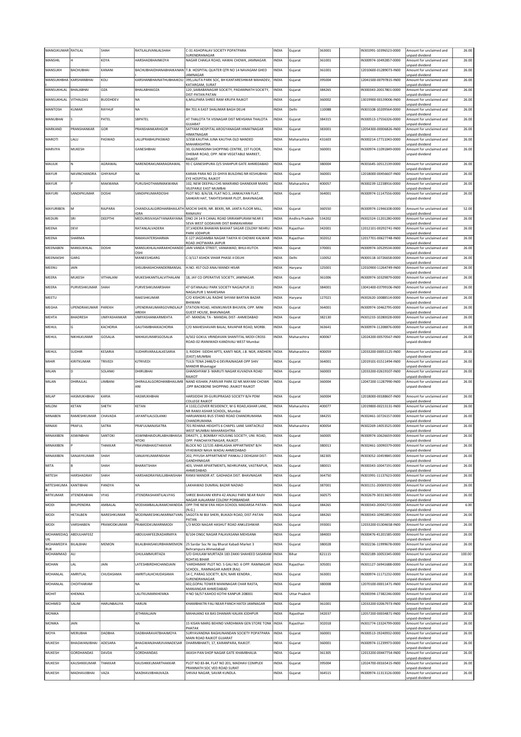| MANOJKUMAR | RATILAL | SHAH | RATILALJIVANLALSHAH | C-31 ASHOPALAV SOCIETY POPATPARA SURENDRANAGAR | INDIA | Gujarat | 363001 | | IN301991-10396523-0000 | Amount for unclaimed and unpaid dividend | 26.00 |
|---|---|---|---|---|---|---|---|---|---|---|---|
| MANSHIL | H | KOYA | HARSHADBHAINKOYA | NAGAR CHAKLA ROAD, HAWAI CHOWK, JAMNAGAR. | INDIA | Gujarat | 361001 | | IN300974-10492857-0000 | Amount for unclaimed and unpaid dividend | 26.00 |
| MANSUKH | BACHUBHAI | KANANI | BACHUBHAIDHANABHAIKANANI | T.B. HOSPITAL QUATER QTR NO 14 NAVAGAM GHED JAMNAGAR | INDIA | Gujarat | 361001 | | 12010600-01289073-IN00 | Amount for unclaimed and unpaid dividend | 26.00 |
| MANSUKHBHAI | KARSHANBHAI | KOLI | KARSHANBHAINATHUBHAIKOLI | 395,LALITA PARK SOC, BH KANTARESHWAR MAHADEV, KATARGAM, SURAT | INDIA | Gujarat | 395004 | | 12041500-00797815-IN00 | Amount for unclaimed and unpaid dividend | 26.00 |
| MANSUKHLAL | BHALABHAI | OZA | BHALABHAIOZA | 120 ,SAIBABANAGAR SOCIETY, PADAMNATH SOCIETY, DIST-PATAN PATAN | INDIA | Gujarat | 384265 | | IN300343-20017801-0000 | Amount for unclaimed and unpaid dividend | 26.00 |
| MANSUKHLAL | VITHALDAS | BUDDHDEV | NA | 6,MILLPARA SHREE RAM KRUPA RAJKOT | INDIA | Gujarat | 360002 | | 13019900-00139006-IN00 | Amount for unclaimed and unpaid dividend | 26.00 |
| MANTOSH | KUMAR | RAYHUF | NA | BH 701 A EAST SHALIMAR BAGH DELHI | INDIA | Delhi | 110088 | | IN303108-10209564-0000 | Amount for unclaimed and unpaid dividend | 26.00 |
| MANUBHAI | S | PATEL | SBPATEL | AT THALOTA TA VISNAGAR DIST MEHSANA THALOTA GUJARAT | INDIA | Gujarat | 384315 | | IN300513-17556326-0000 | Amount for unclaimed and unpaid dividend | 26.00 |
| MARKAND | PRANSHANKAR | GOR | PRANSHANKARHGOR | SATYAM HOSPITAL AROGYANAGAR HIMATNAGAR HIMATNAGAR | INDIA | Gujarat | 383001 | | 12054300-00006826-IN00 | Amount for unclaimed and unpaid dividend | 26.00 |
| MAROTI | LALU | PASWAD | LALUPRABHUPASWAD | 3/358 KAUTHA JUNA KAUTHA OLD NANDED MAHARASHTRA | INDIA | Maharashtra | 431603 | | IN300214-17711043-0000 | Amount for unclaimed and unpaid dividend | 26.00 |
| MARVIYA | MUKESH | | GANESHBHAI | 30, GUMANSINH SHOPPING CENTRE, 1ST FLOOR, DHEBAR ROAD, OPP. NEW VEGETABLE MARKET, RAJKOT. | INDIA | Gujarat | 360001 | | IN300974-11091849-0000 | Amount for unclaimed and unpaid dividend | 26.00 |
| MAULIK | N | AGRAWAL | NARENDRAKUMARAGRAWAL | 93 C GANESHPURA O/S SHAHPUR GATE AHMEDABAD | INDIA | Gujarat | 380004 | | IN301645-10512139-0000 | Amount for unclaimed and unpaid dividend | 26.00 |
| MAYUR | NAVINCHANDRA | GHIYAHUF | NA | KARAN PARA NO 23 GHIYA BUILDING NR KESHUBHAI EYE HOSPITAL RAJKOT | INDIA | Gujarat | 360001 | | 12018000-00456607-IN00 | Amount for unclaimed and unpaid dividend | 26.00 |
| MAYUR | P | MAKWANA | PURUSHOTHAMMAKWANA | 102, NEW DEEPALI CHS MAKRAND GHANEKAR MARG VILEPARLE EAST MUMBAI | INDIA | Maharashtra | 400057 | | IN300239-12238916-0000 | Amount for unclaimed and unpaid dividend | 26.00 |
| MAYURI | SANDIPKUMAR | DOSHI | SANDIPKUMARDOSHI | PLOT NO. 8/A/18, FLAT NO.5, JANKALYAN FLAT, SAHKARI HAT, TAKHTESHWAR PLOT, BHAVNAGAR. | INDIA | Gujarat | 364001 | | IN300974-11147556-0000 | Amount for unclaimed and unpaid dividend | 26.00 |
| MAYURIBEN | M | RAJPARA | CHANDULALGIRDHARBHAILATHIGRA | MOCHI SHERI, NR. BEKRI, NR. JANTA FLOOR MILL, RANAVAV | INDIA | Gujarat | 360550 | | IN300974-11946108-0000 | Amount for unclaimed and unpaid dividend | 52.00 |
| MEDURI | SRI | DEEPTHI | MEDURISIVASATYANARAYANA | DNO 24 14 9 CANAL ROAD SRIRAMPURAM NEAR E SEVA WEST GODAVARI DIST BHIMAVARAM | INDIA | Andhra Pradesh | 534202 | | IN302324-11201280-0000 | Amount for unclaimed and unpaid dividend | 26.00 |
| MEENA | DEVI | | RATANLALVADERA | 37,VADERA BHAWAN BAKHAT SAGAR COLONY NEHRU PARK JODHPUR | INDIA | Rajasthan | 342001 | | 12012101-00292741-IN00 | Amount for unclaimed and unpaid dividend | 26.00 |
| MEENA | SHARMA | | RAMAVATERSHARMA | E-127 JAGDAMBA NAGAR TAKIYA KI CHOWKI KALWAR ROAD JHOTWARA JAIPUR | INDIA | Rajasthan | 302012 | | 12017701-00627748-IN00 | Amount for unclaimed and unpaid dividend | 26.00 |
| MEENABEN | MANSUKHLAL | DOSHI | MANSUKHLALHARAKHCHANDDOSHI | JAIN VANDA STREET, VANIAWAD, BHUJ-KUTCH. | INDIA | Gujarat | 370001 | | IN300974-10529534-0000 | Amount for unclaimed and unpaid dividend | 26.00 |
| MEENAKSHI | GARG | | MANEESHGARG | C-3/117 ASHOK VIHAR PHASE-II DELHI | INDIA | Delhi | 110052 | | IN300118-10726658-0000 | Amount for unclaimed and unpaid dividend | 26.00 |
| MEENU | JAIN | | SHSUBHASHCHANDERBANSAL | H.NO. 457 OLD ANAJ MANDI HISAR | INDIA | Haryana | 125001 | | 12010900-11264749-IN00 | Amount for unclaimed and unpaid dividend | 26.00 |
| MEERA | MUKESH | VITHALANI | MUKESHKANTILALVITHALANI | 18, JAY CO OPERATIVE SOCIETY, JAMNAGAR. | INDIA | Gujarat | 361006 | | IN300974-10329879-0000 | Amount for unclaimed and unpaid dividend | 26.00 |
| MEERA | PURVESHKUMAR | SHAH | PURVESHKUMARSHAH | 47 GITANAJALI PARK SOCIETY NAGALPUR 21 NAGALPUR 1 MAHESANA | INDIA | Gujarat | 384001 | | 13041400-03799106-IN00 | Amount for unclaimed and unpaid dividend | 26.00 |
| MEETU | | | RAKESHKUMAR | C/O KISHORI LAL RADHE SHYAM BARTAN BAZAR BHIWANI | INDIA | Haryana | 127021 | | IN302620-10088514-0000 | Amount for unclaimed and unpaid dividend | 26.00 |
| MEGHA | UPENDRAKUMAR | PAREKH | UPENDRAKUMARGOVINDLALPAREKH | STATION ROAD, HEMKUNVER BHUVEN, OPP. MINI GUEST HOUSE, BHAVNAGAR. | INDIA | Gujarat | 364001 | | IN300974-10462795-0000 | Amount for unclaimed and unpaid dividend | 26.00 |
| MEHTA | BHADRESH | UMIYASHANKAR | UMIYASHANKARMEHTA | AT- MANDAL TA - MANDAL DIST- AHMEDABAD | INDIA | Gujarat | 382130 | | IN301233-10280028-0000 | Amount for unclaimed and unpaid dividend | 26.00 |
| MEHUL | G | KACHORIA | GAUTAMBHAIKACHORIA | C/O MAHESHAVARI BAJAJ, RAVAPAR ROAD, MORBI. | INDIA | Gujarat | 363641 | | IN300974-11208876-0000 | Amount for unclaimed and unpaid dividend | 26.00 |
| MEHUL | NIKHILKUMAR | GOSALIA | NIKHILKUMARSGOSALIA | A/502 GOKUL VRINDAVAN SHANTITAL MODI CROSS ROAD-02 IRANIWADI KANDIVALI WEST Mumbai | INDIA | Maharashtra | 400067 | | 12024200-00570567-IN00 | Amount for unclaimed and unpaid dividend | 26.00 |
| MEHUL | SUDHIR | KESARIA | SUDHIRVARAJLALKESARIA | 3, RIDDHI -SIDDHI APTS, KANTI NGR, J.B. NGR, ANDHERI (EAST) MUMBAI | INDIA | Maharashtra | 400059 | | 12033200-00053125-IN00 | Amount for unclaimed and unpaid dividend | 26.00 |
| MIHIR | KIRITKUMAR | TRIVEDI | KJTRIVEDI | TULSI TENA 2448/D-6 DEVRAJNAGAR OPP SHIV MANDIR Bhavnagar | INDIA | Gujarat | 364001 | | 12019101-01511494-IN00 | Amount for unclaimed and unpaid dividend | 26.00 |
| MILAN | D | SOLANKI | DHIRUBHAI | GHANSHYAM 3- MARUTI NAGAR KUVADVA ROAD RAJKOT | INDIA | Gujarat | 360003 | | 12033200-02619107-IN00 | Amount for unclaimed and unpaid dividend | 26.00 |
| MILAN | DHIRAJLAL | LIMBANI | DHIRAJLALGORDHANBHAILIMBANI | NAND KISHAN ,PARIVAR PARK 02 NR.MAYANI CHOWK ,OPP BACKBONE SHOPPING ,RAJKOT RAJKOT | INDIA | Gujarat | 360004 | | 12047200-11287990-IN00 | Amount for unclaimed and unpaid dividend | 26.00 |
| MILAP | HASMUKHBHAI | KARIA | HASMUKHBHAI | HARSIDDHI 39-GURUPRASAD SOCIETY B/H PDM COLLEGE RAJKOT | INDIA | Gujarat | 360004 | | 12018000-00188607-IN00 | Amount for unclaimed and unpaid dividend | 26.00 |
| MILONI | KETAN | SHETH | KETAN | A 1102,CLOVER RESIDENCY, M G ROAD,ASHAR LANE, NR RAMJI ASHAR SCHOOL, Mumbai | INDIA | Maharashtra | 400077 | | 12019800-00213131-IN00 | Amount for unclaimed and unpaid dividend | 26.00 |
| MINABEN | RAMESHKUMAR | CHAVADA | JAYANTILALSOLANKI | HARIJANWAS BUS STAND ROAD CHANDRUMANA CHANDRUMANA | INDIA | Gujarat | 384255 | | IN302461-10726157-0000 | Amount for unclaimed and unpaid dividend | 26.00 |
| MINAXI | PRAFUL | SATRA | PRAFULNANJISATRA | 701 REHANA HEIGHTS 6 CHAPEL LANE SANTACRUZ WEST MUMBAI MAHARASHTRA | INDIA | Maharashtra | 400054 | | IN302269-14053525-0000 | Amount for unclaimed and unpaid dividend | 26.00 |
| MINAXIBEN | ASWINBHAI | SANTOKI | ASWINBHAIDURLABHJIBHAISANTOKI | DRASTY, 2, BOMBAY HOUSING SOCIETY, UNI. ROAD, OPP. PANCHAYATNAGAR, RAJKOT. | INDIA | Gujarat | 360005 | | IN300974-10626659-0000 | Amount for unclaimed and unpaid dividend | 26.00 |
| MINAXIBEN | P | THAKKAR | PRAVINBHAIGTHAKKAR | BLOCK NO 12/135 ABHILASHA APPARTMENT B/H VYASWADI NAVA WADAJ AHMEDABAD | INDIA | Gujarat | 380013 | | IN302461-10090379-0000 | Amount for unclaimed and unpaid dividend | 26.00 |
| MINAXIBEN | SANJAYKUMAR | SHAH | SANJAYKUMARNSHAH | 202, PIYUSH APPARTMENT PANKAJ-2 DEHGAM DIST-GANDHINAGAR | INDIA | Gujarat | 382305 | | IN303052-10459845-0000 | Amount for unclaimed and unpaid dividend | 26.00 |
| MITA | B | SHAH | BHARATSHAH | 403, VIHAR APARTMENTS, NEHRUPARK, VASTRAPUR, AHMEDABAD. | INDIA | Gujarat | 380015 | | IN300343-10047191-0000 | Amount for unclaimed and unpaid dividend | 26.00 |
| MITESH | HARSHADRAY | SHAH | HARSHADRAYMULJIBHAISHAH | RAMJI MANDIR AT. GADHADA DIST. BHAVNAGAR | INDIA | Gujarat | 364750 | | IN301991-11137623-0000 | Amount for unclaimed and unpaid dividend | 26.00 |
| MITESHKUMAR | KANTIBHAI | PANDYA | NA | LAKHAWAD DUMRAL BAZAR NADIAD | INDIA | Gujarat | 387001 | | IN301151-20069192-0000 | Amount for unclaimed and unpaid dividend | 26.00 |
| MITKUMAR | JITENDRABHAI | VYAS | JITENDRASHANTILALVYAS | SHREE BHAVANI KRIPA 42 ANJALI PARK NEAR RAJIV NAGAR AJALARAM COLONY PORBANDAR | INDIA | Gujarat | 360575 | | IN302679-30313605-0000 | Amount for unclaimed and unpaid dividend | 26.00 |
| MODI | BHUPENDRA | AMBALAL | MODIAMBALALRAMCHANDDAS | OPP.THE NEW ERA HIGH-SCHOOL MADARSA PATAN - (N.G.) | INDIA | Gujarat | 384265 | | IN300343-20042715-0000 | Amount for unclaimed and unpaid dividend | 6.00 |
| MODI | HETALBEN | NARESHKUMAR | MODINARESHKUMARNATVARLAL | SAGOTA NI BIJI SHERI, BUKADI ROAD, DIST-PATAN PATAN | INDIA | Gujarat | 384265 | | IN300343-10902892-0000 | Amount for unclaimed and unpaid dividend | 26.00 |
| MODI | VARSHABEN | PRAMODKUMAR | PRAMODKUMARNMODI | L/3 MODI NAGAR HASHUT ROAD ANKLESHWAR | INDIA | Gujarat | 393001 | | 12033200-01304658-IN00 | Amount for unclaimed and unpaid dividend | 26.00 |
| MOHAMEDAQUIL | ABDULHAFEEZ | | ABDULHAFEEZKADARMIYA | B/104 ONGC NAGAR PALAVASANA MEHSANA | INDIA | Gujarat | 384003 | | IN300476-41201585-0000 | Amount for unclaimed and unpaid dividend | 26.00 |
| MOHAMEDFARUK | BILALBHAI | MEMON | BILALBHAISAKURBHAIMEMON | 25 Sardar Soc Nr Jay Bharat Kabadi Market 3 Behrampura Ahmedabad | INDIA | Gujarat | 380028 | | IN302236-11999678-0000 | Amount for unclaimed and unpaid dividend | 26.00 |
| MOHAMMAD | ALI | | GHULAMMURTAZA | S/O GHULAM MURTAZA 183 ZAKKI SHAHEED SASARAM ROHTAS BIHAR | INDIA | Bihar | 821115 | | IN302189-10053345-0000 | Amount for unclaimed and unpaid dividend | 100.00 |
| MOHAN | LAL | JAIN | LATESHBIRDHICHANDJAIN | 'VARDHMAN' PLOT NO. 5 GALI NO. 6 OPP. RAMNAGAR SCHOOL , RAMNAGAR AJMER (RAJ) | INDIA | Rajasthan | 305001 | | IN301127-16941688-0000 | Amount for unclaimed and unpaid dividend | 26.00 |
| MOHANLAL | AMRITLAL | CHUDASAMA | AMRITLALHCHUDASAMA | 14 C, PARAG SOCIETY, B/H, NARI KENDRA , SURENDRANAGAR. | INDIA | Gujarat | 363001 | | IN300974-11171232-0000 | Amount for unclaimed and unpaid dividend | 26.00 |
| MOHANLAL | CHOITHARAM | | NA | 602,GOPAL TOWER MANINAGAR CHAR RASTA, MANIANGAR AHMEDABAD | INDIA | Gujarat | 380008 | | 12070100-00011471-IN00 | Amount for unclaimed and unpaid dividend | 26.00 |
| MOHIT | KHEMKA | | LALITKUMARKHEMKA | H NO 56/57 KAHOO KOTHI KANPUR 208001 | INDIA | Uttar Pradesh | | | IN300394-17382246-0000 | Amount for unclaimed and unpaid dividend | 22.00 |
| MOHMED | SALIM | HARUNBALIYA | HARUN | KHAMBHATRI FALI NEAR PANCH HATDI JAMNAGAR | INDIA | Gujarat | 361001 | | 12033200-02067973-IN00 | Amount for unclaimed and unpaid dividend | 26.00 |
| MONIKA | | | JETHMALJAIN | MAHAJANO KA BAS DHANARI KALAN JODHPUR | INDIA | Rajasthan | 342037 | | 12057200-00034871-IN00 | Amount for unclaimed and unpaid dividend | 26.00 |
| MONIKA | JAIN | | NA | 15 KISAN MARG BEHIND VARDHMAN GEN STORE TONK PHATAK | INDIA | Rajasthan | 302018 | | IN301774-13324799-0000 | Amount for unclaimed and unpaid dividend | 26.00 |
| MOYA | MERUBHA | DADBHA | DADBHARAVATBHAIMOYA | SURYAVANDNA RAGHUNANDAN SOCIETY POPATPARA MAIN ROAD RAJKOT GUJARAT | INDIA | Gujarat | 360001 | | IN300513-19240932-0000 | Amount for unclaimed and unpaid dividend | 26.00 |
| MUKESH | BHAGWANJIBHAI | ADESARA | BHAGWANJIHARJIVANADESARA | DHARMBHAKTI, 17, KARANPARA, RAJKOT. | INDIA | Gujarat | 360001 | | IN300974-11239973-0000 | Amount for unclaimed and unpaid dividend | 26.00 |
| MUKESH | GORDHANDAS | DAVDA | GORDHANDAS | AKASH PAN SHOP NAGAR GATE KHAMBHALIA | INDIA | Gujarat | 361305 | | 12013200-00447754-IN00 | Amount for unclaimed and unpaid dividend | 26.00 |
| MUKESH | KAUSHIKKUMAR | THAKKAR | KAUSHIKKUMARTHAKKAR | PLOT NO 83-84, FLAT NO 201, MADHAV COMPLEX PRANNATH SOC VED ROAD SURAT | INDIA | Gujarat | 395004 | | 12024700-00165415-IN00 | Amount for unclaimed and unpaid dividend | 26.00 |
| MUKESH | MADHAVJIBHAI | VAZA | MADHAVJIBHAIJVAZA | SHIVAJI NAGAR, SAVAR KUNDLA. | INDIA | Gujarat | 364515 | | IN300974-11313126-0000 | Amount for unclaimed and unpaid dividend | 26.00 |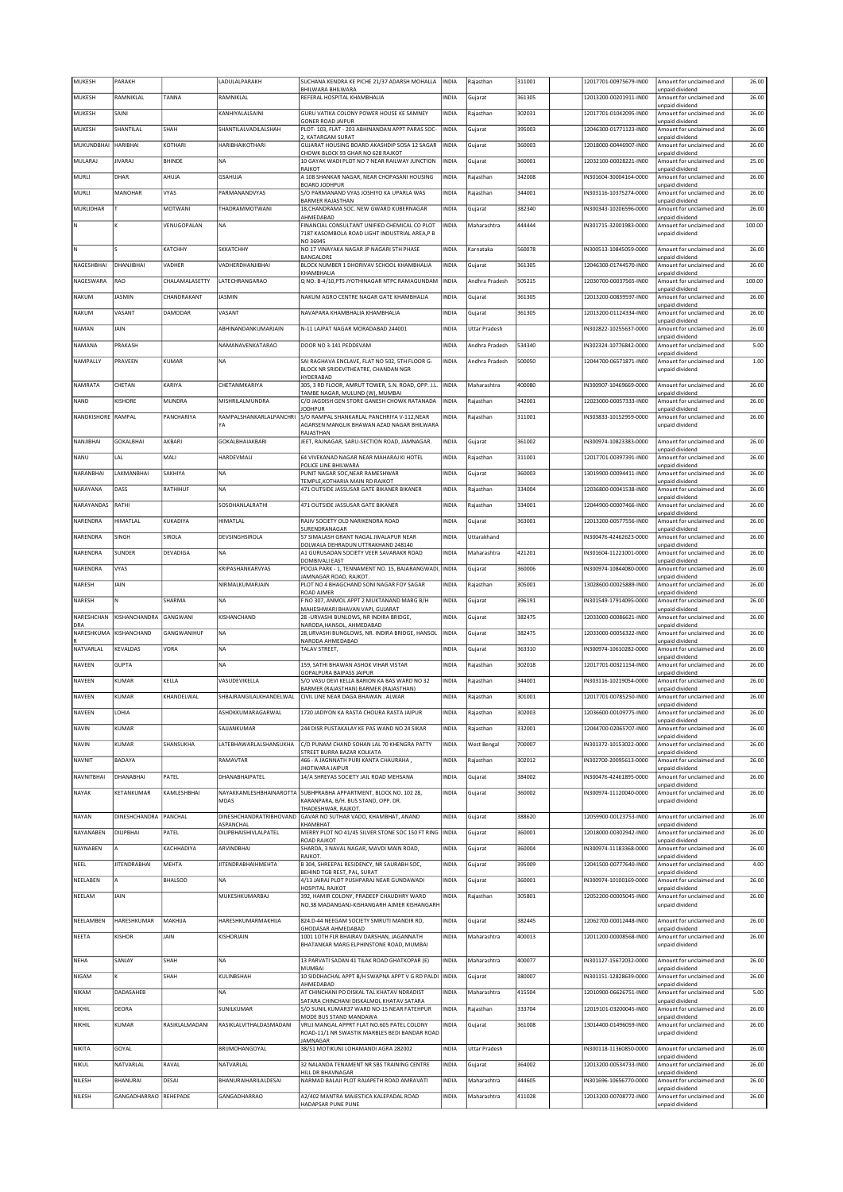| MUKESH | PARAKH | | LADULALPARAKH | SUCHANA KENDRA KE PICHE 21/37 ADARSH MOHALLA BHILWARA BHILWARA | INDIA | Rajasthan | 311001 | | 12017701-00975679-IN00 | Amount for unclaimed and unpaid dividend | 26.00 |
|---|---|---|---|---|---|---|---|---|---|---|---|
| MUKESH | RAMNIKLAL | TANNA | RAMNIKLAL | REFERAL HOSPITAL KHAMBHALIA | INDIA | Gujarat | 361305 | | 12013200-00201911-IN00 | Amount for unclaimed and unpaid dividend | 26.00 |
| MUKESH | SAINI | | KANHIYALALSAINI | GURU VATIKA COLONY POWER HOUSE KE SAMNEY GONER ROAD JAIPUR | INDIA | Rajasthan | 302031 | | 12017701-01042095-IN00 | Amount for unclaimed and unpaid dividend | 26.00 |
| MUKESH | SHANTILAL | SHAH | SHANTILALVADILALSHAH | PLOT- 103, FLAT - 203 ABHINANDAN APPT PARAS SOC-2, KATARGAM SURAT | INDIA | Gujarat | 395003 | | 12046300-01771123-IN00 | Amount for unclaimed and unpaid dividend | 26.00 |
| MUKUNDBHAI | HARIBHAI | KOTHARI | HARIBHAIKOTHARI | GUJARAT HOUSING BOARD AKASHDIP SOSA 12 SAGAR CHOWK BLOCK 93 GHAR NO 628 RAJKOT | INDIA | Gujarat | 360003 | | 12018000-00446907-IN00 | Amount for unclaimed and unpaid dividend | 26.00 |
| MULARAJ | JIVARAJ | BHINDE | NA | 10 GAYAK WADI PLOT NO 7 NEAR RAILWAY JUNCTION RAJKOT | INDIA | Gujarat | 360001 | | 12032100-00028221-IN00 | Amount for unclaimed and unpaid dividend | 25.00 |
| MURLI | DHAR | AHUJA | GSAHUJA | A 108 SHANKAR NAGAR, NEAR CHOPASANI HOUSING BOARD JODHPUR | INDIA | Rajasthan | 342008 | | IN301604-30004164-0000 | Amount for unclaimed and unpaid dividend | 26.00 |
| MURLI | MANOHAR | VYAS | PARMANANDVYAS | S/O PARMANAND VYAS JOSHIYO KA UPARLA WAS BARMER RAJASTHAN | INDIA | Rajasthan | 344001 | | IN303116-10375274-0000 | Amount for unclaimed and unpaid dividend | 26.00 |
| MURLIDHAR | T | MOTWANI | THADRAMMOTWANI | 18,CHANDRAMA SOC. NEW GWARD KUBERNAGAR AHMEDABAD | INDIA | Gujarat | 382340 | | IN300343-10206596-0000 | Amount for unclaimed and unpaid dividend | 26.00 |
| N | K | VENUGOPALAN | NA | FINANCIAL CONSULTANT UNIFIED CHEMICAL CO PLOT 7187 KASOMBOLA ROAD LIGHT INDUSTRIAL AREA,P B NO 36945 | INDIA | Maharashtra | 444444 | | IN301715-32001983-0000 | Amount for unclaimed and unpaid dividend | 100.00 |
| N | S | KATCHHY | SKKATCHHY | NO 17 VINAYAKA NAGAR JP NAGARI 5TH PHASE BANGALORE | INDIA | Karnataka | 560078 | | IN300513-10845059-0000 | Amount for unclaimed and unpaid dividend | 26.00 |
| NAGESHBHAI | DHANJIBHAI | VADHER | VADHERDHANJIBHAI | BLOCK NUMBER 1 DHORIVAV SCHOOL KHAMBHALIA KHAMBHALIA | INDIA | Gujarat | 361305 | | 12046300-01744570-IN00 | Amount for unclaimed and unpaid dividend | 26.00 |
| NAGESWARA | RAO | CHALAMALASETTY | LATECHRANGARAO | Q NO: B-4/10,PTS JYOTHINAGAR NTPC RAMAGUNDAM | INDIA | Andhra Pradesh | 505215 | | 12030700-00037565-IN00 | Amount for unclaimed and unpaid dividend | 100.00 |
| NAKUM | JASMIN | CHANDRAKANT | JASMIN | NAKUM AGRO CENTRE NAGAR GATE KHAMBHALIA | INDIA | Gujarat | 361305 | | 12013200-00839597-IN00 | Amount for unclaimed and unpaid dividend | 26.00 |
| NAKUM | VASANT | DAMODAR | VASANT | NAVAPARA KHAMBHALIA KHAMBHALIA | INDIA | Gujarat | 361305 | | 12013200-01124334-IN00 | Amount for unclaimed and unpaid dividend | 26.00 |
| NAMAN | JAIN | | ABHINANDANKUMARJAIN | N-11 LAJPAT NAGAR MORADABAD 244001 | INDIA | Uttar Pradesh | | | IN302822-10255637-0000 | Amount for unclaimed and unpaid dividend | 26.00 |
| NAMANA | PRAKASH | | NAMANAVENKATARAO | DOOR NO 3-141 PEDDEVAM | INDIA | Andhra Pradesh | 534340 | | IN302324-10776842-0000 | Amount for unclaimed and unpaid dividend | 5.00 |
| NAMPALLY | PRAVEEN | KUMAR | NA | SAI RAGHAVA ENCLAVE, FLAT NO 502, 5TH FLOOR G-BLOCK NR SRIDEVITHEATRE, CHANDAN NGR HYDERABAD | INDIA | Andhra Pradesh | 500050 | | 12044700-06571871-IN00 | Amount for unclaimed and unpaid dividend | 1.00 |
| NAMRATA | CHETAN | KARIYA | CHETANMKARIYA | 305, 3 RD FLOOR, AMRUT TOWER, S.N. ROAD, OPP. J.L. TAMBE NAGAR, MULUND (W), MUMBAI | INDIA | Maharashtra | 400080 | | IN300907-10469669-0000 | Amount for unclaimed and unpaid dividend | 26.00 |
| NAND | KISHORE | MUNDRA | MISHRILALMUNDRA | C/O JAGDISH GEN STORE GANESH CHOWK RATANADA JODHPUR | INDIA | Rajasthan | 342001 | | 12023000-00057333-IN00 | Amount for unclaimed and unpaid dividend | 26.00 |
| NANDKISHORE | RAMPAL | PANCHARIYA | RAMPALSHANKARLALPANCHRIYA | S/O RAMPAL SHANKARLAL PANCHRIYA V-112,NEAR AGARSEN MANGLIK BHAWAN AZAD NAGAR BHILWARA RAJASTHAN | INDIA | Rajasthan | 311001 | | IN303833-10152959-0000 | Amount for unclaimed and unpaid dividend | 26.00 |
| NANJIBHAI | GOKALBHAI | AKBARI | GOKALBHAIAKBARI | JEET, RAJNAGAR, SARU-SECTION ROAD, JAMNAGAR. | INDIA | Gujarat | 361002 | | IN300974-10823383-0000 | Amount for unclaimed and unpaid dividend | 26.00 |
| NANU | LAL | MALI | HARDEVMALI | 64 VIVEKANAD NAGAR NEAR MAHARAJ KI HOTEL POLICE LINE BHILWARA | INDIA | Rajasthan | 311001 | | 12017701-00397391-IN00 | Amount for unclaimed and unpaid dividend | 26.00 |
| NARANBHAI | LAKMANBHAI | SAKHIYA | NA | PUNIT NAGAR SOC,NEAR RAMESHWAR TEMPLE,KOTHARIA MAIN RD RAJKOT | INDIA | Gujarat | 360003 | | 13019900-00094411-IN00 | Amount for unclaimed and unpaid dividend | 26.00 |
| NARAYANA | DASS | RATHIHUF | NA | 471 OUTSIDE JASSUSAR GATE BIKANER BIKANER | INDIA | Rajasthan | 334004 | | 12036800-00041538-IN00 | Amount for unclaimed and unpaid dividend | 26.00 |
| NARAYANDAS | RATHI | | SOSOHANLALRATHI | 471 OUTSIDE JASSUSAR GATE BIKANER | INDIA | Rajasthan | 334001 | | 12044900-00007466-IN00 | Amount for unclaimed and unpaid dividend | 26.00 |
| NARENDRA | HIMATLAL | KUKADIYA | HIMATLAL | RAJIV SOCIETY OLD NARIKENDRA ROAD SURENDRANAGAR | INDIA | Gujarat | 363001 | | 12013200-00577556-IN00 | Amount for unclaimed and unpaid dividend | 26.00 |
| NARENDRA | SINGH | SIROLA | DEVSINGHSIROLA | 57 SIMALASH GRANT NAGAL JWALAPUR NEAR DOLWALA DEHRADUN UTTRAKHAND 248140 | INDIA | Uttarakhand | | | IN300476-42462623-0000 | Amount for unclaimed and unpaid dividend | 26.00 |
| NARENDRA | SUNDER | DEVADIGA | NA | A1 GURUSADAN SOCIETY VEER SAVARAKR ROAD DOMBIVALI EAST | INDIA | Maharashtra | 421201 | | IN301604-11221001-0000 | Amount for unclaimed and unpaid dividend | 26.00 |
| NARENDRA | VYAS | | KRIPASHANKARVYAS | POOJA PARK - 1, TENNAMENT NO. 15, BAJARANGWADI, JAMNAGAR ROAD, RAJKOT. | INDIA | Gujarat | 360006 | | IN300974-10844080-0000 | Amount for unclaimed and unpaid dividend | 26.00 |
| NARESH | JAIN | | NIRMALKUMARJAIN | PLOT NO 4 BHAGCHAND SONI NAGAR FOY SAGAR ROAD AJMER | INDIA | Rajasthan | 305001 | | 13028600-00025889-IN00 | Amount for unclaimed and unpaid dividend | 26.00 |
| NARESH | N | SHARMA | NA | F NO 307, ANMOL APPT 2 MUKTANAND MARG B/H MAHESHWARI BHAVAN VAPI, GUJARAT | INDIA | Gujarat | 396191 | | IN301549-17914095-0000 | Amount for unclaimed and unpaid dividend | 26.00 |
| NARESHCHANDRA | KISHANCHANDRA | GANGWANI | KISHANCHAND | 28 -URVASHI BUNLOWS, NR INDIRA BRIDGE, NARODA,HANSOL, AHMEDABAD | INDIA | Gujarat | 382475 | | 12033000-00086621-IN00 | Amount for unclaimed and unpaid dividend | 26.00 |
| NARESHKUMAR | KISHANCHAND | GANGWANIHUF | NA | 28,URVASHI BUNGLOWS, NR. INDIRA BRIDGE, HANSOL NARODA AHMEDABAD | INDIA | Gujarat | 382475 | | 12033000-00056322-IN00 | Amount for unclaimed and unpaid dividend | 26.00 |
| NATVARLAL | KEVALDAS | VORA | NA | TALAV STREET, | INDIA | Gujarat | 363310 | | IN300974-10610282-0000 | Amount for unclaimed and unpaid dividend | 26.00 |
| NAVEEN | GUPTA | | NA | 159, SATHI BHAWAN ASHOK VIHAR VISTAR GOPALPURA BAIPASS JAIPUR | INDIA | Rajasthan | 302018 | | 12017701-00321154-IN00 | Amount for unclaimed and unpaid dividend | 26.00 |
| NAVEEN | KUMAR | KELLA | VASUDEVIKELLA | S/O VASU DEVI KELLA BARION KA BAS WARD NO 32 BARMER (RAJASTHAN) BARMER (RAJASTHAN) | INDIA | Rajasthan | 344001 | | IN303116-10219054-0000 | Amount for unclaimed and unpaid dividend | 26.00 |
| NAVEEN | KUMAR | KHANDELWAL | SHBAJRANGILALKHANDELWAL | CIVIL LINE NEAR DAGA BHAWAN . ALWAR | INDIA | Rajasthan | 301001 | | 12017701-00785250-IN00 | Amount for unclaimed and unpaid dividend | 26.00 |
| NAVEEN | LOHIA | | ASHOKKUMARAGARWAL | 1720 JADIYON KA RASTA CHOURA RASTA JAIPUR | INDIA | Rajasthan | 302003 | | 12036600-00109775-IN00 | Amount for unclaimed and unpaid dividend | 26.00 |
| NAVIN | KUMAR | | SAJJANKUMAR | 244 DISR PUSTAKALAY KE PAS WAND NO 24 SIKAR | INDIA | Rajasthan | 332001 | | 12044700-02065707-IN00 | Amount for unclaimed and unpaid dividend | 26.00 |
| NAVIN | KUMAR | SHANSUKHA | LATEBHAWARLALSHANSUKHA | C/O PUNAM CHAND SOHAN LAL 70 KHENGRA PATTY STREET BURRA BAZAR KOLKATA | INDIA | West Bengal | 700007 | | IN301372-10153022-0000 | Amount for unclaimed and unpaid dividend | 26.00 |
| NAVNIT | BADAYA | | RAMAVTAR | 466 - A JAGNNATH PURI KANTA CHAURAHA , JHOTWARA JAIPUR | INDIA | Rajasthan | 302012 | | IN302700-20095613-0000 | Amount for unclaimed and unpaid dividend | 26.00 |
| NAVNITBHAI | DHANABHAI | PATEL | DHANABHAIPATEL | 14/A SHREYAS SOCIETY JAIL ROAD MEHSANA | INDIA | Gujarat | 384002 | | IN300476-42461895-0000 | Amount for unclaimed and unpaid dividend | 26.00 |
| NAYAK | KETANKUMAR | KAMLESHBHAI | NAYAKKAMLESHBHAINAROTTAMDAS | SUBHPRABHA APPARTMENT, BLOCK NO. 102 28, KARANPARA, B/H. BUS STAND, OPP. DR. THADESHWAR, RAJKOT. | INDIA | Gujarat | 360002 | | IN300974-11120040-0000 | Amount for unclaimed and unpaid dividend | 26.00 |
| NAYAN | DINESHCHANDRA | PANCHAL | DINESHCHANDRATRIBHOVANDASPANCHAL | GAVAR NO SUTHAR VADO, KHAMBHAT, ANAND KHAMBHAT | INDIA | Gujarat | 388620 | | 12059900-00123753-IN00 | Amount for unclaimed and unpaid dividend | 26.00 |
| NAYANABEN | DILIPBHAI | PATEL | DILIPBHAISHIVLALPATEL | MERRY PLOT NO 41/45 SILVER STONE SOC 150 FT RING ROAD RAJKOT | INDIA | Gujarat | 360001 | | 12018000-00302942-IN00 | Amount for unclaimed and unpaid dividend | 26.00 |
| NAYNABEN | A | KACHHADIYA | ARVINDBHAI | SHARDA, 3 NAVAL NAGAR, MAVDI MAIN ROAD, RAJKOT. | INDIA | Gujarat | 360004 | | IN300974-11183368-0000 | Amount for unclaimed and unpaid dividend | 26.00 |
| NEEL | JITENDRABHAI | MEHTA | JITENDRABHAIHMEHTA | B 304, SHREEPAL RESIDENCY, NR SAURABH SOC, BEHIND TGB REST, PAL, SURAT | INDIA | Gujarat | 395009 | | 12041500-00777640-IN00 | Amount for unclaimed and unpaid dividend | 4.00 |
| NEELABEN | A | BHALSOD | NA | 4/13 JAIRAJ PLOT PUSHPARAJ NEAR GUNDAWADI HOSPITAL RAJKOT | INDIA | Gujarat | 360001 | | IN300974-10100169-0000 | Amount for unclaimed and unpaid dividend | 26.00 |
| NEELAM | JAIN | | MUKESHKUMARBAJ | 392, HAMIR COLONY, PRADEEP CHAUDHRY WARD NO.38 MADANGANJ-KISHANGARH AJMER KISHANGARH | INDIA | Rajasthan | 305801 | | 12052200-00005045-IN00 | Amount for unclaimed and unpaid dividend | 26.00 |
| NEELAMBEN | HARESHKUMAR | MAKHIJA | HARESHKUMARMAKHIJA | 824.D-44 NEEGAM SOCIETY SMRUTI MANDIR RD, GHODASAR AHMEDABAD | INDIA | Gujarat | 382445 | | 12062700-00012448-IN00 | Amount for unclaimed and unpaid dividend | 26.00 |
| NEETA | KISHOR | JAIN | KISHORJAIN | 1001 10TH FLR BHAIRAV DARSHAN, JAGANNATH BHATANKAR MARG ELPHINSTONE ROAD, MUMBAI | INDIA | Maharashtra | 400013 | | 12011200-00008568-IN00 | Amount for unclaimed and unpaid dividend | 26.00 |
| NEHA | SANJAY | SHAH | NA | 13 PARVATI SADAN 41 TILAK ROAD GHATKOPAR (E) MUMBAI | INDIA | Maharashtra | 400077 | | IN301127-15672032-0000 | Amount for unclaimed and unpaid dividend | 26.00 |
| NIGAM | K | SHAH | KULINBSHAH | 10 SIDDHACHAL APPT B/H SWAPNA APPT V G RD PALDI AHMEDABAD | INDIA | Gujarat | 380007 | | IN301151-12828639-0000 | Amount for unclaimed and unpaid dividend | 26.00 |
| NIKAM | DADASAHEB | | NA | AT CHINCHANI PO DISKAL TAL KHATAV NDRADIST SATARA CHINCHANI DISKALMOL KHATAV SATARA | INDIA | Maharashtra | 415504 | | 12010900-06626751-IN00 | Amount for unclaimed and unpaid dividend | 5.00 |
| NIKHIL | DEORA | | SUNILKUMAR | S/O SUNIL KUMAR37 WARD NO-15 NEAR FATEHPUR MODE BUS STAND MANDAWA | INDIA | Rajasthan | 333704 | | 12019101-03200045-IN00 | Amount for unclaimed and unpaid dividend | 26.00 |
| NIKHIL | KUMAR | RASIKLALMADANI | RASIKLALVITHALDASMADANI | VRUJ MANGAL APPRT FLAT NO.605 PATEL COLONY ROAD-11/1 NR SWASTIK MARBLES BEDI BANDAR ROAD JAMNAGAR | INDIA | Gujarat | 361008 | | 13014400-01496059-IN00 | Amount for unclaimed and unpaid dividend | 26.00 |
| NIKITA | GOYAL | | BRIJMOHANGOYAL | 38/51 MOTIKUNJ LOHAMANDI AGRA 282002 | INDIA | Uttar Pradesh | | | IN300118-11360850-0000 | Amount for unclaimed and unpaid dividend | 26.00 |
| NIKUL | NATVARLAL | RAVAL | NATVARLAL | 32 NALANDA TENAMENT NR SBS TRAINING CENTRE HILL DR BHAVNAGAR | INDIA | Gujarat | 364002 | | 12013200-00534733-IN00 | Amount for unclaimed and unpaid dividend | 26.00 |
| NILESH | BHANURAI | DESAI | BHANURAIHARILALDESAI | NARMAD BALAJI PLOT RAJAPETH ROAD AMRAVATI | INDIA | Maharashtra | 444605 | | IN301696-10656770-0000 | Amount for unclaimed and unpaid dividend | 26.00 |
| NILESH | GANGADHARRAO | REHEPADE | GANGADHARRAO | A2/402 MANTRA MAJESTICA KALEPADAL ROAD HADAPSAR PUNE PUNE | INDIA | Maharashtra | 411028 | | 12013200-00708772-IN00 | Amount for unclaimed and unpaid dividend | 26.00 |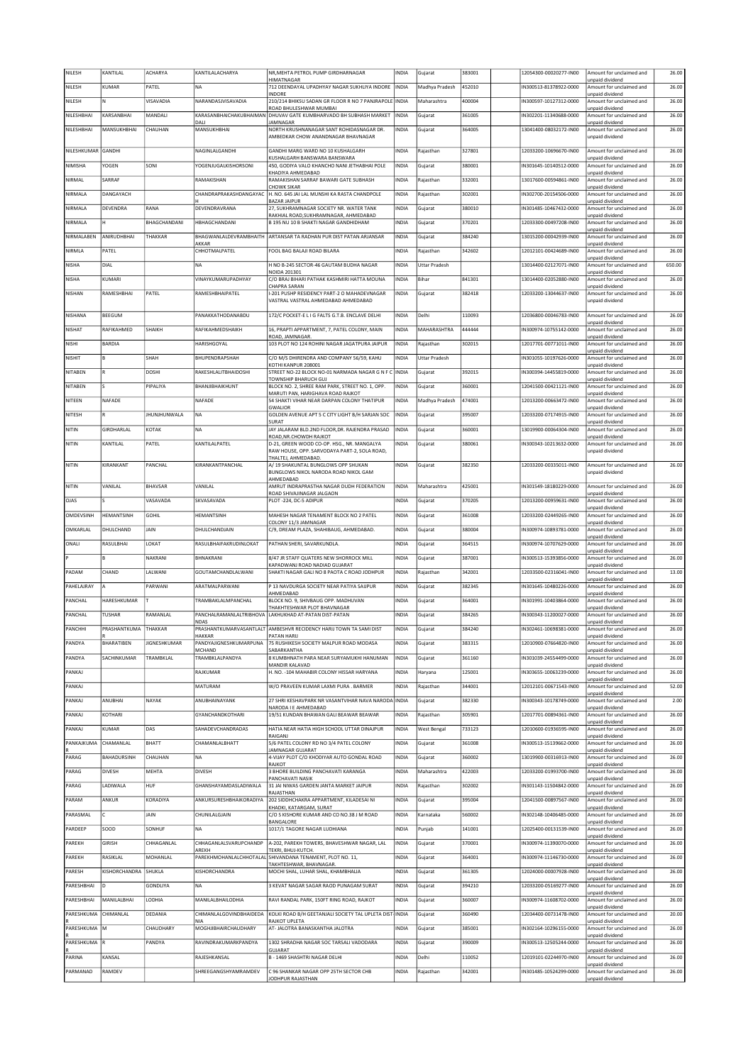| NILESH | KANTILAL | ACHARYA | KANTILALACHARYA | NR,MEHTA PETROL PUMP GIRDHARNAGAR HIMATNAGAR | INDIA | Gujarat | 383001 | | 12054300-00020277-IN00 | Amount for unclaimed and unpaid dividend | 26.00 |
|---|---|---|---|---|---|---|---|---|---|---|---|
| NILESH | KUMAR | PATEL | NA | 712 DEENDAYAL UPADHYAY NAGAR SUKHLIYA INDORE INDORE | INDIA | Madhya Pradesh | 452010 | | IN300513-81378922-0000 | Amount for unclaimed and unpaid dividend | 26.00 |
| NILESH | N | VISAVADIA | NARANDASJVISAVADIA | 210/214 BHIKSU SADAN GR FLOOR R NO 7 PANJRAPOLE ROAD BHULESHWAR MUMBAI | INDIA | Maharashtra | 400004 | | IN300597-10127312-0000 | Amount for unclaimed and unpaid dividend | 26.00 |
| NILESHBHAI | KARSANBHAI | MANDALI | KARASANBHAICHAKUBHAIMANDALI | DHUVAV GATE KUMBHARVADO BH SUBHASH MARKET JAMNAGAR | INDIA | Gujarat | 361005 | | IN302201-11340688-0000 | Amount for unclaimed and unpaid dividend | 26.00 |
| NILESHBHAI | MANSUKHBHAI | CHAUHAN | MANSUKHBHAI | NORTH KRUSHNANAGAR SANT ROHIDASNAGAR DR. AMBEDKAR CHOW ANANDNAGAR BHAVNAGAR | INDIA | Gujarat | 364005 | | 13041400-08032172-IN00 | Amount for unclaimed and unpaid dividend | 26.00 |
| NILESHKUMAR | GANDHI | | NAGINLALGANDHI | GANDHI MARG WARD NO 10 KUSHALGARH KUSHALGARH BANSWARA BANSWARA | INDIA | Rajasthan | 327801 | | 12033200-10696670-IN00 | Amount for unclaimed and unpaid dividend | 26.00 |
| NIMISHA | YOGEN | SONI | YOGENJUGALKISHORSONI | 450, GODIYA VALO KHANCHO NANI JETHABHAI POLE KHADIYA AHMEDABAD | INDIA | Gujarat | 380001 | | IN301645-10140512-0000 | Amount for unclaimed and unpaid dividend | 26.00 |
| NIRMAL | SARRAF | | RAMAKISHAN | RAMAKISHAN SARRAF BAWARI GATE SUBHASH CHOWK SIKAR | INDIA | Rajasthan | 332001 | | 13017600-00594861-IN00 | Amount for unclaimed and unpaid dividend | 26.00 |
| NIRMALA | DANGAYACH | | CHANDRAPRAKASHDANGAYACH | H. NO. 645 JAI LAL MUNSHI KA RASTA CHANDPOLE BAZAR JAIPUR | INDIA | Rajasthan | 302001 | | IN302700-20154506-0000 | Amount for unclaimed and unpaid dividend | 26.00 |
| NIRMALA | DEVENDRA | RANA | DEVENDRAVRANA | 27, SUKHRAMNAGAR SOCIETY NR. WATER TANK RAKHIAL ROAD,SUKHRAMNAGAR, AHMEDABAD | INDIA | Gujarat | 380010 | | IN301485-10467432-0000 | Amount for unclaimed and unpaid dividend | 26.00 |
| NIRMALA | H | BHAGCHANDANI | HBHAGCHANDANI | B 195 NU 10 B SHAKTI NAGAR GANDHIDHAM | INDIA | Gujarat | 370201 | | 12033300-00497208-IN00 | Amount for unclaimed and unpaid dividend | 26.00 |
| NIRMALABEN | ANIRUDHBHAI | THAKKAR | BHAGWANLALDEVRAMBHAITHAKKAR | ARTANSAR TA RADHAN PUR DIST PATAN ARJANSAR | INDIA | Gujarat | 384240 | | 13015200-00042939-IN00 | Amount for unclaimed and unpaid dividend | 26.00 |
| NIRMLA | PATEL | | CHHOTMALPATEL | FOOL BAG BALAJI ROAD BILARA | INDIA | Rajasthan | 342602 | | 12012101-00424689-IN00 | Amount for unclaimed and unpaid dividend | 26.00 |
| NISHA | DIAL | | NA | H NO B-245 SECTOR-46 GAUTAM BUDHA NAGAR NOIDA 201301 | INDIA | Uttar Pradesh | | | 13014400-02127071-IN00 | Amount for unclaimed and unpaid dividend | 650.00 |
| NISHA | KUMARI | | VINAYKUMARUPADHYAY | C/O BRAJ BIHARI PATHAK KASHMIRI HATTA MOUNA CHAPRA SARAN | INDIA | Bihar | 841301 | | 13014400-02052880-IN00 | Amount for unclaimed and unpaid dividend | 26.00 |
| NISHAN | RAMESHBHAI | PATEL | RAMESHBHAIPATEL | I-201 PUSHP RESIDENCY PART-2 O MAHADEVNAGAR VASTRAL VASTRAL AHMEDABAD AHMEDABAD | INDIA | Gujarat | 382418 | | 12033200-13044637-IN00 | Amount for unclaimed and unpaid dividend | 26.00 |
| NISHANA | BEEGUM | | PANAKKATHODANABDU | 172/C POCKET-E L I G FALTS G.T.B. ENCLAVE DELHI | INDIA | Delhi | 110093 | | 12036800-00046783-IN00 | Amount for unclaimed and unpaid dividend | 26.00 |
| NISHAT | RAFIKAHMED | SHAIKH | RAFIKAHMEDSHAIKH | 16, PRAPTI APPARTMENT, 7, PATEL COLONY, MAIN ROAD, JAMNAGAR. | INDIA | MAHARASHTRA | 444444 | | IN300974-10755142-0000 | Amount for unclaimed and unpaid dividend | 26.00 |
| NISHI | BARDIA | | HARISHGOYAL | 103 PLOT NO 124 ROHINI NAGAR JAGATPURA JAIPUR | INDIA | Rajasthan | 302015 | | 12017701-00771011-IN00 | Amount for unclaimed and unpaid dividend | 26.00 |
| NISHIT | B | SHAH | BHUPENDRAPSHAH | C/O M/S DHIRENDRA AND COMPANY 56/59, KAHU KOTHI KANPUR 208001 | INDIA | Uttar Pradesh | | | IN301055-10197626-0000 | Amount for unclaimed and unpaid dividend | 26.00 |
| NITABEN | R | DOSHI | RAKESHLALITBHAIDOSHI | STREET NO-22 BLOCK NO-01 NARMADA NAGAR G N F C TOWNSHIP BHARUCH GUJ | INDIA | Gujarat | 392015 | | IN300394-14455819-0000 | Amount for unclaimed and unpaid dividend | 26.00 |
| NITABEN | S | PIPALIYA | BHANJIBHAIKHUNT | BLOCK NO. 2, SHREE RAM PARK, STREET NO. 1, OPP. MARUTI PAN, HARIGHAVA ROAD RAJKOT | INDIA | Gujarat | 360001 | | 12041500-00421121-IN00 | Amount for unclaimed and unpaid dividend | 26.00 |
| NITEEN | NAFADE | | NAFADE | 54 SHAKTI VIHAR NEAR DARPAN COLONY THATIPUR GWALIOR | INDIA | Madhya Pradesh | 474001 | | 12013200-00663472-IN00 | Amount for unclaimed and unpaid dividend | 26.00 |
| NITESH | R | JHUNJHUNWALA | NA | GOLDEN AVENUE APT 5 C CITY LIGHT B/H SARJAN SOC SURAT | INDIA | Gujarat | 395007 | | 12033200-07174915-IN00 | Amount for unclaimed and unpaid dividend | 26.00 |
| NITIN | GIRDHARLAL | KOTAK | NA | JAY JALARAM BLD.2ND FLOOR,DR. RAJENDRA PRASAD ROAD,NR.CHOWDH RAJKOT | INDIA | Gujarat | 360001 | | 13019900-00064304-IN00 | Amount for unclaimed and unpaid dividend | 26.00 |
| NITIN | KANTILAL | PATEL | KANTILALPATEL | D-21, GREEN WOOD CO-OP. HSG., NR. MANGALYA RAW HOUSE, OPP. SARVODAYA PART-2, SOLA ROAD, THALTEJ, AHMEDABAD. | INDIA | Gujarat | 380061 | | IN300343-10213632-0000 | Amount for unclaimed and unpaid dividend | 26.00 |
| NITIN | KIRANKANT | PANCHAL | KIRANKANTPANCHAL | A/ 19 SHAKUNTAL BUNGLOWS OPP SHUKAN BUNGLOWS NIKOL NARODA ROAD NIKOL GAM AHMEDABAD | INDIA | Gujarat | 382350 | | 12033200-00335011-IN00 | Amount for unclaimed and unpaid dividend | 26.00 |
| NITIN | VANILAL | BHAVSAR | VANILAL | AMRUT INDRAPRASTHA NAGAR DUDH FEDERATION ROAD SHIVAJINAGAR JALGAON | INDIA | Maharashtra | 425001 | | IN301549-18180229-0000 | Amount for unclaimed and unpaid dividend | 26.00 |
| OJAS | S | VASAVADA | SKVASAVADA | PLOT -224, DC-5 ADIPUR | INDIA | Gujarat | 370205 | | 12013200-00959631-IN00 | Amount for unclaimed and unpaid dividend | 26.00 |
| OMDEVSINH | HEMANTSINH | GOHIL | HEMANTSINH | MAHESH NAGAR TENAMENT BLOCK NO 2 PATEL COLONY 11/3 JAMNAGAR | INDIA | Gujarat | 361008 | | 12033200-02449265-IN00 | Amount for unclaimed and unpaid dividend | 26.00 |
| OMKARLAL | DHULCHAND | JAIN | DHULCHANDJAIN | C/9, DREAM PLAZA, SHAHIBAUG, AHMEDABAD. | INDIA | Gujarat | 380004 | | IN300974-10893781-0000 | Amount for unclaimed and unpaid dividend | 26.00 |
| ONALI | RASULBHAI | LOKAT | RASULBHAIFAKRUDINLOKAT | PATHAN SHERI, SAVARKUNDLA. | INDIA | Gujarat | 364515 | | IN300974-10707629-0000 | Amount for unclaimed and unpaid dividend | 26.00 |
| P | B | NAKRANI | BHNAKRANI | 8/47 JR STAFF QUATERS NEW SHORROCK MILL KAPADWANJ ROAD NADIAD GUJARAT | INDIA | Gujarat | 387001 | | IN300513-15393856-0000 | Amount for unclaimed and unpaid dividend | 26.00 |
| PADAM | CHAND | LALWANI | GOUTAMCHANDLALWANI | SHAKTI NAGAR GALI NO 8 PAOTA C ROAD JODHPUR | INDIA | Rajasthan | 342001 | | 12033500-02316041-IN00 | Amount for unclaimed and unpaid dividend | 13.00 |
| PAHELAJRAY | A | PARWANI | ARATMALPARWANI | P 13 NAVDURGA SOCIETY NEAR PATIYA SAIJPUR AHMEDABAD | INDIA | Gujarat | 382345 | | IN301645-10480226-0000 | Amount for unclaimed and unpaid dividend | 26.00 |
| PANCHAL | HARESHKUMAR | T | TRAMBAKLALMPANCHAL | BLOCK NO. 9, SHIVBAUG OPP. MADHUVAN THAKHTESHWAR PLOT BHAVNAGAR | INDIA | Gujarat | 364001 | | IN301991-10403864-0000 | Amount for unclaimed and unpaid dividend | 26.00 |
| PANCHAL | TUSHAR | RAMANLAL | PANCHALRAMANLALTRIBHOVANDAS | LAKHUKHAD AT-PATAN DIST-PATAN | INDIA | Gujarat | 384265 | | IN300343-11200027-0000 | Amount for unclaimed and unpaid dividend | 26.00 |
| PANCHHI | PRASHANTKUMAR | THAKKAR | PRASHANTKUMARVASANTLALTHAKKAR | AMBESHVR RECIDENCY HARIJ TOWN TA SAMI DIST PATAN HARIJ | INDIA | Gujarat | 384240 | | IN302461-10698381-0000 | Amount for unclaimed and unpaid dividend | 26.00 |
| PANDYA | BHARATIBEN | JIGNESHKUMAR | PANDYAJIGNESHKUMARPUNAMCHAND | 75 RUSHIKESH SOCIETY MALPUR ROAD MODASA SABARKANTHA | INDIA | Gujarat | 383315 | | 12010900-07664820-IN00 | Amount for unclaimed and unpaid dividend | 26.00 |
| PANDYA | SACHINKUMAR | TRAMBKLAL | TRAMBKLALPANDYA | 8 KUMBHNATH PARA NEAR SURYAMUKHI HANUMAN MANDIR KALAVAD | INDIA | Gujarat | 361160 | | IN301039-24554499-0000 | Amount for unclaimed and unpaid dividend | 26.00 |
| PANKAJ | | | RAJKUMAR | H. NO. -104 MAHABIR COLONY HISSAR HARYANA | INDIA | Haryana | 125001 | | IN303655-10063239-0000 | Amount for unclaimed and unpaid dividend | 26.00 |
| PANKAJ | | | MATURAM | W/O PRAVEEN KUMAR LAXMI PURA . BARMER | INDIA | Rajasthan | 344001 | | 12012101-00671543-IN00 | Amount for unclaimed and unpaid dividend | 52.00 |
| PANKAJ | ANUBHAI | NAYAK | ANUBHAINAYANK | 27 SHRI KESHAVPARK NR VASANTVIHAR NAVA NARODA NARODA I E AHMEDABAD | INDIA | Gujarat | 382330 | | IN300343-10178749-0000 | Amount for unclaimed and unpaid dividend | 2.00 |
| PANKAJ | KOTHARI | | GYANCHANDKOTHARI | 19/51 KUNDAN BHAWAN GALI BEAWAR BEAWAR | INDIA | Rajasthan | 305901 | | 12017701-00894361-IN00 | Amount for unclaimed and unpaid dividend | 26.00 |
| PANKAJ | KUMAR | DAS | SAHADEVCHANDRADAS | HATIA NEAR HATIA HIGH SCHOOL UTTAR DINAJPUR RAIGANJ | INDIA | West Bengal | 733123 | | 12010600-01936595-IN00 | Amount for unclaimed and unpaid dividend | 26.00 |
| PANKAJKUMAR | CHAMANLAL | BHATT | CHAMANLALBHATT | 5/6 PATEL COLONY RD NO 3/4 PATEL COLONY JAMNAGAR GUJARAT | INDIA | Gujarat | 361008 | | IN300513-15139662-0000 | Amount for unclaimed and unpaid dividend | 26.00 |
| PARAG | BAHADURSINH | CHAUHAN | NA | 4-VIJAY PLOT C/O KHODIYAR AUTO GONDAL ROAD RAJKOT | INDIA | Gujarat | 360002 | | 13019900-00316913-IN00 | Amount for unclaimed and unpaid dividend | 26.00 |
| PARAG | DIVESH | MEHTA | DIVESH | 3 BHORE BUILDING PANCHAVATI KARANGA PANCHAVATI NASIK | INDIA | Maharashtra | 422003 | | 12033200-01993700-IN00 | Amount for unclaimed and unpaid dividend | 26.00 |
| PARAG | LADIWALA | HUF | GHANSHAYAMDASLADIWALA | 31 JAI NIWAS GARDEN JANTA MARKET JAIPUR RAJASTHAN | INDIA | Rajasthan | 302002 | | IN301143-11504842-0000 | Amount for unclaimed and unpaid dividend | 26.00 |
| PARAM | ANKUR | KORADIYA | ANKURSURESHBHAIKORADIYA | 202 SIDDHCHAKRA APPARTMENT, KILADESAI NI KHADKI, KATARGAM, SURAT | INDIA | Gujarat | 395004 | | 12041500-00897567-IN00 | Amount for unclaimed and unpaid dividend | 26.00 |
| PARASMAL | C | JAIN | CHUNILALGJAIN | C/O S KISHORE KUMAR AND CO NO.38 J M ROAD BANGALORE | INDIA | Karnataka | 560002 | | IN302148-10406485-0000 | Amount for unclaimed and unpaid dividend | 26.00 |
| PARDEEP | SOOD | SONHUF | NA | 1017/1 TAGORE NAGAR LUDHIANA | INDIA | Punjab | 141001 | | 12025400-00131539-IN00 | Amount for unclaimed and unpaid dividend | 26.00 |
| PAREKH | GIRISH | CHHAGANLAL | CHHAGANLALSVARUPCHANDPAREKH | A-202, PAREKH TOWERS, BHAVESHWAR NAGAR, LAL TEKRI, BHUJ-KUTCH. | INDIA | Gujarat | 370001 | | IN300974-11390070-0000 | Amount for unclaimed and unpaid dividend | 26.00 |
| PAREKH | RASIKLAL | MOHANLAL | PAREKHMOHANLALCHHOTALAL | SHIVANDANA TENAMENT, PLOT NO. 11, TAKHTESHWAR, BHAVNAGAR. | INDIA | Gujarat | 364001 | | IN300974-11146730-0000 | Amount for unclaimed and unpaid dividend | 26.00 |
| PARESH | KISHORCHANDRA | SHUKLA | KISHORCHANDRA | MOCHI SHAL, LUHAR SHAL, KHAMBHALIA | INDIA | Gujarat | 361305 | | 12024000-00007928-IN00 | Amount for unclaimed and unpaid dividend | 26.00 |
| PARESHBHAI | D | GONDLIYA | NA | 3 KEVAT NAGAR SAGAR RAOD PUNAGAM SURAT | INDIA | Gujarat | 394210 | | 12033200-05169277-IN00 | Amount for unclaimed and unpaid dividend | 26.00 |
| PARESHBHAI | MANILALBHAI | LODHIA | MANILALBHAILODHIA | RAVI RANDAL PARK, 150FT RING ROAD, RAJKOT | INDIA | Gujarat | 360007 | | IN300974-11608702-0000 | Amount for unclaimed and unpaid dividend | 26.00 |
| PARESHKUMAR | CHIMANLAL | DEDANIA | CHIMANLALGOVINDBHAIDEDANIA | KOLKI ROAD B/H GEETANJALI SOCIETY TAL UPLETA DIST RAJKOT UPLETA | INDIA | Gujarat | 360490 | | 12034400-00731478-IN00 | Amount for unclaimed and unpaid dividend | 20.00 |
| PARESHKUMAR | M | CHAUDHARY | MOGHJIBHAIRCHAUDHARY | AT- JALOTRA BANASKANTHA JALOTRA | INDIA | Gujarat | 385001 | | IN302164-10296155-0000 | Amount for unclaimed and unpaid dividend | 26.00 |
| PARESHKUMAR | R | PANDYA | RAVINDRAKUMARKPANDYA | 1302 SHRADHA NAGAR SOC TARSALI VADODARA GUJARAT | INDIA | Gujarat | 390009 | | IN300513-12505244-0000 | Amount for unclaimed and unpaid dividend | 26.00 |
| PARINA | KANSAL | | RAJESHKANSAL | B - 1469 SHASHTRI NAGAR DELHI | INDIA | Delhi | 110052 | | 12019101-02244970-IN00 | Amount for unclaimed and unpaid dividend | 26.00 |
| PARMANAD | RAMDEV | | SHREEGANGSHYAMRAMDEV | C 96 SHANKAR NAGAR OPP 25TH SECTOR CHB JODHPUR RAJASTHAN | INDIA | Rajasthan | 342001 | | IN301485-10524299-0000 | Amount for unclaimed and unpaid dividend | 26.00 |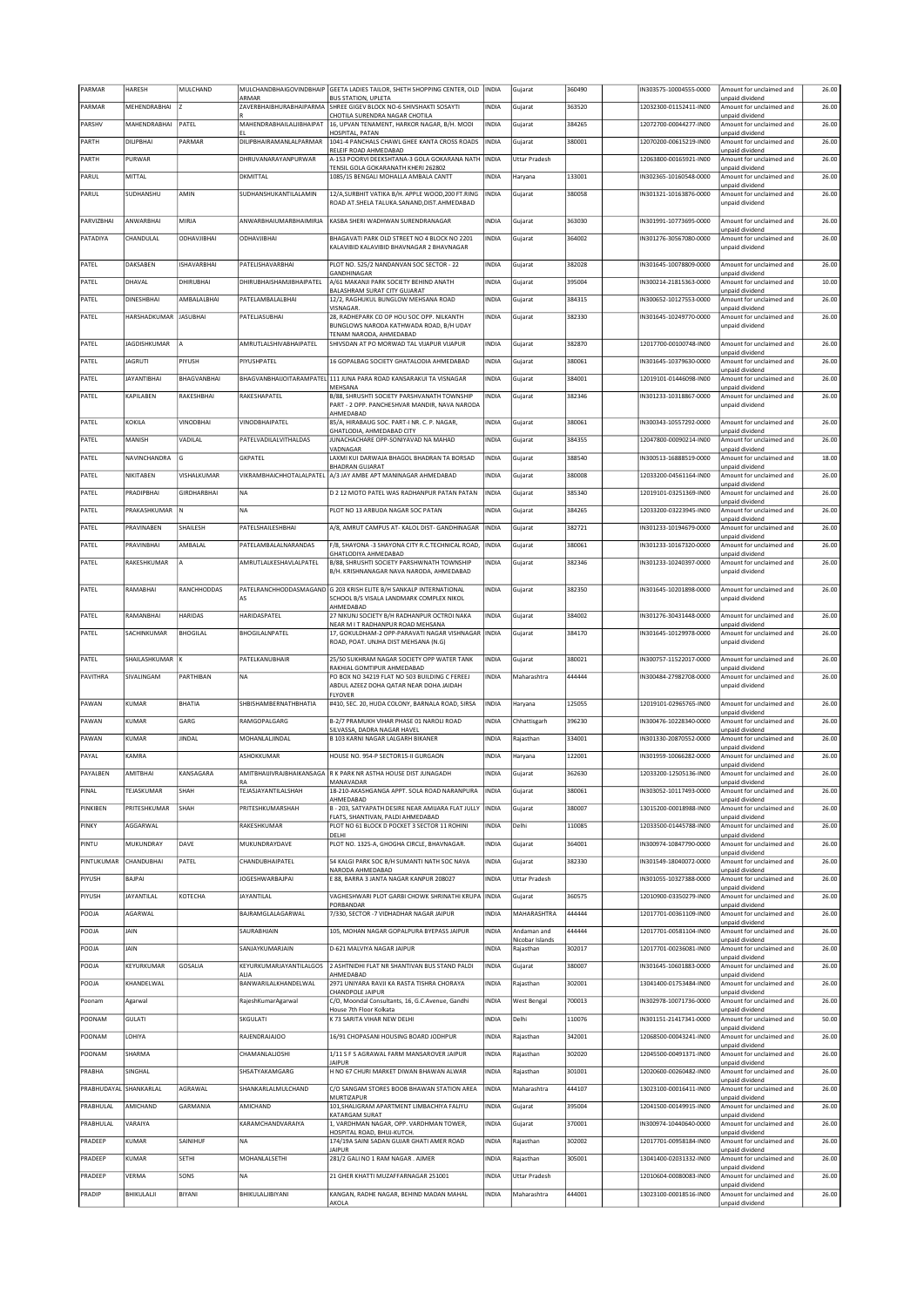| PARMAR | HARESH | MULCHAND | MULCHANDBHAIGOVINDBHAIP ARMAR | GEETA LADIES TAILOR, SHETH SHOPPING CENTER, OLD BUS STATION, UPLETA | INDIA | Gujarat | 360490 | | IN303575-10004555-0000 | Amount for unclaimed and unpaid dividend | 26.00 |
|---|---|---|---|---|---|---|---|---|---|---|---|
| PARMAR | MEHENDRABHAI | Z | ZAVERBHAIBHURABHAIPARMA R | SHREE GIGEV BLOCK NO-6 SHIVSHAKTI SOSAYTI CHOTILA SURENDRA NAGAR CHOTILA | INDIA | Gujarat | 363520 | | 12032300-01152411-IN00 | Amount for unclaimed and unpaid dividend | 26.00 |
| PARSHV | MAHENDRABHAI | PATEL | MAHENDRABHAILALJIBHAIPAT EL | 16, UPVAN TENAMENT, HARKOR NAGAR, B/H. MODI HOSPITAL, PATAN | INDIA | Gujarat | 384265 | | 12072700-00044277-IN00 | Amount for unclaimed and unpaid dividend | 26.00 |
| PARTH | DILIPBHAI | PARMAR | DILIPBHAIRAMANLALPARMAR | 1041-4 PANCHALS CHAWL GHEE KANTA CROSS ROADS RELEIF ROAD AHMEDABAD | INDIA | Gujarat | 380001 | | 12070200-00615219-IN00 | Amount for unclaimed and unpaid dividend | 26.00 |
| PARTH | PURWAR | | DHRUVANARAYANPURWAR | A-153 POORVI DEEKSHTANA-3 GOLA GOKARANA NATH TENSIL GOLA GOKARANATH KHERI 262802 | INDIA | Uttar Pradesh | | | 12063800-00165921-IN00 | Amount for unclaimed and unpaid dividend | 26.00 |
| PARUL | MITTAL | | DKMITTAL | 1085/15 BENGALI MOHALLA AMBALA CANTT | INDIA | Haryana | 133001 | | IN302365-10160548-0000 | Amount for unclaimed and unpaid dividend | 26.00 |
| PARUL | SUDHANSHU | AMIN | SUDHANSHUKANTILALAMIN | 12/A,SURBHIT VATIKA B/H. APPLE WOOD,200 FT.RING ROAD AT.SHELA TALUKA.SANAND,DIST.AHMEDABAD | INDIA | Gujarat | 380058 | | IN301321-10163876-0000 | Amount for unclaimed and unpaid dividend | 26.00 |
| PARVIZBHAI | ANWARBHAI | MIRJA | ANWARBHAIUMARBHAIMIRJA | KASBA SHERI WADHWAN SURENDRANAGAR | INDIA | Gujarat | 363030 | | IN301991-10773695-0000 | Amount for unclaimed and unpaid dividend | 26.00 |
| PATADIYA | CHANDULAL | ODHAVJIBHAI | ODHAVJIBHAI | BHAGAVATI PARK OLD STREET NO 4 BLOCK NO 2201 KALAVIBID KALAVIBID BHAVNAGAR 2 BHAVNAGAR | INDIA | Gujarat | 364002 | | IN301276-30567080-0000 | Amount for unclaimed and unpaid dividend | 26.00 |
| PATEL | DAKSABEN | ISHAVARBHAI | PATELISHAVARBHAI | PLOT NO. 525/2 NANDANVAN SOC SECTOR - 22 GANDHINAGAR | INDIA | Gujarat | 382028 | | IN301645-10078809-0000 | Amount for unclaimed and unpaid dividend | 26.00 |
| PATEL | DHAVAL | DHIRUBHAI | DHIRUBHAISHAMJIBHAIPATEL | A/61 MAKANJI PARK SOCIETY BEHIND ANATH BALASHRAM SURAT CITY GUJARAT | INDIA | Gujarat | 395004 | | IN300214-21815363-0000 | Amount for unclaimed and unpaid dividend | 10.00 |
| PATEL | DINESHBHAI | AMBALALBHAI | PATELAMBALALBHAI | 12/2, RAGHUKUL BUNGLOW MEHSANA ROAD VISNAGAR. | INDIA | Gujarat | 384315 | | IN300652-10127553-0000 | Amount for unclaimed and unpaid dividend | 26.00 |
| PATEL | HARSHADKUMAR | JASUBHAI | PATELJASUBHAI | 28, RADHEPARK CO OP HOU SOC OPP. NILKANTH BUNGLOWS NARODA KATHWADA ROAD, B/H UDAY TENAM NARODA, AHMEDABAD | INDIA | Gujarat | 382330 | | IN301645-10249770-0000 | Amount for unclaimed and unpaid dividend | 26.00 |
| PATEL | JAGDISHKUMAR | A | AMRUTLALSHIVABHAIPATEL | SHIVSDAN AT PO MORWAD TAL VIJAPUR VIJAPUR | INDIA | Gujarat | 382870 | | 12017700-00100748-IN00 | Amount for unclaimed and unpaid dividend | 26.00 |
| PATEL | JAGRUTI | PIYUSH | PIYUSHPATEL | 16 GOPALBAG SOCIETY GHATLODIA AHMEDABAD | INDIA | Gujarat | 380061 | | IN301645-10379630-0000 | Amount for unclaimed and unpaid dividend | 26.00 |
| PATEL | JAYANTIBHAI | BHAGVANBHAI | BHAGVANBHAIJOITARAMPATEL | 111 JUNA PARA ROAD KANSARAKUI TA VISNAGAR MEHSANA | INDIA | Gujarat | 384001 | | 12019101-01446098-IN00 | Amount for unclaimed and unpaid dividend | 26.00 |
| PATEL | KAPILABEN | RAKESHBHAI | RAKESHAPATEL | B/88, SHRUSHTI SOCIETY PARSHVANATH TOWNSHIP PART - 2 OPP. PANCHESHVAR MANDIR, NAVA NARODA AHMEDABAD | INDIA | Gujarat | 382346 | | IN301233-10318867-0000 | Amount for unclaimed and unpaid dividend | 26.00 |
| PATEL | KOKILA | VINODBHAI | VINODBHAIPATEL | 85/A, HIRABAUG SOC. PART-I NR. C. P. NAGAR, GHATLODIA, AHMEDABAD CITY | INDIA | Gujarat | 380061 | | IN300343-10557292-0000 | Amount for unclaimed and unpaid dividend | 26.00 |
| PATEL | MANISH | VADILAL | PATELVADILALVITHALDAS | JUNACHACHARE OPP-SONIYAVAD NA MAHAD VADNAGAR | INDIA | Gujarat | 384355 | | 12047800-00090214-IN00 | Amount for unclaimed and unpaid dividend | 26.00 |
| PATEL | NAVINCHANDRA | G | GKPATEL | LAXMI KUI DARWAJA BHAGOL BHADRAN TA BORSAD BHADRAN GUJARAT | INDIA | Gujarat | 388540 | | IN300513-16888519-0000 | Amount for unclaimed and unpaid dividend | 18.00 |
| PATEL | NIKITABEN | VISHALKUMAR | VIKRAMBHAICHHOTALALPATEL | A/3 JAY AMBE APT MANINAGAR AHMEDABAD | INDIA | Gujarat | 380008 | | 12033200-04561164-IN00 | Amount for unclaimed and unpaid dividend | 26.00 |
| PATEL | PRADIPBHAI | GIRDHARBHAI | NA | D 2 12 MOTO PATEL WAS RADHANPUR PATAN PATAN | INDIA | Gujarat | 385340 | | 12019101-03251369-IN00 | Amount for unclaimed and unpaid dividend | 26.00 |
| PATEL | PRAKASHKUMAR | N | NA | PLOT NO 13 ARBUDA NAGAR SOC PATAN | INDIA | Gujarat | 384265 | | 12033200-03223945-IN00 | Amount for unclaimed and unpaid dividend | 26.00 |
| PATEL | PRAVINABEN | SHAILESH | PATELSHAILESHBHAI | A/8, AMRUT CAMPUS AT- KALOL DIST- GANDHINAGAR | INDIA | Gujarat | 382721 | | IN301233-10194679-0000 | Amount for unclaimed and unpaid dividend | 26.00 |
| PATEL | PRAVINBHAI | AMBALAL | PATELAMBALALNARANDAS | F/8, SHAYONA -3 SHAYONA CITY R.C.TECHNICAL ROAD, GHATLODIYA AHMEDABAD | INDIA | Gujarat | 380061 | | IN301233-10167320-0000 | Amount for unclaimed and unpaid dividend | 26.00 |
| PATEL | RAKESHKUMAR | A | AMRUTLALKESHAVLALPATEL | B/88, SHRUSHTI SOCIETY PARSHWNATH TOWNSHIP B/H. KRISHNANAGAR NAVA NARODA, AHMEDABAD | INDIA | Gujarat | 382346 | | IN301233-10240397-0000 | Amount for unclaimed and unpaid dividend | 26.00 |
| PATEL | RAMABHAI | RANCHHODDAS | PATELRANCHHODDASMAGAND AS | G 203 KRISH ELITE B/H SANKALP INTERNATIONAL SCHOOL B/S VISALA LANDMARK COMPLEX NIKOL AHMEDABAD | INDIA | Gujarat | 382350 | | IN301645-10201898-0000 | Amount for unclaimed and unpaid dividend | 26.00 |
| PATEL | RAMANBHAI | HARIDAS | HARIDASPATEL | 27 NIKUNJ SOCIETY B/H RADHANPUR OCTROI NAKA NEAR M I T RADHANPUR ROAD MEHSANA | INDIA | Gujarat | 384002 | | IN301276-30431448-0000 | Amount for unclaimed and unpaid dividend | 26.00 |
| PATEL | SACHINKUMAR | BHOGILAL | BHOGILALNPATEL | 17, GOKULDHAM-2 OPP-PARAVATI NAGAR VISHNAGAR ROAD, POAT. UNJHA DIST MEHSANA (N.G) | INDIA | Gujarat | 384170 | | IN301645-10129978-0000 | Amount for unclaimed and unpaid dividend | 26.00 |
| PATEL | SHAILASHKUMAR | K | PATELKANUBHAIR | 25/50 SUKHRAM NAGAR SOCIETY OPP WATER TANK RAKHIAL GOMTIPUR AHMEDABAD | INDIA | Gujarat | 380021 | | IN300757-11522017-0000 | Amount for unclaimed and unpaid dividend | 26.00 |
| PAVITHRA | SIVALINGAM | PARTHIBAN | NA | PO BOX NO 34219 FLAT NO 503 BUILDING C FEREEJ ABDUL AZEEZ DOHA QATAR NEAR DOHA JAIDAH FLYOVER | INDIA | Maharashtra | 444444 | | IN300484-27982708-0000 | Amount for unclaimed and unpaid dividend | 26.00 |
| PAWAN | KUMAR | BHATIA | SHBISHAMBERNATHBHATIA | #410, SEC. 20, HUDA COLONY, BARNALA ROAD, SIRSA | INDIA | Haryana | 125055 | | 12019101-02965765-IN00 | Amount for unclaimed and unpaid dividend | 26.00 |
| PAWAN | KUMAR | GARG | RAMGOPALGARG | B-2/7 PRAMUKH VIHAR PHASE 01 NAROLI ROAD SILVASSA, DADRA NAGAR HAVEL | INDIA | Chhattisgarh | 396230 | | IN300476-10228340-0000 | Amount for unclaimed and unpaid dividend | 26.00 |
| PAWAN | KUMAR | JINDAL | MOHANLALJINDAL | B 103 KARNI NAGAR LALGARH BIKANER | INDIA | Rajasthan | 334001 | | IN301330-20870552-0000 | Amount for unclaimed and unpaid dividend | 26.00 |
| PAYAL | KAMRA | | ASHOKKUMAR | HOUSE NO. 954-P SECTOR15-II GURGAON | INDIA | Haryana | 122001 | | IN301959-10066282-0000 | Amount for unclaimed and unpaid dividend | 26.00 |
| PAYALBEN | AMITBHAI | KANSAGARA | AMITBHAIJIVRAJBHAIKANSAGA RA | R K PARK NR ASTHA HOUSE DIST JUNAGADH MANAVADAR | INDIA | Gujarat | 362630 | | 12033200-12505136-IN00 | Amount for unclaimed and unpaid dividend | 26.00 |
| PINAL | TEJASKUMAR | SHAH | TEJASJAYANTILALSHAH | 18-210 AKASHGANGA APPT. SOLA ROAD NARANPURA AHMEDABAD | INDIA | Gujarat | 380061 | | IN303052-10117493-0000 | Amount for unclaimed and unpaid dividend | 26.00 |
| PINKIBEN | PRITESHKUMAR | SHAH | PRITESHKUMARSHAH | B - 203, SATYAPATH DESIRE NEAR AMIJARA FLAT JULLY FLATS, SHANTIVAN, PALDI AHMEDABAD | INDIA | Gujarat | 380007 | | 13015200-00018988-IN00 | Amount for unclaimed and unpaid dividend | 26.00 |
| PINKY | AGGARWAL | | RAKESHKUMAR | PLOT NO 61 BLOCK D POCKET 3 SECTOR 11 ROHINI DELHI | INDIA | Delhi | 110085 | | 12033500-01445788-IN00 | Amount for unclaimed and unpaid dividend | 26.00 |
| PINTU | MUKUNDRAY | DAVE | MUKUNDRAYDAVE | PLOT NO. 1325-A, GHOGHA CIRCLE, BHAVNAGAR. | INDIA | Gujarat | 364001 | | IN300974-10847790-0000 | Amount for unclaimed and unpaid dividend | 26.00 |
| PINTUKUMAR | CHANDUBHAI | PATEL | CHANDUBHAIPATEL | 54 KALGI PARK SOC B/H SUMANTI NATH SOC NAVA NARODA AHMEDABAD | INDIA | Gujarat | 382330 | | IN301549-18040072-0000 | Amount for unclaimed and unpaid dividend | 26.00 |
| PIYUSH | BAJPAI | | JOGESHWARBAJPAI | E 88, BARRA 3 JANTA NAGAR KANPUR 208027 | INDIA | Uttar Pradesh | | | IN301055-10327388-0000 | Amount for unclaimed and unpaid dividend | 26.00 |
| PIYUSH | JAYANTILAL | KOTECHA | JAYANTILAL | VAGHESHWARI PLOT GARBI CHOWK SHRINATHI KRUPA PORBANDAR | INDIA | Gujarat | 360575 | | 12010900-03350279-IN00 | Amount for unclaimed and unpaid dividend | 26.00 |
| POOJA | AGARWAL | | BAJRAMGLALAGARWAL | 7/330, SECTOR -7 VIDHADHAR NAGAR JAIPUR | INDIA | MAHARASHTRA | 444444 | | 12017701-00361109-IN00 | Amount for unclaimed and unpaid dividend | 26.00 |
| POOJA | JAIN | | SAURABHJAIN | 105, MOHAN NAGAR GOPALPURA BYEPASS JAIPUR | INDIA | Andaman and Nicobar Islands | 444444 | | 12017701-00581104-IN00 | Amount for unclaimed and unpaid dividend | 26.00 |
| POOJA | JAIN | | SANJAYKUMARJAIN | D-621 MALVIYA NAGAR JAIPUR | INDIA | Rajasthan | 302017 | | 12017701-00236081-IN00 | Amount for unclaimed and unpaid dividend | 26.00 |
| POOJA | KEYURKUMAR | GOSALIA | KEYURKUMARJAYANTILALGOS ALIA | 2 ASHTNIDHI FLAT NR SHANTIVAN BUS STAND PALDI AHMEDABAD | INDIA | Gujarat | 380007 | | IN301645-10601883-0000 | Amount for unclaimed and unpaid dividend | 26.00 |
| POOJA | KHANDELWAL | | BANWARILALKHANDELWAL | 2971 UNIYARA RAVJI KA RASTA TISHRA CHORAYA CHANDPOLE JAIPUR | INDIA | Rajasthan | 302001 | | 13041400-01753484-IN00 | Amount for unclaimed and unpaid dividend | 26.00 |
| Poonam | Agarwal | | RajeshKumarAgarwal | C/O, Moondal Consultants, 16, G.C.Avenue, Gandhi House 7th Floor Kolkata | INDIA | West Bengal | 700013 | | IN302978-10071736-0000 | Amount for unclaimed and unpaid dividend | 26.00 |
| POONAM | GULATI | | SKGULATI | K 73 SARITA VIHAR NEW DELHI | INDIA | Delhi | 110076 | | IN301151-21417341-0000 | Amount for unclaimed and unpaid dividend | 50.00 |
| POONAM | LOHIYA | | RAJENDRAJAJOO | 16/91 CHOPASANI HOUSING BOARD JODHPUR | INDIA | Rajasthan | 342001 | | 12068500-00043241-IN00 | Amount for unclaimed and unpaid dividend | 26.00 |
| POONAM | SHARMA | | CHAMANLALJOSHI | 1/11 S F S AGRAWAL FARM MANSAROVER JAIPUR JAIPUR | INDIA | Rajasthan | 302020 | | 12045500-00491371-IN00 | Amount for unclaimed and unpaid dividend | 26.00 |
| PRABHA | SINGHAL | | SHSATYAKAMGARG | H NO 67 CHURI MARKET DIWAN BHAWAN ALWAR | INDIA | Rajasthan | 301001 | | 12020600-00260482-IN00 | Amount for unclaimed and unpaid dividend | 26.00 |
| PRABHUDAYAL | SHANKARLAL | AGRAWAL | SHANKARLALMULCHAND | C/O SANGAM STORES BOOB BHAWAN STATION AREA MURTIZAPUR | INDIA | Maharashtra | 444107 | | 13023100-00016411-IN00 | Amount for unclaimed and unpaid dividend | 26.00 |
| PRABHULAL | AMICHAND | GARMANIA | AMICHAND | 101,SHALIGRAM APARTMENT LIMBACHIYA FALIYU KATARGAM SURAT | INDIA | Gujarat | 395004 | | 12041500-00149915-IN00 | Amount for unclaimed and unpaid dividend | 26.00 |
| PRABHULAL | VARAIYA | | KARAMCHANDVARAIYA | 1, VARDHMAN NAGAR, OPP. VARDHMAN TOWER, HOSPITAL ROAD, BHUJ-KUTCH. | INDIA | Gujarat | 370001 | | IN300974-10440640-0000 | Amount for unclaimed and unpaid dividend | 26.00 |
| PRADEEP | KUMAR | SAINIHUF | NA | 174/19A SAINI SADAN GUJAR GHATI AMER ROAD JAIPUR | INDIA | Rajasthan | 302002 | | 12017701-00958184-IN00 | Amount for unclaimed and unpaid dividend | 26.00 |
| PRADEEP | KUMAR | SETHI | MOHANLALSETHI | 281/2 GALI NO 1 RAM NAGAR . AJMER | INDIA | Rajasthan | 305001 | | 13041400-02031332-IN00 | Amount for unclaimed and unpaid dividend | 26.00 |
| PRADEEP | VERMA | SONS | NA | 21 GHER KHATTI MUZAFFARNAGAR 251001 | INDIA | Uttar Pradesh | | | 12010604-00080083-IN00 | Amount for unclaimed and unpaid dividend | 26.00 |
| PRADIP | BHIKULALJI | BIYANI | BHIKULALJIBIYANI | KANGAN, RADHE NAGAR, BEHIND MADAN MAHAL AKOLA | INDIA | Maharashtra | 444001 | | 13023100-00018516-IN00 | Amount for unclaimed and unpaid dividend | 26.00 |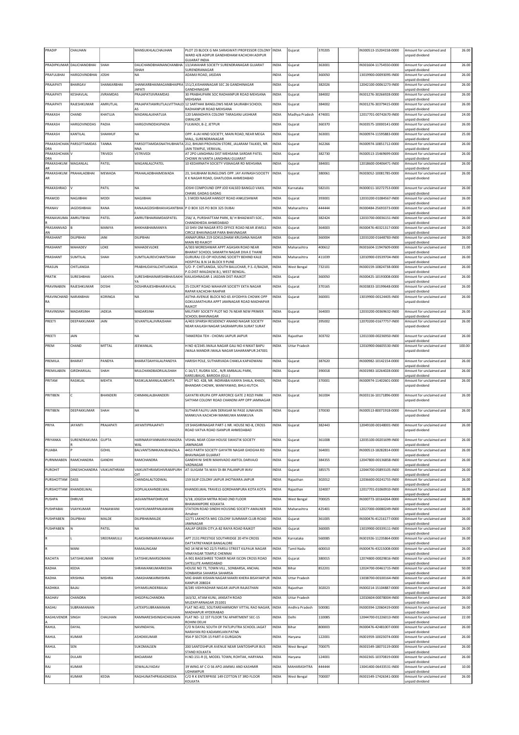| PRADIP | CHAUHAN | | MANSUKHLALCHAUHAN | PLOT 23 BLOCK G MA SARASWATI PROFESSOR COLONY WARD 4/B ADIPUR GANDHIDHAM KACHCHH ADIPUR GUJARAT INDIA | INDIA | Gujarat | 370205 | | IN300513-15204158-0000 | Amount for unclaimed and unpaid dividend | 26.00 |
|---|---|---|---|---|---|---|---|---|---|---|---|
| PRADIPKUMAR | DALICHANDBHAI | SHAH | DALICHANDBHAINANCHANBHA ISHAH | 13/JAWAHAR SOCIETY SURENDRANAGAR GUJARAT SURENDRANAGAR | INDIA | Gujarat | 363001 | | IN301604-11754550-0000 | Amount for unclaimed and unpaid dividend | 26.00 |
| PRAFULBHAI | HARGOVINDBHAI | JOSHI | NA | ADAMJI ROAD, JASDAN | INDIA | Gujarat | 360050 | | 13019900-00093095-IN00 | Amount for unclaimed and unpaid dividend | 26.00 |
| PRAJAPATI | BHARGAV | SHANKARBHAI | SHANKARBHAIMAGANBHAIPRA JAPATI | 151/2,KISHANNAGAR SEC 26 GANDHINAGAR GANDHINAGAR | INDIA | Gujarat | 382026 | | 12042100-00061273-IN00 | Amount for unclaimed and unpaid dividend | 26.00 |
| PRAJAPATI | KESHAVLAL | JIVRAMDAS | PRAJAPATIJIVRAMDAS | 30 PRABHUPARK SOC RADHANPUR ROAD MEHSANA MEHSANA | INDIA | Gujarat | 384002 | | IN301276-30266928-0000 | Amount for unclaimed and unpaid dividend | 26.00 |
| PRAJAPATI | RAJESHKUMAR | AMRUTLAL | PRAJAPATIAMRUTLALVITTHALD AS | 12 SARTHAK BANGLOWS NEAR SAURABH SCHOOL RADHANPUR ROAD MEHSANA | INDIA | Gujarat | 384002 | | IN301276-30379415-0000 | Amount for unclaimed and unpaid dividend | 26.00 |
| PRAKASH | CHAND | KHATUJA | MADANLALKHATUJA | 120 SAMADHIYA COLONY TARAGANJ LASHKAR GWALIOR | INDIA | Madhya Pradesh | 474001 | | 12017701-00742670-IN00 | Amount for unclaimed and unpaid dividend | 24.00 |
| PRAKASH | HARGOVINDDAS | PADIA | HARGOVINDDASPADIA | FULWADI, B-2, JETPUR | INDIA | Gujarat | 360370 | | IN303575-10000141-0000 | Amount for unclaimed and unpaid dividend | 26.00 |
| PRAKASH | KANTILAL | SHAHHUF | NA | OPP. 4-JAI HIND SOCIETY, MAIN ROAD, NEAR MEGA MALL, SURENDRANAGAR | INDIA | Gujarat | 363001 | | IN300974-11595883-0000 | Amount for unclaimed and unpaid dividend | 25.00 |
| PRAKASHCHAN DRA | PARSOTTAMDAS | TANNA | PARSOTTAMDASNATHUBHAITA NNA | 212, BHUMI PROVISON STORE, JALARAM TALKIES, NR. JAIN TEMPLE, VERAVAL. | INDIA | Gujarat | 362266 | | IN300974-10851712-0000 | Amount for unclaimed and unpaid dividend | 26.00 |
| PRAKASHCHAN DRA | V | TRIVEDI | VSTRIVEDI | AT 2PO LANGHNAJ DIST MEHSANA SARDAR PATEL CHOWK IN VANTA LANGHNAJ GUJARAT | INDIA | Gujarat | 382730 | | IN300513-15469699-0000 | Amount for unclaimed and unpaid dividend | 26.00 |
| PRAKASHKUM AR | MAGANLAL | PATEL | MAGANLALCPATEL | 10 KEDARNATH SOCIETY VISNAGAR RD MEHSANA | INDIA | Gujarat | 384001 | | 12018600-00406471-IN00 | Amount for unclaimed and unpaid dividend | 26.00 |
| PRAKASHKUM AR | PRAHALADBHAI | MEWADA | PRAHALADBHAIMEWADA | 23, SHUBHAM BUNGLOWS OPP. JAY AVINASH SOCIETY K K NAGAR ROAD, GHATLODIA AHMEDABAD | INDIA | Gujarat | 380061 | | IN303052-10081785-0000 | Amount for unclaimed and unpaid dividend | 26.00 |
| PRAKASHRAO | V | PATIL | NA | JOSHI COMPOUND OPP JOD KALSED BANGLO VAKIL CHAWL GADAG GADAG | INDIA | Karnataka | 582101 | | IN300011-10272753-0000 | Amount for unclaimed and unpaid dividend | 26.00 |
| PRAMOD | NAGJIBHAI | MODI | NAGJIBHAI | L 3 MODI NAGAR HANSOT ROAD ANKLESHWAR | INDIA | Gujarat | 393001 | | 12033200-01084567-IN00 | Amount for unclaimed and unpaid dividend | 26.00 |
| PRANAV | JAGDISHBHAI | RANA | RANAJAGDISHBHAIVASANTBHA I | P O BOX 325 PO BOX 325 DUBAI | INDIA | Maharashtra | 444444 | | IN300484-25693373-0000 | Amount for unclaimed and unpaid dividend | 26.00 |
| PRANAVKUMA R | AMRUTBHAI | PATEL | AMRUTBHAIRAMDASPATEL | 256/ A, PURSHATTAM PARK, B/ H BHAGWATI SOC., CHANDKHEDA AHMEDABAD | INDIA | Gujarat | 382424 | | 12033700-00036151-IN00 | Amount for unclaimed and unpaid dividend | 26.00 |
| PRASANNVAD AN | B | MANIYA | BHIKHABHAIMANIYA | 10 SHIV OM NAGAR RTO OFFICE ROAD NEAR JEWELS CIRCLE BHAVNAGAR PARA BHAVNAGAR | INDIA | Gujarat | 364003 | | IN300476-40321317-0000 | Amount for unclaimed and unpaid dividend | 26.00 |
| PRASHANT | DILIPBHAI | JANI | DILIPBHAI | ANNAPURNA 219 GOKULDHAM KRUSHNA NAGAR MAIN RD RAJKOT | INDIA | Gujarat | 360004 | | 12033200-01648783-IN00 | Amount for unclaimed and unpaid dividend | 26.00 |
| PRASHANT | MAHADEV | LOKE | MAHADEVLOKE | A/303 MORESHWAR APPT AGASAN ROAD NEAR BHARAT SCHOOL SAMARTH NAGAR DIVA E THANE | INDIA | Maharashtra | 400612 | | IN301604-11947609-0000 | Amount for unclaimed and unpaid dividend | 21.00 |
| PRASHANT | SUMTILAL | SHAH | SUMTILALREVCHANTSHAH | GURURAJ CO-OP HOUSING SOCIETY BEHIND KALE HOSPITAL B.N 14 BLOCK 9 PUNE | INDIA | Maharashtra | 411039 | | 12010900-03539704-IN00 | Amount for unclaimed and unpaid dividend | 26.00 |
| PRASUN | CHITLANGIA | | PRABHUDAYALCHITLANGIA | S/O- P. CHITLANGIA, SOUTH BALUCHAR, P.S.-E/BAZAR, P.O.DIST-MALDA(W.B.), WEST BENGAL. | INDIA | West Bengal | 732101 | | IN300159-10824738-0000 | Amount for unclaimed and unpaid dividend | 26.00 |
| PRATIK | SURESHBHAI | SAKHIYA | SURESHBHAINARSHIBHAISAKHI YA | KAILASHNAGAR-1 JASDAN DIST-RAJKOT | INDIA | Gujarat | 360050 | | IN300425-10193008-0000 | Amount for unclaimed and unpaid dividend | 26.00 |
| PRAVINABEN | RAJESHKUMAR | DOSHI | DOSHIRAJESHBHAIRAVILAL | 25 COURT ROAD MAHAVIR SOCIETY EKTA NAGAR RAPAR KACHCHH RAHPAR | INDIA | Gujarat | 370165 | | IN303833-10199648-0000 | Amount for unclaimed and unpaid dividend | 26.00 |
| PRAVINCHAND RA | NARANBHAI | KORINGA | NA | ASTHA AVENUE BLOCK NO-65 AYODHYA CHOWK OPP GOKULMATHURA APPT JAMNAGAR ROAD MADHAPAR RAJKOT | INDIA | Gujarat | 360001 | | 13019900-00124405-IN00 | Amount for unclaimed and unpaid dividend | 26.00 |
| PRAVINSINH | MADARSINH | JADEJA | MADARSINH | MILITARY SOCIETY PLOT NO 76 NEAR NEW PRIMER SCHOOL BHAVNAGAR | INDIA | Gujarat | 364003 | | 12033200-00369632-IN00 | Amount for unclaimed and unpaid dividend | 26.00 |
| PREETI | DEEPAKKUMAR | JAIN | SEVANTILALJIVRAJSHAH | A/403 SPARSH RESIDENCY ANAND NAGAR SOCIETY NEAR KAILASH NAGAR SAGRAMPURA SURAT SURAT | INDIA | Gujarat | 395002 | | 12070200-01677757-IN00 | Amount for unclaimed and unpaid dividend | 26.00 |
| PREETI | JAIN | | NA | TANKERDA TEH - CHOMU JAIPUR JAIPUR | INDIA | Rajasthan | 303702 | | 12013300-00236950-IN00 | Amount for unclaimed and unpaid dividend | 26.00 |
| PREM | CHAND | MITTAL | JEEWANLAL | H NO 4/2345 JWALA NAGAR GALI NO 4 NIKAT BAPU JWALA MANDIR JWALA NAGAR SAHARANPUR 247001 | INDIA | Uttar Pradesh | | | 12010900-06605530-IN00 | Amount for unclaimed and unpaid dividend | 100.00 |
| PREMILA | BHARAT | PANDYA | BHARATDAHYALALPANDYA | HARISH POLE, SUTHARVADA CHAKLA KAPADWANJ | INDIA | Gujarat | 387620 | | IN300982-10142154-0000 | Amount for unclaimed and unpaid dividend | 26.00 |
| PREMILABEN | GIRDHARILAL | SHAH | MULCHANDBADRILALSHAH | C-16/17, RUDRA SOC., N/R AMBALAL PARK, KARELIBAUG, BARODA (GUJ.) | INDIA | Gujarat | 390018 | | IN301983-10264028-0000 | Amount for unclaimed and unpaid dividend | 26.00 |
| PRITAM | RASIKLAL | MEHTA | RASIKLALMANILALMEHTA | PLOT NO. 428, NR. INDIRABAI KANYA SHALA, KHADI, BHANDAR CHOWK, WANIYAWAD, BHUJ-KUTCH. | INDIA | Gujarat | 370001 | | IN300974-11402601-0000 | Amount for unclaimed and unpaid dividend | 26.00 |
| PRITIBEN | C | BHANDERI | CHIMANLALBHANDERI | GAYATRI KRUPA OPP AIRFORCE GATE 2 ROZI PARK SATYAM COLONY ROAD CHANDNI APP OPP JAMNAGAR | INDIA | Gujarat | 361004 | | IN303116-10171896-0000 | Amount for unclaimed and unpaid dividend | 26.00 |
| PRITIBEN | DEEPAKKUMAR | SHAH | NA | SUTHAR FALIYU JAIN DERASAR NI PASE JUNAVASN MANKUVA KACHCHH MANKUWA MANKUVA | INDIA | Gujarat | 370030 | | IN300513-80071918-0000 | Amount for unclaimed and unpaid dividend | 26.00 |
| PRIYA | JAYANTI | PRAJAPATI | JAYANTIPRAJAPATI | 19 SHASHRINAGAR PART-1 NR. HOUSE NO-8, CROSS ROAD VATVA ROAD ISANPUR AHMEDABAD | INDIA | Gujarat | 382443 | | 12049100-00148001-IN00 | Amount for unclaimed and unpaid dividend | 26.00 |
| PRIYANKA | SURENDRAKUMA R | GUPTA | HARINARAYANNARAYANAGRA WAL | VISHAL NEAR COAH HOUSE SWASTIK SOCIETY JAMNAGAR | INDIA | Gujarat | 361008 | | 12035100-00201699-IN00 | Amount for unclaimed and unpaid dividend | 26.00 |
| PUJABA | P | GOHIL | BALVANTSINHKANUBHAZALA | 4453 PARTH SOCIETY GAYATRI NAGAR GHOGHA RD BHAVNAGAR GUJARAT | INDIA | Gujarat | 364001 | | IN300513-18282814-0000 | Amount for unclaimed and unpaid dividend | 26.00 |
| PURNIMABEN | RAMCHANDRA | GANDHI | RAMCHANDRA | GANDHI NI SHERI MAHIVADO AMTOL DARVAJO VADNAGAR | INDIA | Gujarat | 384355 | | 12047800-00136858-IN00 | Amount for unclaimed and unpaid dividend | 26.00 |
| PUROHIT | DINESHCHANDRA | VAIKUNTHRAM | VAIKUNTHRAMSHIVRAMPURH OIT | AT-SUIGAM TA-WAV DI-BK PALANPUR WAV | INDIA | Gujarat | 385575 | | 12044700-05893105-IN00 | Amount for unclaimed and unpaid dividend | 26.00 |
| PURSHOTTAM | DASS | | CHANDALALTODWAL | 159 SILIP COLONY JAIPUR JHOTWARA JAIPUR | INDIA | Rajasthan | 302012 | | 12036600-00241755-IN00 | Amount for unclaimed and unpaid dividend | 26.00 |
| PURSHOTTAM | KHANDELWAL | | GOPILALKAHNDELWAL | KHANDELWAL TRAVELS GORDHANPURA KOTA KOTA | INDIA | Rajasthan | 324007 | | 12017701-01060910-IN00 | Amount for unclaimed and unpaid dividend | 26.00 |
| PUSHPA | DHRUVE | | JASVANTRAIFDHRUVE | 5/1B, JOGESH MITRA ROAD 2ND FLOOR BHAWANIPORE KOLKATA | INDIA | West Bengal | 700025 | | IN300773-10164264-0000 | Amount for unclaimed and unpaid dividend | 26.00 |
| PUSHPABAI | VIJAYKUMAR | PANJAWANI | VIJAYKUMARPANJAWANI | STATION ROAD SINDHI HOUSING SOCIETY AMALNER Amalner | INDIA | Maharashtra | 425401 | | 12027000-00080249-IN00 | Amount for unclaimed and unpaid dividend | 26.00 |
| PUSHPABEN | DILIPBHAI | MALDE | DILIPBHAIMALDE | 12/71 LAKHOTA MIG COLONY SUMMAIR CLUB ROAD JAMNAGAR | INDIA | Gujarat | 361005 | | IN300476-41216177-0000 | Amount for unclaimed and unpaid dividend | 26.00 |
| PUSHPABEN | N | PATEL | NA | AALAP GREEN CITY,A-82 RAIYA ROAD RAJKOT | INDIA | Gujarat | 360005 | | 13019900-00339111-IN00 | Amount for unclaimed and unpaid dividend | 26.00 |
| R | L | SREERAMULU | RLAKSHMINARAYANAIAH | APT 2131 PRESTIGE SOUTHRIDGE 20 4TH CROSS DATTATREYANGR BANGALORE | INDIA | Karnataka | 560085 | | IN301926-11235864-0000 | Amount for unclaimed and unpaid dividend | 26.00 |
| R | MANI | | RAMALINGAM | NO 14 NEW NO 22/5 PARSU STREET KILPAUK NAGAR VINAYAGAR TEMPLE CHENNAI | INDIA | Tamil Nadu | 600010 | | IN300476-43215008-0000 | Amount for unclaimed and unpaid dividend | 26.00 |
| RACHITA | SATISHKUMAR | SOMANI | SATISHKUMARSOMANI | A-901 BAGESHREE TOWER NEAR ISCON CROSS ROAD SATELLITE AHMEDABAD | INDIA | Gujarat | 380015 | | 12074800-00029816-IN00 | Amount for unclaimed and unpaid dividend | 26.00 |
| RADHA | KEDIA | | SHRAWANKUMARKEDIA | HOUSE NO 73, TOWN VILL , SONBARSA, ANCHAL SONBARSA SAHARSA SAHARSA | INDIA | Bihar | 852201 | | 12024700-00461715-IN00 | Amount for unclaimed and unpaid dividend | 50.00 |
| RADHA | KRISHNA | MISHRA | UMASHANKARMISHRA | MIG 6HARI KISHAN NAGAR MAKRI KHERA BISAYAKPUR KANPUR 208024 | INDIA | Uttar Pradesh | | | 13038700-00100164-IN00 | Amount for unclaimed and unpaid dividend | 26.00 |
| RADHIKA | BAJAJ | | SHYAMSUNDERBAJAJ | 8/285 VIDHYADHAR NAGAR JAIPUR RAJASTHAN | INDIA | Rajasthan | 302023 | | IN300214-15104887-0000 | Amount for unclaimed and unpaid dividend | 26.00 |
| RAGHAV | CHANDRA | | SHGOPALCHANDRA | 163/32, ATAM KUNJ, JANSATH ROAD MUZAFFARNAGAR 251001 | INDIA | Uttar Pradesh | | | 12010604-00078004-IN00 | Amount for unclaimed and unpaid dividend | 26.00 |
| RAGHU | SUBRAMANIAN | | LATEKPSUBRAMANIAN | FLAT NO.402, SOLITAREHARMONY VITTAL RAO NAGAR, MADHAPUR HYDERABAD | INDIA | Andhra Pradesh | 500081 | | IN300394-12060419-0000 | Amount for unclaimed and unpaid dividend | 26.00 |
| RAGHUVENDR A | SINGH | CHAUHAN | RAMNARESHSINGHCHAUHAN | FLAT NO- 12 1ST FLOOR TAJ APARTMENT SEC-15 ROHINI DELHI | INDIA | Delhi | 110085 | | 12044700-01226013-IN00 | Amount for unclaimed and unpaid dividend | 22.00 |
| RAHUL | DAYAL | | NAVINDAYAL | C/O N DAYAL SOUTH OF PATLIPUTRA SCHOOL JAGAT NARAYAN RD KADAMKUAN PATNA | INDIA | Bihar | 800003 | | IN300476-42481007-0000 | Amount for unclaimed and unpaid dividend | 26.00 |
| RAHUL | KUMAR | | ASHOKKUMAR | 954-P SECTOR-15 PART-II GURGAON | INDIA | Haryana | 122001 | | IN301959-10023074-0000 | Amount for unclaimed and unpaid dividend | 26.00 |
| RAHUL | SEN | | SUKOMALSEN | 200 SANTOSHPUR AVENUE NEAR SANTOSHPUR BUS STAND KOLKATA | INDIA | West Bengal | 700075 | | IN301549-18073119-0000 | Amount for unclaimed and unpaid dividend | 26.00 |
| RAJ | DULARI | | BHOJARAM | H.NO.151-R (I), MODEL TOWN, ROHTAK, HARYANA | INDIA | Haryana | 124001 | | IN302365-10370819-0000 | Amount for unclaimed and unpaid dividend | 26.00 |
| RAJ | KUMAR | | SEWALALYADAV | 39 WING AF C O 56 APO JAMMU AND KASHMIR UDHAMPUR | INDIA | MAHARASHTRA | 444444 | | 13041400-06433531-IN00 | Amount for unclaimed and unpaid dividend | 10.00 |
| RAJ | KUMAR | KEDIA | RAGHUNATHPRASADKEDIA | C/O R K ENTERPRISE 149 COTTON ST 3RD FLOOR KOLKATA | INDIA | West Bengal | 700007 | | IN301549-17426341-0000 | Amount for unclaimed and unpaid dividend | 26.00 |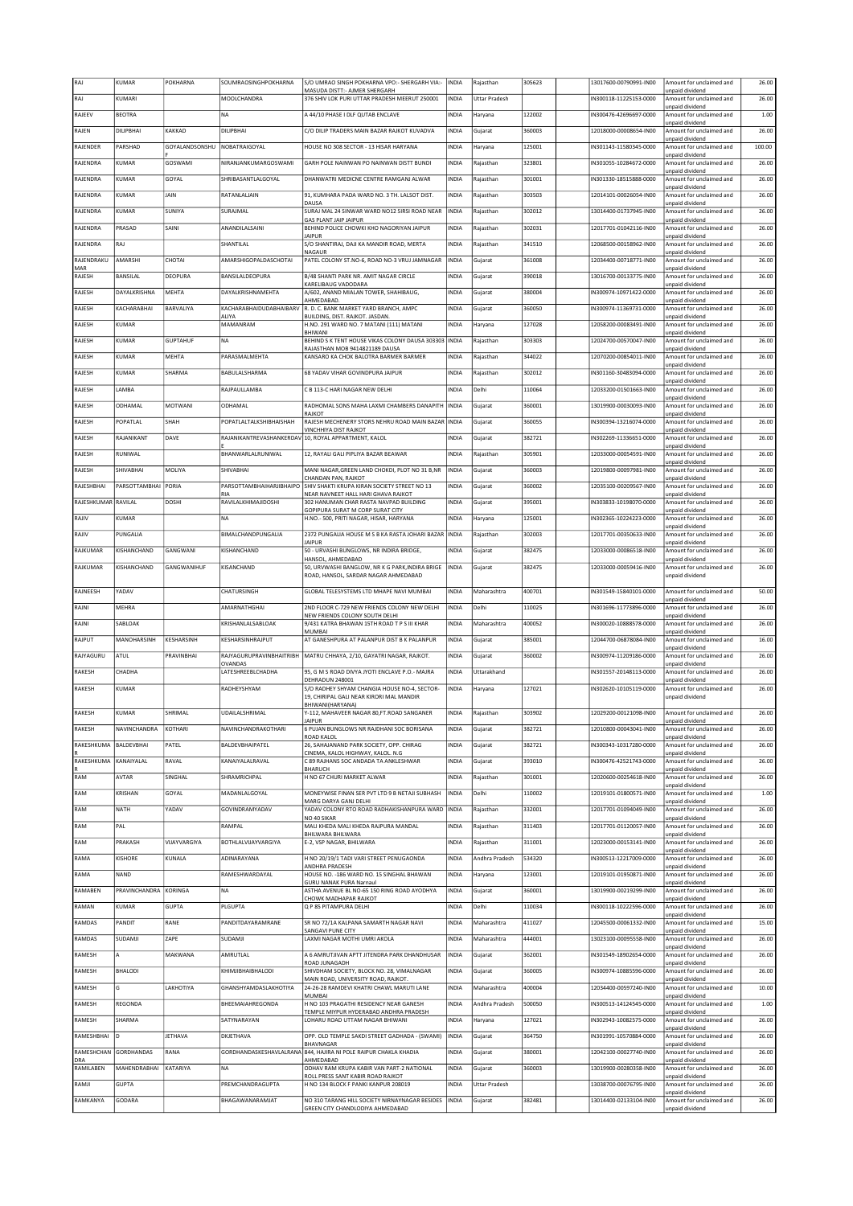| RAJ | KUMAR | POKHARNA | SOUMRAOSINGHPOKHARNA | S/O UMRAO SINGH POKHARNA VPO:- SHERGARH VIA:- MASUDA DISTT:- AJMER SHERGARH | INDIA | Rajasthan | 305623 | | 13017600-00790991-IN00 | Amount for unclaimed and unpaid dividend | 26.00 |
|---|---|---|---|---|---|---|---|---|---|---|---|
| RAJ | KUMARI | | MOOLCHANDRA | 376 SHIV LOK PURI UTTAR PRADESH MEERUT 250001 | INDIA | Uttar Pradesh | | | IN300118-11225153-0000 | Amount for unclaimed and unpaid dividend | 26.00 |
| RAJEEV | BEOTRA | | NA | A 44/10 PHASE I DLF QUTAB ENCLAVE | INDIA | Haryana | 122002 | | IN300476-42696697-0000 | Amount for unclaimed and unpaid dividend | 1.00 |
| RAJEN | DILIPBHAI | KAKKAD | DILIPBHAI | C/O DILIP TRADERS MAIN BAZAR RAJKOT KUVADVA | INDIA | Gujarat | 360003 | | 12018000-00008654-IN00 | Amount for unclaimed and unpaid dividend | 26.00 |
| RAJENDER | PARSHAD | GOYALANDSONSHUF | NOBATRAIGOYAL | HOUSE NO 308 SECTOR - 13 HISAR HARYANA | INDIA | Haryana | 125001 | | IN301143-11580345-0000 | Amount for unclaimed and unpaid dividend | 100.00 |
| RAJENDRA | KUMAR | GOSWAMI | NIRANJANKUMARGOSWAMI | GARH POLE NAINWAN PO NAINWAN DISTT BUNDI | INDIA | Rajasthan | 323801 | | IN301055-10284672-0000 | Amount for unclaimed and unpaid dividend | 26.00 |
| RAJENDRA | KUMAR | GOYAL | SHRIBASANTLALGOYAL | DHANWATRI MEDICNE CENTRE RAMGANJ ALWAR | INDIA | Rajasthan | 301001 | | IN301330-18515888-0000 | Amount for unclaimed and unpaid dividend | 26.00 |
| RAJENDRA | KUMAR | JAIN | RATANLALJAIN | 91, KUMHARA PADA WARD NO. 3 TH. LALSOT DIST. DAUSA | INDIA | Rajasthan | 303503 | | 12014101-00026054-IN00 | Amount for unclaimed and unpaid dividend | 26.00 |
| RAJENDRA | KUMAR | SUNIYA | SURAJMAL | SURAJ MAL 24 SINWAR WARD NO12 SIRSI ROAD NEAR GAS PLANT JAIP JAIPUR | INDIA | Rajasthan | 302012 | | 13014400-01737945-IN00 | Amount for unclaimed and unpaid dividend | 26.00 |
| RAJENDRA | PRASAD | SAINI | ANANDILALSAINI | BEHIND POLICE CHOWKI KHO NAGORIYAN JAIPUR JAIPUR | INDIA | Rajasthan | 302031 | | 12017701-01042116-IN00 | Amount for unclaimed and unpaid dividend | 26.00 |
| RAJENDRA | RAJ | | SHANTILAL | S/O SHANTIRAJ, DAJI KA MANDIR ROAD, MERTA NAGAUR | INDIA | Rajasthan | 341510 | | 12068500-00158962-IN00 | Amount for unclaimed and unpaid dividend | 26.00 |
| RAJENDRAKUMAR | AMARSHI | CHOTAI | AMARSHIGOPALDASCHOTAI | PATEL COLONY ST.NO-6, ROAD NO-3 VRUJ JAMNAGAR | INDIA | Gujarat | 361008 | | 12034400-00718771-IN00 | Amount for unclaimed and unpaid dividend | 26.00 |
| RAJESH | BANSILAL | DEOPURA | BANSILALDEOPURA | B/48 SHANTI PARK NR. AMIT NAGAR CIRCLE KARELIBAUG VADODARA | INDIA | Gujarat | 390018 | | 13016700-00133775-IN00 | Amount for unclaimed and unpaid dividend | 26.00 |
| RAJESH | DAYALKRISHNA | MEHTA | DAYALKRISHNAMEHTA | A/602, ANAND MIALAN TOWER, SHAHIBAUG, AHMEDABAD. | INDIA | Gujarat | 380004 | | IN300974-10971422-0000 | Amount for unclaimed and unpaid dividend | 26.00 |
| RAJESH | KACHARABHAI | BARVALIYA | KACHARABHAIDUDABHAIBARVALIYA | R. D. C. BANK MARKET YARD BRANCH, AMPC BUILDING, DIST. RAJKOT. JASDAN. | INDIA | Gujarat | 360050 | | IN300974-11369731-0000 | Amount for unclaimed and unpaid dividend | 26.00 |
| RAJESH | KUMAR | | MAMANRAM | H.NO. 291 WARD NO. 7 MATANI (111) MATANI BHIWANI | INDIA | Haryana | 127028 | | 12058200-00083491-IN00 | Amount for unclaimed and unpaid dividend | 26.00 |
| RAJESH | KUMAR | GUPTAHUF | NA | BEHIND S K TENT HOUSE VIKAS COLONY DAUSA 303303 RAJASTHAN MOB 9414821189 DAUSA | INDIA | Rajasthan | 303303 | | 12024700-00570047-IN00 | Amount for unclaimed and unpaid dividend | 26.00 |
| RAJESH | KUMAR | MEHTA | PARASMALMEHTA | KANSARO KA CHOK BALOTRA BARMER BARMER | INDIA | Rajasthan | 344022 | | 12070200-00854011-IN00 | Amount for unclaimed and unpaid dividend | 26.00 |
| RAJESH | KUMAR | SHARMA | BABULALSHARMA | 68 YADAV VIHAR GOVINDPURA JAIPUR | INDIA | Rajasthan | 302012 | | IN301160-30483094-0000 | Amount for unclaimed and unpaid dividend | 26.00 |
| RAJESH | LAMBA | | RAJPAULLAMBA | C B 113-C HARI NAGAR NEW DELHI | INDIA | Delhi | 110064 | | 12033200-01501663-IN00 | Amount for unclaimed and unpaid dividend | 26.00 |
| RAJESH | ODHAMAL | MOTWANI | ODHAMAL | RADHOMAL SONS MAHA LAXMI CHAMBERS DANAPITH RAJKOT | INDIA | Gujarat | 360001 | | 13019900-00030093-IN00 | Amount for unclaimed and unpaid dividend | 26.00 |
| RAJESH | POPATLAL | SHAH | POPATLALTALKSHIBHAISHAH | RAJESH MECHENERY STORS NEHRU ROAD MAIN BAZAR VINCHHIYA DIST RAJKOT | INDIA | Gujarat | 360055 | | IN300394-13216074-0000 | Amount for unclaimed and unpaid dividend | 26.00 |
| RAJESH | RAJANIKANT | DAVE | RAJANIKANTREVASHANKERDAVE | 10, ROYAL APPARTMENT, KALOL | INDIA | Gujarat | 382721 | | IN302269-11336651-0000 | Amount for unclaimed and unpaid dividend | 26.00 |
| RAJESH | RUNIWAL | | BHANWARLALRUNIWAL | 12, RAYALI GALI PIPLIYA BAZAR BEAWAR | INDIA | Rajasthan | 305901 | | 12033000-00054591-IN00 | Amount for unclaimed and unpaid dividend | 26.00 |
| RAJESH | SHIVABHAI | MOLIYA | SHIVABHAI | MANI NAGAR,GREEN LAND CHOKDI, PLOT NO 31 B,NR CHANDAN PAN, RAJKOT | INDIA | Gujarat | 360003 | | 12019800-00097981-IN00 | Amount for unclaimed and unpaid dividend | 26.00 |
| RAJESHBHAI | PARSOTTAMBHAI | PORIA | PARSOTTAMBHAIHARJIBHAIPORIA | SHIV SHAKTI KRUPA KIRAN SOCIETY STREET NO 13 NEAR NAVNEET HALL HARI GHAVA RAJKOT | INDIA | Gujarat | 360002 | | 12035100-00209567-IN00 | Amount for unclaimed and unpaid dividend | 26.00 |
| RAJESHKUMAR | RAVILAL | DOSHI | RAVILALKHIMAJIDOSHI | 302 HANUMAN CHAR RASTA NAVPAD BUILDING GOPIPURA SURAT M CORP SURAT CITY | INDIA | Gujarat | 395001 | | IN303833-10198070-0000 | Amount for unclaimed and unpaid dividend | 26.00 |
| RAJIV | KUMAR | | NA | H.NO.- 500, PRITI NAGAR, HISAR, HARYANA | INDIA | Haryana | 125001 | | IN302365-10224223-0000 | Amount for unclaimed and unpaid dividend | 26.00 |
| RAJIV | PUNGALIA | | BIMALCHANDPUNGALIA | 2372 PUNGALIA HOUSE M S B KA RASTA JOHARI BAZAR JAIPUR | INDIA | Rajasthan | 302003 | | 12017701-00350633-IN00 | Amount for unclaimed and unpaid dividend | 26.00 |
| RAJKUMAR | KISHANCHAND | GANGWANI | KISHANCHAND | 50 - URVASHI BUNGLOWS, NR INDIRA BRIDGE, HANSOL, AHMEDABAD | INDIA | Gujarat | 382475 | | 12033000-00086518-IN00 | Amount for unclaimed and unpaid dividend | 26.00 |
| RAJKUMAR | KISHANCHAND | GANGWANIHUF | KISANCHAND | 50, URVWASHI BANGLOW, NR K G PARK,INDIRA BRIGE ROAD, HANSOL, SARDAR NAGAR AHMEDABAD | INDIA | Gujarat | 382475 | | 12033000-00059416-IN00 | Amount for unclaimed and unpaid dividend | 26.00 |
| RAJNEESH | YADAV | | CHATURSINGH | GLOBAL TELESYSTEMS LTD MHAPE NAVI MUMBAI | INDIA | Maharashtra | 400701 | | IN301549-15840101-0000 | Amount for unclaimed and unpaid dividend | 50.00 |
| RAJNI | MEHRA | | AMARNATHGHAI | 2ND FLOOR C-729 NEW FRIENDS COLONY NEW DELHI NEW FRIENDS COLONY SOUTH DELHI | INDIA | Delhi | 110025 | | IN301696-11773896-0000 | Amount for unclaimed and unpaid dividend | 26.00 |
| RAJNI | SABLOAK | | KRISHANLALSABLOAK | 9/431 KATRA BHAWAN 15TH ROAD T P S III KHAR MUMBAI | INDIA | Maharashtra | 400052 | | IN300020-10888578-0000 | Amount for unclaimed and unpaid dividend | 26.00 |
| RAJPUT | MANOHARSINH | KESHARSINH | KESHARSINHRAJPUT | AT GANESHPURA AT PALANPUR DIST B K PALANPUR | INDIA | Gujarat | 385001 | | 12044700-06878084-IN00 | Amount for unclaimed and unpaid dividend | 16.00 |
| RAJYAGURU | ATUL | PRAVINBHAI | RAJYAGURUPRAVINBHAITRIBHOVANDAS | MATRU CHHAYA, 2/10, GAYATRI NAGAR, RAJKOT. | INDIA | Gujarat | 360002 | | IN300974-11209186-0000 | Amount for unclaimed and unpaid dividend | 26.00 |
| RAKESH | CHADHA | | LATESHREEBLCHADHA | 95, G M S ROAD DIVYA JYOTI ENCLAVE P.O.- MAJRA DEHRADUN 248001 | INDIA | Uttarakhand | | | IN301557-20148113-0000 | Amount for unclaimed and unpaid dividend | 26.00 |
| RAKESH | KUMAR | | RADHEYSHYAM | S/O RADHEY SHYAM CHANGIA HOUSE NO-4, SECTOR-19, CHIRIPAL GALI NEAR KIRORI MAL MANDIR BHIWANI(HARYANA) | INDIA | Haryana | 127021 | | IN302620-10105119-0000 | Amount for unclaimed and unpaid dividend | 26.00 |
| RAKESH | KUMAR | SHRIMAL | UDAILALSHRIMAL | Y-112, MAHAVEER NAGAR 80,FT.ROAD SANGANER JAIPUR | INDIA | Rajasthan | 303902 | | 12029200-00121098-IN00 | Amount for unclaimed and unpaid dividend | 26.00 |
| RAKESH | NAVINCHANDRA | KOTHARI | NAVINCHANDRAKOTHARI | 6 PUJAN BUNGLOWS NR RAJDHANI SOC BORISANA ROAD KALOL | INDIA | Gujarat | 382721 | | 12010800-00043041-IN00 | Amount for unclaimed and unpaid dividend | 26.00 |
| RAKESHKUMAR | BALDEVBHAI | PATEL | BALDEVBHAIPATEL | 26, SAHAJANAND PARK SOCIETY, OPP. CHIRAG CINEMA, KALOL HIGHWAY, KALOL. N.G | INDIA | Gujarat | 382721 | | IN300343-10317280-0000 | Amount for unclaimed and unpaid dividend | 26.00 |
| RAKESHKUMAR | KANAIYALAL | RAVAL | KANAIYALALRAVAL | C 89 RAJHANS SOC ANDADA TA ANKLESHWAR BHARUCH | INDIA | Gujarat | 393010 | | IN300476-42521743-0000 | Amount for unclaimed and unpaid dividend | 26.00 |
| RAM | AVTAR | SINGHAL | SHRAMRICHPAL | H NO 67 CHURI MARKET ALWAR | INDIA | Rajasthan | 301001 | | 12020600-00254618-IN00 | Amount for unclaimed and unpaid dividend | 26.00 |
| RAM | KRISHAN | GOYAL | MADANLALGOYAL | MONEYWISE FINAN SER PVT LTD 9 B NETAJI SUBHASH MARG DARYA GANJ DELHI | INDIA | Delhi | 110002 | | 12019101-01800571-IN00 | Amount for unclaimed and unpaid dividend | 1.00 |
| RAM | NATH | YADAV | GOVINDRAMYADAV | YADAV COLONY RTO ROAD RADHAKISHANPURA WARD NO 40 SIKAR | INDIA | Rajasthan | 332001 | | 12017701-01094049-IN00 | Amount for unclaimed and unpaid dividend | 26.00 |
| RAM | PAL | | RAMPAL | MALI KHEDA MALI KHEDA RAJPURA MANDAL BHILWARA BHILWARA | INDIA | Rajasthan | 311403 | | 12017701-01120057-IN00 | Amount for unclaimed and unpaid dividend | 26.00 |
| RAM | PRAKASH | VIJAYVARGIYA | BOTHLALVIJAYVARGIYA | E-2, VSP NAGAR, BHILWARA | INDIA | Rajasthan | 311001 | | 12023000-00153141-IN00 | Amount for unclaimed and unpaid dividend | 26.00 |
| RAMA | KISHORE | KUNALA | ADINARAYANA | H NO 20/19/1 TADI VARI STREET PENUGAONDA ANDHRA PRADESH | INDIA | Andhra Pradesh | 534320 | | IN300513-12217009-0000 | Amount for unclaimed and unpaid dividend | 26.00 |
| RAMA | NAND | | RAMESHWARDAYAL | HOUSE NO. -186 WARD NO. 15 SINGHAL BHAWAN GURU NANAK PURA Narnaul | INDIA | Haryana | 123001 | | 12019101-01950871-IN00 | Amount for unclaimed and unpaid dividend | 26.00 |
| RAMABEN | PRAVINCHANDRA | KORINGA | NA | ASTHA AVENUE BL NO-65 150 RING ROAD AYODHYA CHOWK MADHAPAR RAJKOT | INDIA | Gujarat | 360001 | | 13019900-00219299-IN00 | Amount for unclaimed and unpaid dividend | 26.00 |
| RAMAN | KUMAR | GUPTA | PLGUPTA | Q P 85 PITAMPURA DELHI | INDIA | Delhi | 110034 | | IN300118-10222596-0000 | Amount for unclaimed and unpaid dividend | 26.00 |
| RAMDAS | PANDIT | RANE | PANDITDAYARAMRANE | SR NO 72/1A KALPANA SAMARTH NAGAR NAVI SANGAVI PUNE CITY | INDIA | Maharashtra | 411027 | | 12045500-00061332-IN00 | Amount for unclaimed and unpaid dividend | 15.00 |
| RAMDAS | SUDAMJI | ZAPE | SUDAMJI | LAXMI NAGAR MOTHI UMRI AKOLA | INDIA | Maharashtra | 444001 | | 13023100-00095558-IN00 | Amount for unclaimed and unpaid dividend | 26.00 |
| RAMESH | A | MAKWANA | AMRUTLAL | A 6 AMRUTJIVAN APTT JITENDRA PARK DHANDHUSAR ROAD JUNAGADH | INDIA | Gujarat | 362001 | | IN301549-18902654-0000 | Amount for unclaimed and unpaid dividend | 26.00 |
| RAMESH | BHALODI | | KHIMJIBHAIBHALODI | SHIVDHAM SOCIETY, BLOCK NO. 28, VIMALNAGAR MAIN ROAD, UNIVERSITY ROAD, RAJKOT. | INDIA | Gujarat | 360005 | | IN300974-10885596-0000 | Amount for unclaimed and unpaid dividend | 26.00 |
| RAMESH | G | LAKHOTIYA | GHANSHYAMDASLAKHOTIYA | 24-26-28 RAMDEVI KHATRI CHAWL MARUTI LANE MUMBAI | INDIA | Maharashtra | 400004 | | 12034400-00597240-IN00 | Amount for unclaimed and unpaid dividend | 10.00 |
| RAMESH | REGONDA | | BHEEMAIAHREGONDA | H NO 103 PRAGATHI RESIDENCY NEAR GANESH TEMPLE MIYPUR HYDERABAD ANDHRA PRADESH | INDIA | Andhra Pradesh | 500050 | | IN300513-14124545-0000 | Amount for unclaimed and unpaid dividend | 1.00 |
| RAMESH | SHARMA | | SATYNARAYAN | LOHARU ROAD UTTAM NAGAR BHIWANI | INDIA | Haryana | 127021 | | IN302943-10082575-0000 | Amount for unclaimed and unpaid dividend | 26.00 |
| RAMESHBHAI | D | JETHAVA | DKJETHAVA | OPP. OLD TEMPLE SAKDI STREET GADHADA - (SWAMI) BHAVNAGAR | INDIA | Gujarat | 364750 | | IN301991-10570884-0000 | Amount for unclaimed and unpaid dividend | 26.00 |
| RAMESHCHANDRA | GORDHANDAS | RANA | GORDHANDASKESHAVLALRANA | 844, HAJIRA NI POLE RAIPUR CHAKLA KHADIA AHMEDABAD | INDIA | Gujarat | 380001 | | 12042100-00027740-IN00 | Amount for unclaimed and unpaid dividend | 26.00 |
| RAMILABEN | MAHENDRABHAI | KATARIYA | NA | ODHAV RAM KRUPA KABIR VAN PART-2 NATIONAL ROLL PRESS SANT KABIR ROAD RAJKOT | INDIA | Gujarat | 360003 | | 13019900-00280358-IN00 | Amount for unclaimed and unpaid dividend | 26.00 |
| RAMJI | GUPTA | | PREMCHANDRAGUPTA | H NO 134 BLOCK F PANKI KANPUR 208019 | INDIA | Uttar Pradesh | | | 13038700-00076795-IN00 | Amount for unclaimed and unpaid dividend | 26.00 |
| RAMKANYA | GODARA | | BHAGAWANARAMJAT | NO 310 TARANG HILL SOCIETY NIRNAYNAGAR BESIDES GREEN CITY CHANDLODIYA AHMEDABAD | INDIA | Gujarat | 382481 | | 13014400-02133104-IN00 | Amount for unclaimed and unpaid dividend | 26.00 |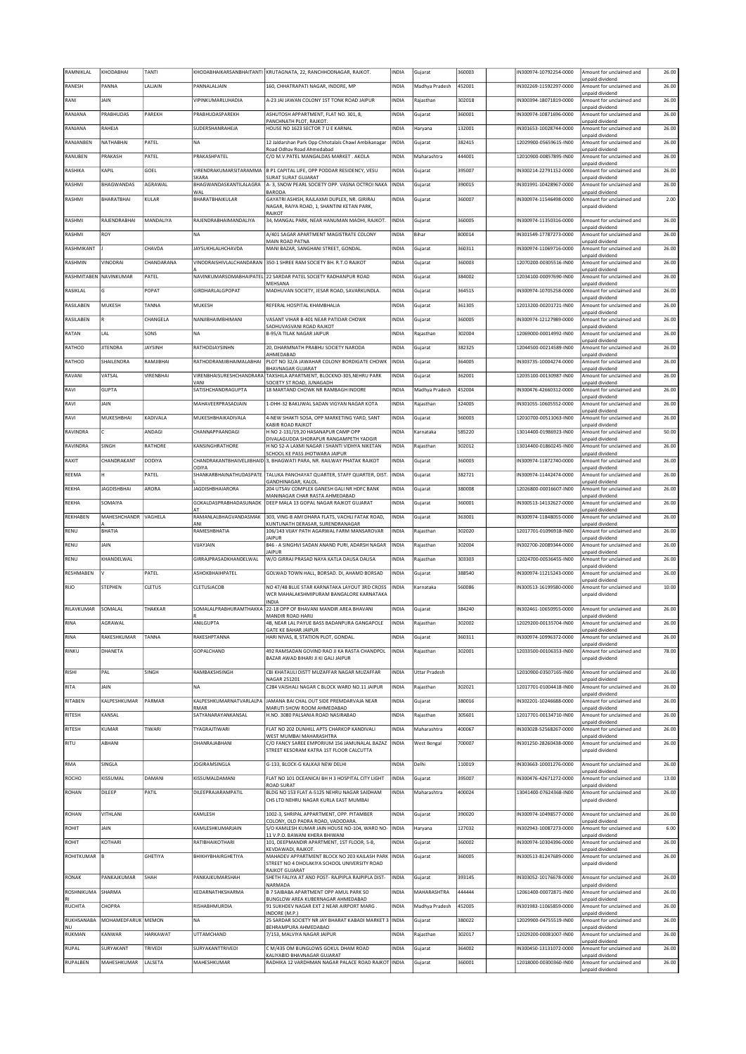| RAMNIKLAL | KHODABHAI | TANTI | KHODABHAIKARSANBHAITANTI | KRUTAGNATA, 22, RANCHHODNAGAR, RAJKOT. | INDIA | Gujarat | 360003 | | IN300974-10792254-0000 | Amount for unclaimed and unpaid dividend | 26.00 |
|---|---|---|---|---|---|---|---|---|---|---|---|
| RANESH | PANNA | LALJAIN | PANNALALJAIN | 160, CHHATRAPATI NAGAR, INDORE, MP | INDIA | Madhya Pradesh | 452001 | | IN302269-11592297-0000 | Amount for unclaimed and unpaid dividend | 26.00 |
| RANI | JAIN | | VIPINKUMARLUHADIA | A-23 JAI JAWAN COLONY 1ST TONK ROAD JAIPUR | INDIA | Rajasthan | 302018 | | IN300394-18071819-0000 | Amount for unclaimed and unpaid dividend | 26.00 |
| RANJANA | PRABHUDAS | PAREKH | PRABHUDASPAREKH | ASHUTOSH APPARTMENT, FLAT NO. 301, 8, PANCHNATH PLOT, RAJKOT. | INDIA | Gujarat | 360001 | | IN300974-10871696-0000 | Amount for unclaimed and unpaid dividend | 26.00 |
| RANJANA | RAHEJA | | SUDERSHANRAHEJA | HOUSE NO 1623 SECTOR 7 U E KARNAL | INDIA | Haryana | 132001 | | IN301653-10028744-0000 | Amount for unclaimed and unpaid dividend | 26.00 |
| RANJANBEN | NATHABHAI | PATEL | NA | 12 Jaldarshan Park Opp Chhotalals Chawl Ambikanagar Road Odhav Road Ahmedabad | INDIA | Gujarat | 382415 | | 12029900-05659615-IN00 | Amount for unclaimed and unpaid dividend | 26.00 |
| RANUBEN | PRAKASH | PATEL | PRAKASHPATEL | C/O M.V.PATEL MANGALDAS MARKET . AKOLA | INDIA | Maharashtra | 444001 | | 12010900-00857895-IN00 | Amount for unclaimed and unpaid dividend | 26.00 |
| RASHIKA | KAPIL | GOEL | VIRENDRAKUMARSITARAMMA SKARA | B P1 CAPITAL LIFE, OPP PODDAR RESIDENCY, VESU SURAT SURAT GUJARAT | INDIA | Gujarat | 395007 | | IN300214-22791152-0000 | Amount for unclaimed and unpaid dividend | 26.00 |
| RASHMI | BHAGWANDAS | AGRAWAL | BHAGWANDASKANTILALAGRA WAL | A- 3, SNOW PEARL SOCIETY OPP. VASNA OCTROI NAKA BARODA | INDIA | Gujarat | 390015 | | IN301991-10428967-0000 | Amount for unclaimed and unpaid dividend | 26.00 |
| RASHMI | BHARATBHAI | KULAR | BHARATBHAIKULAR | GAYATRI ASHISH, RAJLAXMI DUPLEX, NR. GIRIRAJ NAGAR, RAIYA ROAD, 1, SHANTINI KETAN PARK, RAJKOT | INDIA | Gujarat | 360007 | | IN300974-11546498-0000 | Amount for unclaimed and unpaid dividend | 2.00 |
| RASHMI | RAJENDRABHAI | MANDALIYA | RAJENDRABHAIMANDALIYA | 34, MANGAL PARK, NEAR HANUMAN MADHI, RAJKOT. | INDIA | Gujarat | 360005 | | IN300974-11350316-0000 | Amount for unclaimed and unpaid dividend | 26.00 |
| RASHMI | ROY | | NA | A/401 SAGAR APARTMENT MAGISTRATE COLONY MAIN ROAD PATNA | INDIA | Bihar | 800014 | | IN301549-17787273-0000 | Amount for unclaimed and unpaid dividend | 26.00 |
| RASHMIKANT | J | CHAVDA | JAYSUKHLALHCHAVDA | MANI BAZAR, SANGHANI STREET, GONDAL. | INDIA | Gujarat | 360311 | | IN300974-11069716-0000 | Amount for unclaimed and unpaid dividend | 26.00 |
| RASHMIN | VINODRAI | CHANDARANA | VINODRAISHIVLALCHANDARAN A | 350-1 SHREE RAM SOCIETY BH. R.T.O RAJKOT | INDIA | Gujarat | 360003 | | 12070200-00305516-IN00 | Amount for unclaimed and unpaid dividend | 26.00 |
| RASHMITABEN | NAVINKUMAR | PATEL | NAVINKUMARSOMABHAIPATEL | 22 SARDAR PATEL SOCIETY RADHANPUR ROAD MEHSANA | INDIA | Gujarat | 384002 | | 12034100-00097690-IN00 | Amount for unclaimed and unpaid dividend | 26.00 |
| RASIKLAL | G | POPAT | GIRDHARLALGPOPAT | MADHUVAN SOCIETY, JESAR ROAD, SAVARKUNDLA. | INDIA | Gujarat | 364515 | | IN300974-10705258-0000 | Amount for unclaimed and unpaid dividend | 26.00 |
| RASILABEN | MUKESH | TANNA | MUKESH | REFERAL HOSPITAL KHAMBHALIA | INDIA | Gujarat | 361305 | | 12013200-00201721-IN00 | Amount for unclaimed and unpaid dividend | 26.00 |
| RASILABEN | R | CHANGELA | NANJIBHAIMBHIMANI | VASANT VIHAR B-401 NEAR PATIDAR CHOWK SADHUVASVANI ROAD RAJKOT | INDIA | Gujarat | 360005 | | IN300974-12127989-0000 | Amount for unclaimed and unpaid dividend | 26.00 |
| RATAN | LAL | SONS | NA | B-95/A TILAK NAGAR JAIPUR | INDIA | Rajasthan | 302004 | | 12069000-00014992-IN00 | Amount for unclaimed and unpaid dividend | 26.00 |
| RATHOD | JITENDRA | JAYSINH | RATHODJAYSINHN | 20, DHARMNATH PRABHU SOCIETY NARODA AHMEDABAD | INDIA | Gujarat | 382325 | | 12044500-00214589-IN00 | Amount for unclaimed and unpaid dividend | 26.00 |
| RATHOD | SHAILENDRA | RAMJIBHAI | RATHODRAMJIBHAIMALABHAI | PLOT NO 32/A JAWAHAR COLONY BORDIGATE CHOWK BHAVNAGAR GUJARAT | INDIA | Gujarat | 364005 | | IN303735-10004274-0000 | Amount for unclaimed and unpaid dividend | 26.00 |
| RAVANI | VATSAL | VIRENBHAI | VIRENBHAISURESHCHANDRARA VANI | TAXSHILA APARTMENT, BLOCKNO-305,NEHRU PARK SOCIETY ST ROAD, JUNAGADH | INDIA | Gujarat | 362001 | | 12035100-00130987-IN00 | Amount for unclaimed and unpaid dividend | 26.00 |
| RAVI | GUPTA | | SATISHCHANDRAGUPTA | 18 MARTAND CHOWK NR RAMBAGH INDORE | INDIA | Madhya Pradesh | 452004 | | IN300476-42660312-0000 | Amount for unclaimed and unpaid dividend | 26.00 |
| RAVI | JAIN | | MAHAVEERPRASADJAIN | 1-DHH-32 BAKLIWAL SADAN VIGYAN NAGAR KOTA | INDIA | Rajasthan | 324005 | | IN301055-10605552-0000 | Amount for unclaimed and unpaid dividend | 26.00 |
| RAVI | MUKESHBHAI | KADIVALA | MUKESHBHAIKADIVALA | 4-NEW SHAKTI SOSA, OPP MARKETING YARD, SANT KABIR ROAD RAJKOT | INDIA | Gujarat | 360003 | | 12010700-00511063-IN00 | Amount for unclaimed and unpaid dividend | 26.00 |
| RAVINDRA | C | ANDAGI | CHANNAPPAANDAGI | H NO 2-131/19,20 HASANAPUR CAMP OPP DIVALAGUDDA SHORAPUR RANGAMPETH YADGIR | INDIA | Karnataka | 585220 | | 13014400-01986923-IN00 | Amount for unclaimed and unpaid dividend | 50.00 |
| RAVINDRA | SINGH | RATHORE | KANSINGHRATHORE | H NO 52-A LAXMI NAGAR I SHANTI VIDHYA NIKETAN SCHOOL KE PASS JHOTWARA JAIPUR | INDIA | Rajasthan | 302012 | | 13014400-01860245-IN00 | Amount for unclaimed and unpaid dividend | 26.00 |
| RAXIT | CHANDRAKANT | DODIYA | CHANDRAKANTBHAIVELJIBHAID ODIYA | 3, BHAGWATI PARA, NR. RAILWAY PHATAK RAJKOT | INDIA | Gujarat | 360003 | | IN300974-11872740-0000 | Amount for unclaimed and unpaid dividend | 26.00 |
| REEMA | H | PATEL | SHANKARBHAINATHUDASPATE L | TALUKA PANCHAYAT QUARTER, STAFF QUARTER, DIST. GANDHINAGAR, KALOL. | INDIA | Gujarat | 382721 | | IN300974-11442474-0000 | Amount for unclaimed and unpaid dividend | 26.00 |
| REKHA | JAGDISHBHAI | ARORA | JAGDISHBHAIARORA | 204 UTSAV COMPLEX GANESH GALI NR HDFC BANK MANINAGAR CHAR RASTA AHMEDABAD | INDIA | Gujarat | 380008 | | 12026800-00016607-IN00 | Amount for unclaimed and unpaid dividend | 26.00 |
| REKHA | SOMAIYA | | GOKALDASPRABHADASUNADK AT | DEEP MALA 13 GOPAL NAGAR RAJKOT GUJARAT | INDIA | Gujarat | 360001 | | IN300513-14132627-0000 | Amount for unclaimed and unpaid dividend | 26.00 |
| REKHABEN | MAHESHCHANDR A | VAGHELA | RAMANLALBHAGVANDASMAK ANI | 303, VING-B AMI DHARA FLATS, VACHLI FATAK ROAD, KUNTUNATH DERASAR, SURENDRANAGAR | INDIA | Gujarat | 363001 | | IN300974-11848055-0000 | Amount for unclaimed and unpaid dividend | 26.00 |
| RENU | BHATIA | | RAMESHBHATIA | 106/143 VIJAY PATH AGARWAL FARM MANSAROVAR JAIPUR | INDIA | Rajasthan | 302020 | | 12017701-01096918-IN00 | Amount for unclaimed and unpaid dividend | 26.00 |
| RENU | JAIN | | VIJAYJAIN | 846 - A SINGHVI SADAN ANAND PURI, ADARSH NAGAR JAIPUR | INDIA | Rajasthan | 302004 | | IN302700-20089344-0000 | Amount for unclaimed and unpaid dividend | 26.00 |
| RENU | KHANDELWAL | | GIRRAJPRASADKHANDELWAL | W/O GIRRAJ PRASAD NAYA KATLA DAUSA DAUSA | INDIA | Rajasthan | 303303 | | 12024700-00536455-IN00 | Amount for unclaimed and unpaid dividend | 26.00 |
| RESHMABEN | V | PATEL | ASHOKBHAIPATEL | GOKWAD TOWN HALL, BORSAD. DI, AHAMD BORSAD | INDIA | Gujarat | 388540 | | IN300974-11215243-0000 | Amount for unclaimed and unpaid dividend | 26.00 |
| RIJO | STEPHEN | CLETUS | CLETUSJACOB | NO 47/48 BLUE STAR KARNATAKA LAYOUT 3RD CROSS WCR MAHALAKSHMIPURAM BANGALORE KARNATAKA INDIA | INDIA | Karnataka | 560086 | | IN300513-16199580-0000 | Amount for unclaimed and unpaid dividend | 10.00 |
| RILAVKUMAR | SOMALAL | THAKKAR | SOMALALPRABHURAMTHAKKA R | 22-18 OPP OF BHAVANI MANDIR AREA BHAVANI MANDIR ROAD HARIJ | INDIA | Gujarat | 384240 | | IN302461-10650955-0000 | Amount for unclaimed and unpaid dividend | 26.00 |
| RINA | AGRAWAL | | ANILGUPTA | 4B, NEAR LAL PAYUE BASS BADANPURA GANGAPOLE GATE KE BAHAR JAIPUR | INDIA | Rajasthan | 302002 | | 12029200-00135704-IN00 | Amount for unclaimed and unpaid dividend | 26.00 |
| RINA | RAKESHKUMAR | TANNA | RAKESHPTANNA | HARI NIVAS, 8, STATION PLOT, GONDAL. | INDIA | Gujarat | 360311 | | IN300974-10996372-0000 | Amount for unclaimed and unpaid dividend | 26.00 |
| RINKU | DHANETA | | GOPALCHAND | 492 RAMSADAN GOVIND RAO JI KA RASTA CHANDPOL BAZAR AWAD BIHARI JI KI GALI JAIPUR | INDIA | Rajasthan | 302001 | | 12033500-00106353-IN00 | Amount for unclaimed and unpaid dividend | 78.00 |
| RISHI | PAL | SINGH | RAMBAKSHSINGH | CBI KHATAULI DISTT MUZAFFAR NAGAR MUZAFFAR NAGAR 251201 | INDIA | Uttar Pradesh | | | 12010900-03507165-IN00 | Amount for unclaimed and unpaid dividend | 26.00 |
| RITA | JAIN | | NA | C284 VAISHALI NAGAR C BLOCK WARD NO.11 JAIPUR | INDIA | Rajasthan | 302021 | | 12017701-01004418-IN00 | Amount for unclaimed and unpaid dividend | 26.00 |
| RITABEN | KALPESHKUMAR | PARMAR | KALPESHKUMARNATVARLALPA RMAR | JAMANA BAI CHAL OUT SIDE PREMDARVAJA NEAR MARUTI SHOW ROOM AHMEDABAD | INDIA | Gujarat | 380016 | | IN302201-10246688-0000 | Amount for unclaimed and unpaid dividend | 26.00 |
| RITESH | KANSAL | | SATYANARAYANKANSAL | H.NO. 3080 PALSANIA ROAD NASIRABAD | INDIA | Rajasthan | 305601 | | 12017701-00134710-IN00 | Amount for unclaimed and unpaid dividend | 26.00 |
| RITESH | KUMAR | TIWARI | TYAGRAJTIWARI | FLAT NO 202 DUNHILL APTS CHARKOP KANDIVALI WEST MUMBAI MAHARASHTRA | INDIA | Maharashtra | 400067 | | IN303028-52568267-0000 | Amount for unclaimed and unpaid dividend | 26.00 |
| RITU | ABHANI | | DHANRAJABHANI | C/O FANCY SAREE EMPORIUM 156 JAMUNALAL BAZAZ STREET KESORAM KATRA 1ST FLOOR CALCUTTA | INDIA | West Bengal | 700007 | | IN301250-28260438-0000 | Amount for unclaimed and unpaid dividend | 26.00 |
| RMA | SINGLA | | JOGIRAMSINGLA | G-133, BLOCK-G KALKAJI NEW DELHI | INDIA | Delhi | 110019 | | IN303663-10001276-0000 | Amount for unclaimed and unpaid dividend | 26.00 |
| ROCHO | KISSUMAL | DAMANI | KISSUMALDAMANI | FLAT NO 101 OCEANICAI BH H 3 HOSPITAL CITY LIGHT ROAD SURAT | INDIA | Gujarat | 395007 | | IN300476-42671272-0000 | Amount for unclaimed and unpaid dividend | 13.00 |
| ROHAN | DILEEP | PATIL | DILEEPRAJARAMPATIL | BLDG NO 153 FLAT A-5125 NEHRU NAGAR SAIDHAM CHS LTD NEHRU NAGAR KURLA EAST MUMBAI | INDIA | Maharashtra | 400024 | | 13041400-07624368-IN00 | Amount for unclaimed and unpaid dividend | 26.00 |
| ROHAN | VITHLANI | | KAMLESH | 1002-3, SHRIPAL APPARTMENT, OPP. PITAMBER COLONY, OLD PADRA ROAD, VADODARA. | INDIA | Gujarat | 390020 | | IN300974-10498577-0000 | Amount for unclaimed and unpaid dividend | 26.00 |
| ROHIT | JAIN | | KAMLESHKUMARJAIN | S/O KAMLESH KUMAR JAIN HOUSE NO-104, WARD NO-11 V.P.O. BAWANI KHERA BHIWANI | INDIA | Haryana | 127032 | | IN302943-10087273-0000 | Amount for unclaimed and unpaid dividend | 6.00 |
| ROHIT | KOTHARI | | RATIBHAIKOTHARI | 101, DEEPMANDIR APARTMENT, 1ST FLOOR, 5-8, KEVDAWADI, RAJKOT. | INDIA | Gujarat | 360002 | | IN300974-10304396-0000 | Amount for unclaimed and unpaid dividend | 26.00 |
| ROHITKUMAR | B | GHETIYA | BHIKHYBHAIRGHETIYA | MAHADEV APPARTMENT BLOCK NO 203 KAILASH PARK STREET NO 4 DHOLAKIYA SCHOOL UNIVERSITY ROAD RAJKOT GUJARAT | INDIA | Gujarat | 360005 | | IN300513-81247689-0000 | Amount for unclaimed and unpaid dividend | 26.00 |
| RONAK | PANKAJKUMAR | SHAH | PANKAJKUMARSHAH | SHETH FALIYA AT AND POST- RAJPIPLA RAJPIPLA DIST- NARMADA | INDIA | Gujarat | 393145 | | IN303052-10176678-0000 | Amount for unclaimed and unpaid dividend | 26.00 |
| ROSHNIKUMA RI | SHARMA | | KEDARNATHKSHARMA | B 7 SAIBABA APARTMENT OPP AMUL PARK SO BUNGLOW AREA KUBERNAGAR AHMEDABAD | INDIA | MAHARASHTRA | 444444 | | 12061400-00072871-IN00 | Amount for unclaimed and unpaid dividend | 26.00 |
| RUCHITA | CHOPRA | | RISHABHMURDIA | 91 SUKHDEV NAGAR EXT 2 NEAR AIRPORT MARG . INDORE (M.P.) | INDIA | Madhya Pradesh | 452005 | | IN301983-11065859-0000 | Amount for unclaimed and unpaid dividend | 26.00 |
| RUKHSANABA NU | MOHAMEDFARUK | MEMON | NA | 25 SARDAR SOCIETY NR JAY BHARAT KABADI MARKET 3 BEHRAMPURA AHMEDABAD | INDIA | Gujarat | 380022 | | 12029900-04755519-IN00 | Amount for unclaimed and unpaid dividend | 26.00 |
| RUKMAN | KANWAR | HARKAWAT | UTTAMCHAND | 7/153, MALVIYA NAGAR JAIPUR | INDIA | Rajasthan | 302017 | | 12029200-00081007-IN00 | Amount for unclaimed and unpaid dividend | 26.00 |
| RUPAL | SURYAKANT | TRIVEDI | SURYAKANTTRIVEDI | C M/435 OM BUNGLOWS GOKUL DHAM ROAD KALIYABID BHAVNAGAR GUJARAT | INDIA | Gujarat | 364002 | | IN300450-13131072-0000 | Amount for unclaimed and unpaid dividend | 26.00 |
| RUPALBEN | MAHESHKUMAR | LALSETA | MAHESHKUMAR | RADHIKA 12 VARDHMAN NAGAR PALACE ROAD RAJKOT | INDIA | Gujarat | 360001 | | 12018000-00300360-IN00 | Amount for unclaimed and unpaid dividend | 26.00 |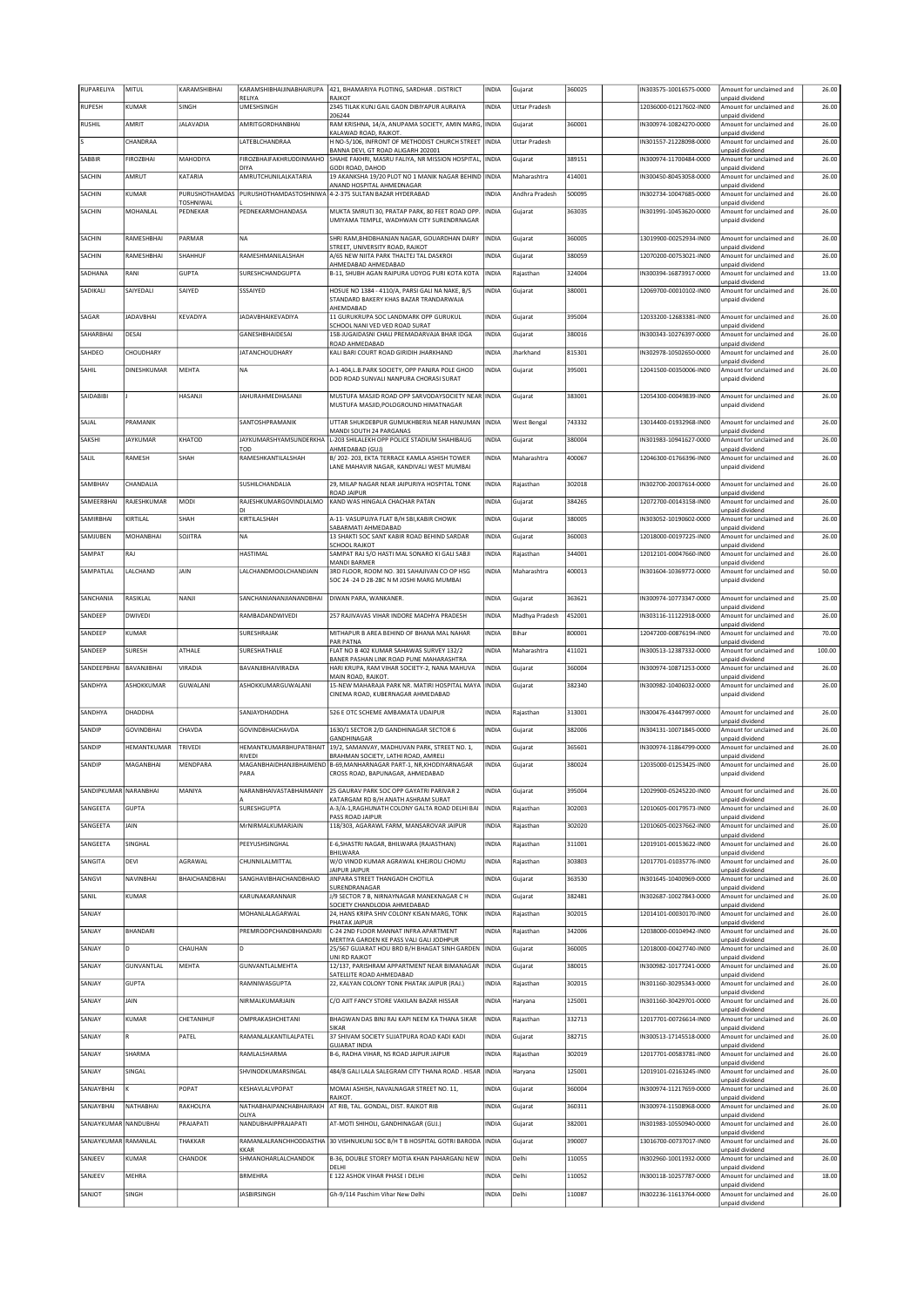| RUPARELIYA | MITUL | KARAMSHIBHAI | KARAMSHIBHAIJINABHAIRUPA RELIYA | 421, BHAMARIYA PLOTING, SARDHAR . DISTRICT RAJKOT | INDIA | Gujarat | 360025 | | IN303575-10016575-0000 | Amount for unclaimed and unpaid dividend | 26.00 |
|---|---|---|---|---|---|---|---|---|---|---|---|
| RUPESH | KUMAR | SINGH | UMESHSINGH | 2345 TILAK KUNJ GAIL GAON DIBIYAPUR AURAIYA 206244 | INDIA | Uttar Pradesh | | | 12036000-01217602-IN00 | Amount for unclaimed and unpaid dividend | 26.00 |
| RUSHIL | AMRIT | JALAVADIA | AMRITGORDHANBHAI | RAM KRISHNA, 14/A, ANUPAMA SOCIETY, AMIN MARG, KALAWAD ROAD, RAJKOT. | INDIA | Gujarat | 360001 | | IN300974-10824270-0000 | Amount for unclaimed and unpaid dividend | 26.00 |
| S | CHANDRAA | | LATEBLCHANDRAA | H NO-5/106, INFRONT OF METHODIST CHURCH STREET BANNA DEVI, GT ROAD ALIGARH 202001 | INDIA | Uttar Pradesh | | | IN301557-21228098-0000 | Amount for unclaimed and unpaid dividend | 26.00 |
| SABBIR | FIROZBHAI | MAHODIYA | FIROZBHAIFAKHRUDDINMAHO DIYA | SHAHE FAKHRI, MASRU FALIYA, NR MISSION HOSPITAL, GODI ROAD, DAHOD | INDIA | Gujarat | 389151 | | IN300974-11700484-0000 | Amount for unclaimed and unpaid dividend | 26.00 |
| SACHIN | AMRUT | KATARIA | AMRUTCHUNILALKATARIA | 19 AKANKSHA 19/20 PLOT NO 1 MANIK NAGAR BEHIND ANAND HOSPITAL AHMEDNAGAR | INDIA | Maharashtra | 414001 | | IN300450-80453058-0000 | Amount for unclaimed and unpaid dividend | 26.00 |
| SACHIN | KUMAR | PURUSHOTHAMDAS TOSHNIWAL | PURUSHOTHAMDASTOSHNIWAL | 4-2-375 SULTAN BAZAR HYDERABAD | INDIA | Andhra Pradesh | 500095 | | IN302734-10047685-0000 | Amount for unclaimed and unpaid dividend | 26.00 |
| SACHIN | MOHANLAL | PEDNEKAR | PEDNEKARMOHANDASA | MUKTA SMRUTI 30, PRATAP PARK, 80 FEET ROAD OPP. UMIYAMA TEMPLE, WADHWAN CITY SURENDRNAGAR | INDIA | Gujarat | 363035 | | IN301991-10453620-0000 | Amount for unclaimed and unpaid dividend | 26.00 |
| SACHIN | RAMESHBHAI | PARMAR | NA | SHRI RAM,BHIDBHANJAN NAGAR, GOLJARDHAN DAIRY STREET, UNIVERSITY ROAD, RAJKOT | INDIA | Gujarat | 360005 | | 13019900-00252934-IN00 | Amount for unclaimed and unpaid dividend | 26.00 |
| SACHIN | RAMESHBHAI | SHAHHUF | RAMESHMANILALSHAH | A/65 NEW NIITA PARK THALTEJ TAL DASKROI AHMEDABAD AHMEDABAD | INDIA | Gujarat | 380059 | | 12070200-00753021-IN00 | Amount for unclaimed and unpaid dividend | 26.00 |
| SADHANA | RANI | GUPTA | SURESHCHANDGUPTA | B-11, SHUBH AGAN RAIPURA UDYOG PURI KOTA KOTA | INDIA | Rajasthan | 324004 | | IN300394-16873917-0000 | Amount for unclaimed and unpaid dividend | 13.00 |
| SADIKALI | SAIYEDALI | SAIYED | SSSAIYED | HOSUE NO 1384 - 4110/A, PARSI GALI NA NAKE, B/S STANDARD BAKERY KHAS BAZAR TRANDARWAJA AHEMDABAD | INDIA | Gujarat | 380001 | | 12069700-00010102-IN00 | Amount for unclaimed and unpaid dividend | 26.00 |
| SAGAR | JADAVBHAI | KEVADIYA | JADAVBHAIKEVADIYA | 11 GURUKRUPA SOC LANDMARK OPP GURUKUL SCHOOL NANI VED VED ROAD SURAT | INDIA | Gujarat | 395004 | | 12033200-12683381-IN00 | Amount for unclaimed and unpaid dividend | 26.00 |
| SAHARBHAI | DESAI | | GANESHBHAIDESAI | 158-JUGAIDASNI CHALI PREMADARVAJA BHAR IDGA ROAD AHMEDABAD | INDIA | Gujarat | 380016 | | IN300343-10276397-0000 | Amount for unclaimed and unpaid dividend | 26.00 |
| SAHDEO | CHOUDHARY | | JATANCHOUDHARY | KALI BARI COURT ROAD GIRIDIH JHARKHAND | INDIA | Jharkhand | 815301 | | IN302978-10502650-0000 | Amount for unclaimed and unpaid dividend | 26.00 |
| SAHIL | DINESHKUMAR | MEHTA | NA | A-1-404,L.B.PARK SOCIETY, OPP PANJRA POLE GHOD DOD ROAD SUNVALI NANPURA CHORASI SURAT | INDIA | Gujarat | 395001 | | 12041500-00350006-IN00 | Amount for unclaimed and unpaid dividend | 26.00 |
| SAIDABIBI | J | HASANJI | JAHURAHMEDHASANJI | MUSTUFA MASJID ROAD OPP SARVODAYSOCIETY NEAR MUSTUFA MASJID,POLOGROUND HIMATNAGAR | INDIA | Gujarat | 383001 | | 12054300-00049839-IN00 | Amount for unclaimed and unpaid dividend | 26.00 |
| SAJAL | PRAMANIK | | SANTOSHPRAMANIK | UTTAR SHUKDEBPUR GUMUKHBERIA NEAR HANUMAN MANDI SOUTH 24 PARGANAS | INDIA | West Bengal | 743332 | | 13014400-01932968-IN00 | Amount for unclaimed and unpaid dividend | 26.00 |
| SAKSHI | JAYKUMAR | KHATOD | JAYKUMARSHYAMSUNDERKHA TOD | L-203 SHILALEKH OPP POLICE STADIUM SHAHIBAUG AHMEDABAD (GUJ) | INDIA | Gujarat | 380004 | | IN301983-10941627-0000 | Amount for unclaimed and unpaid dividend | 26.00 |
| SALIL | RAMESH | SHAH | RAMESHKANTILALSHAH | B/ 202- 203, EKTA TERRACE KAMLA ASHISH TOWER LANE MAHAVIR NAGAR, KANDIVALI WEST MUMBAI | INDIA | Maharashtra | 400067 | | 12046300-01766396-IN00 | Amount for unclaimed and unpaid dividend | 26.00 |
| SAMBHAV | CHANDALIA | | SUSHILCHANDALIA | 29, MILAP NAGAR NEAR JAIPURIYA HOSPITAL TONK ROAD JAIPUR | INDIA | Rajasthan | 302018 | | IN302700-20037614-0000 | Amount for unclaimed and unpaid dividend | 26.00 |
| SAMEERBHAI | RAJESHKUMAR | MODI | RAJESHKUMARGOVINDLALMO DI | KAND WAS HINGALA CHACHAR PATAN | INDIA | Gujarat | 384265 | | 12072700-00143158-IN00 | Amount for unclaimed and unpaid dividend | 26.00 |
| SAMIRBHAI | KIRTILAL | SHAH | KIRTILALSHAH | A-11- VASUPUJYA FLAT B/H SBI,KABIR CHOWK SABARMATI AHMEDABAD | INDIA | Gujarat | 380005 | | IN303052-10190602-0000 | Amount for unclaimed and unpaid dividend | 26.00 |
| SAMJUBEN | MOHANBHAI | SOJITRA | NA | 13 SHAKTI SOC SANT KABIR ROAD BEHIND SARDAR SCHOOL RAJKOT | INDIA | Gujarat | 360003 | | 12018000-00197225-IN00 | Amount for unclaimed and unpaid dividend | 26.00 |
| SAMPAT | RAJ | | HASTIMAL | SAMPAT RAJ S/O HASTI MAL SONARO KI GALI SABJI MANDI BARMER | INDIA | Rajasthan | 344001 | | 12012101-00047660-IN00 | Amount for unclaimed and unpaid dividend | 26.00 |
| SAMPATLAL | LALCHAND | JAIN | LALCHANDMOOLCHANDJAIN | 3RD FLOOR, ROOM NO. 301 SAHAJIVAN CO OP HSG SOC 24 -24 D 28-28C N M JOSHI MARG MUMBAI | INDIA | Maharashtra | 400013 | | IN301604-10369772-0000 | Amount for unclaimed and unpaid dividend | 50.00 |
| SANCHANIA | RASIKLAL | NANJI | SANCHANIANANJIANANDBHAI | DIWAN PARA, WANKANER. | INDIA | Gujarat | 363621 | | IN300974-10773347-0000 | Amount for unclaimed and unpaid dividend | 25.00 |
| SANDEEP | DWIVEDI | | RAMBADANDWIVEDI | 257 RAJIVAVAS VIHAR INDORE MADHYA PRADESH | INDIA | Madhya Pradesh | 452001 | | IN303116-11122918-0000 | Amount for unclaimed and unpaid dividend | 26.00 |
| SANDEEP | KUMAR | | SURESHRAJAK | MITHAPUR B AREA BEHIND OF BHANA MAL NAHAR PAR PATNA | INDIA | Bihar | 800001 | | 12047200-00876194-IN00 | Amount for unclaimed and unpaid dividend | 70.00 |
| SANDEEP | SURESH | ATHALE | SURESHATHALE | FLAT NO B 402 KUMAR SAHAWAS SURVEY 132/2 BANER PASHAN LINK ROAD PUNE MAHARASHTRA | INDIA | Maharashtra | 411021 | | IN300513-12387332-0000 | Amount for unclaimed and unpaid dividend | 100.00 |
| SANDEEPBHAI | BAVANJIBHAI | VIRADIA | BAVANJIBHAIVIRADIA | HARI KRUPA, RAM VIHAR SOCIETY-2, NANA MAHUVA MAIN ROAD, RAJKOT. | INDIA | Gujarat | 360004 | | IN300974-10871253-0000 | Amount for unclaimed and unpaid dividend | 26.00 |
| SANDHYA | ASHOKKUMAR | GUWALANI | ASHOKKUMARGUWALANI | 15-NEW MAHARAJA PARK NR. MATIRI HOSPITAL MAYA CINEMA ROAD, KUBERNAGAR AHMEDABAD | INDIA | Gujarat | 382340 | | IN300982-10406032-0000 | Amount for unclaimed and unpaid dividend | 26.00 |
| SANDHYA | DHADDHA | | SANJAYDHADDHA | 526 E OTC SCHEME AMBAMATA UDAIPUR | INDIA | Rajasthan | 313001 | | IN300476-43447997-0000 | Amount for unclaimed and unpaid dividend | 26.00 |
| SANDIP | GOVINDBHAI | CHAVDA | GOVINDBHAICHAVDA | 1630/1 SECTOR 2/D GANDHINAGAR SECTOR 6 GANDHINAGAR | INDIA | Gujarat | 382006 | | IN304131-10071845-0000 | Amount for unclaimed and unpaid dividend | 26.00 |
| SANDIP | HEMANTKUMAR | TRIVEDI | HEMANTKUMARBHUPATBHAIT RIVEDI | 19/2, SAMANVAY, MADHUVAN PARK, STREET NO. 1, BRAHMAN SOCIETY, LATHI ROAD, AMRELI | INDIA | Gujarat | 365601 | | IN300974-11864799-0000 | Amount for unclaimed and unpaid dividend | 26.00 |
| SANDIP | MAGANBHAI | MENDPARA | MAGANBHAIDHANJIBHAIMEND PARA | B-69,MANHARNAGAR PART-1, NR,KHODIYARNAGAR CROSS ROAD, BAPUNAGAR, AHMEDABAD | INDIA | Gujarat | 380024 | | 12035000-01253425-IN00 | Amount for unclaimed and unpaid dividend | 26.00 |
| SANDIPKUMAR | NARANBHAI | MANIYA | NARANBHAIVASTABHAIMANIY A | 25 GAURAV PARK SOC OPP GAYATRI PARIVAR 2 KATARGAM RD B/H ANATH ASHRAM SURAT | INDIA | Gujarat | 395004 | | 12029900-05245220-IN00 | Amount for unclaimed and unpaid dividend | 26.00 |
| SANGEETA | GUPTA | | SURESHGUPTA | A-3/A-1,RAGHUNATH COLONY GALTA ROAD DELHI BAI PASS ROAD JAIPUR | INDIA | Rajasthan | 302003 | | 12010605-00179573-IN00 | Amount for unclaimed and unpaid dividend | 26.00 |
| SANGEETA | JAIN | | MrNIRMALKUMARJAIN | 118/303, AGARAWL FARM, MANSAROVAR JAIPUR | INDIA | Rajasthan | 302020 | | 12010605-00237662-IN00 | Amount for unclaimed and unpaid dividend | 26.00 |
| SANGEETA | SINGHAL | | PEEYUSHSINGHAL | E-6,SHASTRI NAGAR, BHILWARA (RAJASTHAN) BHILWARA | INDIA | Rajasthan | 311001 | | 12019101-00153622-IN00 | Amount for unclaimed and unpaid dividend | 26.00 |
| SANGITA | DEVI | AGRAWAL | CHUNNILALMITTAL | W/O VINOD KUMAR AGRAWAL KHEJROLI CHOMU JAIPUR JAIPUR | INDIA | Rajasthan | 303803 | | 12017701-01035776-IN00 | Amount for unclaimed and unpaid dividend | 26.00 |
| SANGVI | NAVINBHAI | BHAICHANDBHAI | SANGHAVIBHAICHANDBHAIO | JINPARA STREET THANGADH CHOTILA SURENDRANAGAR | INDIA | Gujarat | 363530 | | IN301645-10400969-0000 | Amount for unclaimed and unpaid dividend | 26.00 |
| SANIL | KUMAR | | KARUNAKARANNAIR | J/9 SECTOR 7 B, NIRNAYNAGAR MANEKNAGAR C H SOCIETY CHANDLODIA AHMEDABAD | INDIA | Gujarat | 382481 | | IN302687-10027843-0000 | Amount for unclaimed and unpaid dividend | 26.00 |
| SANJAY | | | MOHANLALAGARWAL | 24, HANS KRIPA SHIV COLONY KISAN MARG, TONK PHATAK JAIPUR | INDIA | Rajasthan | 302015 | | 12014101-00030170-IN00 | Amount for unclaimed and unpaid dividend | 26.00 |
| SANJAY | BHANDARI | | PREMROOPCHANDBHANDARI | C-24 2ND FLOOR MANNAT INFRA APARTMENT MERTIYA GARDEN KE PASS VALI GALI JODHPUR | INDIA | Rajasthan | 342006 | | 12038000-00104942-IN00 | Amount for unclaimed and unpaid dividend | 26.00 |
| SANJAY | D | CHAUHAN | D | 25/567 GUJARAT HOU BRD B/H BHAGAT SINH GARDEN UNI RD RAJKOT | INDIA | Gujarat | 360005 | | 12018000-00427740-IN00 | Amount for unclaimed and unpaid dividend | 26.00 |
| SANJAY | GUNVANTLAL | MEHTA | GUNVANTLALMEHTA | 12/137, PARISHRAM APPARTMENT NEAR BIMANAGAR SATELLITE ROAD AHMEDABAD | INDIA | Gujarat | 380015 | | IN300982-10177241-0000 | Amount for unclaimed and unpaid dividend | 26.00 |
| SANJAY | GUPTA | | RAMNIWASGUPTA | 22, KALYAN COLONY TONK PHATAK JAIPUR (RAJ.) | INDIA | Rajasthan | 302015 | | IN301160-30295343-0000 | Amount for unclaimed and unpaid dividend | 26.00 |
| SANJAY | JAIN | | NIRMALKUMARJAIN | C/O AJIT FANCY STORE VAKILAN BAZAR HISSAR | INDIA | Haryana | 125001 | | IN301160-30429701-0000 | Amount for unclaimed and unpaid dividend | 26.00 |
| SANJAY | KUMAR | CHETANIHUF | OMPRAKASHCHETANI | BHAGWAN DAS BINJ RAI KAPI NEEM KA THANA SIKAR SIKAR | INDIA | Rajasthan | 332713 | | 12017701-00726614-IN00 | Amount for unclaimed and unpaid dividend | 26.00 |
| SANJAY | R | PATEL | RAMANLALKANTILALPATEL | 37 SHIVAM SOCIETY SUJATPURA ROAD KADI KADI GUJARAT INDIA | INDIA | Gujarat | 382715 | | IN300513-17145518-0000 | Amount for unclaimed and unpaid dividend | 26.00 |
| SANJAY | SHARMA | | RAMLALSHARMA | B-6, RADHA VIHAR, NS ROAD JAIPUR JAIPUR | INDIA | Rajasthan | 302019 | | 12017701-00583781-IN00 | Amount for unclaimed and unpaid dividend | 26.00 |
| SANJAY | SINGAL | | SHVINODKUMARSINGAL | 484/8 GALI LALA SALEGRAM CITY THANA ROAD . HISAR | INDIA | Haryana | 125001 | | 12019101-02163245-IN00 | Amount for unclaimed and unpaid dividend | 26.00 |
| SANJAYBHAI | K | POPAT | KESHAVLALVPOPAT | MOMAI ASHISH, NAVALNAGAR STREET NO. 11, RAJKOT. | INDIA | Gujarat | 360004 | | IN300974-11217659-0000 | Amount for unclaimed and unpaid dividend | 26.00 |
| SANJAYBHAI | NATHABHAI | RAKHOLIYA | NATHABHAIPANCHABHAIRAKH OLIYA | AT RIB, TAL. GONDAL, DIST. RAJKOT RIB | INDIA | Gujarat | 360311 | | IN300974-11508968-0000 | Amount for unclaimed and unpaid dividend | 26.00 |
| SANJAYKUMAR | NANDUBHAI | PRAJAPATI | NANDUBHAIPPRAJAPATI | AT-MOTI SHIHOLI, GANDHINAGAR (GUJ.) | INDIA | Gujarat | 382001 | | IN301983-10550940-0000 | Amount for unclaimed and unpaid dividend | 26.00 |
| SANJAYKUMAR | RAMANLAL | THAKKAR | RAMANLALRANCHHODDASTHA KKAR | 30 VISHNUKUNJ SOC B/H T B HOSPITAL GOTRI BARODA | INDIA | Gujarat | 390007 | | 13016700-00737017-IN00 | Amount for unclaimed and unpaid dividend | 26.00 |
| SANJEEV | KUMAR | CHANDOK | SHMANOHARLALCHANDOK | B-36, DOUBLE STOREY MOTIA KHAN PAHARGANJ NEW DELHI | INDIA | Delhi | 110055 | | IN302960-10011932-0000 | Amount for unclaimed and unpaid dividend | 26.00 |
| SANJEEV | MEHRA | | BRMEHRA | E 122 ASHOK VIHAR PHASE I DELHI | INDIA | Delhi | 110052 | | IN300118-10257787-0000 | Amount for unclaimed and unpaid dividend | 18.00 |
| SANJOT | SINGH | | JASBIRSINGH | Gh-9/114 Paschim Vihar New Delhi | INDIA | Delhi | 110087 | | IN302236-11613764-0000 | Amount for unclaimed and unpaid dividend | 26.00 |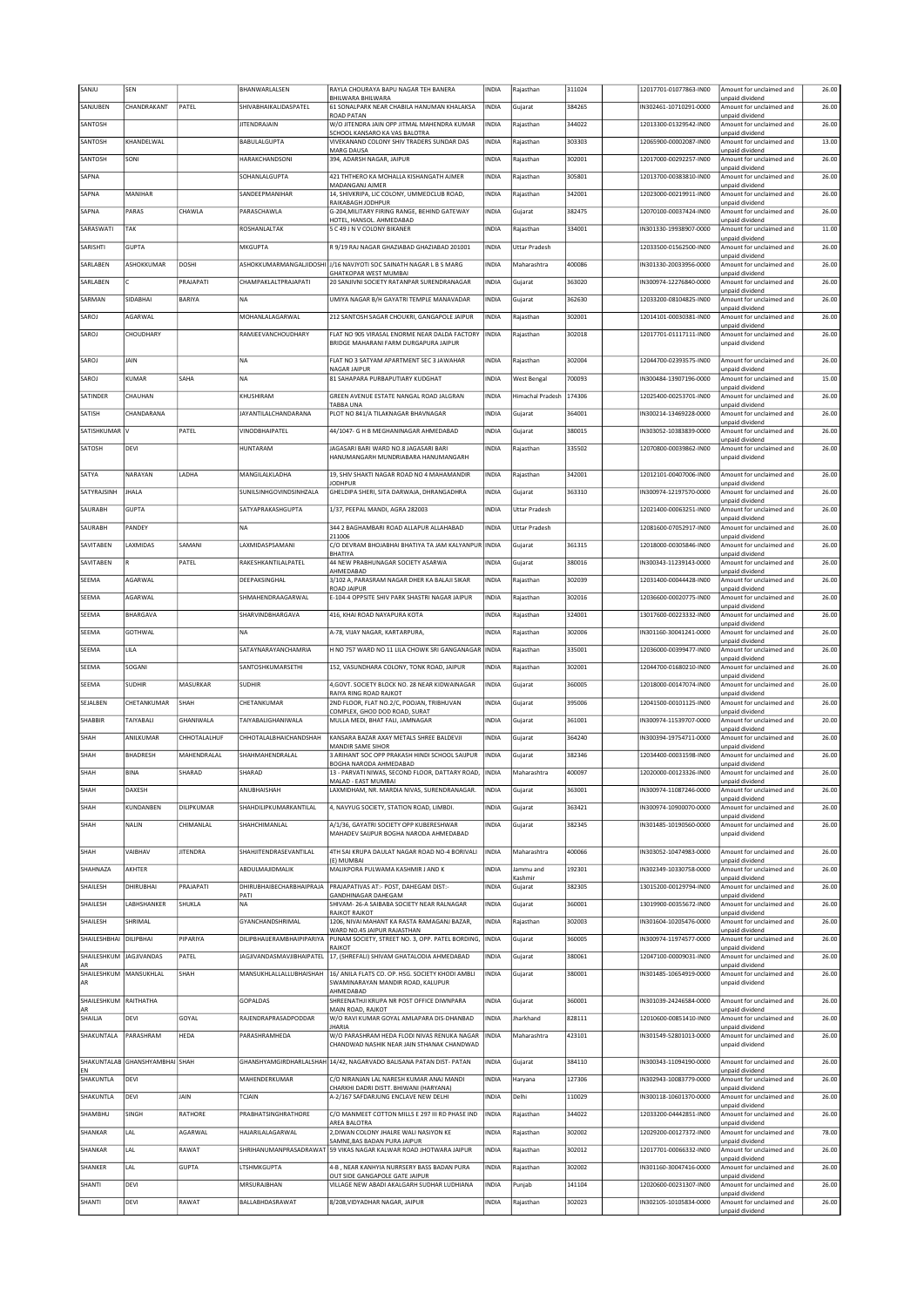| SANJU | SEN | | BHANWARLALSEN | RAYLA CHOURAYA BAPU NAGAR TEH BANERA BHILWARA BHILWARA | INDIA | Rajasthan | 311024 | | 12017701-01077863-IN00 | Amount for unclaimed and unpaid dividend | 26.00 |
|---|---|---|---|---|---|---|---|---|---|---|---|
| SANJUBEN | CHANDRAKANT | PATEL | SHIVABHAIKALIDASPATEL | 61 SONALPARK NEAR CHABILA HANUMAN KHALAKSA ROAD PATAN | INDIA | Gujarat | 384265 | | IN302461-10710291-0000 | Amount for unclaimed and unpaid dividend | 26.00 |
| SANTOSH | | | JITENDRAJAIN | W/O JITENDRA JAIN OPP JITMAL MAHENDRA KUMAR SCHOOL KANSARO KA VAS BALOTRA | INDIA | Rajasthan | 344022 | | 12013300-01329542-IN00 | Amount for unclaimed and unpaid dividend | 26.00 |
| SANTOSH | KHANDELWAL | | BABULALGUPTA | VIVEKANAND COLONY SHIV TRADERS SUNDAR DAS MARG DAUSA | INDIA | Rajasthan | 303303 | | 12065900-00002087-IN00 | Amount for unclaimed and unpaid dividend | 13.00 |
| SANTOSH | SONI | | HARAKCHANDSONI | 394, ADARSH NAGAR, JAIPUR | INDIA | Rajasthan | 302001 | | 12017000-00292257-IN00 | Amount for unclaimed and unpaid dividend | 26.00 |
| SAPNA | | | SOHANLALGUPTA | 421 THTHERO KA MOHALLA KISHANGATH AJMER MADANGANJ AJMER | INDIA | Rajasthan | 305801 | | 12013700-00383810-IN00 | Amount for unclaimed and unpaid dividend | 26.00 |
| SAPNA | MANIHAR | | SANDEEPMANIHAR | 14, SHIVKRIPA, LIC COLONY, UMMEDCLUB ROAD, RAIKABAGH JODHPUR | INDIA | Rajasthan | 342001 | | 12023000-00219911-IN00 | Amount for unclaimed and unpaid dividend | 26.00 |
| SAPNA | PARAS | CHAWLA | PARASCHAWLA | G-204,MILITARY FIRING RANGE, BEHIND GATEWAY HOTEL, HANSOL. AHMEDABAD | INDIA | Gujarat | 382475 | | 12070100-00037424-IN00 | Amount for unclaimed and unpaid dividend | 26.00 |
| SARASWATI | TAK | | ROSHANLALTAK | 5 C 49 J N V COLONY BIKANER | INDIA | Rajasthan | 334001 | | IN301330-19938907-0000 | Amount for unclaimed and unpaid dividend | 11.00 |
| SARISHTI | GUPTA | | MKGUPTA | R 9/19 RAJ NAGAR GHAZIABAD GHAZIABAD 201001 | INDIA | Uttar Pradesh | | | 12033500-01562500-IN00 | Amount for unclaimed and unpaid dividend | 26.00 |
| SARLABEN | ASHOKKUMAR | DOSHI | ASHOKKUMARMANGALJIDOSHI | J/16 NAVJYOTI SOC SAINATH NAGAR L B S MARG GHATKOPAR WEST MUMBAI | INDIA | Maharashtra | 400086 | | IN301330-20033956-0000 | Amount for unclaimed and unpaid dividend | 26.00 |
| SARLABEN | C | PRAJAPATI | CHAMPAKLALTPRAJAPATI | 20 SANJIVNI SOCIETY RATANPAR SURENDRANAGAR | INDIA | Gujarat | 363020 | | IN300974-12276840-0000 | Amount for unclaimed and unpaid dividend | 26.00 |
| SARMAN | SIDABHAI | BARIYA | NA | UMIYA NAGAR B/H GAYATRI TEMPLE MANAVADAR | INDIA | Gujarat | 362630 | | 12033200-08104825-IN00 | Amount for unclaimed and unpaid dividend | 26.00 |
| SAROJ | AGARWAL | | MOHANLALAGARWAL | 212 SANTOSH SAGAR CHOUKRI, GANGAPOLE JAIPUR | INDIA | Rajasthan | 302001 | | 12014101-00030381-IN00 | Amount for unclaimed and unpaid dividend | 26.00 |
| SAROJ | CHOUDHARY | | RAMJEEVANCHOUDHARY | FLAT NO 905 VIRASAL ENORME NEAR DALDA FACTORY BRIDGE MAHARANI FARM DURGAPURA JAIPUR | INDIA | Rajasthan | 302018 | | 12017701-01117111-IN00 | Amount for unclaimed and unpaid dividend | 26.00 |
| SAROJ | JAIN | | NA | FLAT NO 3 SATYAM APARTMENT SEC 3 JAWAHAR NAGAR JAIPUR | INDIA | Rajasthan | 302004 | | 12044700-02393575-IN00 | Amount for unclaimed and unpaid dividend | 26.00 |
| SAROJ | KUMAR | SAHA | NA | 81 SAHAPARA PURBAPUTIARY KUDGHAT | INDIA | West Bengal | 700093 | | IN300484-13907196-0000 | Amount for unclaimed and unpaid dividend | 15.00 |
| SATINDER | CHAUHAN | | KHUSHIRAM | GREEN AVENUE ESTATE NANGAL ROAD JALGRAN TABBA UNA | INDIA | Himachal Pradesh | 174306 | | 12025400-00253701-IN00 | Amount for unclaimed and unpaid dividend | 26.00 |
| SATISH | CHANDARANA | | JAYANTILALCHANDARANA | PLOT NO 841/A TILAKNAGAR BHAVNAGAR | INDIA | Gujarat | 364001 | | IN300214-13469228-0000 | Amount for unclaimed and unpaid dividend | 26.00 |
| SATISHKUMAR | V | PATEL | VINODBHAIPATEL | 44/1047- G H B MEGHANINAGAR AHMEDABAD | INDIA | Gujarat | 380015 | | IN303052-10383839-0000 | Amount for unclaimed and unpaid dividend | 26.00 |
| SATOSH | DEVI | | HUNTARAM | JAGASARI BARI WARD NO.8 JAGASARI BARI HANUMANGARH MUNDRIABARA HANUMANGARH | INDIA | Rajasthan | 335502 | | 12070800-00039862-IN00 | Amount for unclaimed and unpaid dividend | 26.00 |
| SATYA | NARAYAN | LADHA | MANGILALKLADHA | 19, SHIV SHAKTI NAGAR ROAD NO 4 MAHAMANDIR JODHPUR | INDIA | Rajasthan | 342001 | | 12012101-00407006-IN00 | Amount for unclaimed and unpaid dividend | 26.00 |
| SATYRAJSINH | JHALA | | SUNILSINHGOVINDSINHZALA | GHELDIPA SHERI, SITA DARWAJA, DHRANGADHRA | INDIA | Gujarat | 363310 | | IN300974-12197570-0000 | Amount for unclaimed and unpaid dividend | 26.00 |
| SAURABH | GUPTA | | SATYAPRAKASHGUPTA | 1/37, PEEPAL MANDI, AGRA 282003 | INDIA | Uttar Pradesh | | | 12021400-00063251-IN00 | Amount for unclaimed and unpaid dividend | 26.00 |
| SAURABH | PANDEY | | NA | 344 2 BAGHAMBARI ROAD ALLAPUR ALLAHABAD 211006 | INDIA | Uttar Pradesh | | | 12081600-07052917-IN00 | Amount for unclaimed and unpaid dividend | 26.00 |
| SAVITABEN | LAXMIDAS | SAMANI | LAXMIDASPSAMANI | C/O DEVRAM BHOJABHAI BHATIYA TA JAM KALYANPUR BHATIYA | INDIA | Gujarat | 361315 | | 12018000-00305846-IN00 | Amount for unclaimed and unpaid dividend | 26.00 |
| SAVITABEN | R | PATEL | RAKESHKANTILALPATEL | 44 NEW PRABHUNAGAR SOCIETY ASARWA AHMEDABAD | INDIA | Gujarat | 380016 | | IN300343-11239143-0000 | Amount for unclaimed and unpaid dividend | 26.00 |
| SEEMA | AGARWAL | | DEEPAKSINGHAL | 3/102 A, PARASRAM NAGAR DHER KA BALAJI SIKAR ROAD JAIPUR | INDIA | Rajasthan | 302039 | | 12031400-00044428-IN00 | Amount for unclaimed and unpaid dividend | 26.00 |
| SEEMA | AGARWAL | | SHMAHENDRAAGARWAL | E-104-4 OPPSITE SHIV PARK SHASTRI NAGAR JAIPUR | INDIA | Rajasthan | 302016 | | 12036600-00020775-IN00 | Amount for unclaimed and unpaid dividend | 26.00 |
| SEEMA | BHARGAVA | | SHARVINDBHARGAVA | 416, KHAI ROAD NAYAPURA KOTA | INDIA | Rajasthan | 324001 | | 13017600-00223332-IN00 | Amount for unclaimed and unpaid dividend | 26.00 |
| SEEMA | GOTHWAL | | NA | A-78, VIJAY NAGAR, KARTARPURA, | INDIA | Rajasthan | 302006 | | IN301160-30041241-0000 | Amount for unclaimed and unpaid dividend | 26.00 |
| SEEMA | LILA | | SATAYNARAYANCHAMRIA | H NO 757 WARD NO 11 LILA CHOWK SRI GANGANAGAR | INDIA | Rajasthan | 335001 | | 12036000-00399477-IN00 | Amount for unclaimed and unpaid dividend | 26.00 |
| SEEMA | SOGANI | | SANTOSHKUMARSETHI | 152, VASUNDHARA COLONY, TONK ROAD, JAIPUR | INDIA | Rajasthan | 302001 | | 12044700-01680210-IN00 | Amount for unclaimed and unpaid dividend | 26.00 |
| SEEMA | SUDHIR | MASURKAR | SUDHIR | 4,GOVT. SOCIETY BLOCK NO. 28 NEAR KIDWAINAGAR RAIYA RING ROAD RAJKOT | INDIA | Gujarat | 360005 | | 12018000-00147074-IN00 | Amount for unclaimed and unpaid dividend | 26.00 |
| SEJALBEN | CHETANKUMAR | SHAH | CHETANKUMAR | 2ND FLOOR, FLAT NO.2/C, POOJAN, TRIBHUVAN COMPLEX, GHOD DOD ROAD, SURAT | INDIA | Gujarat | 395006 | | 12041500-00101125-IN00 | Amount for unclaimed and unpaid dividend | 26.00 |
| SHABBIR | TAIYABALI | GHANIWALA | TAIYABALIGHANIWALA | MULLA MEDI, BHAT FALI, JAMNAGAR | INDIA | Gujarat | 361001 | | IN300974-11539707-0000 | Amount for unclaimed and unpaid dividend | 20.00 |
| SHAH | ANILKUMAR | CHHOTALALHUF | CHHOTALALBHAICHANDSHAH | KANSARA BAZAR AXAY METALS SHREE BALDEVJI MANDIR SAME SIHOR | INDIA | Gujarat | 364240 | | IN300394-19754711-0000 | Amount for unclaimed and unpaid dividend | 26.00 |
| SHAH | BHADRESH | MAHENDRALAL | SHAHMAHENDRALAL | 3 ARIHANT SOC OPP PRAKASH HINDI SCHOOL SAIJPUR BOGHA NARODA AHMEDABAD | INDIA | Gujarat | 382346 | | 12034400-00031598-IN00 | Amount for unclaimed and unpaid dividend | 26.00 |
| SHAH | BINA | SHARAD | SHARAD | 13 - PARVATI NIWAS, SECOND FLOOR, DATTARY ROAD, MALAD - EAST MUMBAI | INDIA | Maharashtra | 400097 | | 12020000-00123326-IN00 | Amount for unclaimed and unpaid dividend | 26.00 |
| SHAH | DAXESH | | ANUBHAISHAH | LAXMIDHAM, NR. MARDIA NIVAS, SURENDRANAGAR. | INDIA | Gujarat | 363001 | | IN300974-11087246-0000 | Amount for unclaimed and unpaid dividend | 26.00 |
| SHAH | KUNDANBEN | DILIPKUMAR | SHAHDILIPKUMARKANTILAL | 4, NAVYUG SOCIETY, STATION ROAD, LIMBDI. | INDIA | Gujarat | 363421 | | IN300974-10900070-0000 | Amount for unclaimed and unpaid dividend | 26.00 |
| SHAH | NALIN | CHIMANLAL | SHAHCHIMANLAL | A/1/36, GAYATRI SOCIETY OPP KUBERESHWAR MAHADEV SAIJPUR BOGHA NARODA AHMEDABAD | INDIA | Gujarat | 382345 | | IN301485-10190560-0000 | Amount for unclaimed and unpaid dividend | 26.00 |
| SHAH | VAIBHAV | JITENDRA | SHAHJITENDRASEVANTILAL | 4TH SAI KRUPA DAULAT NAGAR ROAD NO-4 BORIVALI (E) MUMBAI | INDIA | Maharashtra | 400066 | | IN303052-10474983-0000 | Amount for unclaimed and unpaid dividend | 26.00 |
| SHAHNAZA | AKHTER | | ABDULMAJIDMALIK | MALIKPORA PULWAMA KASHMIR J AND K | INDIA | Jammu and Kashmir | 192301 | | IN302349-10330758-0000 | Amount for unclaimed and unpaid dividend | 26.00 |
| SHAILESH | DHIRUBHAI | PRAJAPATI | DHIRUBHAIBECHARBHAIPRAJAPATI | PRAJAPATIVAS AT:- POST, DAHEGAM DIST:- GANDHINAGAR DAHEGAM | INDIA | Gujarat | 382305 | | 13015200-00129794-IN00 | Amount for unclaimed and unpaid dividend | 26.00 |
| SHAILESH | LABHSHANKER | SHUKLA | NA | SHIVAM- 26-A SAIBABA SOCIETY NEAR RALNAGAR RAJKOT RAJKOT | INDIA | Gujarat | 360001 | | 13019900-00355672-IN00 | Amount for unclaimed and unpaid dividend | 26.00 |
| SHAILESH | SHRIMAL | | GYANCHANDSHRIMAL | 1206, NIVAI MAHANT KA RASTA RAMAGANJ BAZAR, WARD NO.45 JAIPUR RAJASTHAN | INDIA | Rajasthan | 302003 | | IN301604-10205476-0000 | Amount for unclaimed and unpaid dividend | 26.00 |
| SHAILESHBHAI | DILIPBHAI | PIPARIYA | DILIPBHAIJERAMBHAIPIPARIYA | PUNAM SOCIETY, STREET NO. 3, OPP. PATEL BORDING, RAJKOT | INDIA | Gujarat | 360005 | | IN300974-11974577-0000 | Amount for unclaimed and unpaid dividend | 26.00 |
| SHAILESHKUMAR | JAGJIVANDAS | PATEL | JAGJIVANDASMAVJIBHAIPATEL | 17, (SHREFALI) SHIVAM GHATALODIA AHMEDABAD | INDIA | Gujarat | 380061 | | 12047100-00009031-IN00 | Amount for unclaimed and unpaid dividend | 26.00 |
| SHAILESHKUMAR | MANSUKHLAL | SHAH | MANSUKHLALLALLUBHAISHAH | 16/ ANILA FLATS CO. OP. HSG. SOCIETY KHODI AMBLI SWAMINARAYAN MANDIR ROAD, KALUPUR AHMEDABAD | INDIA | Gujarat | 380001 | | IN301485-10654919-0000 | Amount for unclaimed and unpaid dividend | 26.00 |
| SHAILESHKUMAR | RAITHATHA | | GOPALDAS | SHREENATHJI KRUPA NR POST OFFICE DIWNPARA MAIN ROAD, RAJKOT | INDIA | Gujarat | 360001 | | IN301039-24246584-0000 | Amount for unclaimed and unpaid dividend | 26.00 |
| SHAILJA | DEVI | GOYAL | RAJENDRAPRASADPODDAR | W/O RAVI KUMAR GOYAL AMLAPARA DIS-DHANBAD JHARIA | INDIA | Jharkhand | 828111 | | 12010600-00851410-IN00 | Amount for unclaimed and unpaid dividend | 26.00 |
| SHAKUNTALA | PARASHRAM | HEDA | PARASHRAMHEDA | W/O PARASHRAM HEDA FLODI NIVAS RENUKA NAGAR CHANDWAD NASHIK NEAR JAIN STHANAK CHANDWAD | INDIA | Maharashtra | 423101 | | IN301549-52801013-0000 | Amount for unclaimed and unpaid dividend | 26.00 |
| SHAKUNTALABEN | GHANSHYAMBHAI | SHAH | GHANSHYAMGIRDHARLALSHAH | 14/42, NAGARVADO BALISANA PATAN DIST- PATAN | INDIA | Gujarat | 384110 | | IN300343-11094190-0000 | Amount for unclaimed and unpaid dividend | 26.00 |
| SHAKUNTLA | DEVI | | MAHENDERKUMAR | C/O NIRANJAN LAL NARESH KUMAR ANAJ MANDI CHARKHI DADRI DISTT. BHIWANI (HARYANA) | INDIA | Haryana | 127306 | | IN302943-10083779-0000 | Amount for unclaimed and unpaid dividend | 26.00 |
| SHAKUNTLA | DEVI | JAIN | TCJAIN | A-2/167 SAFDARJUNG ENCLAVE NEW DELHI | INDIA | Delhi | 110029 | | IN300118-10601370-0000 | Amount for unclaimed and unpaid dividend | 26.00 |
| SHAMBHU | SINGH | RATHORE | PRABHATSINGHRATHORE | C/O MANMEET COTTON MILLS E 297 III RD PHASE IND AREA BALOTRA | INDIA | Rajasthan | 344022 | | 12033200-04442851-IN00 | Amount for unclaimed and unpaid dividend | 26.00 |
| SHANKAR | LAL | AGARWAL | HAJARILALAGARWAL | 2,DIWAN COLONY JHALRE WALI NASIYON KE SAMNE,BAS BADAN PURA JAIPUR | INDIA | Rajasthan | 302002 | | 12029200-00127372-IN00 | Amount for unclaimed and unpaid dividend | 78.00 |
| SHANKAR | LAL | RAWAT | SHRIHANUMANPRASADRAWAT | 59 VIKAS NAGAR KALWAR ROAD JHOTWARA JAIPUR | INDIA | Rajasthan | 302012 | | 12017701-00066332-IN00 | Amount for unclaimed and unpaid dividend | 26.00 |
| SHANKER | LAL | GUPTA | LTSHMKGUPTA | 4-B , NEAR KANHYIA NURRSERY BASS BADAN PURA OUT SIDE GANGAPOLE GATE JAIPUR | INDIA | Rajasthan | 302002 | | IN301160-30047416-0000 | Amount for unclaimed and unpaid dividend | 26.00 |
| SHANTI | DEVI | | MRSURAJBHAN | VILLAGE NEW ABADI AKALGARH SUDHAR LUDHIANA | INDIA | Punjab | 141104 | | 12020600-00231307-IN00 | Amount for unclaimed and unpaid dividend | 26.00 |
| SHANTI | DEVI | RAWAT | BALLABHDASRAWAT | 8/208,VIDYADHAR NAGAR, JAIPUR | INDIA | Rajasthan | 302023 | | IN302105-10105834-0000 | Amount for unclaimed and unpaid dividend | 26.00 |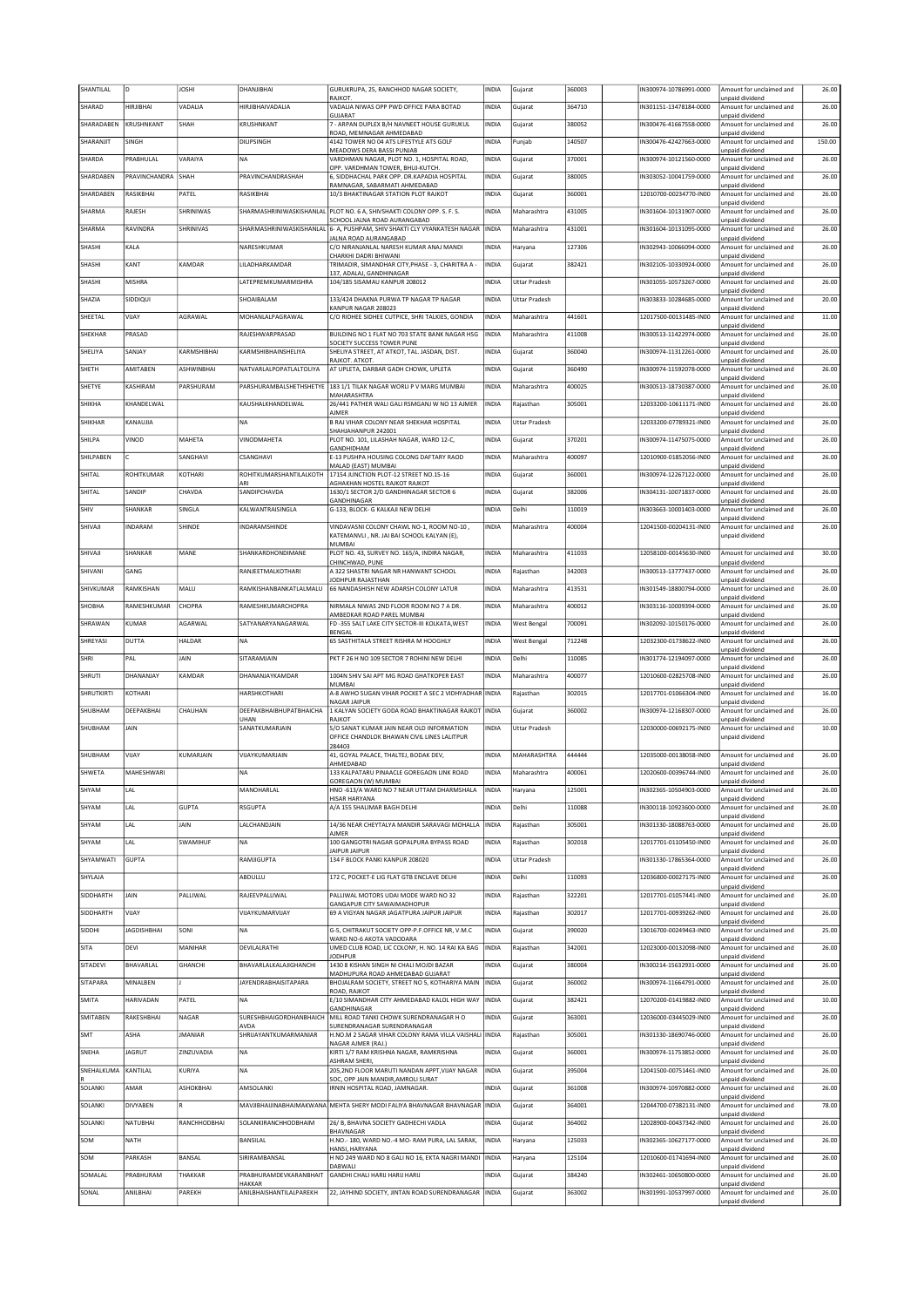| SHANTILAL | D | JOSHI | DHANJIBHAI | GURUKRUPA, 25, RANCHHOD NAGAR SOCIETY, RAJKOT. | INDIA | Gujarat | 360003 | | IN300974-10786991-0000 | Amount for unclaimed and unpaid dividend | 26.00 |
|---|---|---|---|---|---|---|---|---|---|---|---|
| SHARAD | HIRJIBHAI | VADALIA | HIRJIBHAIVADALIA | VADALIA NIWAS OPP PWD OFFICE PARA BOTAD GUJARAT | INDIA | Gujarat | 364710 | | IN301151-13478184-0000 | Amount for unclaimed and unpaid dividend | 26.00 |
| SHARADABEN | KRUSHNKANT | SHAH | KRUSHNKANT | 7 - ARPAN DUPLEX B/H NAVNEET HOUSE GURUKUL ROAD, MEMNAGAR AHMEDABAD | INDIA | Gujarat | 380052 | | IN300476-41667558-0000 | Amount for unclaimed and unpaid dividend | 26.00 |
| SHARANJIT | SINGH | | DILIPSINGH | 4142 TOWER NO 04 ATS LIFESTYLE ATS GOLF MEADOWS DERA BASSI PUNJAB | INDIA | Punjab | 140507 | | IN300476-42427663-0000 | Amount for unclaimed and unpaid dividend | 150.00 |
| SHARDA | PRABHULAL | VARAIYA | NA | VARDHMAN NAGAR, PLOT NO. 1, HOSPITAL ROAD, OPP. VARDHMAN TOWER, BHUJ-KUTCH. | INDIA | Gujarat | 370001 | | IN300974-10121560-0000 | Amount for unclaimed and unpaid dividend | 26.00 |
| SHARDABEN | PRAVINCHANDRA | SHAH | PRAVINCHANDRASHAH | 6, SIDDHACHAL PARK OPP. DR.KAPADIA HOSPITAL RAMNAGAR, SABARMATI AHMEDABAD | INDIA | Gujarat | 380005 | | IN303052-10041759-0000 | Amount for unclaimed and unpaid dividend | 26.00 |
| SHARDABEN | RASIKBHAI | PATEL | RASIKBHAI | 10/3 BHAKTINAGAR STATION PLOT RAJKOT | INDIA | Gujarat | 360001 | | 12010700-00234770-IN00 | Amount for unclaimed and unpaid dividend | 26.00 |
| SHARMA | RAJESH | SHRINIWAS | SHARMASHRINIWASKISHANLAL | PLOT NO. 6 A, SHIVSHAKTI COLONY OPP. S. F. S. SCHOOL JALNA ROAD AURANGABAD | INDIA | Maharashtra | 431005 | | IN301604-10131907-0000 | Amount for unclaimed and unpaid dividend | 26.00 |
| SHARMA | RAVINDRA | SHRINIVAS | SHARMASHRINIWASKISHANLAL | 6- A, PUSHPAM, SHIV SHAKTI CLY VYANKATESH NAGAR JALNA ROAD AURANGABAD | INDIA | Maharashtra | 431001 | | IN301604-10131095-0000 | Amount for unclaimed and unpaid dividend | 26.00 |
| SHASHI | KALA | | NARESHKUMAR | C/O NIRANJANLAL NARESH KUMAR ANAJ MANDI CHARKHI DADRI BHIWANI | INDIA | Haryana | 127306 | | IN302943-10066094-0000 | Amount for unclaimed and unpaid dividend | 26.00 |
| SHASHI | KANT | KAMDAR | LILADHARKAMDAR | TRIMADIR, SIMANDHAR CITY,PHASE - 3, CHARITRA A - 137, ADALAJ, GANDHINAGAR | INDIA | Gujarat | 382421 | | IN302105-10330924-0000 | Amount for unclaimed and unpaid dividend | 26.00 |
| SHASHI | MISHRA | | LATEPREMKUMARMISHRA | 104/185 SISAMAU KANPUR 208012 | INDIA | Uttar Pradesh | | | IN301055-10573267-0000 | Amount for unclaimed and unpaid dividend | 26.00 |
| SHAZIA | SIDDIQUI | | SHOAIBALAM | 133/424 DHAKNA PURWA TP NAGAR TP NAGAR KANPUR NAGAR 208023 | INDIA | Uttar Pradesh | | | IN303833-10284685-0000 | Amount for unclaimed and unpaid dividend | 20.00 |
| SHEETAL | VIJAY | AGRAWAL | MOHANLALPAGRAWAL | C/O RIDHEE SIDHEE CUTPICE, SHRI TALKIES, GONDIA | INDIA | Maharashtra | 441601 | | 12017500-00131485-IN00 | Amount for unclaimed and unpaid dividend | 11.00 |
| SHEKHAR | PRASAD | | RAJESHWARPRASAD | BUILDING NO 1 FLAT NO 703 STATE BANK NAGAR HSG SOCIETY SUCCESS TOWER PUNE | INDIA | Maharashtra | 411008 | | IN300513-11422974-0000 | Amount for unclaimed and unpaid dividend | 26.00 |
| SHELIYA | SANJAY | KARMSHIBHAI | KARMSHIBHAINSHELIYA | SHELIYA STREET, AT ATKOT, TAL. JASDAN, DIST. RAJKOT. ATKOT. | INDIA | Gujarat | 360040 | | IN300974-11312261-0000 | Amount for unclaimed and unpaid dividend | 26.00 |
| SHETH | AMITABEN | ASHWINBHAI | NATVARLALPOPATLALTOLIYA | AT UPLETA, DARBAR GADH CHOWK, UPLETA | INDIA | Gujarat | 360490 | | IN300974-11592078-0000 | Amount for unclaimed and unpaid dividend | 26.00 |
| SHETYE | KASHIRAM | PARSHURAM | PARSHURAMBALSHETHSHETYE | 183 1/1 TILAK NAGAR WORLI P V MARG MUMBAI MAHARASHTRA | INDIA | Maharashtra | 400025 | | IN300513-18730387-0000 | Amount for unclaimed and unpaid dividend | 26.00 |
| SHIKHA | KHANDELWAL | | KAUSHALKHANDELWAL | 26/441 PATHER WALI GALI RSMGANJ W NO 13 AJMER AJMER | INDIA | Rajasthan | 305001 | | 12033200-10611171-IN00 | Amount for unclaimed and unpaid dividend | 26.00 |
| SHIKHAR | KANAUJIA | | NA | B RAI VIHAR COLONY NEAR SHEKHAR HOSPITAL SHAHJAHANPUR 242001 | INDIA | Uttar Pradesh | | | 12033200-07789321-IN00 | Amount for unclaimed and unpaid dividend | 26.00 |
| SHILPA | VINOD | MAHETA | VINODMAHETA | PLOT NO. 101, LILASHAH NAGAR, WARD 12-C, GANDHIDHAM | INDIA | Gujarat | 370201 | | IN300974-11475075-0000 | Amount for unclaimed and unpaid dividend | 26.00 |
| SHILPABEN | C | SANGHAVI | CSANGHAVI | E-13 PUSHPA HOUSING COLONG DAFTARY RAOD MALAD (EAST) MUMBAI | INDIA | Maharashtra | 400097 | | 12010900-01852056-IN00 | Amount for unclaimed and unpaid dividend | 26.00 |
| SHITAL | ROHITKUMAR | KOTHARI | ROHITKUMARSHANTILALKOTH ARI | 17154 JUNCTION PLOT-12 STREET NO.15-16 AGHAKHAN HOSTEL RAJKOT RAJKOT | INDIA | Gujarat | 360001 | | IN300974-12267122-0000 | Amount for unclaimed and unpaid dividend | 26.00 |
| SHITAL | SANDIP | CHAVDA | SANDIPCHAVDA | 1630/1 SECTOR 2/D GANDHINAGAR SECTOR 6 GANDHINAGAR | INDIA | Gujarat | 382006 | | IN304131-10071837-0000 | Amount for unclaimed and unpaid dividend | 26.00 |
| SHIV | SHANKAR | SINGLA | KALWANTRAISINGLA | G-133, BLOCK- G KALKAJI NEW DELHI | INDIA | Delhi | 110019 | | IN303663-10001403-0000 | Amount for unclaimed and unpaid dividend | 26.00 |
| SHIVAJI | INDARAM | SHINDE | INDARAMSHINDE | VINDAVASNI COLONY CHAWL NO-1, ROOM NO-10 , KATEMANVLI , NR. JAI BAI SCHOOL KALYAN (E), MUMBAI | INDIA | Maharashtra | 400004 | | 12041500-00204131-IN00 | Amount for unclaimed and unpaid dividend | 26.00 |
| SHIVAJI | SHANKAR | MANE | SHANKARDHONDIMANE | PLOT NO. 43, SURVEY NO. 165/A, INDIRA NAGAR, CHINCHWAD, PUNE | INDIA | Maharashtra | 411033 | | 12058100-00145630-IN00 | Amount for unclaimed and unpaid dividend | 30.00 |
| SHIVANI | GANG | | RANJEETMALKOTHARI | A 322 SHASTRI NAGAR NR HANWANT SCHOOL JODHPUR RAJASTHAN | INDIA | Rajasthan | 342003 | | IN300513-13777437-0000 | Amount for unclaimed and unpaid dividend | 26.00 |
| SHIVKUMAR | RAMKISHAN | MALU | RAMKISHANBANKATLALMALU | 66 NANDASHISH NEW ADARSH COLONY LATUR | INDIA | Maharashtra | 413531 | | IN301549-18800794-0000 | Amount for unclaimed and unpaid dividend | 26.00 |
| SHOBHA | RAMESHKUMAR | CHOPRA | RAMESHKUMARCHOPRA | NIRMALA NIWAS 2ND FLOOR ROOM NO 7 A DR. AMBEDKAR ROAD PAREL MUMBAI | INDIA | Maharashtra | 400012 | | IN303116-10009394-0000 | Amount for unclaimed and unpaid dividend | 26.00 |
| SHRAWAN | KUMAR | AGARWAL | SATYANARYANAGARWAL | FD -355 SALT LAKE CITY SECTOR-III KOLKATA,WEST BENGAL | INDIA | West Bengal | 700091 | | IN302092-10150176-0000 | Amount for unclaimed and unpaid dividend | 26.00 |
| SHREYASI | DUTTA | HALDAR | NA | 65 SASTHITALA STREET RISHRA M HOOGHLY | INDIA | West Bengal | 712248 | | 12032300-01738622-IN00 | Amount for unclaimed and unpaid dividend | 26.00 |
| SHRI | PAL | JAIN | SITARAMJAIN | PKT F 26 H NO 109 SECTOR 7 ROHINI NEW DELHI | INDIA | Delhi | 110085 | | IN301774-12194097-0000 | Amount for unclaimed and unpaid dividend | 26.00 |
| SHRUTI | DHANANJAY | KAMDAR | DHANANJAYKAMDAR | 1004N SHIV SAI APT MG ROAD GHATKOPER EAST MUMBAI | INDIA | Maharashtra | 400077 | | 12010600-02825708-IN00 | Amount for unclaimed and unpaid dividend | 26.00 |
| SHRUTKIRTI | KOTHARI | | HARSHKOTHARI | A-8 AWHO SUGAN VIHAR POCKET A SEC 2 VIDHYADHAR NAGAR JAIPUR | INDIA | Rajasthan | 302015 | | 12017701-01066304-IN00 | Amount for unclaimed and unpaid dividend | 16.00 |
| SHUBHAM | DEEPAKBHAI | CHAUHAN | DEEPAKBHAIBHUPATBHAICHA UHAN | 1 KALYAN SOCIETY GODA ROAD BHAKTINAGAR RAJKOT RAJKOT | INDIA | Gujarat | 360002 | | IN300974-12168307-0000 | Amount for unclaimed and unpaid dividend | 26.00 |
| SHUBHAM | JAIN | | SANATKUMARJAIN | S/O SANAT KUMAR JAIN NEAR OLD INFORMATION OFFICE CHANDLOK BHAWAN CIVIL LINES LALITPUR 284403 | INDIA | Uttar Pradesh | | | 12030000-00692175-IN00 | Amount for unclaimed and unpaid dividend | 10.00 |
| SHUBHAM | VIJAY | KUMARJAIN | VIJAYKUMARJAIN | 41, GOYAL PALACE, THALTEJ, BODAK DEV, AHMEDABAD | INDIA | MAHARASHTRA | 444444 | | 12035000-00138058-IN00 | Amount for unclaimed and unpaid dividend | 26.00 |
| SHWETA | MAHESHWARI | | NA | 133 KALPATARU PINAACLE GOREGAON LINK ROAD GOREGAON (W) MUMBAI | INDIA | Maharashtra | 400061 | | 12020600-00396744-IN00 | Amount for unclaimed and unpaid dividend | 26.00 |
| SHYAM | LAL | | MANOHARLAL | HNO -613/A WARD NO 7 NEAR UTTAM DHARMSHALA HISAR HARYANA | INDIA | Haryana | 125001 | | IN302365-10504903-0000 | Amount for unclaimed and unpaid dividend | 26.00 |
| SHYAM | LAL | GUPTA | RSGUPTA | A/A 155 SHALIMAR BAGH DELHI | INDIA | Delhi | 110088 | | IN300118-10923600-0000 | Amount for unclaimed and unpaid dividend | 26.00 |
| SHYAM | LAL | JAIN | LALCHANDJAIN | 14/36 NEAR CHEYTALYA MANDIR SARAVAGI MOHALLA AJMER | INDIA | Rajasthan | 305001 | | IN301330-18088763-0000 | Amount for unclaimed and unpaid dividend | 26.00 |
| SHYAM | LAL | SWAMIHUF | NA | 100 GANGOTRI NAGAR GOPALPURA BYPASS ROAD JAIPUR JAIPUR | INDIA | Rajasthan | 302018 | | 12017701-01105450-IN00 | Amount for unclaimed and unpaid dividend | 26.00 |
| SHYAMWATI | GUPTA | | RAMJIGUPTA | 134 F BLOCK PANKI KANPUR 208020 | INDIA | Uttar Pradesh | | | IN301330-17865364-0000 | Amount for unclaimed and unpaid dividend | 26.00 |
| SHYLAJA | | | ABDULLU | 172 C, POCKET-E LIG FLAT GTB ENCLAVE DELHI | INDIA | Delhi | 110093 | | 12036800-00027175-IN00 | Amount for unclaimed and unpaid dividend | 26.00 |
| SIDDHARTH | JAIN | PALLIWAL | RAJEEVPALLIWAL | PALLIWAL MOTORS UDAI MODE WARD NO 32 GANGAPUR CITY SAWAIMADHOPUR | INDIA | Rajasthan | 322201 | | 12017701-01057441-IN00 | Amount for unclaimed and unpaid dividend | 26.00 |
| SIDDHARTH | VIJAY | | VIJAYKUMARVIJAY | 69 A VIGYAN NAGAR JAGATPURA JAIPUR JAIPUR | INDIA | Rajasthan | 302017 | | 12017701-00939262-IN00 | Amount for unclaimed and unpaid dividend | 26.00 |
| SIDDHI | JAGDISHBHAI | SONI | NA | G-5, CHITRAKUT SOCIETY OPP-P.F.OFFICE NR, V.M.C WARD NO-6 AKOTA VADODARA | INDIA | Gujarat | 390020 | | 13016700-00249463-IN00 | Amount for unclaimed and unpaid dividend | 25.00 |
| SITA | DEVI | MANIHAR | DEVILALRATHI | UMED CLUB ROAD, LIC COLONY, H. NO. 14 RAI KA BAG JODHPUR | INDIA | Rajasthan | 342001 | | 12023000-00132098-IN00 | Amount for unclaimed and unpaid dividend | 26.00 |
| SITADEVI | BHAVARLAL | GHANCHI | BHAVARLALKALAJIGHANCHI | 1430 8 KISHAN SINGH NI CHALI MOJDI BAZAR MADHUPURA ROAD AHMEDABAD GUJARAT | INDIA | Gujarat | 380004 | | IN300214-15632931-0000 | Amount for unclaimed and unpaid dividend | 26.00 |
| SITAPARA | MINALBEN | J | JAYENDRABHAISITAPARA | BHOJALRAM SOCIETY, STREET NO 5, KOTHARIYA MAIN ROAD, RAJKOT | INDIA | Gujarat | 360002 | | IN300974-11664791-0000 | Amount for unclaimed and unpaid dividend | 26.00 |
| SMITA | HARIVADAN | PATEL | NA | E/10 SIMANDHAR CITY AHMEDABAD KALOL HIGH WAY GANDHINAGAR | INDIA | Gujarat | 382421 | | 12070200-01419882-IN00 | Amount for unclaimed and unpaid dividend | 10.00 |
| SMITABEN | RAKESHBHAI | NAGAR | SURESHBHAIGORDHANBHAICH AVDA | MILL ROAD TANKI CHOWK SURENDRANAGAR H O SURENDRANAGAR SURENDRANAGAR | INDIA | Gujarat | 363001 | | 12036000-03445029-IN00 | Amount for unclaimed and unpaid dividend | 26.00 |
| SMT | ASHA | JMANIAR | SHRIJAYANTKUMARMANIAR | H.NO.M 2 SAGAR VIHAR COLONY RAMA VILLA VAISHALI NAGAR AJMER (RAJ.) | INDIA | Rajasthan | 305001 | | IN301330-18690746-0000 | Amount for unclaimed and unpaid dividend | 26.00 |
| SNEHA | JAGRUT | ZINZUVADIA | NA | KIRTI 1/7 RAM KRISHNA NAGAR, RAMKRISHNA ASHRAM SHERI, | INDIA | Gujarat | 360001 | | IN300974-11753852-0000 | Amount for unclaimed and unpaid dividend | 26.00 |
| SNEHALKUMA R | KANTILAL | KURIYA | NA | 205,2ND FLOOR MARUTI NANDAN APPT,VIJAY NAGAR SOC, OPP JAIN MANDIR,AMROLI SURAT | INDIA | Gujarat | 395004 | | 12041500-00751461-IN00 | Amount for unclaimed and unpaid dividend | 26.00 |
| SOLANKI | AMAR | ASHOKBHAI | AMSOLANKI | IRNIN HOSPITAL ROAD, JAMNAGAR. | INDIA | Gujarat | 361008 | | IN300974-10970882-0000 | Amount for unclaimed and unpaid dividend | 26.00 |
| SOLANKI | DIVYABEN | R | MAVJIBHAIJINABHAIMAKWANA | MEHTA SHERY MODI FALIYA BHAVNAGAR BHAVNAGAR | INDIA | Gujarat | 364001 | | 12044700-07382131-IN00 | Amount for unclaimed and unpaid dividend | 78.00 |
| SOLANKI | NATUBHAI | RANCHHODBHAI | SOLANKIRANCHHODBHAIM | 26/ B, BHAVNA SOCIETY GADHECHI VADLA BHAVNAGAR | INDIA | Gujarat | 364002 | | 12028900-00437342-IN00 | Amount for unclaimed and unpaid dividend | 26.00 |
| SOM | NATH | | BANSILAL | H.NO.- 180, WARD NO.-4 MO- RAM PURA, LAL SARAK, HANSI, HARYANA | INDIA | Haryana | 125033 | | IN302365-10627177-0000 | Amount for unclaimed and unpaid dividend | 26.00 |
| SOM | PARKASH | BANSAL | SIRIRAMBANSAL | H NO 249 WARD NO 8 GALI NO 16, EKTA NAGRI MANDI DABWALI | INDIA | Haryana | 125104 | | 12010600-01741694-IN00 | Amount for unclaimed and unpaid dividend | 26.00 |
| SOMALAL | PRABHURAM | THAKKAR | PRABHURAMDEVKARANBHAIT HAKKAR | GANDHI CHALI HARIJ HARIJ HARIJ | INDIA | Gujarat | 384240 | | IN302461-10650800-0000 | Amount for unclaimed and unpaid dividend | 26.00 |
| SONAL | ANILBHAI | PAREKH | ANILBHAISHANTILALPAREKH | 22, JAYHIND SOCIETY, JINTAN ROAD SURENDRANAGAR | INDIA | Gujarat | 363002 | | IN301991-10537997-0000 | Amount for unclaimed and unpaid dividend | 26.00 |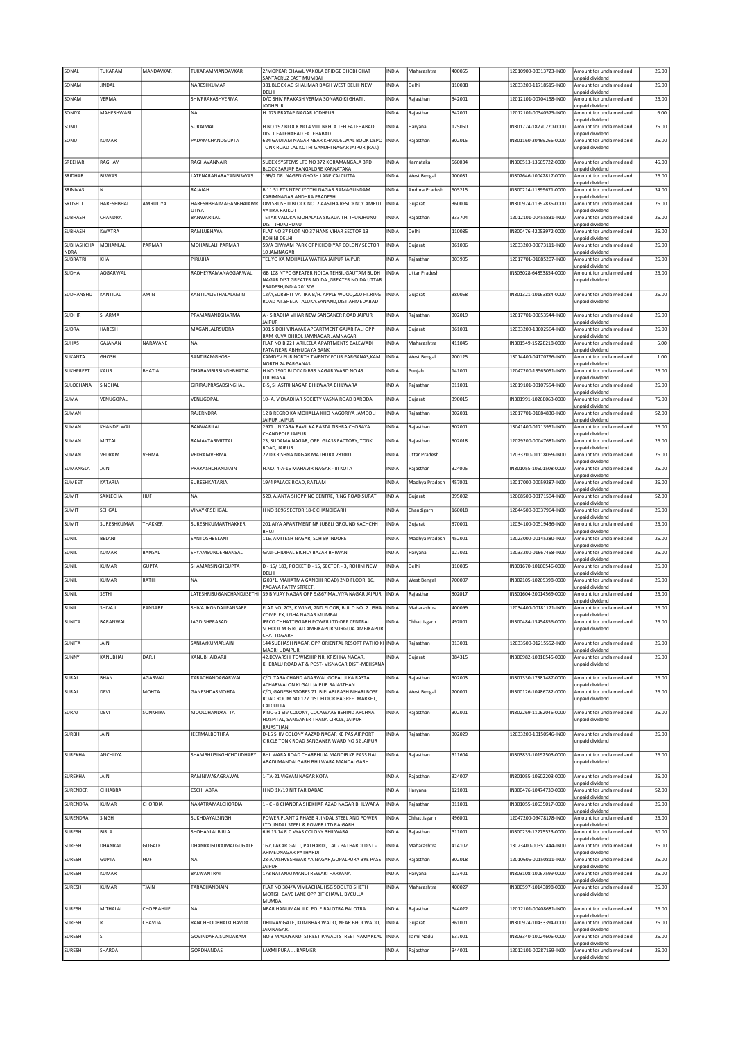| SONAL | TUKARAM | MANDAVKAR | TUKARAMMANDAVKAR | 2/MOPKAR CHAWL VAKOLA BRIDGE DHOBI GHAT SANTACRUZ EAST MUMBAI | INDIA | Maharashtra | 400055 | | 12010900-08313723-IN00 | Amount for unclaimed and unpaid dividend | 26.00 |
|---|---|---|---|---|---|---|---|---|---|---|---|
| SONAM | JINDAL | | NARESHKUMAR | 381 BLOCK AG SHALIMAR BAGH WEST DELHI NEW DELHI | INDIA | Delhi | 110088 | | 12033200-11718515-IN00 | Amount for unclaimed and unpaid dividend | 26.00 |
| SONAM | VERMA | | SHIVPRAKASHVERMA | D/O SHIV PRAKASH VERMA SONARO KI GHATI . JODHPUR | INDIA | Rajasthan | 342001 | | 12012101-00704158-IN00 | Amount for unclaimed and unpaid dividend | 26.00 |
| SONIYA | MAHESHWARI | | NA | H. 175 PRATAP NAGAR JODHPUR | INDIA | Rajasthan | 342001 | | 12012101-00340575-IN00 | Amount for unclaimed and unpaid dividend | 6.00 |
| SONU | | | SURAJMAL | H NO 192 BLOCK NO 4 VILL NEHLA TEH FATEHABAD DISTT FATEHABAD FATEHABAD | INDIA | Haryana | 125050 | | IN301774-18770220-0000 | Amount for unclaimed and unpaid dividend | 25.00 |
| SONU | KUMAR | | PADAMCHANDGUPTA | 624 GAUTAM NAGAR NEAR KHANDELWAL BOOK DEPO TONK ROAD LAL KOTHI GANDHI NAGAR JAIPUR (RAJ.) | INDIA | Rajasthan | 302015 | | IN301160-30469266-0000 | Amount for unclaimed and unpaid dividend | 26.00 |
| SREEHARI | RAGHAV | | RAGHAVANNAIR | SUBEX SYSTEMS LTD NO 372 KORAMANGALA 3RD BLOCK SARJAP BANGALORE KARNATAKA | INDIA | Karnataka | 560034 | | IN300513-13665722-0000 | Amount for unclaimed and unpaid dividend | 45.00 |
| SRIDHAR | BISWAS | | LATENARANARAYANBISWAS | 19B/2 DR. NAGEN GHOSH LANE CALCUTTA | INDIA | West Bengal | 700031 | | IN302646-10042817-0000 | Amount for unclaimed and unpaid dividend | 26.00 |
| SRINIVAS | N | | RAJAIAH | B 11 51 PTS NTPC JYOTHI NAGAR RAMAGUNDAM KARIMNAGAR ANDHRA PRADESH | INDIA | Andhra Pradesh | 505215 | | IN300214-11899671-0000 | Amount for unclaimed and unpaid dividend | 34.00 |
| SRUSHTI | HARESHBHAI | AMRUTIYA | HARESHBHAIMAGANBHAIAMRUTIYA | OM SRUSHTI BLOCK NO. 2 AASTHA RESIDENCY AMRUT VATIKA RAJKOT | INDIA | Gujarat | 360004 | | IN300974-11992835-0000 | Amount for unclaimed and unpaid dividend | 26.00 |
| SUBHASH | CHANDRA | | BANWARILAL | TETAR VALOKA MOHALALA SIGADA TH. JHUNJHUNU DIST. JHUNJHUNU | INDIA | Rajasthan | 333704 | | 12012101-00455831-IN00 | Amount for unclaimed and unpaid dividend | 26.00 |
| SUBHASH | KWATRA | | RAMLUBHAYA | FLAT NO 37 PLOT NO 37 HANS VIHAR SECTOR 13 ROHINI DELHI | INDIA | Delhi | 110085 | | IN300476-42053972-0000 | Amount for unclaimed and unpaid dividend | 26.00 |
| SUBHASHCHANDRA | MOHANLAL | PARMAR | MOHANLALHPARMAR | 59/A DIWYAM PARK OPP KHODIYAR COLONY SECTOR 10 JAMNAGAR | INDIA | Gujarat | 361006 | | 12033200-00673111-IN00 | Amount for unclaimed and unpaid dividend | 26.00 |
| SUBRATRI | KHA | | PIRUJHA | TELIYO KA MOHALLA WATIKA JAIPUR JAIPUR | INDIA | Rajasthan | 303905 | | 12017701-01085207-IN00 | Amount for unclaimed and unpaid dividend | 26.00 |
| SUDHA | AGGARWAL | | RADHEYRAMANAGGARWAL | GB 108 NTPC GREATER NOIDA TEHSIL GAUTAM BUDH NAGAR DIST GREATER NOIDA ,GREATER NOIDA UTTAR PRADESH,INDIA 201306 | INDIA | Uttar Pradesh | | | IN303028-64853854-0000 | Amount for unclaimed and unpaid dividend | 26.00 |
| SUDHANSHU | KANTILAL | AMIN | KANTILALJETHALALAMIN | 12/A,SURBHIT VATIKA B/H. APPLE WOOD,200 FT. RING ROAD AT.SHELA TALUKA.SANAND,DIST.AHMEDABAD | INDIA | Gujarat | 380058 | | IN301321-10163884-0000 | Amount for unclaimed and unpaid dividend | 26.00 |
| SUDHIR | SHARMA | | PRAMANANDSHARMA | A - 5 RADHA VIHAR NEW SANGANER ROAD JAIPUR JAIPUR | INDIA | Rajasthan | 302019 | | 12017701-00653544-IN00 | Amount for unclaimed and unpaid dividend | 26.00 |
| SUDRA | HARESH | | MAGANLALRSUDRA | 301 SIDDHIVINAYAK APEARTMENT GAJAR FALI OPP RAM KUVA DHROL JAMNAGAR JAMNAGAR | INDIA | Gujarat | 361001 | | 12033200-13602564-IN00 | Amount for unclaimed and unpaid dividend | 26.00 |
| SUHAS | GAJANAN | NARAVANE | NA | FLAT NO B 22 HARILEELA APARTMENTS BALEWADI FATA NEAR ABHYUDAYA BANK | INDIA | Maharashtra | 411045 | | IN301549-15228218-0000 | Amount for unclaimed and unpaid dividend | 5.00 |
| SUKANTA | GHOSH | | SANTIRAMGHOSH | KAMDEV PUR NORTH TWENTY FOUR PARGANAS,KAM NORTH 24 PARGANAS | INDIA | West Bengal | 700125 | | 13014400-04170796-IN00 | Amount for unclaimed and unpaid dividend | 1.00 |
| SUKHPREET | KAUR | BHATIA | DHARAMBIRSINGHBHATIA | H NO 190D BLOCK D BRS NAGAR WARD NO 43 LUDHIANA | INDIA | Punjab | 141001 | | 12047200-13565051-IN00 | Amount for unclaimed and unpaid dividend | 26.00 |
| SULOCHANA | SINGHAL | | GIRIRAJPRASADSINGHAL | E-5, SHASTRI NAGAR BHILWARA BHILWARA | INDIA | Rajasthan | 311001 | | 12019101-00107554-IN00 | Amount for unclaimed and unpaid dividend | 26.00 |
| SUMA | VENUGOPAL | | VENUGOPAL | 10- A, VIDYADHAR SOCIETY VASNA ROAD BARODA | INDIA | Gujarat | 390015 | | IN301991-10268063-0000 | Amount for unclaimed and unpaid dividend | 75.00 |
| SUMAN | | | RAJERNDRA | 12 B REGRO KA MOHALLA KHO NAGORIYA JAMDOLI JAIPUR JAIPUR | INDIA | Rajasthan | 302031 | | 12017701-01084830-IN00 | Amount for unclaimed and unpaid dividend | 52.00 |
| SUMAN | KHANDELWAL | | BANWARILAL | 2971 UNIYARA RAVJI KA RASTA TISHRA CHORAYA CHANDPOLE JAIPUR | INDIA | Rajasthan | 302001 | | 13041400-01713951-IN00 | Amount for unclaimed and unpaid dividend | 26.00 |
| SUMAN | MITTAL | | RAMAVTARMITTAL | 23, SUDAMA NAGAR, OPP: GLASS FACTORY, TONK ROAD, JAIPUR | INDIA | Rajasthan | 302018 | | 12029200-00047681-IN00 | Amount for unclaimed and unpaid dividend | 26.00 |
| SUMAN | VEDRAM | VERMA | VEDRAMVERMA | 22 D KRISHNA NAGAR MATHURA 281001 | INDIA | Uttar Pradesh | | | 12033200-01118059-IN00 | Amount for unclaimed and unpaid dividend | 26.00 |
| SUMANGLA | JAIN | | PRAKASHCHANDJAIN | H.NO. 4-A-15 MAHAVIR NAGAR - III KOTA | INDIA | Rajasthan | 324005 | | IN301055-10601508-0000 | Amount for unclaimed and unpaid dividend | 26.00 |
| SUMEET | KATARIA | | SURESHKATARIA | 19/4 PALACE ROAD, RATLAM | INDIA | Madhya Pradesh | 457001 | | 12017000-00059287-IN00 | Amount for unclaimed and unpaid dividend | 26.00 |
| SUMIT | SAKLECHA | HUF | NA | 520, AJANTA SHOPPING CENTRE, RING ROAD SURAT | INDIA | Gujarat | 395002 | | 12068500-00171504-IN00 | Amount for unclaimed and unpaid dividend | 52.00 |
| SUMIT | SEHGAL | | VINAYKRSEHGAL | H NO 1096 SECTOR 18-C CHANDIGARH | INDIA | Chandigarh | 160018 | | 12044500-00337964-IN00 | Amount for unclaimed and unpaid dividend | 26.00 |
| SUMIT | SURESHKUMAR | THAKKER | SURESHKUMARTHAKKER | 201 AIYA APARTMENT NR JUBELI GROUND KACHCHH BHUJ | INDIA | Gujarat | 370001 | | 12034100-00519436-IN00 | Amount for unclaimed and unpaid dividend | 26.00 |
| SUNIL | BELANI | | SANTOSHBELANI | 116, AMITESH NAGAR, SCH 59 INDORE | INDIA | Madhya Pradesh | 452001 | | 12023000-00145280-IN00 | Amount for unclaimed and unpaid dividend | 26.00 |
| SUNIL | KUMAR | BANSAL | SHYAMSUNDERBANSAL | GALI-CHIDIPAL BICHLA BAZAR BHIWANI | INDIA | Haryana | 127021 | | 12033200-01667458-IN00 | Amount for unclaimed and unpaid dividend | 26.00 |
| SUNIL | KUMAR | GUPTA | SHAMARSINGHGUPTA | D - 15/ 183, POCKET D - 15, SECTOR - 3, ROHINI NEW DELHI | INDIA | Delhi | 110085 | | IN301670-10160546-0000 | Amount for unclaimed and unpaid dividend | 26.00 |
| SUNIL | KUMAR | RATHI | NA | (203/1, MAHATMA GANDHI ROAD) 2ND FLOOR, 16, PAGAYA PATTY STREET, | INDIA | West Bengal | 700007 | | IN302105-10269398-0000 | Amount for unclaimed and unpaid dividend | 26.00 |
| SUNIL | SETHI | | LATESHRISUGANCHANDJISETHI | 39 B VIJAY NAGAR OPP 9/867 MALVIYA NAGAR JAIPUR | INDIA | Rajasthan | 302017 | | IN301604-20014569-0000 | Amount for unclaimed and unpaid dividend | 26.00 |
| SUNIL | SHIVAJI | PANSARE | SHIVAJIKONDAJIPANSARE | FLAT NO. 203, K WING, 2ND FLOOR, BUILD NO. 2 USHA COMPLEX, USHA NAGAR MUMBAI | INDIA | Maharashtra | 400099 | | 12034400-00181171-IN00 | Amount for unclaimed and unpaid dividend | 26.00 |
| SUNITA | BARANWAL | | JAGDISHPRASAD | IFFCO CHHATTISGARH POWER LTD OPP CENTRAL SCHOOL M G ROAD AMBIKAPUR SURGUJA AMBIKAPUR CHATTISGARH | INDIA | Chhattisgarh | 497001 | | IN300484-13454856-0000 | Amount for unclaimed and unpaid dividend | 26.00 |
| SUNITA | JAIN | | SANJAYKUMARJAIN | 144 SUBHASH NAGAR OPP ORIENTAL RESORT PATHO KI MAGRI UDAIPUR | INDIA | Rajasthan | 313001 | | 12033500-01215552-IN00 | Amount for unclaimed and unpaid dividend | 26.00 |
| SUNNY | KANUBHAI | DARJI | KANUBHAIDARJI | 42,DEVARSHI TOWNSHIP NR. KRISHNA NAGAR, KHERALU ROAD AT & POST- VISNAGAR DIST.-MEHSANA | INDIA | Gujarat | 384315 | | IN300982-10818545-0000 | Amount for unclaimed and unpaid dividend | 26.00 |
| SURAJ | BHAN | AGARWAL | TARACHANDAGARWAL | C/O. TARA CHAND AGARWAL GOPAL JI KA RASTA ACHARWALON KI GALI JAIPUR RAJASTHAN | INDIA | Rajasthan | 302003 | | IN301330-17381487-0000 | Amount for unclaimed and unpaid dividend | 26.00 |
| SURAJ | DEVI | MOHTA | GANESHDASMOHTA | C/O, GANESH STORES 71. BIPLABI RASH BIHARI BOSE ROAD ROOM NO.127. 1ST FLOOR BAGREE. MARKET, CALCUTTA | INDIA | West Bengal | 700001 | | IN300126-10486782-0000 | Amount for unclaimed and unpaid dividend | 26.00 |
| SURAJ | DEVI | SONKHIYA | MOOLCHANDKATTA | P NO-31 SIV COLONY, COCAWAAS BEHIND ARCHNA HOSPITAL, SANGANER THANA CIRCLE, JAIPUR RAJASTHAN | INDIA | Rajasthan | 302001 | | IN302269-11062046-0000 | Amount for unclaimed and unpaid dividend | 26.00 |
| SURBHI | JAIN | | JEETMALBOTHRA | D-15 SHIV COLONY AAZAD NAGAR KE PAS AIRPORT CIRCLE TONK ROAD SANGANER WARD NO 32 JAIPUR | INDIA | Rajasthan | 302029 | | 12033200-10150546-IN00 | Amount for unclaimed and unpaid dividend | 26.00 |
| SUREKHA | ANCHLIYA | | SHAMBHUSINGHCHOUDHARY | BHILWARA ROAD CHARBHUJA MANDIR KE PASS NAI ABADI MANDALGARH BHILWARA MANDALGARH | INDIA | Rajasthan | 311604 | | IN303833-10192503-0000 | Amount for unclaimed and unpaid dividend | 26.00 |
| SUREKHA | JAIN | | RAMNIWASAGRAWAL | 1-TA-21 VIGYAN NAGAR KOTA | INDIA | Rajasthan | 324007 | | IN301055-10602203-0000 | Amount for unclaimed and unpaid dividend | 26.00 |
| SURENDER | CHHABRA | | CSCHHABRA | H NO 1K/19 NIT FARIDABAD | INDIA | Haryana | 121001 | | IN300476-10474730-0000 | Amount for unclaimed and unpaid dividend | 52.00 |
| SURENDRA | KUMAR | CHORDIA | NAXATRAMALCHORDIA | 1 - C - 8 CHANDRA SHEKHAR AZAD NAGAR BHILWARA | INDIA | Rajasthan | 311001 | | IN301055-10635017-0000 | Amount for unclaimed and unpaid dividend | 26.00 |
| SURENDRA | SINGH | | SUKHDAYALSINGH | POWER PLANT 2 PHASE 4 JINDAL STEEL AND POWER LTD JINDAL STEEL & POWER LTD RAIGARH | INDIA | Chhattisgarh | 496001 | | 12047200-09478178-IN00 | Amount for unclaimed and unpaid dividend | 26.00 |
| SURESH | BIRLA | | SHOHANLALBIRLA | 6.H.13 14 R.C.VYAS COLONY BHILWARA | INDIA | Rajasthan | 311001 | | IN300239-12275523-0000 | Amount for unclaimed and unpaid dividend | 50.00 |
| SURESH | DHANRAJ | GUGALE | DHANRAJSURAJMALGUGALE | 167, LAKAR GALLI, PATHARDI, TAL - PATHARDI DIST - AHMEDNAGAR PATHARDI | INDIA | Maharashtra | 414102 | | 13023400-00351444-IN00 | Amount for unclaimed and unpaid dividend | 26.00 |
| SURESH | GUPTA | HUF | NA | 28-A,VISHVESHWARIYA NAGAR,GOPALPURA BYE PASS JAIPUR | INDIA | Rajasthan | 302018 | | 12010605-00150811-IN00 | Amount for unclaimed and unpaid dividend | 26.00 |
| SURESH | KUMAR | | BALWANTRAI | 173 NAI ANAJ MANDI REWARI HARYANA | INDIA | Haryana | 123401 | | IN303108-10067599-0000 | Amount for unclaimed and unpaid dividend | 26.00 |
| SURESH | KUMAR | TJAIN | TARACHANDJAIN | FLAT NO 304/A VIMLACHAL HSG SOC LTD SHETH MOTISH CAVE LANE OPP BIT CHAWL, BYCULLA MUMBAI | INDIA | Maharashtra | 400027 | | IN300597-10143898-0000 | Amount for unclaimed and unpaid dividend | 26.00 |
| SURESH | MITHALAL | CHOPRAHUF | NA | NEAR HANUMAN JI KI POLE BALOTRA BALOTRA | INDIA | Rajasthan | 344022 | | 12012101-00408681-IN00 | Amount for unclaimed and unpaid dividend | 26.00 |
| SURESH | R | CHAVDA | RANCHHODBHAIKCHAVDA | DHUVAV GATE, KUMBHAR WADO, NEAR BHOI WADO, JAMNAGAR. | INDIA | Gujarat | 361001 | | IN300974-10433394-0000 | Amount for unclaimed and unpaid dividend | 26.00 |
| SURESH | S | | GOVINDARAJSUNDARAM | NO 3 MALAIYANDI STREET PAVADI STREET NAMAKKAL | INDIA | Tamil Nadu | 637001 | | IN303340-10024606-0000 | Amount for unclaimed and unpaid dividend | 26.00 |
| SURESH | SHARDA | | GORDHANDAS | LAXMI PURA . . BARMER | INDIA | Rajasthan | 344001 | | 12012101-00287159-IN00 | Amount for unclaimed and unpaid dividend | 26.00 |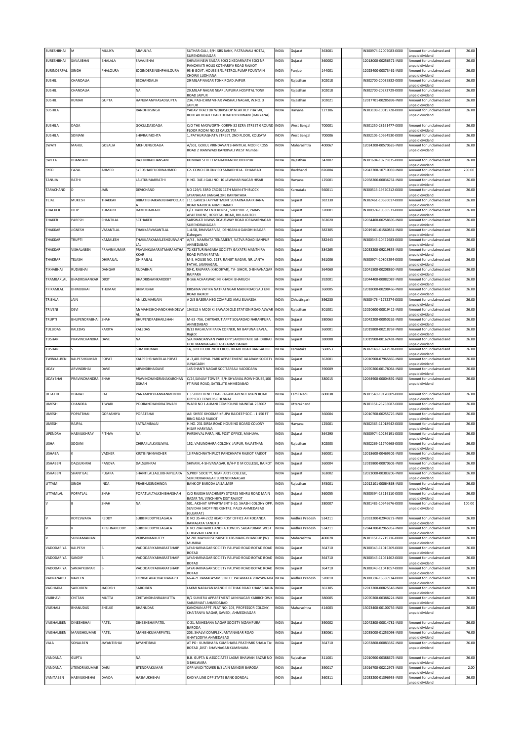| SURESHBHAI | M | MULIYA | MMULIYA | SUTHAR GALI, B/H. SBS BANK, PATRAWALI HOTAL, SURENDRANAGAR | INDIA | Gujarat | 363001 | | IN300974-12007083-0000 | Amount for unclaimed and unpaid dividend | 26.00 |
|---|---|---|---|---|---|---|---|---|---|---|---|
| SURESHBHAI | SAVAJIBHAI | BHALALA | SAVAJIBHAI | SHIVAM NEW SAGAR SOCI 2 KEDARNATH SOCI NR PANCHVATI HOUS KOTHARIYA ROAD RAJKOT | INDIA | Gujarat | 360002 | | 12018000-00256571-IN00 | Amount for unclaimed and unpaid dividend | 26.00 |
| SURINDERPAL | SINGH | PHALOURA | JOGINDERSINGHPHALOURA | 93-B GOVT. HOUSE B/S. PETROL PUMP FOUNTAIN CHOWK LUDHIANA | INDIA | Punjab | 144001 | | 12025400-00373461-IN00 | Amount for unclaimed and unpaid dividend | 26.00 |
| SUSHIL | CHANDALIA | | BSCHANDALIA | 29 MILAP NAGAR TONK ROAD JAIPUR | INDIA | Rajasthan | 302018 | | IN302700-20035832-0000 | Amount for unclaimed and unpaid dividend | 26.00 |
| SUSHIL | CHANDALIA | | NA | 29,MILAP NAGAR NEAR JAIPURIA HOSPITAL TONK ROAD JAIPUR | INDIA | Rajasthan | 302018 | | IN302700-20273729-0000 | Amount for unclaimed and unpaid dividend | 26.00 |
| SUSHIL | KUMAR | GUPTA | HANUMANPRASADGUPTA | 234, PASHCHIM VIHAR VAISHALI NAGAR, W.NO. 3 JAIPUR | INDIA | Rajasthan | 302021 | | 12017701-00285898-IN00 | Amount for unclaimed and unpaid dividend | 26.00 |
| SUSHILA | | | RANDHIRSINGH | YADAV TRACTOR WORKSHOP NEAR RLY PHATAK, ROHTAK ROAD CHARKHI DADRI BHIWANI (HARYANA) | INDIA | Haryana | 127306 | | IN303108-10015728-0000 | Amount for unclaimed and unpaid dividend | 26.00 |
| SUSHILA | DAGA | | GOKULDASDAGA | C/O THE MAXWORTH CORPN 32 EZRA STREET GROUND FLOOR ROOM NO 32 CALCUTTA | INDIA | West Bengal | 700001 | | IN301250-28161477-0000 | Amount for unclaimed and unpaid dividend | 26.00 |
| SUSHILA | SOMANI | | SHIVRAJMOHTA | 1, PATHURIAGHATA STREET, 2ND FLOOR, KOLKATA | INDIA | West Bengal | 700006 | | IN302105-10664930-0000 | Amount for unclaimed and unpaid dividend | 26.00 |
| SWATI | MAHUL | GOSALIA | MEHULNGOSALIA | A/502, GOKUL VRINDAVAN SHANTILAL MODI CROSS ROAD 2 IRANIWADI KANDIVALI WEST Mumbai | INDIA | Maharashtra | 400067 | | 12024200-00570626-IN00 | Amount for unclaimed and unpaid dividend | 26.00 |
| SWETA | BHANDARI | | RAJENDRABHANSANI | KUMBAR STREET MAHAMANDIR JODHPUR | INDIA | Rajasthan | 342007 | | IN301604-10239835-0000 | Amount for unclaimed and unpaid dividend | 26.00 |
| SYED | FAZAL | AHMED | SYEDSHARFUDDINAHMED | C2- CCWO COLONY PO SARAIDHELA . DHANBAD | INDIA | Jharkhand | 826004 | | 12047200-10710039-IN00 | Amount for unclaimed and unpaid dividend | 200.00 |
| TANUJA | RATHI | | LALITKUMARRATHI | H.NO. 34E-I GALI NO. 10 JAWAHAR NAGAR HISAR | INDIA | Haryana | 125001 | | 12058200-00036761-IN00 | Amount for unclaimed and unpaid dividend | 26.00 |
| TARACHAND | D | JAIN | DEVICHAND | NO 129/1 33RD CROSS 11TH MAIN 4TH BLOCK JAYANAGAR BANGALORE KARNATAKA | INDIA | Karnataka | 560011 | | IN300513-19370212-0000 | Amount for unclaimed and unpaid dividend | 26.00 |
| TEJAL | MUKESH | THAKKAR | BURATIBHAIKANJIBHAIPOOJARA | J 11 GANESH APPARTMENT SUTARNA KARKHANA ROAD NARODA AHMEDABAD | INDIA | Gujarat | 382330 | | IN302461-10680017-0000 | Amount for unclaimed and unpaid dividend | 26.00 |
| THACKER | DILIP | KUMARD | DAMODARLALJI | C/O. HARIOM ENTERPRISE, SHOP NO. 2, PARAS APARTMENT, HOSPITAL ROAD, BHUJ-KUTCH. | INDIA | Gujarat | 370001 | | IN300974-10330531-0000 | Amount for unclaimed and unpaid dividend | 26.00 |
| THAKER | PARESH | SHANTILAL | SCTHAKER | SARSWATI NIWAS DCAUSWAY ROAD JORAVARNAGAR SURENDRANAGAR | INDIA | Gujarat | 363020 | | 12034400-00258696-IN00 | Amount for unclaimed and unpaid dividend | 26.00 |
| THAKKAR | JIGNESH | VASANTLAL | THAKKARVASANTLAL | 1-4-58, BHAVSAR VAS, DEHGAM-4 GANDHI NAGAR Dahegam | INDIA | Gujarat | 382305 | | 12019101-01560831-IN00 | Amount for unclaimed and unpaid dividend | 26.00 |
| THAKKAR | TRUPTI | KAMALESH | THAKKARKAMALESHGUNVANTLAL | A/43 , NAMRATA TENAMENT, VATVA ROAD ISANPUR AHMEDABAD | INDIA | Gujarat | 382443 | | IN300343-10472683-0000 | Amount for unclaimed and unpaid dividend | 26.00 |
| THAKKAR | VISHALABEN | PRAVINKUMAR | PRAVINKUMARATMARAMTHAKKAR | 72 KESTURINAGARA SOCIETY GAYATRI MANTHIRA ROAD PATAN PATAN | INDIA | Gujarat | 384265 | | 12033200-09219855-IN00 | Amount for unclaimed and unpaid dividend | 26.00 |
| THAKRAR | TEJASH | DHIRAJLAL | DHIRAJLAL | M-5, HOUSE NO. 2237, RANJIT NAGAR, NR. JANTA FATAK, JAMNAGAR. | INDIA | Gujarat | 361006 | | IN300974-10805294-0000 | Amount for unclaimed and unpaid dividend | 26.00 |
| TIKHABHAI | RUDABHAI | DANGAR | RUDABHAI | 59-K, RAJPARA (KHODIYAR), TA- SIHOR, D-BHAVNAGAR RAJPARA | INDIA | Gujarat | 364060 | | 12041500-00208860-IN00 | Amount for unclaimed and unpaid dividend | 26.00 |
| TRAMBAKLAL | BHADRISHANKAR | DIXIT | BHADRISHANKARDIXIT | B-566 ACHARWADI NI KHADKI BHARUCH | INDIA | Gujarat | 392001 | | 12044400-00082087-IN00 | Amount for unclaimed and unpaid dividend | 26.00 |
| TRIKAMLAL | BHIMJIBHAI | THUMAR | BHIMJIBHAI | KRISHNA VATIKA NATRAJ NGAR MAIN ROAD SAU UNI ROAD RAJKOT | INDIA | Gujarat | 360005 | | 12018000-00208466-IN00 | Amount for unclaimed and unpaid dividend | 26.00 |
| TRISHLA | JAIN | | ANILKUMARJAIN | A 2/5 BASERA HSG COMPLEX AMLI SILVASSA | INDIA | Chhattisgarh | 396230 | | IN300476-41752274-0000 | Amount for unclaimed and unpaid dividend | 26.00 |
| TRIVENI | DEVI | | MrMAHESHCHANDKHANDELWAL | 19/512 A MODI KI BAWADI OLD STATION ROAD ALWAR | INDIA | Rajasthan | 301001 | | 12020600-00019412-IN00 | Amount for unclaimed and unpaid dividend | 26.00 |
| TRUPTI | BHUPENDRABHAI | SHAH | BHUPENDRABHAILSHAH | M-63 -756, CHITRAKUT APPT SOLAROAD NARANPURA AHMEDABAD | INDIA | Gujarat | 380063 | | 12042200-00050262-IN00 | Amount for unclaimed and unpaid dividend | 26.00 |
| TULSIDAS | KALEDAS | KARIYA | KALEDAS | 8/13 RAGHUVIR PARA CORNER, NR BAPUNA BAVLA, Rajkot | INDIA | Gujarat | 360001 | | 12019800-00218767-IN00 | Amount for unclaimed and unpaid dividend | 26.00 |
| TUSHAR | PRAVINCHANDRA | DAVE | NA | 5/A MANDANVAN PARK OPP.SARON PARK B/H DHIRAJ HOU.MANINAGAR(EAST) AHMEDABAD | INDIA | Gujarat | 380008 | | 13019900-00162481-IN00 | Amount for unclaimed and unpaid dividend | 26.00 |
| TUSHAR | S | | SUMTIKUMAR | 14, 3RD FLOOR 28TH CROSS KILARI ROAD BANGALORE | INDIA | Karnataka | 560053 | | IN302148-10247978-0000 | Amount for unclaimed and unpaid dividend | 26.00 |
| TWINKALBEN | KALPESHKUMAR | POPAT | KALPESHSHANTILALPOPAT | A -3,401 ROYAL PARK APPARTMENT JALARAM SOCIETY JUNAGADH | INDIA | Gujarat | 362001 | | 12010900-07965865-IN00 | Amount for unclaimed and unpaid dividend | 26.00 |
| UDAY | ARVINDBHAI | DAVE | ARVINDBHAIDAVE | 145 SHANTI NAGAR SOC TARSALI VADODARA | INDIA | Gujarat | 390009 | | 12070200-00178064-IN00 | Amount for unclaimed and unpaid dividend | 26.00 |
| UDAYBHAI | PRAVINCHANDRA | SHAH | PRAVINCHANDRANAKARCHANDSHAH | C/24,SANJAY TOWER, B/H.SHYAMAL ROW HOUSE,100 FT RING ROAD, SATELLITE AHMEDABAD | INDIA | Gujarat | 380015 | | 12064900-00004892-IN00 | Amount for unclaimed and unpaid dividend | 26.00 |
| ULLATTIL | BHARAT | RAJ | PANAMPILYKANNANMENON | F 3 SHIREEN NO 2 KARPAGAM AVENUE MAIN ROAD OPP ICICI TOWERS CHENNAI | INDIA | Tamil Nadu | 600038 | | IN301549-19170809-0000 | Amount for unclaimed and unpaid dividend | 26.00 |
| UMESH | CHANDRA | TIWARI | POORANCHANDRATIWARI | WARD NO 1 ALBANI COMPOUND NAINITAL 263002 | INDIA | Uttarakhand | | | IN301151-23768087-0000 | Amount for unclaimed and unpaid dividend | 26.00 |
| UMESH | POPATBHAI | GORASHIYA | POPATBHAI | AAI SHREE KHODIAR KRUPA RAJDEEP SOC. - 1 150 FT RING ROAD RAJKOT | INDIA | Gujarat | 360004 | | 12010700-00255725-IN00 | Amount for unclaimed and unpaid dividend | 26.00 |
| UMESH | RAJPAL | | SATNAMBAJAJ | H.NO. 231 SIRSA ROAD HOUSING BOARD COLONY HISAR HARYANA | INDIA | Haryana | 125001 | | IN302365-11018942-0000 | Amount for unclaimed and unpaid dividend | 26.00 |
| UPENDRA | HASMUKHRAY | PITHVA | NA | PARSHIVAL PARA, NR. POST OFFICE, MAHUVA. | INDIA | Gujarat | 364290 | | IN300974-10236191-0000 | Amount for unclaimed and unpaid dividend | 26.00 |
| USHA | SOGANI | | CHIRAJILALKASLIWAL | 152, VASUNDHARA COLONY, JAIPUR, RAJASTHAN | INDIA | Rajasthan | 302003 | | IN302269-11740668-0000 | Amount for unclaimed and unpaid dividend | 26.00 |
| USHABA | K | VADHER | KIRTISINHNVADHER | 13 PANCHNATH PLOT PANCHNATH RAJKOT RAJKOT | INDIA | Gujarat | 360001 | | 12018600-00469302-IN00 | Amount for unclaimed and unpaid dividend | 26.00 |
| USHABEN | DALSUKHRAI | PANDYA | DALSUKHRAI | SHIVAM, 4-SHIVANAGAR, B/H-P D M COLLEGE, RAJKOT | INDIA | Gujarat | 360004 | | 12019800-00070602-IN00 | Amount for unclaimed and unpaid dividend | 26.00 |
| USHABEN | SHANTILAL | PUJARA | SHANTILALLALLUBHAIPUJARA | 5,PROF SOCIETY, NEAR ARTS COLLEGE, SURENDRANAGAR SURENDRANAGAR | INDIA | Gujarat | 363002 | | 12023000-00383206-IN00 | Amount for unclaimed and unpaid dividend | 26.00 |
| UTTAM | SINGH | INDA | PRABHUSINGHINDA | BANK OF BARODA JAISALMER | INDIA | Rajasthan | 345001 | | 12012101-00064868-IN00 | Amount for unclaimed and unpaid dividend | 26.00 |
| UTTAMLAL | POPATLAL | SHAH | POPATLALTALKSHIBHAISHAH | C/O RAJESH MACHINERY STORES NEHRU ROAD MAIN BAZAR TAL VINCHHIYA DIST RAJKOT | INDIA | Gujarat | 360055 | | IN300394-13216110-0000 | Amount for unclaimed and unpaid dividend | 26.00 |
| V | B | SHAH | NA | 501, AKSHAT APPARTMENT 9-10, SHASHI COLONY OPP. SUVIDHA SHOPPING CENTRE, PALDI AHMEDABAD (GUJARAT) | INDIA | Gujarat | 380007 | | IN301485-10946676-0000 | Amount for unclaimed and unpaid dividend | 100.00 |
| V | KOTESWARA | REDDY | SUBBIREDDYVELAGALA | D NO 35-44-27/2 HEAD POST OFFICE AR KODANDA RAMALAYA TANUKU | INDIA | Andhra Pradesh | 534211 | | 12033200-02943272-IN00 | Amount for unclaimed and unpaid dividend | 26.00 |
| V | R | KRISHNAREDDY | SUBBIREDDYVELAGALA | H NO 204 HARICHANDRA TOWERS SAJJAPURAM WEST GODAVARI TANUKU | INDIA | Andhra Pradesh | 534211 | | 12044700-02965952-IN00 | Amount for unclaimed and unpaid dividend | 26.00 |
| V | SUBRAMANIAN | | VKRISHNANKUTTY | M 201 MAYURESH SRISHTI LBS MARG BHANDUP (W) MUMBAI | INDIA | Maharashtra | 400078 | | IN301151-12719716-0000 | Amount for unclaimed and unpaid dividend | 26.00 |
| VADODARIYA | KALPESH | B | VADODARIYABHARATBHAIP | JAYAHARNAGAR SOCIETY PALIYAD ROAD BOTAD ROAD BOTAD | INDIA | Gujarat | 364710 | | IN300343-11016269-0000 | Amount for unclaimed and unpaid dividend | 26.00 |
| VADODARIYA | SANDIP | B | VADODARIYABHARATBHAIP | JAYAHARNAGAR SOCIETY PALIYAD ROAD BOTAD ROAD BOTAD | INDIA | Gujarat | 364710 | | IN300343-11041462-0000 | Amount for unclaimed and unpaid dividend | 26.00 |
| VADODARIYA | SANJAYKUMAR | B | VADODARIYABHARATBHAIP | JAYAHARNAGAR SOCIETY PALIYAD ROAD BOTAD ROAD BOTAD | INDIA | Gujarat | 364710 | | IN300343-11041057-0000 | Amount for unclaimed and unpaid dividend | 26.00 |
| VADRANAPU | NAVEEN | | KONDALARAOVADRANAPU | 66-4-21 RAMALAYAM STREET PATAMATA VIJAYAWADA | INDIA | Andhra Pradesh | 520010 | | IN300394-16386934-0000 | Amount for unclaimed and unpaid dividend | 26.00 |
| VAGHADIA | SAROJBEN | JAGDISH | SAROJBEN | LAXMI NARAYAN MANDIR BETHAK ROAD KHAMBHALIA | INDIA | Gujarat | 361305 | | 12013200-00825548-IN00 | Amount for unclaimed and unpaid dividend | 26.00 |
| VAIBHAVI | CHETAN | MUTTA | CHETANDHANRAJMUTTA | B/2 SUMERU APPARTMENT JAIN NAGAR KABIRCHOWK SABARMATI AHMEDABAD | INDIA | Gujarat | 380005 | | 12070200-00388224-IN00 | Amount for unclaimed and unpaid dividend | 26.00 |
| VAISHALI | BHANUDAS | SHELKE | BHANUDAS | KANCHAN APPT. FLAT NO- 103, PROFESSOR COLONY, CHAITANYA NAGAR, SAVEDI, AHMEDNAGAR | INDIA | Maharashtra | 414003 | | 13023400-00100756-IN00 | Amount for unclaimed and unpaid dividend | 26.00 |
| VAISHALIBEN | DINESHBHAI | PATEL | DINESHBHAIPATEL | C-21, MAHESANA NAGAR SOCIETY NIZAMPURA BARODA | INDIA | Gujarat | 390002 | | 12042800-00014781-IN00 | Amount for unclaimed and unpaid dividend | 26.00 |
| VAISHALIBEN | MANISHKUMAR | PATEL | MANISHKUMARPATEL | 203, SHALVI COMPLEX JANTANAGAR ROAD GHATLODIYA AHMEDABAD | INDIA | Gujarat | 380061 | | 12035000-01253098-IN00 | Amount for unclaimed and unpaid dividend | 76.00 |
| VALA | SONALBEN | JAYANTIBHAI | JAYANTIBHAI | AT PO : KUMBHARA KUMBHARA PRATHMIK SHALA TA: BOTAD ,DIST: BHAVNAGAR KUMBHARA | INDIA | Gujarat | 364710 | | 12033800-00083387-IN00 | Amount for unclaimed and unpaid dividend | 26.00 |
| VANDANA | GUPTA | | NA | B.B. GUPTA & ASSOCIATES LAXMI BHAWAN BAZAR NO 3 BHILWARA | INDIA | Rajasthan | 311001 | | 12010900-00388676-IN00 | Amount for unclaimed and unpaid dividend | 26.00 |
| VANDANA | JITENDRAKUMAR | DARJI | JITENDRAKUMAR | OPP:WADI TOWER B/S JAIN MANDIR BARODA | INDIA | Gujarat | 390017 | | 13016700-00212973-IN00 | Amount for unclaimed and unpaid dividend | 2.00 |
| VANITABEN | HASMUKHBHAI | DAVDA | HASMUKHBHAI | KADIYA LINE OPP STATE BANK GONDAL | INDIA | Gujarat | 360311 | | 12033200-01396953-IN00 | Amount for unclaimed and unpaid dividend | 26.00 |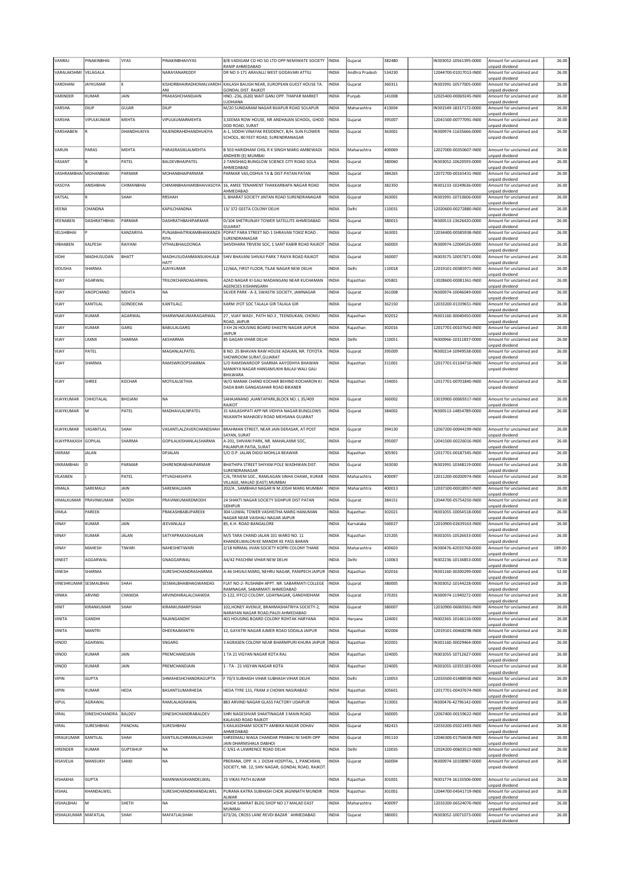| VANRAJ | PINAKINBHAI | VYAS | PINAKINBHAIVYAS | 8/B VADIGAM CO HO SO LTD OPP NEMIWATE SOCIETY RANIP AHMEDABAD | INDIA | Gujarat | 382480 | | IN303052-10561395-0000 | Amount for unclaimed and unpaid dividend | 26.00 |
|---|---|---|---|---|---|---|---|---|---|---|---|
| VARALAKSHMI | VELAGALA | | NARAYANAREDDY | DR NO 3-171 ARAVALLI WEST GODAVARI ATTILI | INDIA | Andhra Pradesh | 534230 | | 12044700-01017013-IN00 | Amount for unclaimed and unpaid dividend | 26.00 |
| VARDHANI | JAYKUMAR | K | KISHORBHAIRADHOMALVARDHANI | KAILASH BAUGH NEAR, EUROPEAN GUEST HOUSE TA. GONDAL DIST. RAJKOT | INDIA | Gujarat | 360311 | | IN301991-10577005-0000 | Amount for unclaimed and unpaid dividend | 26.00 |
| VARINDER | KUMAR | JAIN | PRAKASHCHANDJAIN | HNO.-236, (620) WAIT GANJ OPP. THAPAR MARKET LUDHIANA | INDIA | Punjab | 141008 | | 12025400-00069245-IN00 | Amount for unclaimed and unpaid dividend | 26.00 |
| VARSHA | DILIP | GUJAR | DILIP | M/20 SUNDARAM NAGAR BIJAPUR ROAD SOLAPUR | INDIA | Maharashtra | 413004 | | IN301549-18317172-0000 | Amount for unclaimed and unpaid dividend | 26.00 |
| VARSHA | VIPULKUMAR | MEHTA | VIPULKUMARMEHTA | 3,SEEMA ROW HOUSE, NR ANDHAJAN SCHOOL, GHOD DOD ROAD, SURAT | INDIA | Gujarat | 395007 | | 12041500-00777091-IN00 | Amount for unclaimed and unpaid dividend | 26.00 |
| VARSHABEN | R | DHANDHUKIYA | RAJENDRAHDHANDHUKIYA | A-1, SIDDHI VINAYAK RESIDENCY, B/H. SUN FLOWER SCHOOL, 80 FEET ROAD, SURENDRANAGAR | INDIA | Gujarat | 363001 | | IN300974-11635666-0000 | Amount for unclaimed and unpaid dividend | 26.00 |
| VARUN | PARAS | MEHTA | PARASRASIKLALMEHTA | B 503 HARIDHAM CHSL R K SINGH MARG AMBEWADI ANDHERI (E) MUMBAI | INDIA | Maharashtra | 400069 | | 12027000-00350607-IN00 | Amount for unclaimed and unpaid dividend | 26.00 |
| VASANT | B | PATEL | BALDEVBHAIPATEL | 2-TANISHAQ BUNGLOW SCIENCE CITY ROAD SOLA AHMEDABAD | INDIA | Gujarat | 380060 | | IN303052-10620593-0000 | Amount for unclaimed and unpaid dividend | 26.00 |
| VASHRAMBHAI | MOHANBHAI | PARMAR | MOHANBHAIPARMAR | PARMAR VAS,ODHVA TA & DIST-PATAN PATAN | INDIA | Gujarat | 384265 | | 12072700-00165431-IN00 | Amount for unclaimed and unpaid dividend | 26.00 |
| VASOYA | ANISHBHAI | CHIMANBHAI | CHIMANBHAIHARIBHAIVASOYA | 16, AMEE TENAMENT THAKKARBAPA NAGAR ROAD AHMEDABAD | INDIA | Gujarat | 382350 | | IN301233-10249636-0000 | Amount for unclaimed and unpaid dividend | 26.00 |
| VATSAL | R | SHAH | RRSHAH | 5, BHARAT SOCIETY JINTAN ROAD SURENDRANAGAR | INDIA | Gujarat | 363001 | | IN301991-10710606-0000 | Amount for unclaimed and unpaid dividend | 26.00 |
| VEENA | CHANDNA | | KAPILCHANDNA | 13/ 372 GEETA COLONY DELHI | INDIA | Delhi | 110031 | | 12020600-00272880-IN00 | Amount for unclaimed and unpaid dividend | 26.00 |
| VEENABEN | DASHRATHBHAI | PARMAR | DASHRATHBHAIPARMAR | D/104 SHETRUNJAY TOWER SATELLITE AHMEDABAD GUJARAT | INDIA | Gujarat | 380015 | | IN300513-13626420-0000 | Amount for unclaimed and unpaid dividend | 26.00 |
| VELSHIBHAI | P | KANZARIYA | PUNJABHAITRIKAMBHAIKANZARIYA | POPAT PARA STREET NO-1 SHRAVAN TOKIZ ROAD . SURENDRANAGAR | INDIA | Gujarat | 363001 | | 12034400-00585938-IN00 | Amount for unclaimed and unpaid dividend | 26.00 |
| VIBHABEN | KALPESH | RAIYANI | VITHALBHAILDONGA | SHIVDHARA TRIVENI SOC, 1 SANT KABIR ROAD RAJKOT | INDIA | Gujarat | 360003 | | IN300974-12004526-0000 | Amount for unclaimed and unpaid dividend | 26.00 |
| VIDHI | MADHUSUDAN | BHATT | MADHUSUDANMANSUKHLALBHATT | SHIV BHAVANI SHIVAJI PARK 7 RAIYA ROAD RAJKOT | INDIA | Gujarat | 360007 | | IN303575-10057871-0000 | Amount for unclaimed and unpaid dividend | 26.00 |
| VIDUSHA | SHARMA | | AJAYKUMAR | 12/66A, FIRST FLOOR, TILAK NAGAR NEW DELHI | INDIA | Delhi | 110018 | | 12019101-00385971-IN00 | Amount for unclaimed and unpaid dividend | 26.00 |
| VIJAY | AGARWAL | | TRILOKCHANDAGARWAL | AZAD NAGAR KI GALI MADANGANJ NEAR KUCHAMAN AGENCIES KISHANGARH | INDIA | Rajasthan | 305801 | | 13028600-00081361-IN00 | Amount for unclaimed and unpaid dividend | 26.00 |
| VIJAY | ANOPCHAND | MEHTA | NA | SILVER PARK - A-3, SWASTIK SOCIETY, JAMNAGAR | INDIA | Gujarat | 361008 | | IN300974-10046049-0000 | Amount for unclaimed and unpaid dividend | 26.00 |
| VIJAY | KANTILAL | GONDECHA | KANTILALC | KARM JYOT SOC TALALA GIR TALALA GIR | INDIA | Gujarat | 362150 | | 12033200-01339651-IN00 | Amount for unclaimed and unpaid dividend | 26.00 |
| VIJAY | KUMAR | AGARWAL | SHARWNAKUMARAGARWAL | 27 , VIJAY WADI , PATH NO.3 , TEENDUKAN, CHOMU ROAD, JAIPUR | INDIA | Rajasthan | 302012 | | IN301160-30040450-0000 | Amount for unclaimed and unpaid dividend | 26.00 |
| VIJAY | KUMAR | GARG | BABULALGARG | 3 KH 26 HOUSING BOARD SHASTRI NAGAR JAIPUR JAIPUR | INDIA | Rajasthan | 302016 | | 12017701-00107642-IN00 | Amount for unclaimed and unpaid dividend | 26.00 |
| VIJAY | LAXMI | SHARMA | AKSHARMA | 85 GAGAN VIHAR DELHI | INDIA | Delhi | 110051 | | IN300966-10311837-0000 | Amount for unclaimed and unpaid dividend | 26.00 |
| VIJAY | PATEL | | MAGANLALPATEL | B NO. 25 BHAVAN RAW HOUSE ADAJAN, NR. TOYOTA SHOWROOM SURAT,GUJARAT | INDIA | Gujarat | 395009 | | IN300214-10949538-0000 | Amount for unclaimed and unpaid dividend | 26.00 |
| VIJAY | SHARMA | | RAMSWROOPSHARMA | S/O RAMSWAROOP SHARMA AAYODHYA BHAWAN MANIKYA NAGAR HANSAMUKHI BALAJI WALI GALI BHILWARA | INDIA | Rajasthan | 311001 | | 12017701-01104710-IN00 | Amount for unclaimed and unpaid dividend | 26.00 |
| VIJAY | SHREE | KOCHAR | MOTILALSETHIA | W/O MANAK CHAND KOCHAR BEHIND KOCHARON KI DADA BARI GANGASAHAR ROAD BIKANER | INDIA | Rajasthan | 334001 | | 12017701-00701840-IN00 | Amount for unclaimed and unpaid dividend | 26.00 |
| VIJAYKUMAR | CHHOTALAL | BHOJANI | NA | SAHAJANAND ,AJANTAPARK,BLOCK NO. L 35/409 RAJKOT | INDIA | Gujarat | 360002 | | 13019900-00069317-IN00 | Amount for unclaimed and unpaid dividend | 26.00 |
| VIJAYKUMAR | M | PATEL | MADHAVLALNPATEL | 31 KAILASHPATI APP NR VIDHYA NAGAR BUNGLOWS NILKANTH MAHADEV ROAD MEHSANA GUJARAT | INDIA | Gujarat | 384002 | | IN300513-14854789-0000 | Amount for unclaimed and unpaid dividend | 26.00 |
| VIJAYKUMAR | VASANTLAL | SHAH | VASANTLALZAVERCHANDSHAH | BRAHMAN STREET, NEAR JAIN DERASAR, AT POST SAYAN, SURAT | INDIA | Gujarat | 394130 | | 12067200-00044199-IN00 | Amount for unclaimed and unpaid dividend | 26.00 |
| VIJAYPRAKASH | GOPILAL | SHARMA | GOPILALKISHANLALSHARMA | A-201, SHIVANI PARK, NR. MAHALAXMI SOC, PALANPUR PATIA, SURAT | INDIA | Gujarat | 395007 | | 12041500-00226016-IN00 | Amount for unclaimed and unpaid dividend | 26.00 |
| VIKRAM | JALAN | | DPJALAN | S/O D.P. JALAN DIGGI MOHLLA BEAWAR | INDIA | Rajasthan | 305901 | | 12017701-00187345-IN00 | Amount for unclaimed and unpaid dividend | 26.00 |
| VIKRAMBHAI | D | PARMAR | DHIRENDRABHAIPARMAR | BHATHIPA STREET SHIYANI POLE WADHWAN DIST. SURENDRANAGAR | INDIA | Gujarat | 363030 | | IN301991-10348119-0000 | Amount for unclaimed and unpaid dividend | 26.00 |
| VILASBEN | J | PATEL | PTVAGHASHIYA | C/6, TRIVENI SOC., RAMLAGAN SINHA CHAWL, KURAR VILLAGE, MALAD (EAST) MUMBAI | INDIA | Maharashtra | 400097 | | 12011200-00200974-IN00 | Amount for unclaimed and unpaid dividend | 26.00 |
| VIMALA | SAREMALJI | JAIN | SAREMALJIJAIN | 202/A , SAMBHAJI NAGAR N M JOSHI MARG MUMBAI | INDIA | Maharashtra | 400013 | | 12037100-00018957-IN00 | Amount for unclaimed and unpaid dividend | 26.00 |
| VIMALKUMAR | PRAVINKUMAR | MODH | PRAVINKUMARDMODH | 24 SHAKTI NAGAR SOCIETY SIDHPUR DIST PATAN SIDHPUR | INDIA | Gujarat | 384151 | | 12044700-05754250-IN00 | Amount for unclaimed and unpaid dividend | 26.00 |
| VIMLA | PAREEK | | PRAKASHBABUPAREEK | 304 UJJWAL TOWER VASHISTHA MARG HANUMAN NAGAR NEAR VAISHALI NAGAR JAIPUR | INDIA | Rajasthan | 302021 | | IN301055-10054518-0000 | Amount for unclaimed and unpaid dividend | 26.00 |
| VINAY | KUMAR | JAIN | JEEVANLALJI | 85, K.H. ROAD BANGALORE | INDIA | Karnataka | 560027 | | 12010900-02639163-IN00 | Amount for unclaimed and unpaid dividend | 26.00 |
| VINAY | KUMAR | JALAN | SATYAPRAKASHJALAN | M/S TARA CHAND JALAN 101 WARD NO. 11 KHANDELWALON KE MANDIR KE PASS BARAN | INDIA | Rajasthan | 325205 | | IN301055-10526633-0000 | Amount for unclaimed and unpaid dividend | 26.00 |
| VINAY | MAHESH | TIWARI | NAHESHKTIWARI | 2/18 NIRMAL JIVAN SOCIETY KOPRI COLONY THANE | INDIA | Maharashtra | 400603 | | IN300476-42033768-0000 | Amount for unclaimed and unpaid dividend | 189.00 |
| VINEET | AGGARWAL | | GNAGGARWAL | A4/42 PASCHIM VIHAR NEW DELHI | INDIA | Delhi | 110063 | | IN302236-10134853-0000 | Amount for unclaimed and unpaid dividend | 75.00 |
| VINESH | SHARMA | | SURESHCHANDRASHARMA | A-46 SHIVAJI MARG, NEHRU NAGAR, PANIPECH JAIPUR | INDIA | Rajasthan | 302016 | | IN301160-30200299-0000 | Amount for unclaimed and unpaid dividend | 52.00 |
| VINESHKUMAR | SESMALBHAI | SHAH | SESMALBHAIBHAGWANDAS | FLAT NO-2- RUSHABH APPT. NR. SABARMATI COLLEGE RAMNAGAR, SABARMATI AHMEDABAD | INDIA | Gujarat | 380005 | | IN303052-10144228-0000 | Amount for unclaimed and unpaid dividend | 26.00 |
| VINIKA | ARVIND | CHAWDA | ARVINDHIRALALCHAWDA | D-122, IFFCO COLONY, UDAYNAGAR, GANDHIDHAM | INDIA | Gujarat | 370201 | | IN300974-11940272-0000 | Amount for unclaimed and unpaid dividend | 26.00 |
| VINIT | KIRANKUMAR | SHAH | KIRANKUMARPSHAH | 102,HONEY AVENUE, BRAHMASHATRIYA SOCIETY-2, NARAYAN NAGAR ROAD,PALDI AHMEDABAD | INDIA | Gujarat | 380007 | | 12010900-06069361-IN00 | Amount for unclaimed and unpaid dividend | 26.00 |
| VINITA | GANDHI | | RAJANGANDHI | 401 HOUSING BOARD COLONY ROHTAK HARYANA | INDIA | Haryana | 124001 | | IN302365-10146116-0000 | Amount for unclaimed and unpaid dividend | 26.00 |
| VINITA | MANTRI | | DHEERAJMANTRI | 12, GAYATRI NAGAR AJMER ROAD SODALA JAIPUR | INDIA | Rajasthan | 302006 | | 12019101-00468298-IN00 | Amount for unclaimed and unpaid dividend | 26.00 |
| VINOD | AGARWAL | | SNGARG | 3 AGRASEN COLONY NEAR BHARMPURI KHURA JAIPUR | INDIA | Rajasthan | 302001 | | IN301160-30029464-0000 | Amount for unclaimed and unpaid dividend | 26.00 |
| VINOD | KUMAR | JAIN | PREMCHANDJAIN | 1 TA 21 VIGYAN NAGAR KOTA RAJ. | INDIA | Rajasthan | 324005 | | IN301055-10712627-0000 | Amount for unclaimed and unpaid dividend | 26.00 |
| VINOD | KUMAR | JAIN | PREMCHANDJAIN | 1 - TA - 21 VIGYAN NAGAR KOTA | INDIA | Rajasthan | 324005 | | IN301055-10355183-0000 | Amount for unclaimed and unpaid dividend | 26.00 |
| VIPIN | GUPTA | | SHMAHESHCHANDRAGUPTA | F 70/3 SUBHASH VIHAR SUBHASH VIHAR DELHI | INDIA | Delhi | 110053 | | 12033500-01488938-IN00 | Amount for unclaimed and unpaid dividend | 26.00 |
| VIPIN | KUMAR | HEDA | BASANTSUMARHEDA | HEDA TYRE 131, FRAM JI CHOWK NASIRABAD | INDIA | Rajasthan | 305601 | | 12017701-00437674-IN00 | Amount for unclaimed and unpaid dividend | 26.00 |
| VIPUL | AGRAWAL | | RAMLALAGRAWAL | 883 ARVIND NAGAR GLASS FACTORY UDAIPUR | INDIA | Rajasthan | 313001 | | IN300476-42796142-0000 | Amount for unclaimed and unpaid dividend | 26.00 |
| VIRAL | DINESHCHANDRA | BALDEV | DINESHCHANDRABALDEV | SHRI NAGESHVAR SHAKTINAGAR 3 MAIN ROAD KALAVAD ROAD RAJKOT | INDIA | Gujarat | 360005 | | 12067400-00159622-IN00 | Amount for unclaimed and unpaid dividend | 26.00 |
| VIRAL | SURESHBHAI | PANCHAL | SURESHBHAI | 5 KAILASDHAM SOCIETY AMBIKA NAGAR ODHAV AHMEDABAD | INDIA | Gujarat | 382415 | | 12033200-05021493-IN00 | Amount for unclaimed and unpaid dividend | 26.00 |
| VIRALKUMAR | KANTILAL | SHAH | KANTILALCHIMANLALSHAH | SHREEMALI WAGA CHANDAR PRABHU NI SHERI OPP JAIN DHARMSHALA DABHOI | INDIA | Gujarat | 391110 | | 12046300-01756658-IN00 | Amount for unclaimed and unpaid dividend | 26.00 |
| VIRENDER | KUMAR | GUPTAHUF | NA | C-3/61-A LAWRENCE ROAD DELHI | INDIA | Delhi | 110035 | | 12024200-00603513-IN00 | Amount for unclaimed and unpaid dividend | 26.00 |
| VISAVELIA | MANSUKH | SAMJI | NA | PRERANA, OPP. H. J. DOSHI HOSPITAL, 1, PANCHSHIL SOCIETY, NR. 12, SHIV NAGAR, GONDAL ROAD, RAJKOT. | INDIA | Gujarat | 360004 | | IN300974-10108987-0000 | Amount for unclaimed and unpaid dividend | 26.00 |
| VISHAKHA | GUPTA | | RAMNIWASKHANDELWAL | 23 VIKAS PATH ALWAR | INDIA | Rajasthan | 301001 | | IN301774-16133506-0000 | Amount for unclaimed and unpaid dividend | 26.00 |
| VISHAL | KHANDALWEL | | SURESHCHANDKHANDALWEL | PURANA KATRA SUBHASH CHOK JAGNNATH MUNDIR ALWAR | INDIA | Rajasthan | 301001 | | 12044700-04541719-IN00 | Amount for unclaimed and unpaid dividend | 26.00 |
| VISHALBHAI | M | SHETH | NA | ASHOK SAMRAT BLDG SHOP NO 17 MALAD EAST MUMBAI | INDIA | Maharashtra | 400097 | | 12033200-06524076-IN00 | Amount for unclaimed and unpaid dividend | 26.00 |
| VISHALKUMAR | MAFATLAL | SHAH | MAFATLALSHAH | 673/26, CROSS LANE REVDI BAZAR ` AHMEDABAD | INDIA | Gujarat | 380001 | | IN303052-10071073-0000 | Amount for unclaimed and unpaid dividend | 26.00 |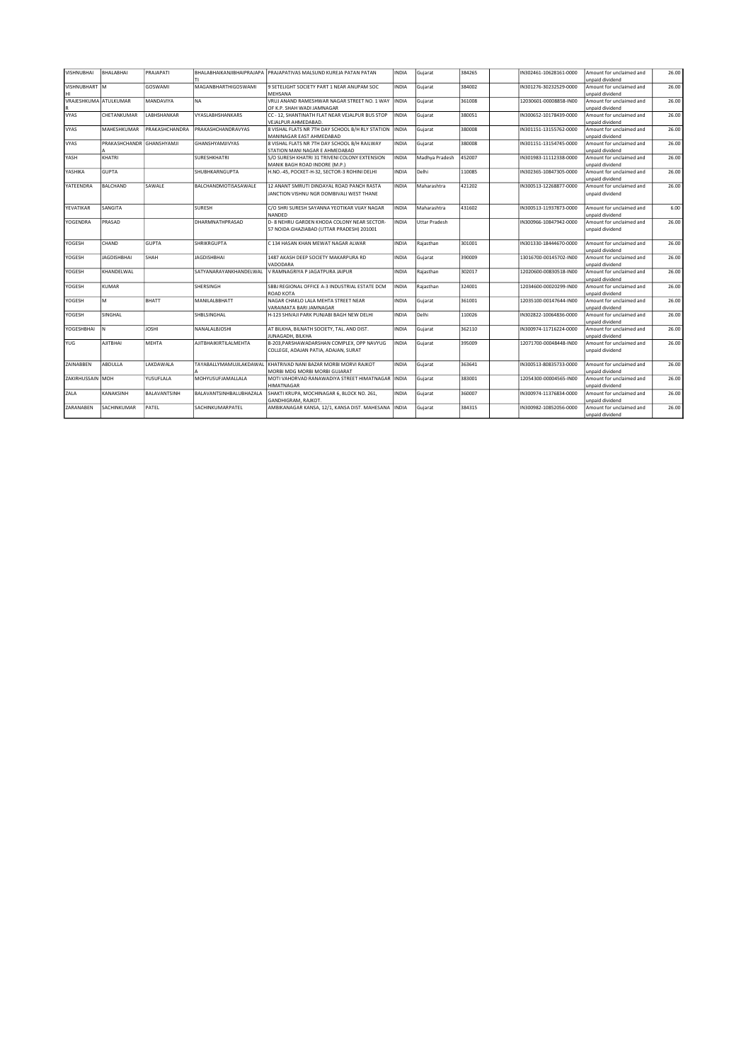| | | | | | | | | | | | |
|---|---|---|---|---|---|---|---|---|---|---|---|
| VISHNUBHAI | BHALABHAI | PRAJAPATI | BHALABHAIKANJIBHAIPRAJAPATI | PRAJAPATIVAS MALSUND KUREJA PATAN PATAN | INDIA | Gujarat | 384265 | | IN302461-10628161-0000 | Amount for unclaimed and unpaid dividend | 26.00 |
| VISHNUBHARTHI | M | GOSWAMI | MAGANBHARTHIGOSWAMI | 9 SETELIGHT SOCIETY PART 1 NEAR ANUPAM SOC MEHSANA | INDIA | Gujarat | 384002 | | IN301276-30232529-0000 | Amount for unclaimed and unpaid dividend | 26.00 |
| VRAJESHKUMAR | ATULKUMAR | MANDAVIYA | NA | VRUJ ANAND RAMESHWAR NAGAR STREET NO. 1 WAY OF K.P. SHAH WADI JAMNAGAR | INDIA | Gujarat | 361008 | | 12030601-00008858-IN00 | Amount for unclaimed and unpaid dividend | 26.00 |
| VYAS | CHETANKUMAR | LABHSHANKAR | VYASLABHSHANKARS | CC - 12, SHANTINATH FLAT NEAR VEJALPUR BUS STOP VEJALPUR AHMEDABAD. | INDIA | Gujarat | 380051 | | IN300652-10178439-0000 | Amount for unclaimed and unpaid dividend | 26.00 |
| VYAS | MAHESHKUMAR | PRAKASHCHANDRA | PRAKASHCHANDRAVYAS | 8 VISHAL FLATS NR 7TH DAY SCHOOL B/H RLY STATION MANINAGAR EAST AHMEDABAD | INDIA | Gujarat | 380008 | | IN301151-13155762-0000 | Amount for unclaimed and unpaid dividend | 26.00 |
| VYAS | PRAKASHCHANDRA | GHANSHYAMJI | GHANSHYAMJIVYAS | 8 VISHAL FLATS NR 7TH DAY SCHOOL B/H RAILWAY STATION MANI NAGAR E AHMEDABAD | INDIA | Gujarat | 380008 | | IN301151-13154745-0000 | Amount for unclaimed and unpaid dividend | 26.00 |
| YASH | KHATRI | | SURESHKHATRI | S/O SURESH KHATRI 31 TRIVENI COLONY EXTENSION MANIK BAGH ROAD INDORE (M.P.) | INDIA | Madhya Pradesh | 452007 | | IN301983-11112338-0000 | Amount for unclaimed and unpaid dividend | 26.00 |
| YASHIKA | GUPTA | | SHUBHKARNGUPTA | H.NO.-45, POCKET-H-32, SECTOR-3 ROHINI DELHI | INDIA | Delhi | 110085 | | IN302365-10847305-0000 | Amount for unclaimed and unpaid dividend | 26.00 |
| YATEENDRA | BALCHAND | SAWALE | BALCHANDMOTISASAWALE | 12 ANANT SMRUTI DINDAYAL ROAD PANCH RASTA JANCTION VISHNU NGR DOMBIVALI WEST THANE | INDIA | Maharashtra | 421202 | | IN300513-12268877-0000 | Amount for unclaimed and unpaid dividend | 26.00 |
| YEVATIKAR | SANGITA | | SURESH | C/O SHRI SURESH SAYANNA YEOTIKAR VIJAY NAGAR NANDED | INDIA | Maharashtra | 431602 | | IN300513-11937873-0000 | Amount for unclaimed and unpaid dividend | 6.00 |
| YOGENDRA | PRASAD | | DHARMNATHPRASAD | D- 8 NEHRU GARDEN KHODA COLONY NEAR SECTOR-57 NOIDA GHAZIABAD (UTTAR PRADESH) 201001 | INDIA | Uttar Pradesh | | | IN300966-10847942-0000 | Amount for unclaimed and unpaid dividend | 26.00 |
| YOGESH | CHAND | GUPTA | SHRIKRGUPTA | C 134 HASAN KHAN MEWAT NAGAR ALWAR | INDIA | Rajasthan | 301001 | | IN301330-18444670-0000 | Amount for unclaimed and unpaid dividend | 26.00 |
| YOGESH | JAGDISHBHAI | SHAH | JAGDISHBHAI | 1487 AKASH DEEP SOCIETY MAKARPURA RD VADODARA | INDIA | Gujarat | 390009 | | 13016700-00145702-IN00 | Amount for unclaimed and unpaid dividend | 26.00 |
| YOGESH | KHANDELWAL | | SATYANARAYANKHANDELWAL | V RAMNAGRIYA P JAGATPURA JAIPUR | INDIA | Rajasthan | 302017 | | 12020600-00830518-IN00 | Amount for unclaimed and unpaid dividend | 26.00 |
| YOGESH | KUMAR | | SHERSINGH | SBBJ REGIONAL OFFICE A-3 INDUSTRIAL ESTATE DCM ROAD KOTA | INDIA | Rajasthan | 324001 | | 12034600-00020299-IN00 | Amount for unclaimed and unpaid dividend | 26.00 |
| YOGESH | M | BHATT | MANILALBBHATT | NAGAR CHAKLO LALA MEHTA STREET NEAR VARAIMATA BARI JAMNAGAR | INDIA | Gujarat | 361001 | | 12035100-00147644-IN00 | Amount for unclaimed and unpaid dividend | 26.00 |
| YOGESH | SINGHAL | | SHBLSINGHAL | H-123 SHIVAJI PARK PUNJABI BAGH NEW DELHI | INDIA | Delhi | 110026 | | IN302822-10064836-0000 | Amount for unclaimed and unpaid dividend | 26.00 |
| YOGESHBHAI | N | JOSHI | NANALALBJOSHI | AT BILKHA, BILNATH SOCIETY, TAL. AND DIST. JUNAGADH, BILKHA | INDIA | Gujarat | 362110 | | IN300974-11716224-0000 | Amount for unclaimed and unpaid dividend | 26.00 |
| YUG | AJITBHAI | MEHTA | AJITBHAIKIRTILALMEHTA | B-203,PARSHAWADARSHAN COMPLEX, OPP NAVYUG COLLEGE, ADAJAN PATIA, ADAJAN, SURAT | INDIA | Gujarat | 395009 | | 12071700-00048448-IN00 | Amount for unclaimed and unpaid dividend | 26.00 |
| ZAINABBEN | ABDULLA | LAKDAWALA | TAYABALLYMAMUJILAKDAWALA | KHATRIVAD NANI BAZAR MORBI MORVI RAJKOT MORBI MDG MORBI MORBI GUJARAT | INDIA | Gujarat | 363641 | | IN300513-80835733-0000 | Amount for unclaimed and unpaid dividend | 26.00 |
| ZAKIRHUSSAIN | MOH | YUSUFLALA | MOHYUSUFJAMALLALA | MOTI VAHORVAD RANAWADIYA STREET HIMATNAGAR HIMATNAGAR | INDIA | Gujarat | 383001 | | 12054300-00004565-IN00 | Amount for unclaimed and unpaid dividend | 26.00 |
| ZALA | KANAKSINH | BALAVANTSINH | BALAVANTSINHBALUBHAZALA | SHAKTI KRUPA, MOCHINAGAR 6, BLOCK NO. 261, GANDHIGRAM, RAJKOT. | INDIA | Gujarat | 360007 | | IN300974-11376834-0000 | Amount for unclaimed and unpaid dividend | 26.00 |
| ZARANABEN | SACHINKUMAR | PATEL | SACHINKUMARPATEL | AMBIKANAGAR KANSA, 12/1, KANSA DIST. MAHESANA | INDIA | Gujarat | 384315 | | IN300982-10852056-0000 | Amount for unclaimed and unpaid dividend | 26.00 |